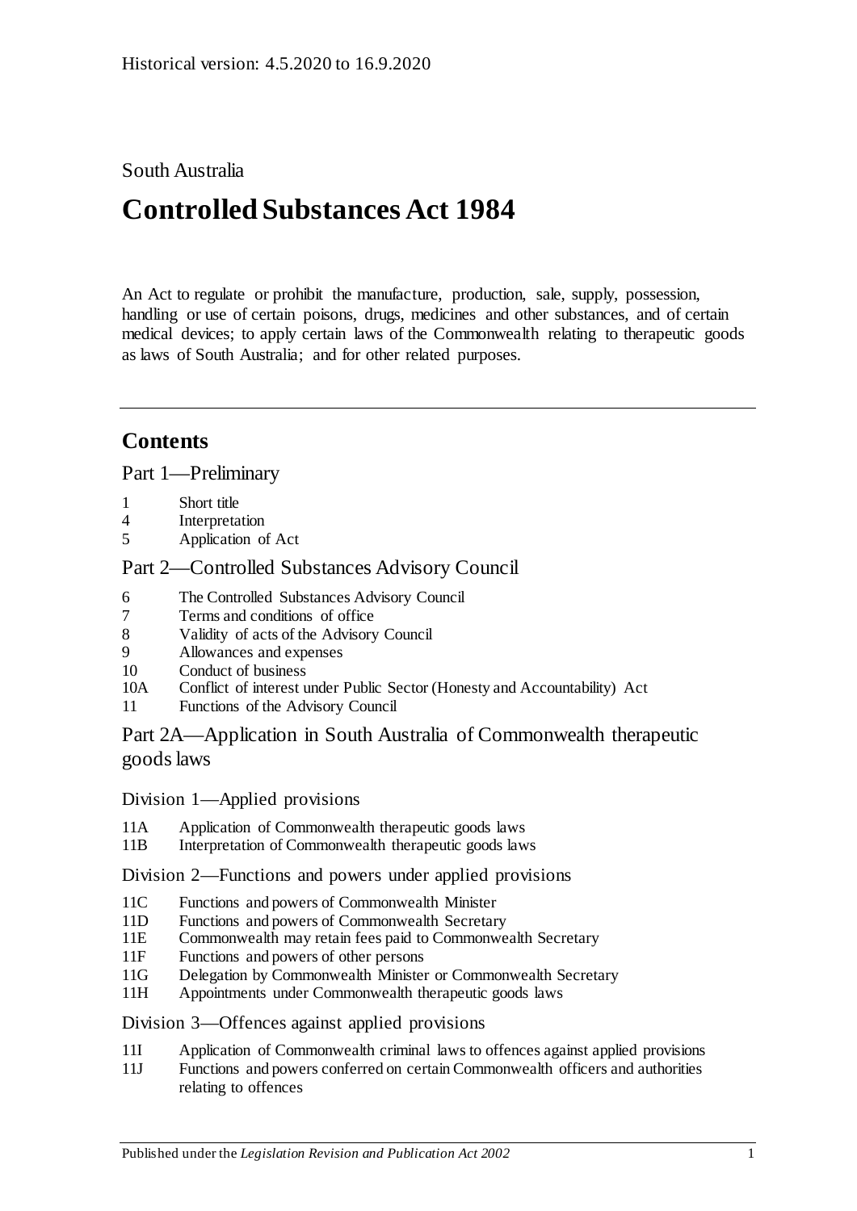Historical version: 4.5.2020 to 16.9.2020

South Australia

# Controlled Substances Act 1984

An Act to regulate or prohibit the manufacture, production, sale, supply, possession, handling or use of certain poisons, drugs, medicines and other substances, and of certain medical devices; to apply certain laws of the Commonwealth relating to therapeutic goods as laws of South Australia; and for other related purposes.

## Contents

Part 1—Preliminary

1 Short title
4 Interpretation
5 Application of Act

Part 2—Controlled Substances Advisory Council

6 The Controlled Substances Advisory Council
7 Terms and conditions of office
8 Validity of acts of the Advisory Council
9 Allowances and expenses
10 Conduct of business
10A Conflict of interest under Public Sector (Honesty and Accountability) Act
11 Functions of the Advisory Council

Part 2A—Application in South Australia of Commonwealth therapeutic goods laws

Division 1—Applied provisions

11A Application of Commonwealth therapeutic goods laws
11B Interpretation of Commonwealth therapeutic goods laws

Division 2—Functions and powers under applied provisions

11C Functions and powers of Commonwealth Minister
11D Functions and powers of Commonwealth Secretary
11E Commonwealth may retain fees paid to Commonwealth Secretary
11F Functions and powers of other persons
11G Delegation by Commonwealth Minister or Commonwealth Secretary
11H Appointments under Commonwealth therapeutic goods laws

Division 3—Offences against applied provisions

11I Application of Commonwealth criminal laws to offences against applied provisions
11J Functions and powers conferred on certain Commonwealth officers and authorities relating to offences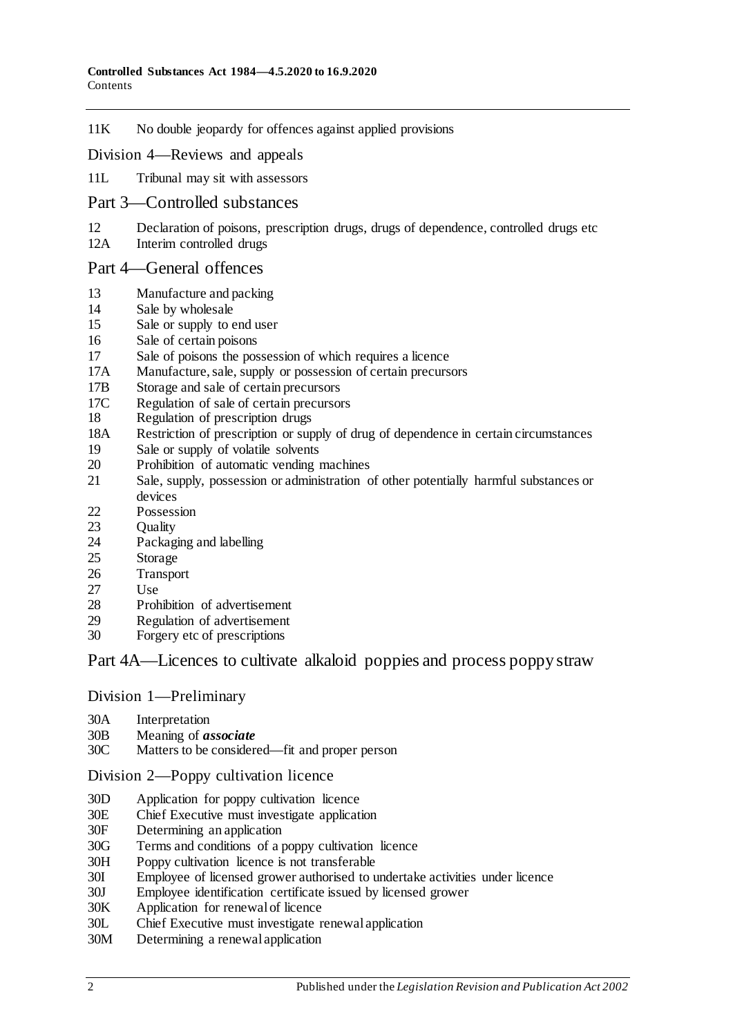11K No double jeopardy for offences against applied provisions

## Division 4—Reviews and appeals

11L Tribunal may sit with assessors

## Part 3—Controlled substances

12 Declaration of poisons, prescription drugs, drugs of dependence, controlled drugs etc
12A Interim controlled drugs

## Part 4—General offences

13 Manufacture and packing
14 Sale by wholesale
15 Sale or supply to end user
16 Sale of certain poisons
17 Sale of poisons the possession of which requires a licence
17A Manufacture, sale, supply or possession of certain precursors
17B Storage and sale of certain precursors
17C Regulation of sale of certain precursors
18 Regulation of prescription drugs
18A Restriction of prescription or supply of drug of dependence in certain circumstances
19 Sale or supply of volatile solvents
20 Prohibition of automatic vending machines
21 Sale, supply, possession or administration of other potentially harmful substances or devices
22 Possession
23 Quality
24 Packaging and labelling
25 Storage
26 Transport
27 Use
28 Prohibition of advertisement
29 Regulation of advertisement
30 Forgery etc of prescriptions

## Part 4A—Licences to cultivate alkaloid poppies and process poppy straw

## Division 1—Preliminary

30A Interpretation
30B Meaning of ***associate***
30C Matters to be considered—fit and proper person

## Division 2—Poppy cultivation licence

30D Application for poppy cultivation licence
30E Chief Executive must investigate application
30F Determining an application
30G Terms and conditions of a poppy cultivation licence
30H Poppy cultivation licence is not transferable
30I Employee of licensed grower authorised to undertake activities under licence
30J Employee identification certificate issued by licensed grower
30K Application for renewal of licence
30L Chief Executive must investigate renewal application
30M Determining a renewal application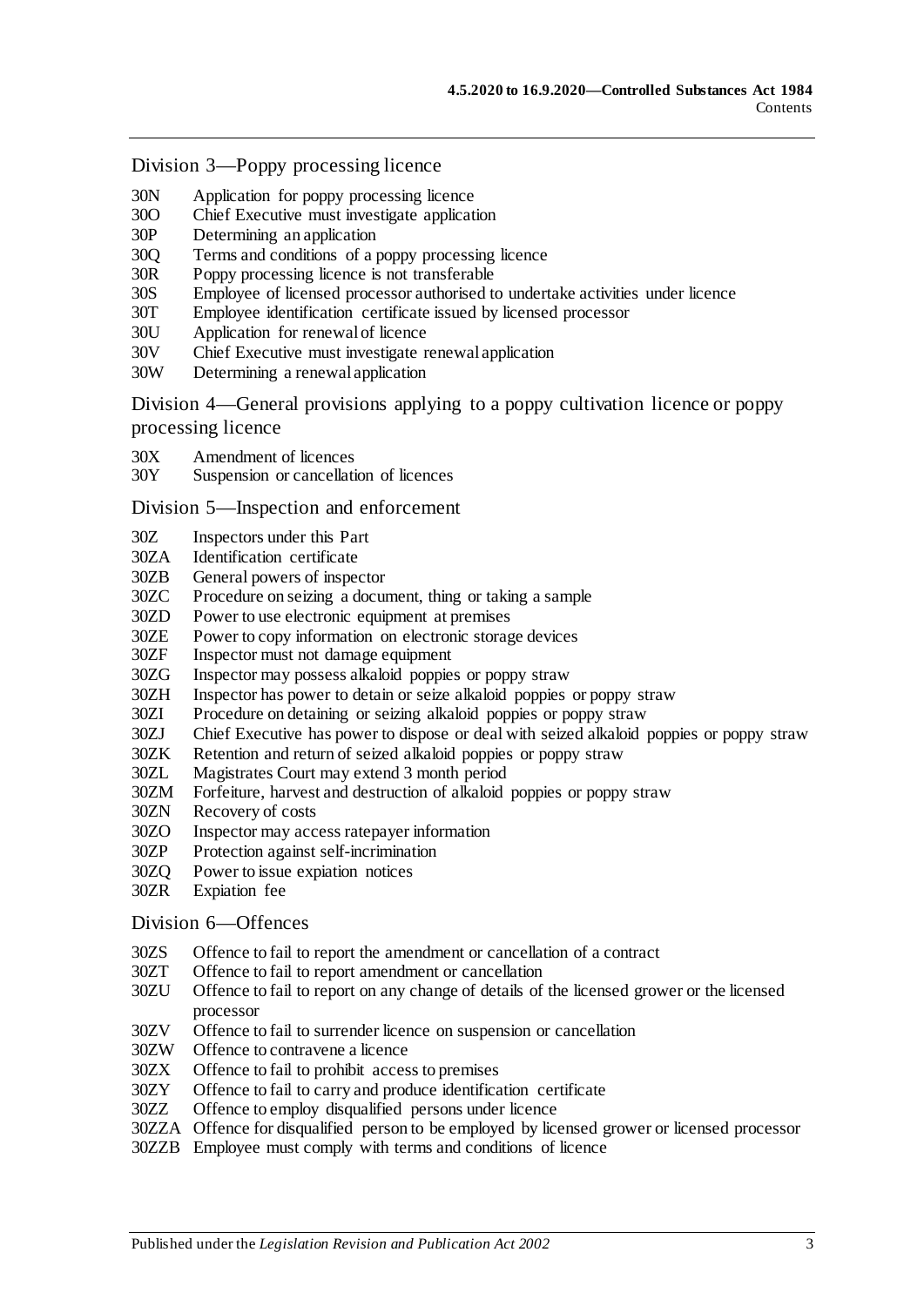Division 3—Poppy processing licence

- 30N Application for poppy processing licence
- 30O Chief Executive must investigate application
- 30P Determining an application
- 30Q Terms and conditions of a poppy processing licence
- 30R Poppy processing licence is not transferable
- 30S Employee of licensed processor authorised to undertake activities under licence
- 30T Employee identification certificate issued by licensed processor
- 30U Application for renewal of licence
- 30V Chief Executive must investigate renewal application
- 30W Determining a renewal application

Division 4—General provisions applying to a poppy cultivation licence or poppy processing licence

- 30X Amendment of licences
- 30Y Suspension or cancellation of licences

Division 5—Inspection and enforcement

- 30Z Inspectors under this Part
- 30ZA Identification certificate
- 30ZB General powers of inspector
- 30ZC Procedure on seizing a document, thing or taking a sample
- 30ZD Power to use electronic equipment at premises
- 30ZE Power to copy information on electronic storage devices
- 30ZF Inspector must not damage equipment
- 30ZG Inspector may possess alkaloid poppies or poppy straw
- 30ZH Inspector has power to detain or seize alkaloid poppies or poppy straw
- 30ZI Procedure on detaining or seizing alkaloid poppies or poppy straw
- 30ZJ Chief Executive has power to dispose or deal with seized alkaloid poppies or poppy straw
- 30ZK Retention and return of seized alkaloid poppies or poppy straw
- 30ZL Magistrates Court may extend 3 month period
- 30ZM Forfeiture, harvest and destruction of alkaloid poppies or poppy straw
- 30ZN Recovery of costs
- 30ZO Inspector may access ratepayer information
- 30ZP Protection against self-incrimination
- 30ZQ Power to issue expiation notices
- 30ZR Expiation fee

Division 6—Offences

- 30ZS Offence to fail to report the amendment or cancellation of a contract
- 30ZT Offence to fail to report amendment or cancellation
- 30ZU Offence to fail to report on any change of details of the licensed grower or the licensed processor
- 30ZV Offence to fail to surrender licence on suspension or cancellation
- 30ZW Offence to contravene a licence
- 30ZX Offence to fail to prohibit access to premises
- 30ZY Offence to fail to carry and produce identification certificate
- 30ZZ Offence to employ disqualified persons under licence
- 30ZZA Offence for disqualified person to be employed by licensed grower or licensed processor
- 30ZZB Employee must comply with terms and conditions of licence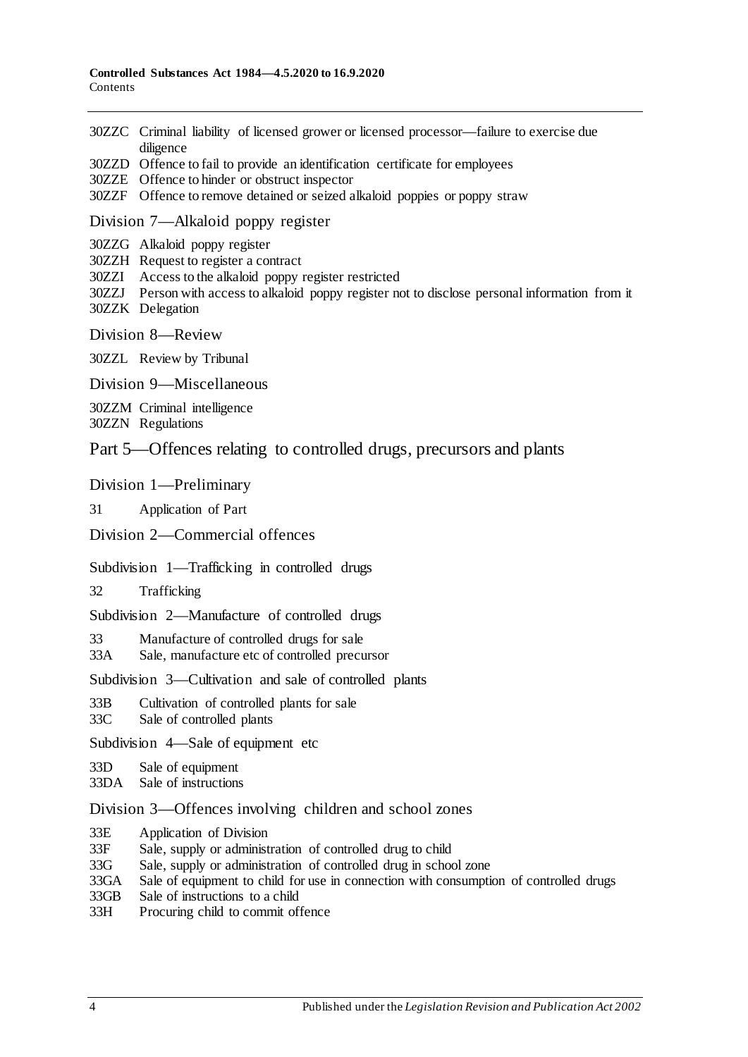30ZZC Criminal liability of licensed grower or licensed processor—failure to exercise due diligence
30ZZD Offence to fail to provide an identification certificate for employees
30ZZE Offence to hinder or obstruct inspector
30ZZF Offence to remove detained or seized alkaloid poppies or poppy straw

Division 7—Alkaloid poppy register

30ZZG Alkaloid poppy register
30ZZH Request to register a contract
30ZZI Access to the alkaloid poppy register restricted
30ZZJ Person with access to alkaloid poppy register not to disclose personal information from it
30ZZK Delegation

Division 8—Review

30ZZL Review by Tribunal

Division 9—Miscellaneous

30ZZM Criminal intelligence
30ZZN Regulations

## Part 5—Offences relating to controlled drugs, precursors and plants

Division 1—Preliminary

31 Application of Part

Division 2—Commercial offences

Subdivision 1—Trafficking in controlled drugs

32 Trafficking

Subdivision 2—Manufacture of controlled drugs

33 Manufacture of controlled drugs for sale
33A Sale, manufacture etc of controlled precursor

Subdivision 3—Cultivation and sale of controlled plants

33B Cultivation of controlled plants for sale
33C Sale of controlled plants

Subdivision 4—Sale of equipment etc

33D Sale of equipment
33DA Sale of instructions

Division 3—Offences involving children and school zones

33E Application of Division
33F Sale, supply or administration of controlled drug to child
33G Sale, supply or administration of controlled drug in school zone
33GA Sale of equipment to child for use in connection with consumption of controlled drugs
33GB Sale of instructions to a child
33H Procuring child to commit offence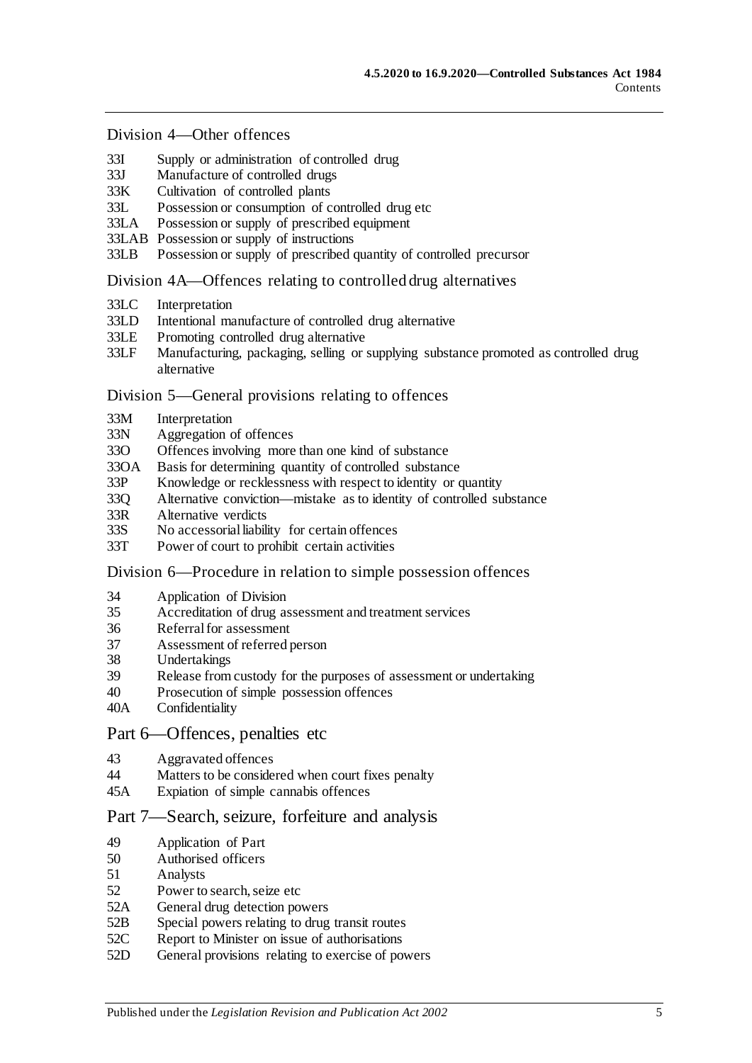## Division 4—Other offences

- 33I Supply or administration of controlled drug
- 33J Manufacture of controlled drugs
- 33K Cultivation of controlled plants
- 33L Possession or consumption of controlled drug etc
- 33LA Possession or supply of prescribed equipment
- 33LAB Possession or supply of instructions
- 33LB Possession or supply of prescribed quantity of controlled precursor

## Division 4A—Offences relating to controlled drug alternatives

- 33LC Interpretation
- 33LD Intentional manufacture of controlled drug alternative
- 33LE Promoting controlled drug alternative
- 33LF Manufacturing, packaging, selling or supplying substance promoted as controlled drug alternative

## Division 5—General provisions relating to offences

- 33M Interpretation
- 33N Aggregation of offences
- 33O Offences involving more than one kind of substance
- 33OA Basis for determining quantity of controlled substance
- 33P Knowledge or recklessness with respect to identity or quantity
- 33Q Alternative conviction—mistake as to identity of controlled substance
- 33R Alternative verdicts
- 33S No accessorial liability for certain offences
- 33T Power of court to prohibit certain activities

## Division 6—Procedure in relation to simple possession offences

- 34 Application of Division
- 35 Accreditation of drug assessment and treatment services
- 36 Referral for assessment
- 37 Assessment of referred person
- 38 Undertakings
- 39 Release from custody for the purposes of assessment or undertaking
- 40 Prosecution of simple possession offences
- 40A Confidentiality

# Part 6—Offences, penalties etc

- 43 Aggravated offences
- 44 Matters to be considered when court fixes penalty
- 45A Expiation of simple cannabis offences

# Part 7—Search, seizure, forfeiture and analysis

- 49 Application of Part
- 50 Authorised officers
- 51 Analysts
- 52 Power to search, seize etc
- 52A General drug detection powers
- 52B Special powers relating to drug transit routes
- 52C Report to Minister on issue of authorisations
- 52D General provisions relating to exercise of powers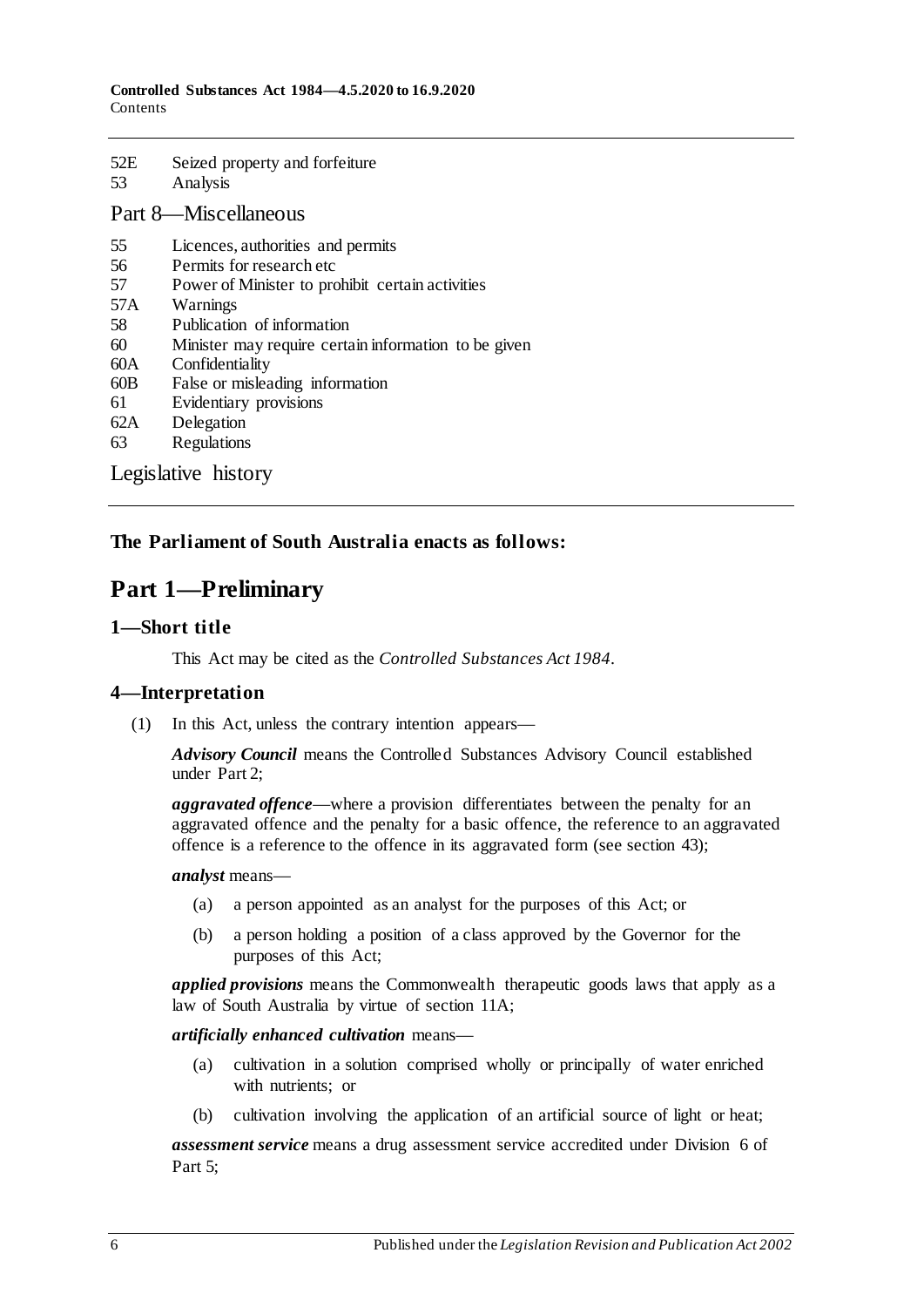52E Seized property and forfeiture
53 Analysis

Part 8—Miscellaneous

55 Licences, authorities and permits
56 Permits for research etc
57 Power of Minister to prohibit certain activities
57A Warnings
58 Publication of information
60 Minister may require certain information to be given
60A Confidentiality
60B False or misleading information
61 Evidentiary provisions
62A Delegation
63 Regulations

Legislative history

**The Parliament of South Australia enacts as follows:**

# Part 1—Preliminary

## 1—Short title

This Act may be cited as the *Controlled Substances Act 1984*.

## 4—Interpretation

(1) In this Act, unless the contrary intention appears—

***Advisory Council*** means the Controlled Substances Advisory Council established under Part 2;

***aggravated offence***—where a provision differentiates between the penalty for an aggravated offence and the penalty for a basic offence, the reference to an aggravated offence is a reference to the offence in its aggravated form (see section 43);

***analyst*** means—

(a) a person appointed as an analyst for the purposes of this Act; or

(b) a person holding a position of a class approved by the Governor for the purposes of this Act;

***applied provisions*** means the Commonwealth therapeutic goods laws that apply as a law of South Australia by virtue of section 11A;

***artificially enhanced cultivation*** means—

(a) cultivation in a solution comprised wholly or principally of water enriched with nutrients; or

(b) cultivation involving the application of an artificial source of light or heat;

***assessment service*** means a drug assessment service accredited under Division 6 of Part 5;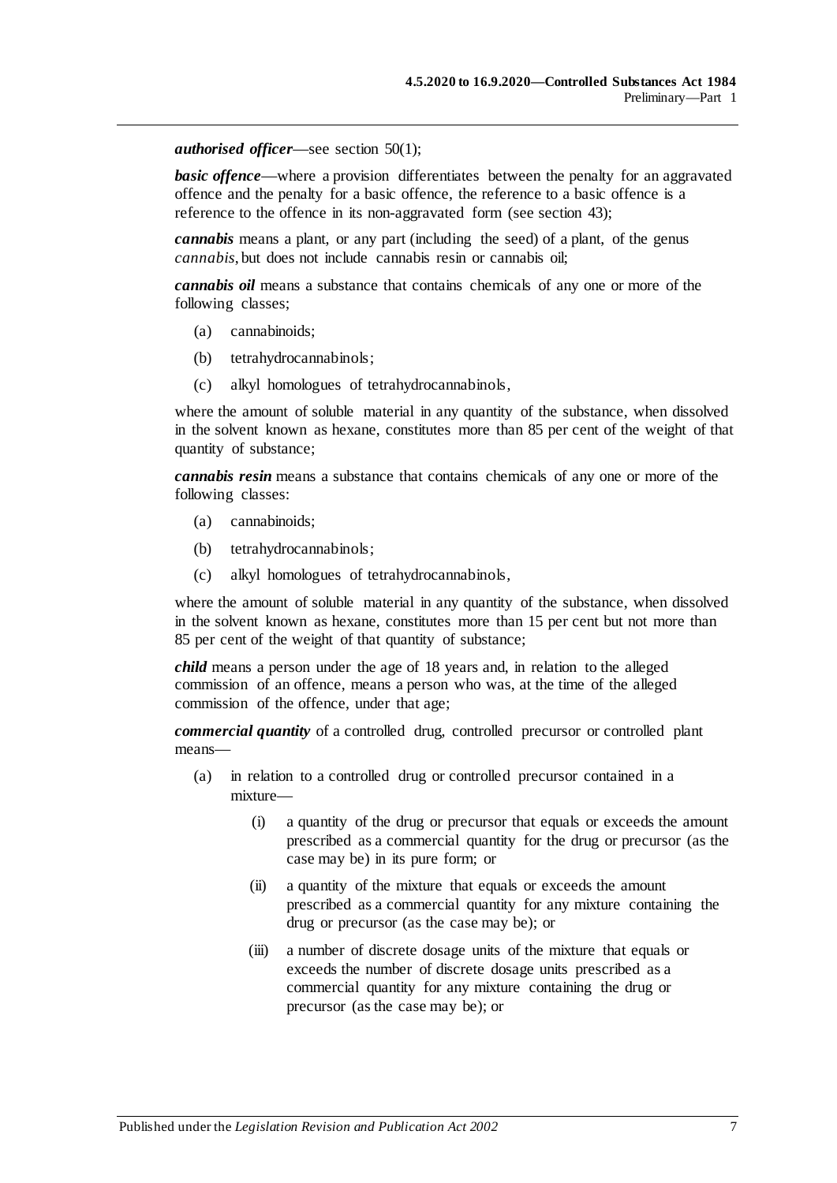***authorised officer***—see section 50(1);

***basic offence***—where a provision differentiates between the penalty for an aggravated offence and the penalty for a basic offence, the reference to a basic offence is a reference to the offence in its non-aggravated form (see section 43);

***cannabis*** means a plant, or any part (including the seed) of a plant, of the genus *cannabis*, but does not include cannabis resin or cannabis oil;

***cannabis oil*** means a substance that contains chemicals of any one or more of the following classes;

- (a) cannabinoids;
- (b) tetrahydrocannabinols;
- (c) alkyl homologues of tetrahydrocannabinols,

where the amount of soluble material in any quantity of the substance, when dissolved in the solvent known as hexane, constitutes more than 85 per cent of the weight of that quantity of substance;

***cannabis resin*** means a substance that contains chemicals of any one or more of the following classes:

- (a) cannabinoids;
- (b) tetrahydrocannabinols;
- (c) alkyl homologues of tetrahydrocannabinols,

where the amount of soluble material in any quantity of the substance, when dissolved in the solvent known as hexane, constitutes more than 15 per cent but not more than 85 per cent of the weight of that quantity of substance;

***child*** means a person under the age of 18 years and, in relation to the alleged commission of an offence, means a person who was, at the time of the alleged commission of the offence, under that age;

***commercial quantity*** of a controlled drug, controlled precursor or controlled plant means—

- (a) in relation to a controlled drug or controlled precursor contained in a mixture—
  - (i) a quantity of the drug or precursor that equals or exceeds the amount prescribed as a commercial quantity for the drug or precursor (as the case may be) in its pure form; or
  - (ii) a quantity of the mixture that equals or exceeds the amount prescribed as a commercial quantity for any mixture containing the drug or precursor (as the case may be); or
  - (iii) a number of discrete dosage units of the mixture that equals or exceeds the number of discrete dosage units prescribed as a commercial quantity for any mixture containing the drug or precursor (as the case may be); or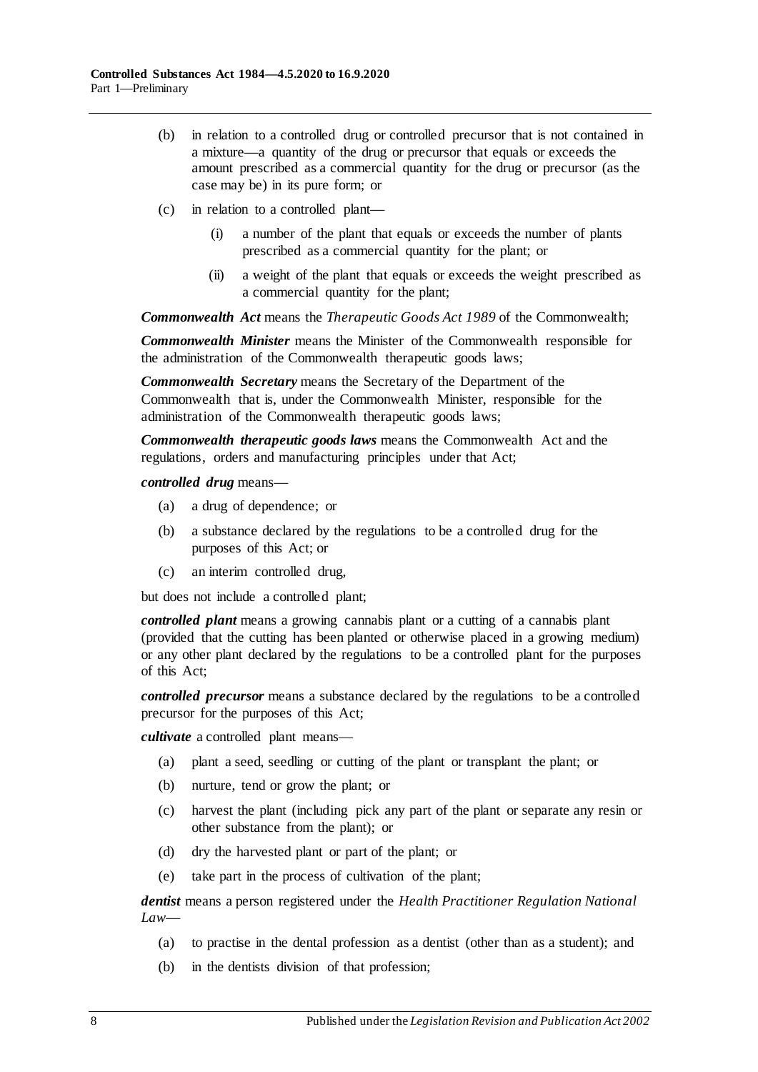(b) in relation to a controlled drug or controlled precursor that is not contained in a mixture—a quantity of the drug or precursor that equals or exceeds the amount prescribed as a commercial quantity for the drug or precursor (as the case may be) in its pure form; or

(c) in relation to a controlled plant—

(i) a number of the plant that equals or exceeds the number of plants prescribed as a commercial quantity for the plant; or

(ii) a weight of the plant that equals or exceeds the weight prescribed as a commercial quantity for the plant;

***Commonwealth Act*** means the *Therapeutic Goods Act 1989* of the Commonwealth;

***Commonwealth Minister*** means the Minister of the Commonwealth responsible for the administration of the Commonwealth therapeutic goods laws;

***Commonwealth Secretary*** means the Secretary of the Department of the Commonwealth that is, under the Commonwealth Minister, responsible for the administration of the Commonwealth therapeutic goods laws;

***Commonwealth therapeutic goods laws*** means the Commonwealth Act and the regulations, orders and manufacturing principles under that Act;

***controlled drug*** means—

(a) a drug of dependence; or

(b) a substance declared by the regulations to be a controlled drug for the purposes of this Act; or

(c) an interim controlled drug,

but does not include a controlled plant;

***controlled plant*** means a growing cannabis plant or a cutting of a cannabis plant (provided that the cutting has been planted or otherwise placed in a growing medium) or any other plant declared by the regulations to be a controlled plant for the purposes of this Act;

***controlled precursor*** means a substance declared by the regulations to be a controlled precursor for the purposes of this Act;

***cultivate*** a controlled plant means—

(a) plant a seed, seedling or cutting of the plant or transplant the plant; or

(b) nurture, tend or grow the plant; or

(c) harvest the plant (including pick any part of the plant or separate any resin or other substance from the plant); or

(d) dry the harvested plant or part of the plant; or

(e) take part in the process of cultivation of the plant;

***dentist*** means a person registered under the *Health Practitioner Regulation National Law*—

(a) to practise in the dental profession as a dentist (other than as a student); and

(b) in the dentists division of that profession;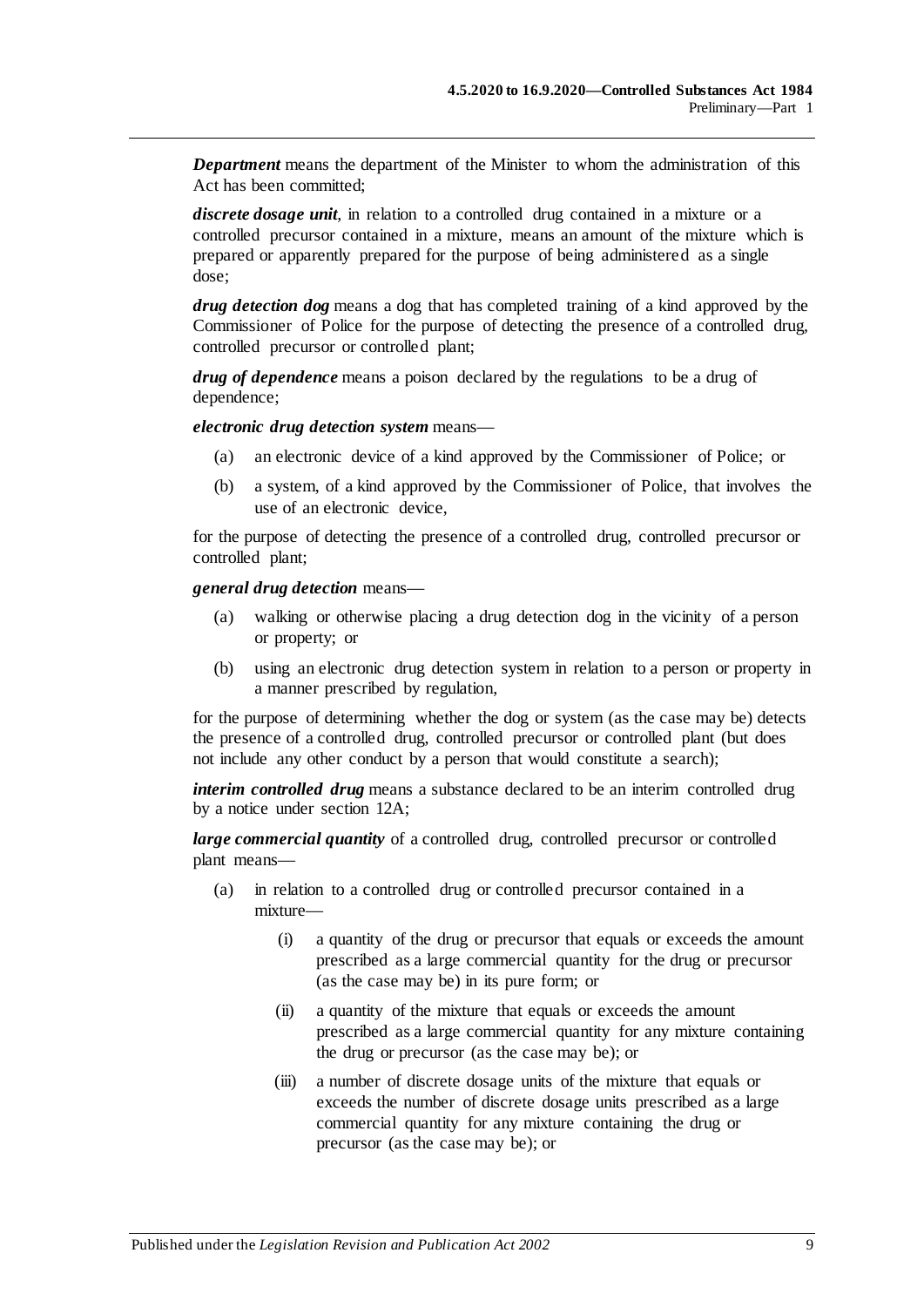***Department*** means the department of the Minister to whom the administration of this Act has been committed;

***discrete dosage unit***, in relation to a controlled drug contained in a mixture or a controlled precursor contained in a mixture, means an amount of the mixture which is prepared or apparently prepared for the purpose of being administered as a single dose;

***drug detection dog*** means a dog that has completed training of a kind approved by the Commissioner of Police for the purpose of detecting the presence of a controlled drug, controlled precursor or controlled plant;

***drug of dependence*** means a poison declared by the regulations to be a drug of dependence;

***electronic drug detection system*** means—

- (a) an electronic device of a kind approved by the Commissioner of Police; or
- (b) a system, of a kind approved by the Commissioner of Police, that involves the use of an electronic device,

for the purpose of detecting the presence of a controlled drug, controlled precursor or controlled plant;

***general drug detection*** means—

- (a) walking or otherwise placing a drug detection dog in the vicinity of a person or property; or
- (b) using an electronic drug detection system in relation to a person or property in a manner prescribed by regulation,

for the purpose of determining whether the dog or system (as the case may be) detects the presence of a controlled drug, controlled precursor or controlled plant (but does not include any other conduct by a person that would constitute a search);

***interim controlled drug*** means a substance declared to be an interim controlled drug by a notice under section 12A;

***large commercial quantity*** of a controlled drug, controlled precursor or controlled plant means—

- (a) in relation to a controlled drug or controlled precursor contained in a mixture—
  - (i) a quantity of the drug or precursor that equals or exceeds the amount prescribed as a large commercial quantity for the drug or precursor (as the case may be) in its pure form; or
  - (ii) a quantity of the mixture that equals or exceeds the amount prescribed as a large commercial quantity for any mixture containing the drug or precursor (as the case may be); or
  - (iii) a number of discrete dosage units of the mixture that equals or exceeds the number of discrete dosage units prescribed as a large commercial quantity for any mixture containing the drug or precursor (as the case may be); or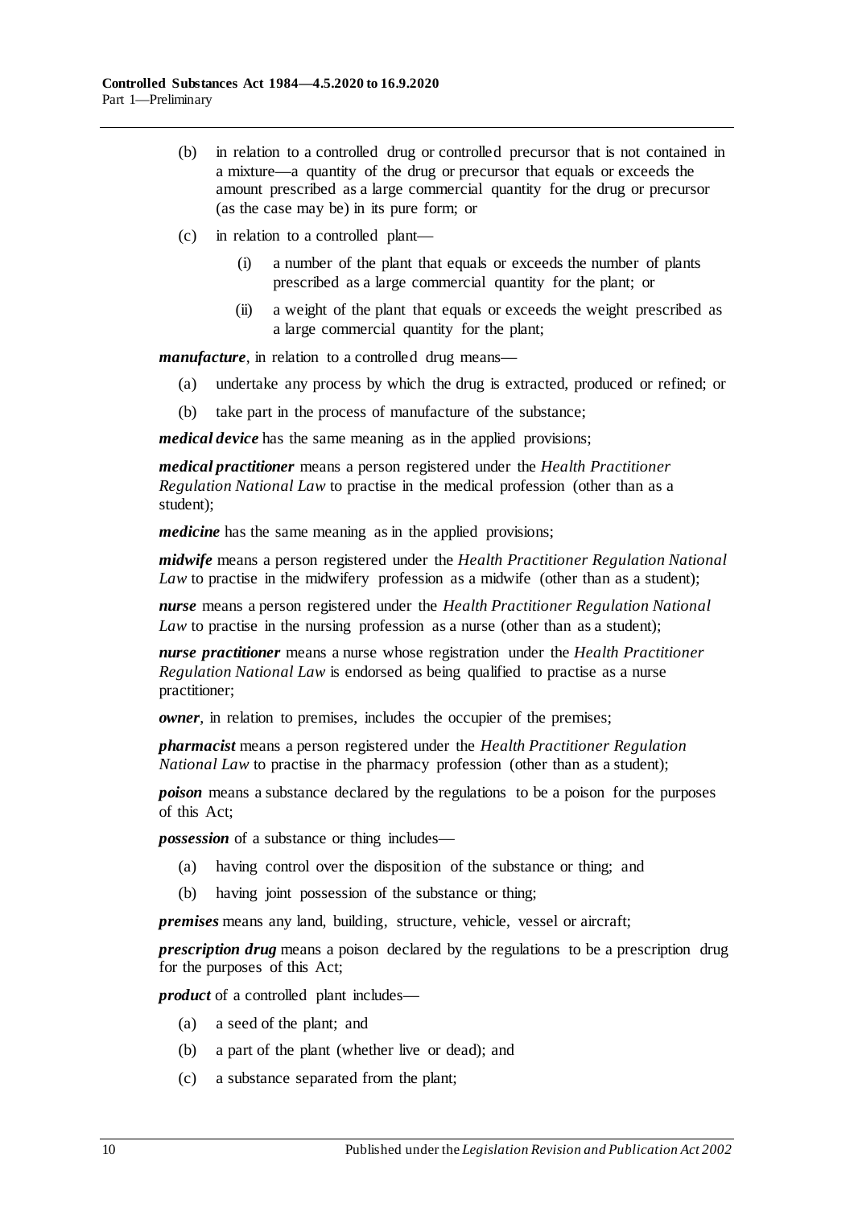- (b) in relation to a controlled drug or controlled precursor that is not contained in a mixture—a quantity of the drug or precursor that equals or exceeds the amount prescribed as a large commercial quantity for the drug or precursor (as the case may be) in its pure form; or
- (c) in relation to a controlled plant—
  - (i) a number of the plant that equals or exceeds the number of plants prescribed as a large commercial quantity for the plant; or
  - (ii) a weight of the plant that equals or exceeds the weight prescribed as a large commercial quantity for the plant;

***manufacture***, in relation to a controlled drug means—

- (a) undertake any process by which the drug is extracted, produced or refined; or
- (b) take part in the process of manufacture of the substance;

***medical device*** has the same meaning as in the applied provisions;

***medical practitioner*** means a person registered under the *Health Practitioner Regulation National Law* to practise in the medical profession (other than as a student);

***medicine*** has the same meaning as in the applied provisions;

***midwife*** means a person registered under the *Health Practitioner Regulation National Law* to practise in the midwifery profession as a midwife (other than as a student);

***nurse*** means a person registered under the *Health Practitioner Regulation National Law* to practise in the nursing profession as a nurse (other than as a student);

***nurse practitioner*** means a nurse whose registration under the *Health Practitioner Regulation National Law* is endorsed as being qualified to practise as a nurse practitioner;

***owner***, in relation to premises, includes the occupier of the premises;

***pharmacist*** means a person registered under the *Health Practitioner Regulation National Law* to practise in the pharmacy profession (other than as a student);

***poison*** means a substance declared by the regulations to be a poison for the purposes of this Act;

***possession*** of a substance or thing includes—

- (a) having control over the disposition of the substance or thing; and
- (b) having joint possession of the substance or thing;

***premises*** means any land, building, structure, vehicle, vessel or aircraft;

***prescription drug*** means a poison declared by the regulations to be a prescription drug for the purposes of this Act;

***product*** of a controlled plant includes—

- (a) a seed of the plant; and
- (b) a part of the plant (whether live or dead); and
- (c) a substance separated from the plant;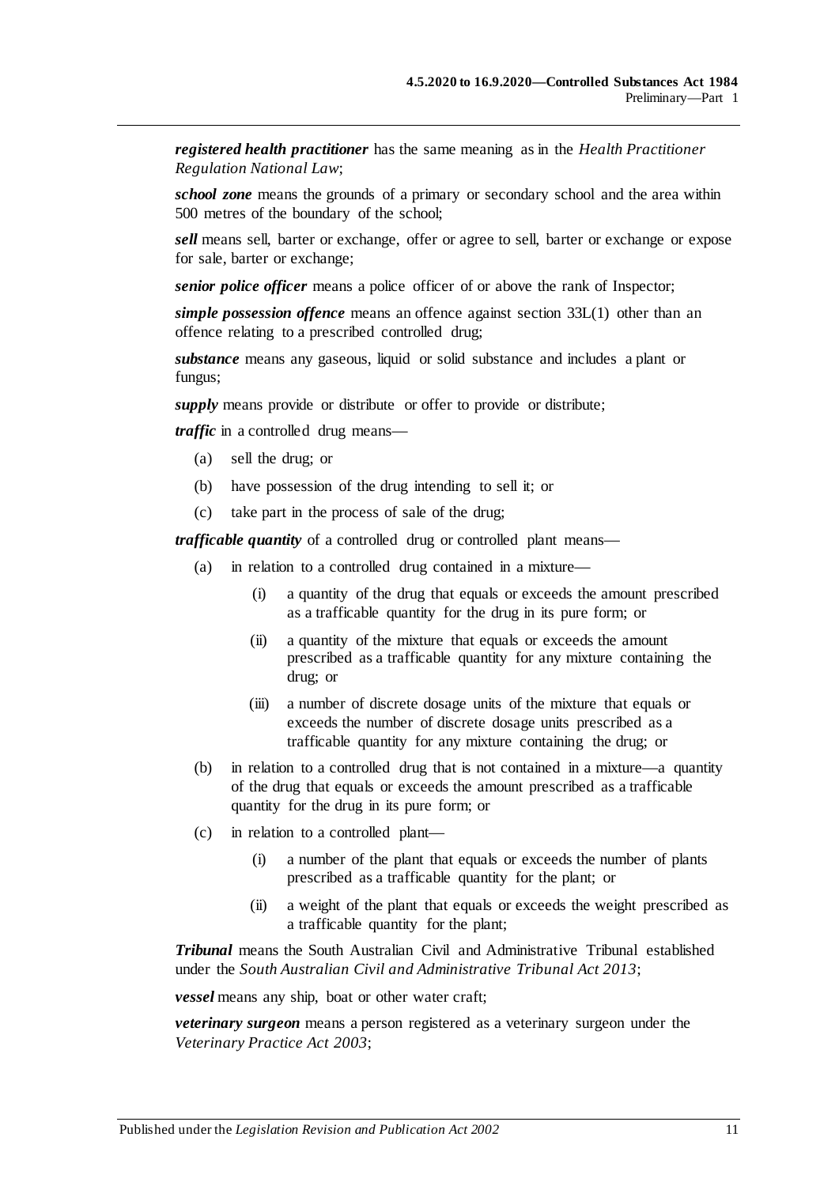***registered health practitioner*** has the same meaning as in the *Health Practitioner Regulation National Law*;

***school zone*** means the grounds of a primary or secondary school and the area within 500 metres of the boundary of the school;

***sell*** means sell, barter or exchange, offer or agree to sell, barter or exchange or expose for sale, barter or exchange;

***senior police officer*** means a police officer of or above the rank of Inspector;

***simple possession offence*** means an offence against section 33L(1) other than an offence relating to a prescribed controlled drug;

***substance*** means any gaseous, liquid or solid substance and includes a plant or fungus;

***supply*** means provide or distribute or offer to provide or distribute;

***traffic*** in a controlled drug means—

(a) sell the drug; or

(b) have possession of the drug intending to sell it; or

(c) take part in the process of sale of the drug;

***trafficable quantity*** of a controlled drug or controlled plant means—

(a) in relation to a controlled drug contained in a mixture—

(i) a quantity of the drug that equals or exceeds the amount prescribed as a trafficable quantity for the drug in its pure form; or

(ii) a quantity of the mixture that equals or exceeds the amount prescribed as a trafficable quantity for any mixture containing the drug; or

(iii) a number of discrete dosage units of the mixture that equals or exceeds the number of discrete dosage units prescribed as a trafficable quantity for any mixture containing the drug; or

(b) in relation to a controlled drug that is not contained in a mixture—a quantity of the drug that equals or exceeds the amount prescribed as a trafficable quantity for the drug in its pure form; or

(c) in relation to a controlled plant—

(i) a number of the plant that equals or exceeds the number of plants prescribed as a trafficable quantity for the plant; or

(ii) a weight of the plant that equals or exceeds the weight prescribed as a trafficable quantity for the plant;

***Tribunal*** means the South Australian Civil and Administrative Tribunal established under the *South Australian Civil and Administrative Tribunal Act 2013*;

***vessel*** means any ship, boat or other water craft;

***veterinary surgeon*** means a person registered as a veterinary surgeon under the *Veterinary Practice Act 2003*;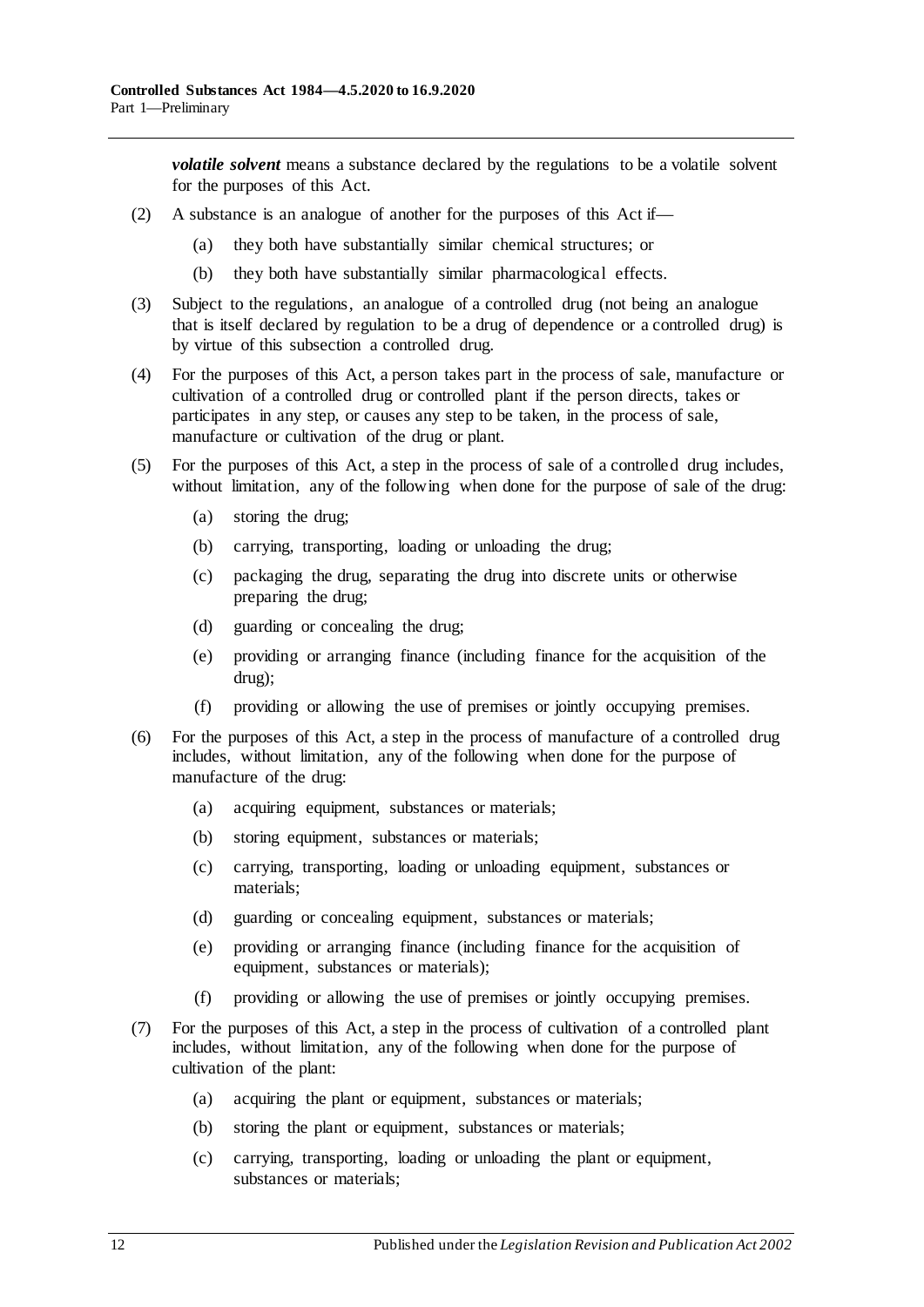***volatile solvent*** means a substance declared by the regulations to be a volatile solvent for the purposes of this Act.

(2) A substance is an analogue of another for the purposes of this Act if—

(a) they both have substantially similar chemical structures; or

(b) they both have substantially similar pharmacological effects.

(3) Subject to the regulations, an analogue of a controlled drug (not being an analogue that is itself declared by regulation to be a drug of dependence or a controlled drug) is by virtue of this subsection a controlled drug.

(4) For the purposes of this Act, a person takes part in the process of sale, manufacture or cultivation of a controlled drug or controlled plant if the person directs, takes or participates in any step, or causes any step to be taken, in the process of sale, manufacture or cultivation of the drug or plant.

(5) For the purposes of this Act, a step in the process of sale of a controlled drug includes, without limitation, any of the following when done for the purpose of sale of the drug:

(a) storing the drug;

(b) carrying, transporting, loading or unloading the drug;

(c) packaging the drug, separating the drug into discrete units or otherwise preparing the drug;

(d) guarding or concealing the drug;

(e) providing or arranging finance (including finance for the acquisition of the drug);

(f) providing or allowing the use of premises or jointly occupying premises.

(6) For the purposes of this Act, a step in the process of manufacture of a controlled drug includes, without limitation, any of the following when done for the purpose of manufacture of the drug:

(a) acquiring equipment, substances or materials;

(b) storing equipment, substances or materials;

(c) carrying, transporting, loading or unloading equipment, substances or materials;

(d) guarding or concealing equipment, substances or materials;

(e) providing or arranging finance (including finance for the acquisition of equipment, substances or materials);

(f) providing or allowing the use of premises or jointly occupying premises.

(7) For the purposes of this Act, a step in the process of cultivation of a controlled plant includes, without limitation, any of the following when done for the purpose of cultivation of the plant:

(a) acquiring the plant or equipment, substances or materials;

(b) storing the plant or equipment, substances or materials;

(c) carrying, transporting, loading or unloading the plant or equipment, substances or materials;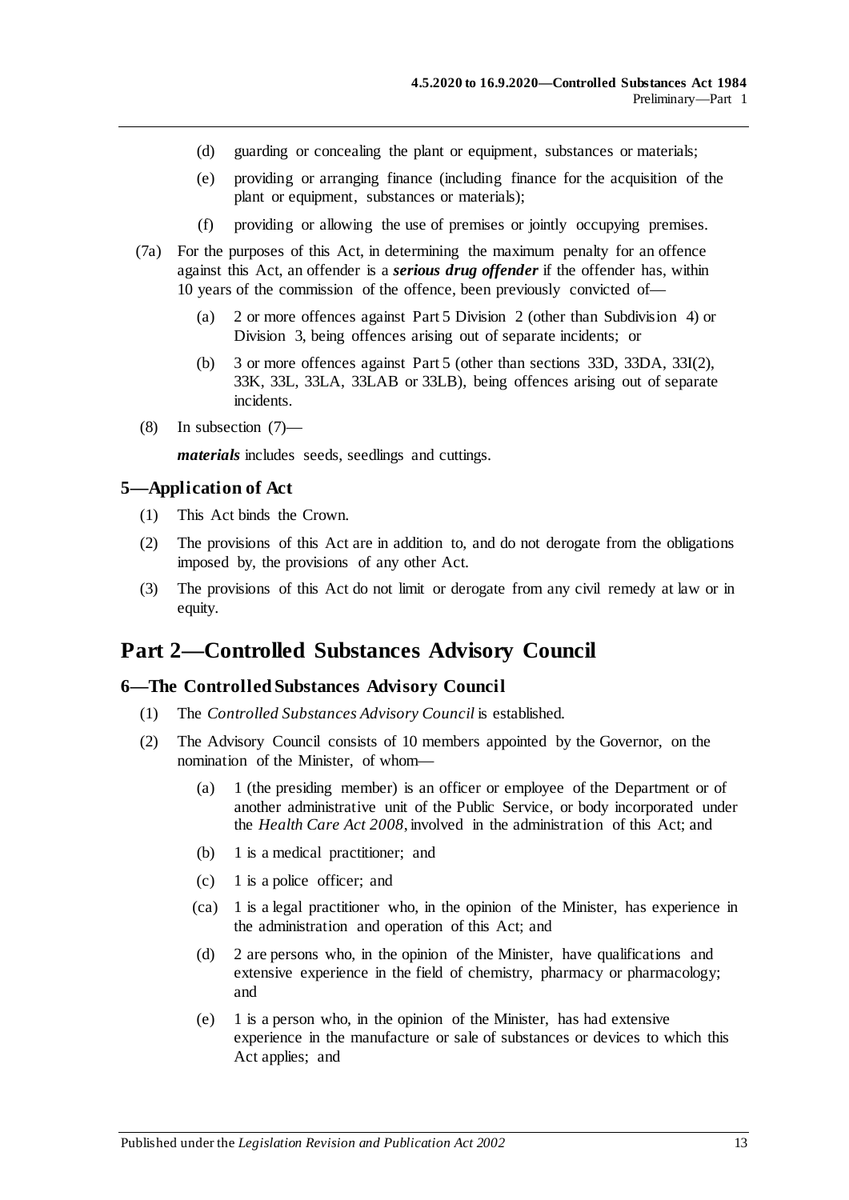(d) guarding or concealing the plant or equipment, substances or materials;

(e) providing or arranging finance (including finance for the acquisition of the plant or equipment, substances or materials);

(f) providing or allowing the use of premises or jointly occupying premises.

(7a) For the purposes of this Act, in determining the maximum penalty for an offence against this Act, an offender is a ***serious drug offender*** if the offender has, within 10 years of the commission of the offence, been previously convicted of—

(a) 2 or more offences against Part 5 Division 2 (other than Subdivision 4) or Division 3, being offences arising out of separate incidents; or

(b) 3 or more offences against Part 5 (other than sections 33D, 33DA, 33I(2), 33K, 33L, 33LA, 33LAB or 33LB), being offences arising out of separate incidents.

(8) In subsection (7)—

***materials*** includes seeds, seedlings and cuttings.

### 5—Application of Act

(1) This Act binds the Crown.

(2) The provisions of this Act are in addition to, and do not derogate from the obligations imposed by, the provisions of any other Act.

(3) The provisions of this Act do not limit or derogate from any civil remedy at law or in equity.

## Part 2—Controlled Substances Advisory Council

### 6—The Controlled Substances Advisory Council

(1) The *Controlled Substances Advisory Council* is established.

(2) The Advisory Council consists of 10 members appointed by the Governor, on the nomination of the Minister, of whom—

(a) 1 (the presiding member) is an officer or employee of the Department or of another administrative unit of the Public Service, or body incorporated under the *Health Care Act 2008*, involved in the administration of this Act; and

(b) 1 is a medical practitioner; and

(c) 1 is a police officer; and

(ca) 1 is a legal practitioner who, in the opinion of the Minister, has experience in the administration and operation of this Act; and

(d) 2 are persons who, in the opinion of the Minister, have qualifications and extensive experience in the field of chemistry, pharmacy or pharmacology; and

(e) 1 is a person who, in the opinion of the Minister, has had extensive experience in the manufacture or sale of substances or devices to which this Act applies; and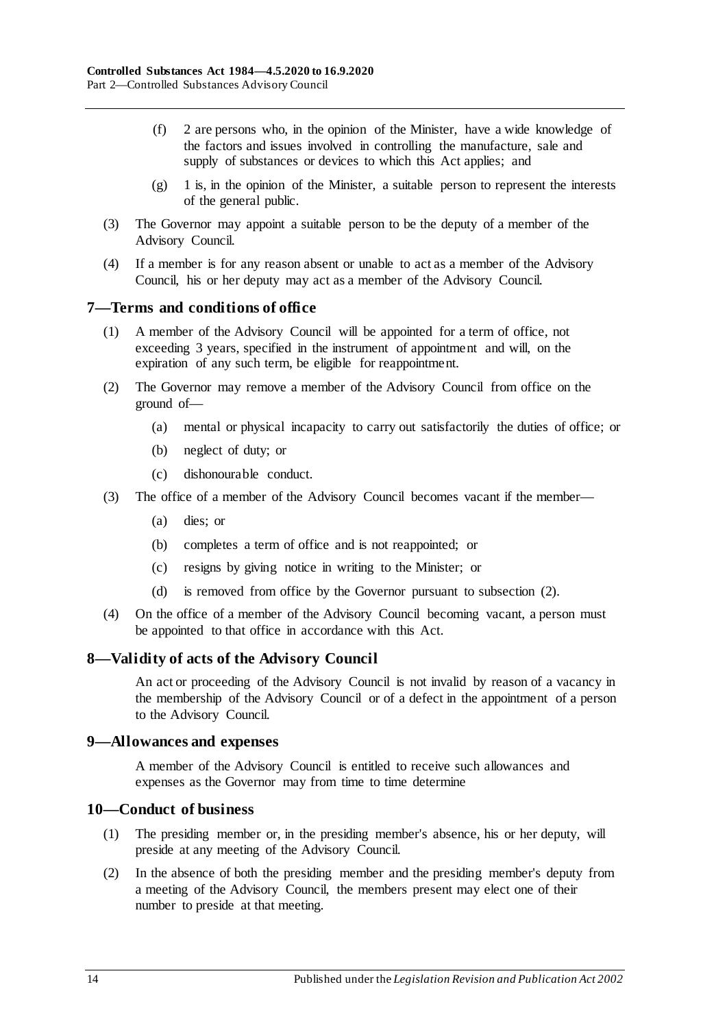(f) 2 are persons who, in the opinion of the Minister, have a wide knowledge of the factors and issues involved in controlling the manufacture, sale and supply of substances or devices to which this Act applies; and

(g) 1 is, in the opinion of the Minister, a suitable person to represent the interests of the general public.

(3) The Governor may appoint a suitable person to be the deputy of a member of the Advisory Council.

(4) If a member is for any reason absent or unable to act as a member of the Advisory Council, his or her deputy may act as a member of the Advisory Council.

## 7—Terms and conditions of office

(1) A member of the Advisory Council will be appointed for a term of office, not exceeding 3 years, specified in the instrument of appointment and will, on the expiration of any such term, be eligible for reappointment.

(2) The Governor may remove a member of the Advisory Council from office on the ground of—

(a) mental or physical incapacity to carry out satisfactorily the duties of office; or

(b) neglect of duty; or

(c) dishonourable conduct.

(3) The office of a member of the Advisory Council becomes vacant if the member—

(a) dies; or

(b) completes a term of office and is not reappointed; or

(c) resigns by giving notice in writing to the Minister; or

(d) is removed from office by the Governor pursuant to subsection (2).

(4) On the office of a member of the Advisory Council becoming vacant, a person must be appointed to that office in accordance with this Act.

## 8—Validity of acts of the Advisory Council

An act or proceeding of the Advisory Council is not invalid by reason of a vacancy in the membership of the Advisory Council or of a defect in the appointment of a person to the Advisory Council.

## 9—Allowances and expenses

A member of the Advisory Council is entitled to receive such allowances and expenses as the Governor may from time to time determine

## 10—Conduct of business

(1) The presiding member or, in the presiding member's absence, his or her deputy, will preside at any meeting of the Advisory Council.

(2) In the absence of both the presiding member and the presiding member's deputy from a meeting of the Advisory Council, the members present may elect one of their number to preside at that meeting.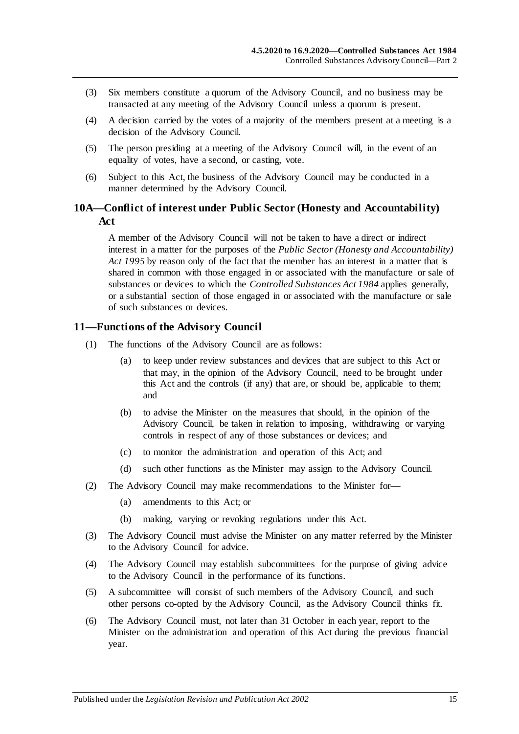(3) Six members constitute a quorum of the Advisory Council, and no business may be transacted at any meeting of the Advisory Council unless a quorum is present.

(4) A decision carried by the votes of a majority of the members present at a meeting is a decision of the Advisory Council.

(5) The person presiding at a meeting of the Advisory Council will, in the event of an equality of votes, have a second, or casting, vote.

(6) Subject to this Act, the business of the Advisory Council may be conducted in a manner determined by the Advisory Council.

## 10A—Conflict of interest under Public Sector (Honesty and Accountability) Act

A member of the Advisory Council will not be taken to have a direct or indirect interest in a matter for the purposes of the *Public Sector (Honesty and Accountability) Act 1995* by reason only of the fact that the member has an interest in a matter that is shared in common with those engaged in or associated with the manufacture or sale of substances or devices to which the *Controlled Substances Act 1984* applies generally, or a substantial section of those engaged in or associated with the manufacture or sale of such substances or devices.

## 11—Functions of the Advisory Council

(1) The functions of the Advisory Council are as follows:

(a) to keep under review substances and devices that are subject to this Act or that may, in the opinion of the Advisory Council, need to be brought under this Act and the controls (if any) that are, or should be, applicable to them; and

(b) to advise the Minister on the measures that should, in the opinion of the Advisory Council, be taken in relation to imposing, withdrawing or varying controls in respect of any of those substances or devices; and

(c) to monitor the administration and operation of this Act; and

(d) such other functions as the Minister may assign to the Advisory Council.

(2) The Advisory Council may make recommendations to the Minister for—

(a) amendments to this Act; or

(b) making, varying or revoking regulations under this Act.

(3) The Advisory Council must advise the Minister on any matter referred by the Minister to the Advisory Council for advice.

(4) The Advisory Council may establish subcommittees for the purpose of giving advice to the Advisory Council in the performance of its functions.

(5) A subcommittee will consist of such members of the Advisory Council, and such other persons co-opted by the Advisory Council, as the Advisory Council thinks fit.

(6) The Advisory Council must, not later than 31 October in each year, report to the Minister on the administration and operation of this Act during the previous financial year.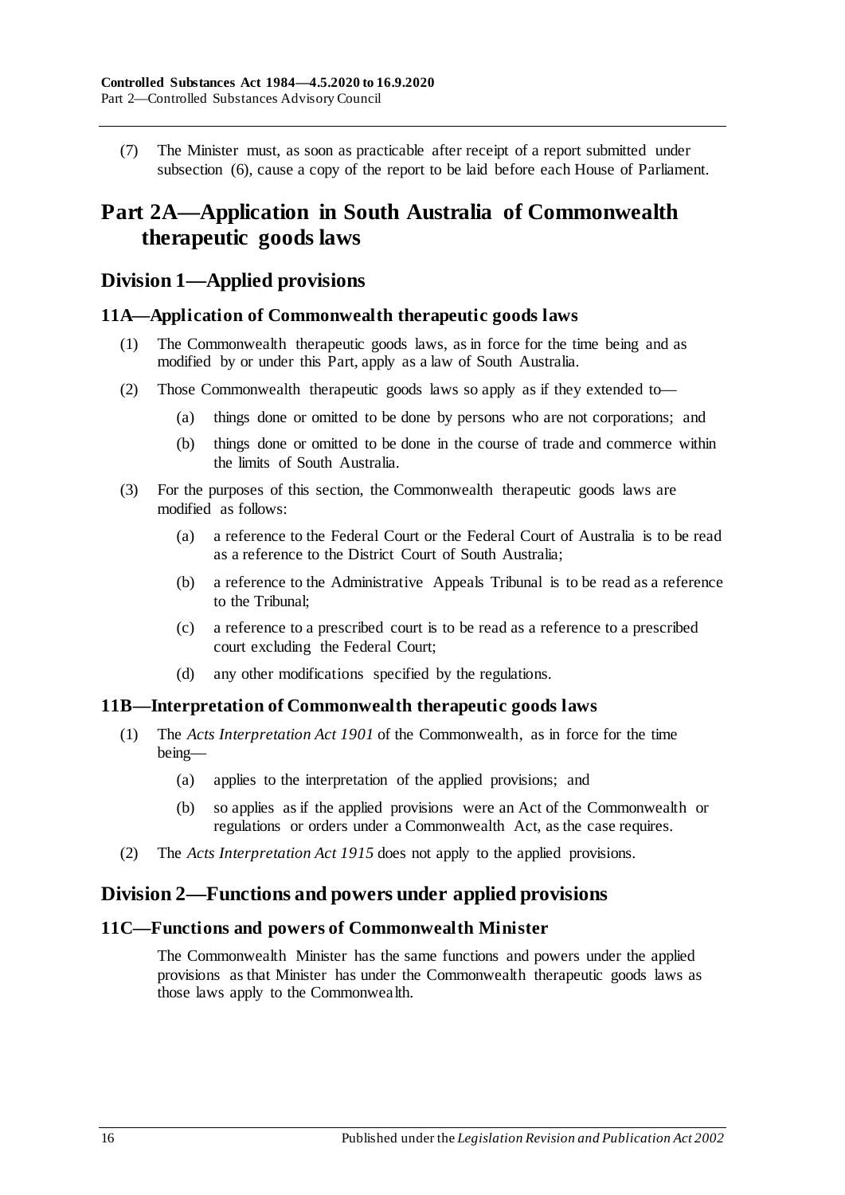(7) The Minister must, as soon as practicable after receipt of a report submitted under subsection (6), cause a copy of the report to be laid before each House of Parliament.

# Part 2A—Application in South Australia of Commonwealth therapeutic goods laws

## Division 1—Applied provisions

### 11A—Application of Commonwealth therapeutic goods laws

(1) The Commonwealth therapeutic goods laws, as in force for the time being and as modified by or under this Part, apply as a law of South Australia.

(2) Those Commonwealth therapeutic goods laws so apply as if they extended to—

- (a) things done or omitted to be done by persons who are not corporations; and
- (b) things done or omitted to be done in the course of trade and commerce within the limits of South Australia.

(3) For the purposes of this section, the Commonwealth therapeutic goods laws are modified as follows:

- (a) a reference to the Federal Court or the Federal Court of Australia is to be read as a reference to the District Court of South Australia;
- (b) a reference to the Administrative Appeals Tribunal is to be read as a reference to the Tribunal;
- (c) a reference to a prescribed court is to be read as a reference to a prescribed court excluding the Federal Court;
- (d) any other modifications specified by the regulations.

### 11B—Interpretation of Commonwealth therapeutic goods laws

(1) The *Acts Interpretation Act 1901* of the Commonwealth, as in force for the time being—

- (a) applies to the interpretation of the applied provisions; and
- (b) so applies as if the applied provisions were an Act of the Commonwealth or regulations or orders under a Commonwealth Act, as the case requires.

(2) The *Acts Interpretation Act 1915* does not apply to the applied provisions.

## Division 2—Functions and powers under applied provisions

### 11C—Functions and powers of Commonwealth Minister

The Commonwealth Minister has the same functions and powers under the applied provisions as that Minister has under the Commonwealth therapeutic goods laws as those laws apply to the Commonwealth.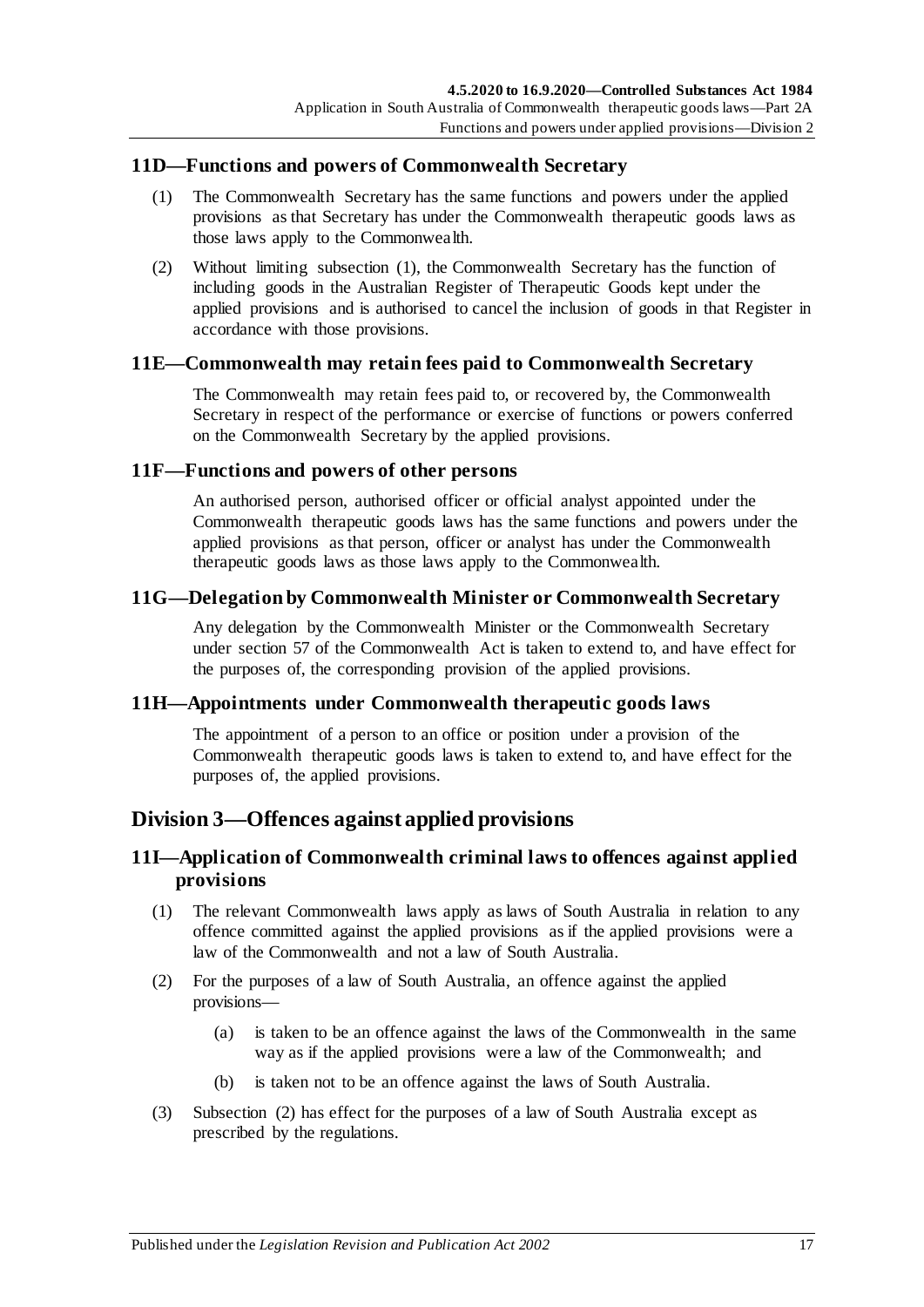## 11D—Functions and powers of Commonwealth Secretary

(1) The Commonwealth Secretary has the same functions and powers under the applied provisions as that Secretary has under the Commonwealth therapeutic goods laws as those laws apply to the Commonwealth.

(2) Without limiting subsection (1), the Commonwealth Secretary has the function of including goods in the Australian Register of Therapeutic Goods kept under the applied provisions and is authorised to cancel the inclusion of goods in that Register in accordance with those provisions.

## 11E—Commonwealth may retain fees paid to Commonwealth Secretary

The Commonwealth may retain fees paid to, or recovered by, the Commonwealth Secretary in respect of the performance or exercise of functions or powers conferred on the Commonwealth Secretary by the applied provisions.

## 11F—Functions and powers of other persons

An authorised person, authorised officer or official analyst appointed under the Commonwealth therapeutic goods laws has the same functions and powers under the applied provisions as that person, officer or analyst has under the Commonwealth therapeutic goods laws as those laws apply to the Commonwealth.

## 11G—Delegation by Commonwealth Minister or Commonwealth Secretary

Any delegation by the Commonwealth Minister or the Commonwealth Secretary under section 57 of the Commonwealth Act is taken to extend to, and have effect for the purposes of, the corresponding provision of the applied provisions.

## 11H—Appointments under Commonwealth therapeutic goods laws

The appointment of a person to an office or position under a provision of the Commonwealth therapeutic goods laws is taken to extend to, and have effect for the purposes of, the applied provisions.

# Division 3—Offences against applied provisions

## 11I—Application of Commonwealth criminal laws to offences against applied provisions

(1) The relevant Commonwealth laws apply as laws of South Australia in relation to any offence committed against the applied provisions as if the applied provisions were a law of the Commonwealth and not a law of South Australia.

(2) For the purposes of a law of South Australia, an offence against the applied provisions—

(a) is taken to be an offence against the laws of the Commonwealth in the same way as if the applied provisions were a law of the Commonwealth; and

(b) is taken not to be an offence against the laws of South Australia.

(3) Subsection (2) has effect for the purposes of a law of South Australia except as prescribed by the regulations.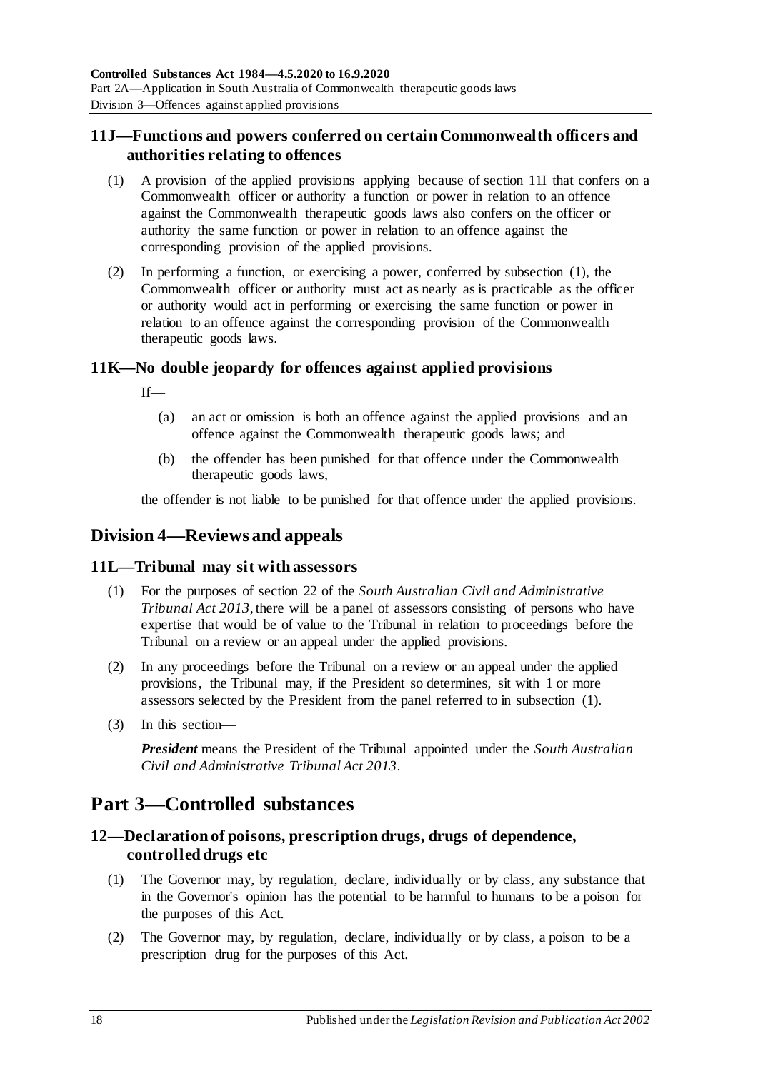### 11J—Functions and powers conferred on certain Commonwealth officers and authorities relating to offences

(1) A provision of the applied provisions applying because of section 11I that confers on a Commonwealth officer or authority a function or power in relation to an offence against the Commonwealth therapeutic goods laws also confers on the officer or authority the same function or power in relation to an offence against the corresponding provision of the applied provisions.

(2) In performing a function, or exercising a power, conferred by subsection (1), the Commonwealth officer or authority must act as nearly as is practicable as the officer or authority would act in performing or exercising the same function or power in relation to an offence against the corresponding provision of the Commonwealth therapeutic goods laws.

### 11K—No double jeopardy for offences against applied provisions

If—

(a) an act or omission is both an offence against the applied provisions and an offence against the Commonwealth therapeutic goods laws; and

(b) the offender has been punished for that offence under the Commonwealth therapeutic goods laws,

the offender is not liable to be punished for that offence under the applied provisions.

## Division 4—Reviews and appeals

### 11L—Tribunal may sit with assessors

(1) For the purposes of section 22 of the *South Australian Civil and Administrative Tribunal Act 2013*, there will be a panel of assessors consisting of persons who have expertise that would be of value to the Tribunal in relation to proceedings before the Tribunal on a review or an appeal under the applied provisions.

(2) In any proceedings before the Tribunal on a review or an appeal under the applied provisions, the Tribunal may, if the President so determines, sit with 1 or more assessors selected by the President from the panel referred to in subsection (1).

(3) In this section—

***President*** means the President of the Tribunal appointed under the *South Australian Civil and Administrative Tribunal Act 2013*.

# Part 3—Controlled substances

### 12—Declaration of poisons, prescription drugs, drugs of dependence, controlled drugs etc

(1) The Governor may, by regulation, declare, individually or by class, any substance that in the Governor's opinion has the potential to be harmful to humans to be a poison for the purposes of this Act.

(2) The Governor may, by regulation, declare, individually or by class, a poison to be a prescription drug for the purposes of this Act.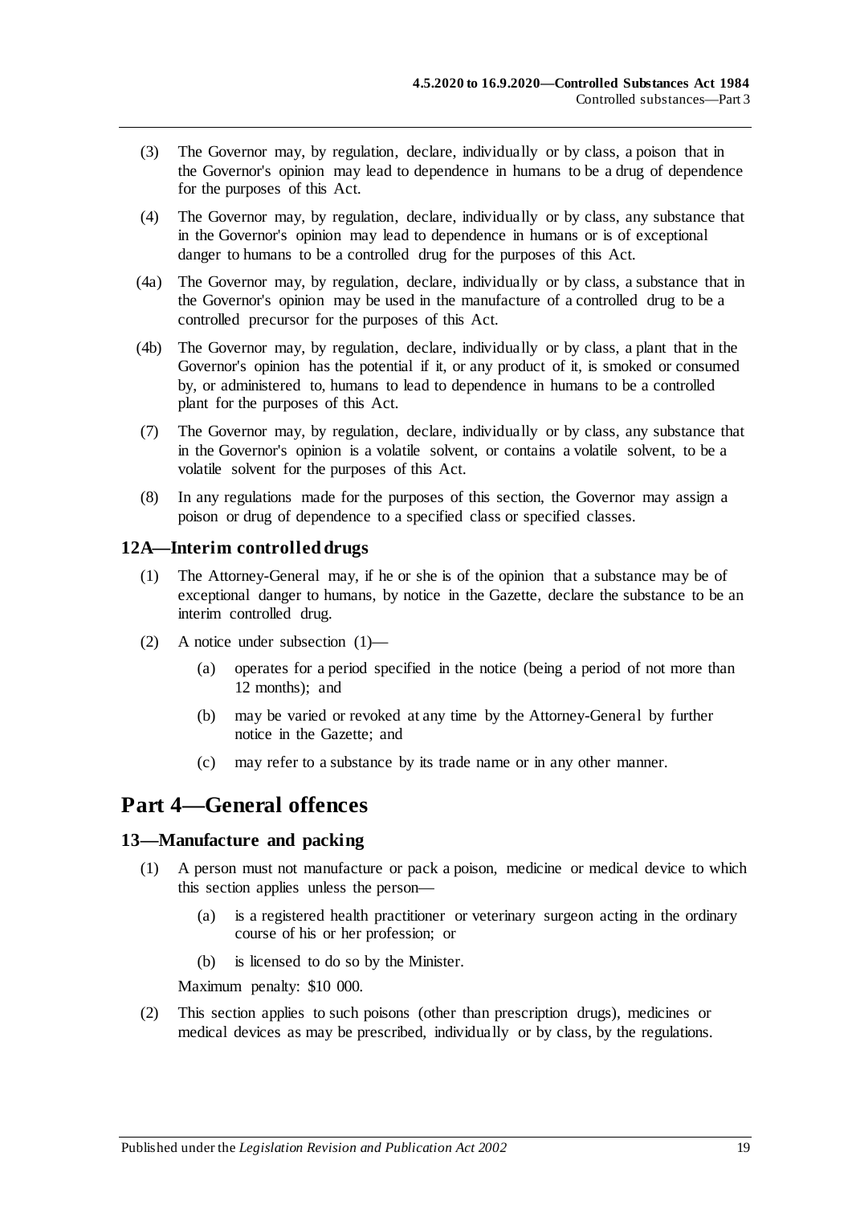(3) The Governor may, by regulation, declare, individually or by class, a poison that in the Governor's opinion may lead to dependence in humans to be a drug of dependence for the purposes of this Act.

(4) The Governor may, by regulation, declare, individually or by class, any substance that in the Governor's opinion may lead to dependence in humans or is of exceptional danger to humans to be a controlled drug for the purposes of this Act.

(4a) The Governor may, by regulation, declare, individually or by class, a substance that in the Governor's opinion may be used in the manufacture of a controlled drug to be a controlled precursor for the purposes of this Act.

(4b) The Governor may, by regulation, declare, individually or by class, a plant that in the Governor's opinion has the potential if it, or any product of it, is smoked or consumed by, or administered to, humans to lead to dependence in humans to be a controlled plant for the purposes of this Act.

(7) The Governor may, by regulation, declare, individually or by class, any substance that in the Governor's opinion is a volatile solvent, or contains a volatile solvent, to be a volatile solvent for the purposes of this Act.

(8) In any regulations made for the purposes of this section, the Governor may assign a poison or drug of dependence to a specified class or specified classes.

### 12A—Interim controlled drugs

(1) The Attorney-General may, if he or she is of the opinion that a substance may be of exceptional danger to humans, by notice in the Gazette, declare the substance to be an interim controlled drug.

(2) A notice under subsection (1)—

(a) operates for a period specified in the notice (being a period of not more than 12 months); and

(b) may be varied or revoked at any time by the Attorney-General by further notice in the Gazette; and

(c) may refer to a substance by its trade name or in any other manner.

## Part 4—General offences

### 13—Manufacture and packing

(1) A person must not manufacture or pack a poison, medicine or medical device to which this section applies unless the person—

(a) is a registered health practitioner or veterinary surgeon acting in the ordinary course of his or her profession; or

(b) is licensed to do so by the Minister.

Maximum penalty: $10 000.

(2) This section applies to such poisons (other than prescription drugs), medicines or medical devices as may be prescribed, individually or by class, by the regulations.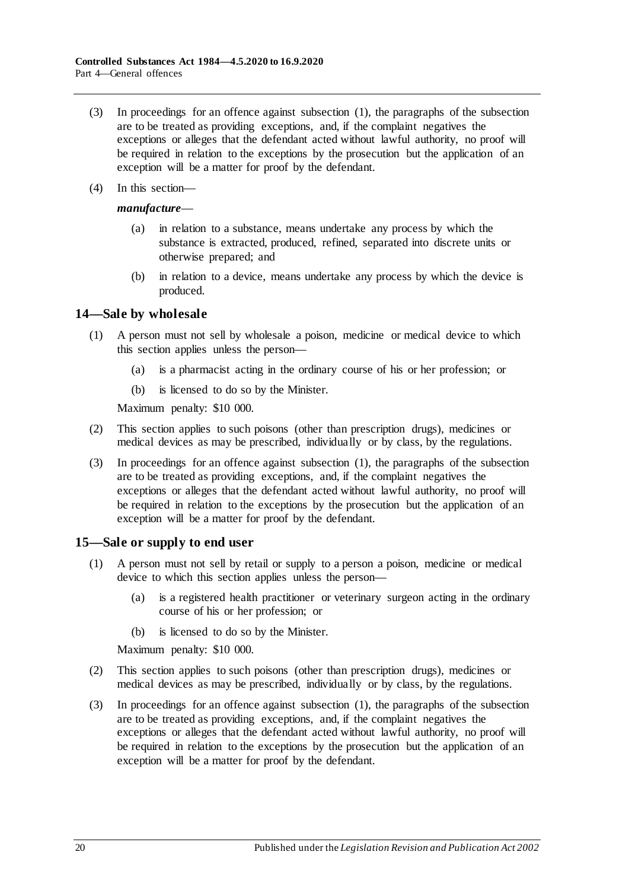(3) In proceedings for an offence against subsection (1), the paragraphs of the subsection are to be treated as providing exceptions, and, if the complaint negatives the exceptions or alleges that the defendant acted without lawful authority, no proof will be required in relation to the exceptions by the prosecution but the application of an exception will be a matter for proof by the defendant.

(4) In this section—

***manufacture***—

(a) in relation to a substance, means undertake any process by which the substance is extracted, produced, refined, separated into discrete units or otherwise prepared; and

(b) in relation to a device, means undertake any process by which the device is produced.

## 14—Sale by wholesale

(1) A person must not sell by wholesale a poison, medicine or medical device to which this section applies unless the person—

(a) is a pharmacist acting in the ordinary course of his or her profession; or

(b) is licensed to do so by the Minister.

Maximum penalty: $10 000.

(2) This section applies to such poisons (other than prescription drugs), medicines or medical devices as may be prescribed, individually or by class, by the regulations.

(3) In proceedings for an offence against subsection (1), the paragraphs of the subsection are to be treated as providing exceptions, and, if the complaint negatives the exceptions or alleges that the defendant acted without lawful authority, no proof will be required in relation to the exceptions by the prosecution but the application of an exception will be a matter for proof by the defendant.

## 15—Sale or supply to end user

(1) A person must not sell by retail or supply to a person a poison, medicine or medical device to which this section applies unless the person—

(a) is a registered health practitioner or veterinary surgeon acting in the ordinary course of his or her profession; or

(b) is licensed to do so by the Minister.

Maximum penalty: $10 000.

(2) This section applies to such poisons (other than prescription drugs), medicines or medical devices as may be prescribed, individually or by class, by the regulations.

(3) In proceedings for an offence against subsection (1), the paragraphs of the subsection are to be treated as providing exceptions, and, if the complaint negatives the exceptions or alleges that the defendant acted without lawful authority, no proof will be required in relation to the exceptions by the prosecution but the application of an exception will be a matter for proof by the defendant.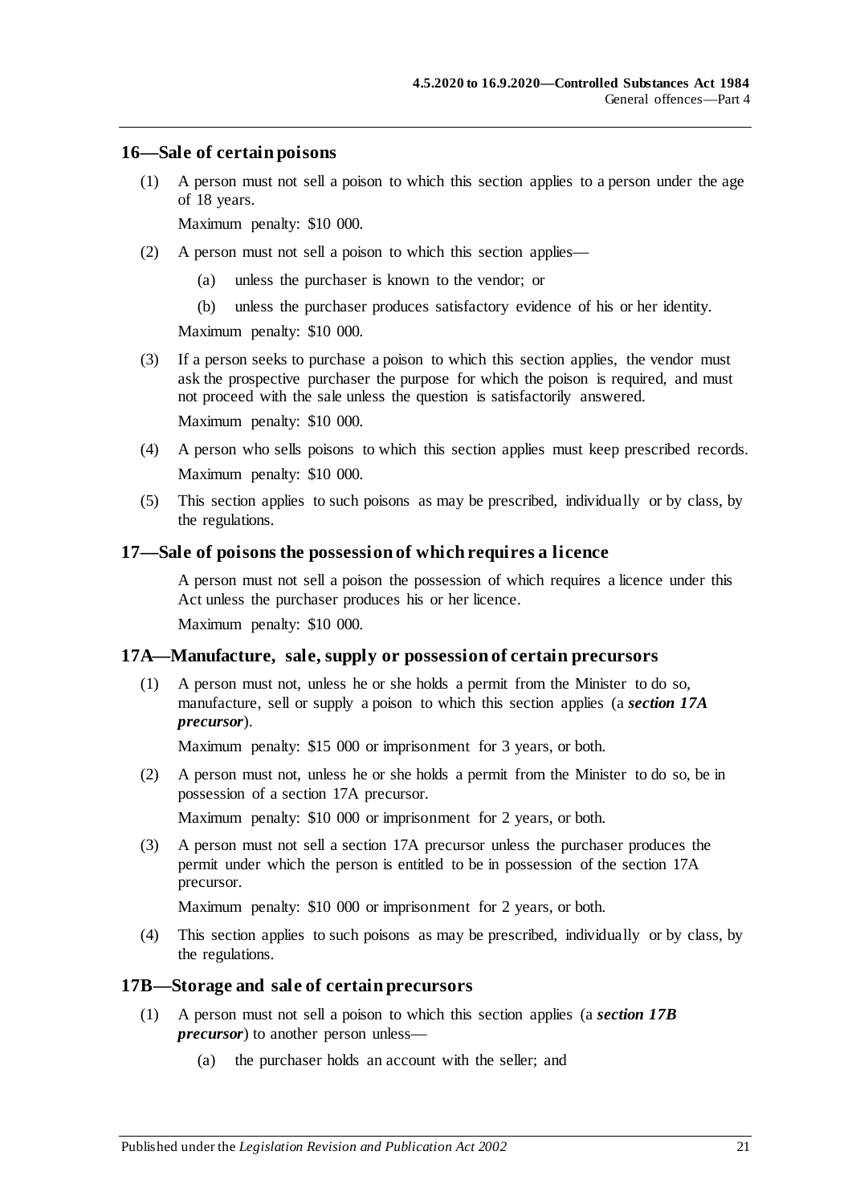## 16—Sale of certain poisons

(1) A person must not sell a poison to which this section applies to a person under the age of 18 years.

Maximum penalty: $10 000.

(2) A person must not sell a poison to which this section applies—

  (a) unless the purchaser is known to the vendor; or

  (b) unless the purchaser produces satisfactory evidence of his or her identity.

Maximum penalty: $10 000.

(3) If a person seeks to purchase a poison to which this section applies, the vendor must ask the prospective purchaser the purpose for which the poison is required, and must not proceed with the sale unless the question is satisfactorily answered.

Maximum penalty: $10 000.

(4) A person who sells poisons to which this section applies must keep prescribed records.

Maximum penalty: $10 000.

(5) This section applies to such poisons as may be prescribed, individually or by class, by the regulations.

## 17—Sale of poisons the possession of which requires a licence

A person must not sell a poison the possession of which requires a licence under this Act unless the purchaser produces his or her licence.

Maximum penalty: $10 000.

## 17A—Manufacture, sale, supply or possession of certain precursors

(1) A person must not, unless he or she holds a permit from the Minister to do so, manufacture, sell or supply a poison to which this section applies (a ***section 17A precursor***).

Maximum penalty: $15 000 or imprisonment for 3 years, or both.

(2) A person must not, unless he or she holds a permit from the Minister to do so, be in possession of a section 17A precursor.

Maximum penalty: $10 000 or imprisonment for 2 years, or both.

(3) A person must not sell a section 17A precursor unless the purchaser produces the permit under which the person is entitled to be in possession of the section 17A precursor.

Maximum penalty: $10 000 or imprisonment for 2 years, or both.

(4) This section applies to such poisons as may be prescribed, individually or by class, by the regulations.

## 17B—Storage and sale of certain precursors

(1) A person must not sell a poison to which this section applies (a ***section 17B precursor***) to another person unless—

  (a) the purchaser holds an account with the seller; and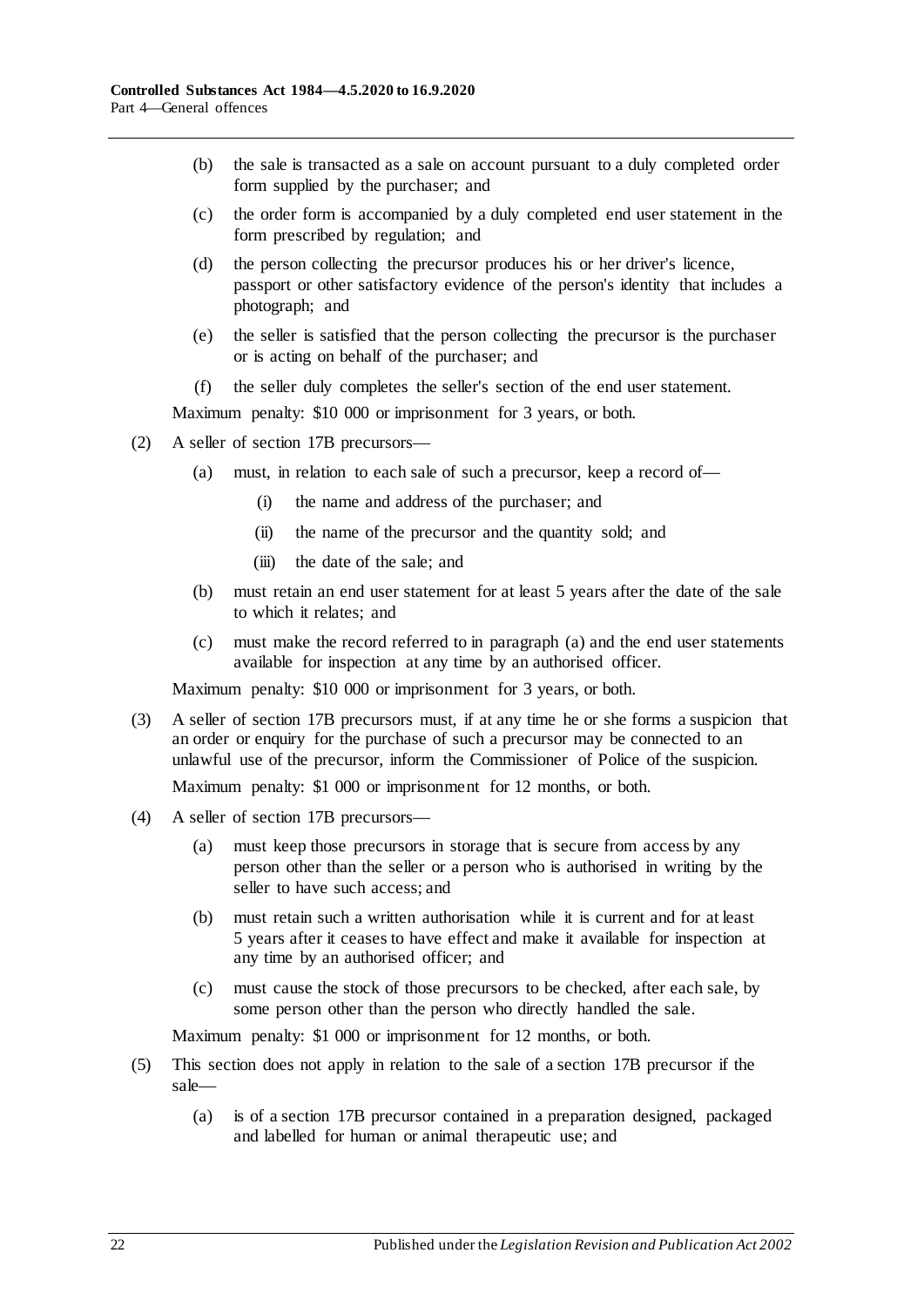(b) the sale is transacted as a sale on account pursuant to a duly completed order form supplied by the purchaser; and

(c) the order form is accompanied by a duly completed end user statement in the form prescribed by regulation; and

(d) the person collecting the precursor produces his or her driver's licence, passport or other satisfactory evidence of the person's identity that includes a photograph; and

(e) the seller is satisfied that the person collecting the precursor is the purchaser or is acting on behalf of the purchaser; and

(f) the seller duly completes the seller's section of the end user statement.

Maximum penalty: $10 000 or imprisonment for 3 years, or both.

(2) A seller of section 17B precursors—

(a) must, in relation to each sale of such a precursor, keep a record of—

(i) the name and address of the purchaser; and

(ii) the name of the precursor and the quantity sold; and

(iii) the date of the sale; and

(b) must retain an end user statement for at least 5 years after the date of the sale to which it relates; and

(c) must make the record referred to in paragraph (a) and the end user statements available for inspection at any time by an authorised officer.

Maximum penalty: $10 000 or imprisonment for 3 years, or both.

(3) A seller of section 17B precursors must, if at any time he or she forms a suspicion that an order or enquiry for the purchase of such a precursor may be connected to an unlawful use of the precursor, inform the Commissioner of Police of the suspicion.

Maximum penalty: $1 000 or imprisonment for 12 months, or both.

(4) A seller of section 17B precursors—

(a) must keep those precursors in storage that is secure from access by any person other than the seller or a person who is authorised in writing by the seller to have such access; and

(b) must retain such a written authorisation while it is current and for at least 5 years after it ceases to have effect and make it available for inspection at any time by an authorised officer; and

(c) must cause the stock of those precursors to be checked, after each sale, by some person other than the person who directly handled the sale.

Maximum penalty: $1 000 or imprisonment for 12 months, or both.

(5) This section does not apply in relation to the sale of a section 17B precursor if the sale—

(a) is of a section 17B precursor contained in a preparation designed, packaged and labelled for human or animal therapeutic use; and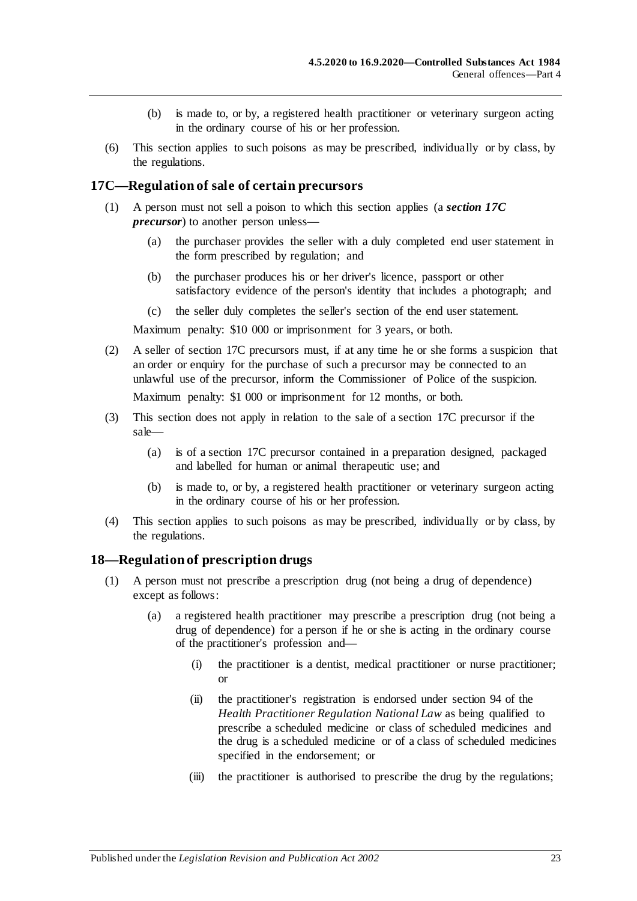(b) is made to, or by, a registered health practitioner or veterinary surgeon acting in the ordinary course of his or her profession.

(6) This section applies to such poisons as may be prescribed, individually or by class, by the regulations.

## 17C—Regulation of sale of certain precursors

(1) A person must not sell a poison to which this section applies (a ***section 17C precursor***) to another person unless—

(a) the purchaser provides the seller with a duly completed end user statement in the form prescribed by regulation; and

(b) the purchaser produces his or her driver's licence, passport or other satisfactory evidence of the person's identity that includes a photograph; and

(c) the seller duly completes the seller's section of the end user statement.

Maximum penalty: $10 000 or imprisonment for 3 years, or both.

(2) A seller of section 17C precursors must, if at any time he or she forms a suspicion that an order or enquiry for the purchase of such a precursor may be connected to an unlawful use of the precursor, inform the Commissioner of Police of the suspicion.

Maximum penalty: $1 000 or imprisonment for 12 months, or both.

(3) This section does not apply in relation to the sale of a section 17C precursor if the sale—

(a) is of a section 17C precursor contained in a preparation designed, packaged and labelled for human or animal therapeutic use; and

(b) is made to, or by, a registered health practitioner or veterinary surgeon acting in the ordinary course of his or her profession.

(4) This section applies to such poisons as may be prescribed, individually or by class, by the regulations.

## 18—Regulation of prescription drugs

(1) A person must not prescribe a prescription drug (not being a drug of dependence) except as follows:

(a) a registered health practitioner may prescribe a prescription drug (not being a drug of dependence) for a person if he or she is acting in the ordinary course of the practitioner's profession and—

(i) the practitioner is a dentist, medical practitioner or nurse practitioner; or

(ii) the practitioner's registration is endorsed under section 94 of the *Health Practitioner Regulation National Law* as being qualified to prescribe a scheduled medicine or class of scheduled medicines and the drug is a scheduled medicine or of a class of scheduled medicines specified in the endorsement; or

(iii) the practitioner is authorised to prescribe the drug by the regulations;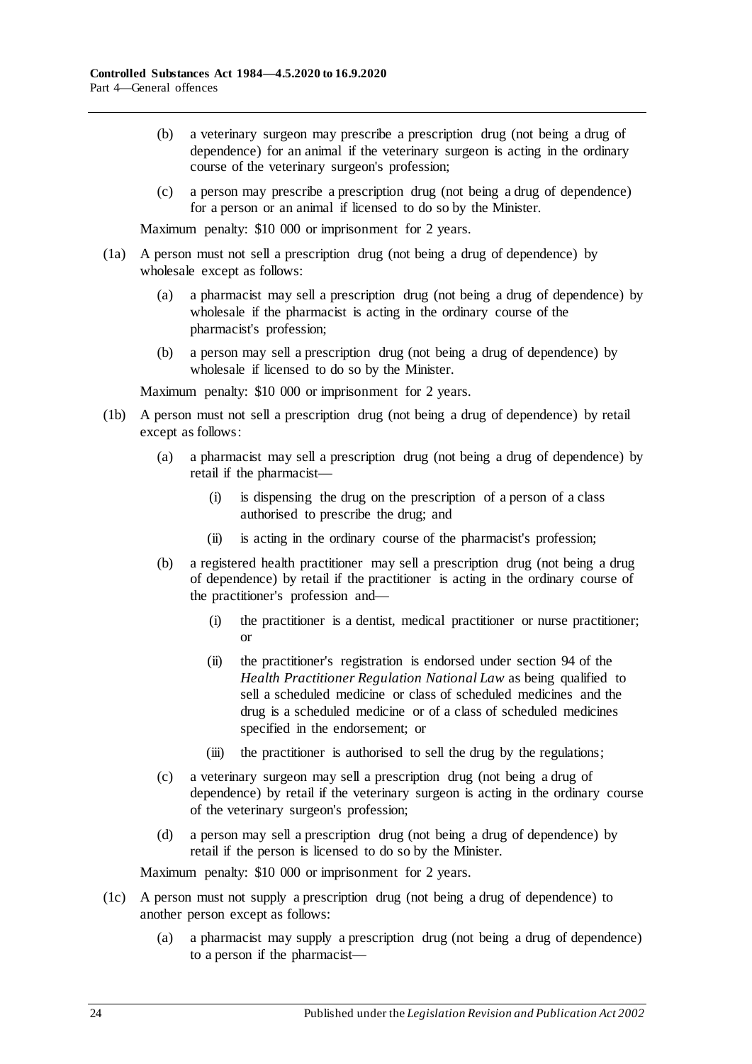(b) a veterinary surgeon may prescribe a prescription drug (not being a drug of dependence) for an animal if the veterinary surgeon is acting in the ordinary course of the veterinary surgeon's profession;

(c) a person may prescribe a prescription drug (not being a drug of dependence) for a person or an animal if licensed to do so by the Minister.

Maximum penalty: $10 000 or imprisonment for 2 years.

(1a) A person must not sell a prescription drug (not being a drug of dependence) by wholesale except as follows:

(a) a pharmacist may sell a prescription drug (not being a drug of dependence) by wholesale if the pharmacist is acting in the ordinary course of the pharmacist's profession;

(b) a person may sell a prescription drug (not being a drug of dependence) by wholesale if licensed to do so by the Minister.

Maximum penalty: $10 000 or imprisonment for 2 years.

(1b) A person must not sell a prescription drug (not being a drug of dependence) by retail except as follows:

(a) a pharmacist may sell a prescription drug (not being a drug of dependence) by retail if the pharmacist—

(i) is dispensing the drug on the prescription of a person of a class authorised to prescribe the drug; and

(ii) is acting in the ordinary course of the pharmacist's profession;

(b) a registered health practitioner may sell a prescription drug (not being a drug of dependence) by retail if the practitioner is acting in the ordinary course of the practitioner's profession and—

(i) the practitioner is a dentist, medical practitioner or nurse practitioner; or

(ii) the practitioner's registration is endorsed under section 94 of the *Health Practitioner Regulation National Law* as being qualified to sell a scheduled medicine or class of scheduled medicines and the drug is a scheduled medicine or of a class of scheduled medicines specified in the endorsement; or

(iii) the practitioner is authorised to sell the drug by the regulations;

(c) a veterinary surgeon may sell a prescription drug (not being a drug of dependence) by retail if the veterinary surgeon is acting in the ordinary course of the veterinary surgeon's profession;

(d) a person may sell a prescription drug (not being a drug of dependence) by retail if the person is licensed to do so by the Minister.

Maximum penalty: $10 000 or imprisonment for 2 years.

(1c) A person must not supply a prescription drug (not being a drug of dependence) to another person except as follows:

(a) a pharmacist may supply a prescription drug (not being a drug of dependence) to a person if the pharmacist—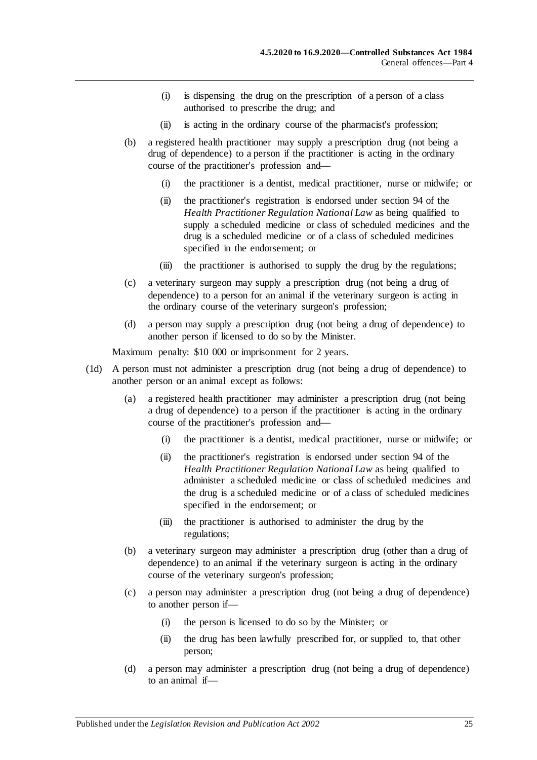(i) is dispensing the drug on the prescription of a person of a class authorised to prescribe the drug; and

(ii) is acting in the ordinary course of the pharmacist's profession;

(b) a registered health practitioner may supply a prescription drug (not being a drug of dependence) to a person if the practitioner is acting in the ordinary course of the practitioner's profession and—

(i) the practitioner is a dentist, medical practitioner, nurse or midwife; or

(ii) the practitioner's registration is endorsed under section 94 of the *Health Practitioner Regulation National Law* as being qualified to supply a scheduled medicine or class of scheduled medicines and the drug is a scheduled medicine or of a class of scheduled medicines specified in the endorsement; or

(iii) the practitioner is authorised to supply the drug by the regulations;

(c) a veterinary surgeon may supply a prescription drug (not being a drug of dependence) to a person for an animal if the veterinary surgeon is acting in the ordinary course of the veterinary surgeon's profession;

(d) a person may supply a prescription drug (not being a drug of dependence) to another person if licensed to do so by the Minister.

Maximum penalty: $10 000 or imprisonment for 2 years.

(1d) A person must not administer a prescription drug (not being a drug of dependence) to another person or an animal except as follows:

(a) a registered health practitioner may administer a prescription drug (not being a drug of dependence) to a person if the practitioner is acting in the ordinary course of the practitioner's profession and—

(i) the practitioner is a dentist, medical practitioner, nurse or midwife; or

(ii) the practitioner's registration is endorsed under section 94 of the *Health Practitioner Regulation National Law* as being qualified to administer a scheduled medicine or class of scheduled medicines and the drug is a scheduled medicine or of a class of scheduled medicines specified in the endorsement; or

(iii) the practitioner is authorised to administer the drug by the regulations;

(b) a veterinary surgeon may administer a prescription drug (other than a drug of dependence) to an animal if the veterinary surgeon is acting in the ordinary course of the veterinary surgeon's profession;

(c) a person may administer a prescription drug (not being a drug of dependence) to another person if—

(i) the person is licensed to do so by the Minister; or

(ii) the drug has been lawfully prescribed for, or supplied to, that other person;

(d) a person may administer a prescription drug (not being a drug of dependence) to an animal if—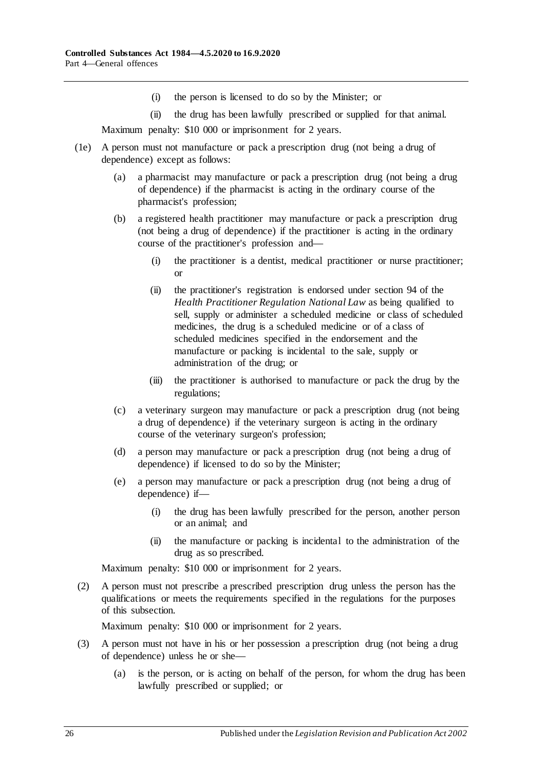(i) the person is licensed to do so by the Minister; or

(ii) the drug has been lawfully prescribed or supplied for that animal.

Maximum penalty: $10 000 or imprisonment for 2 years.

(1e) A person must not manufacture or pack a prescription drug (not being a drug of dependence) except as follows:

(a) a pharmacist may manufacture or pack a prescription drug (not being a drug of dependence) if the pharmacist is acting in the ordinary course of the pharmacist's profession;

(b) a registered health practitioner may manufacture or pack a prescription drug (not being a drug of dependence) if the practitioner is acting in the ordinary course of the practitioner's profession and—

(i) the practitioner is a dentist, medical practitioner or nurse practitioner; or

(ii) the practitioner's registration is endorsed under section 94 of the *Health Practitioner Regulation National Law* as being qualified to sell, supply or administer a scheduled medicine or class of scheduled medicines, the drug is a scheduled medicine or of a class of scheduled medicines specified in the endorsement and the manufacture or packing is incidental to the sale, supply or administration of the drug; or

(iii) the practitioner is authorised to manufacture or pack the drug by the regulations;

(c) a veterinary surgeon may manufacture or pack a prescription drug (not being a drug of dependence) if the veterinary surgeon is acting in the ordinary course of the veterinary surgeon's profession;

(d) a person may manufacture or pack a prescription drug (not being a drug of dependence) if licensed to do so by the Minister;

(e) a person may manufacture or pack a prescription drug (not being a drug of dependence) if—

(i) the drug has been lawfully prescribed for the person, another person or an animal; and

(ii) the manufacture or packing is incidental to the administration of the drug as so prescribed.

Maximum penalty: $10 000 or imprisonment for 2 years.

(2) A person must not prescribe a prescribed prescription drug unless the person has the qualifications or meets the requirements specified in the regulations for the purposes of this subsection.

Maximum penalty: $10 000 or imprisonment for 2 years.

(3) A person must not have in his or her possession a prescription drug (not being a drug of dependence) unless he or she—

(a) is the person, or is acting on behalf of the person, for whom the drug has been lawfully prescribed or supplied; or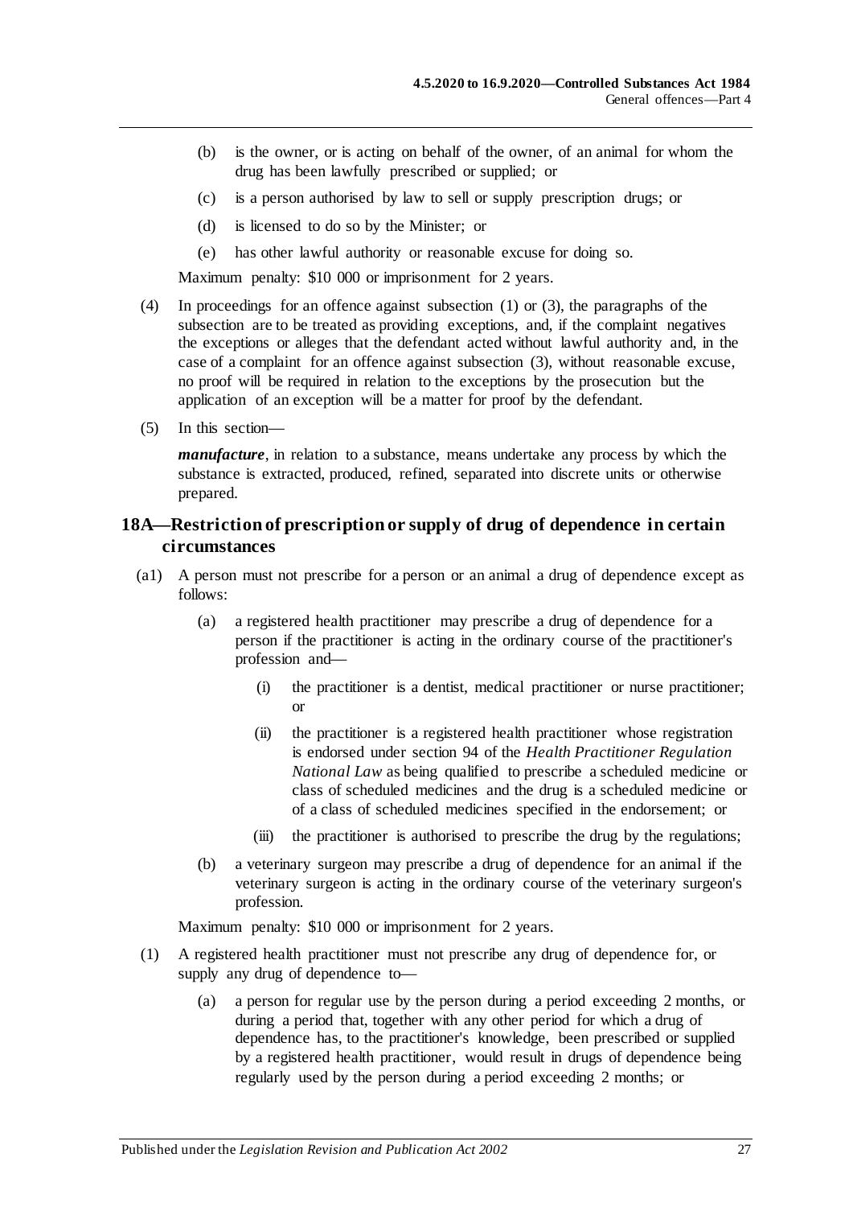(b) is the owner, or is acting on behalf of the owner, of an animal for whom the drug has been lawfully prescribed or supplied; or

(c) is a person authorised by law to sell or supply prescription drugs; or

(d) is licensed to do so by the Minister; or

(e) has other lawful authority or reasonable excuse for doing so.

Maximum penalty: $10 000 or imprisonment for 2 years.

(4) In proceedings for an offence against subsection (1) or (3), the paragraphs of the subsection are to be treated as providing exceptions, and, if the complaint negatives the exceptions or alleges that the defendant acted without lawful authority and, in the case of a complaint for an offence against subsection (3), without reasonable excuse, no proof will be required in relation to the exceptions by the prosecution but the application of an exception will be a matter for proof by the defendant.

(5) In this section—

***manufacture***, in relation to a substance, means undertake any process by which the substance is extracted, produced, refined, separated into discrete units or otherwise prepared.

## 18A—Restriction of prescription or supply of drug of dependence in certain circumstances

(a1) A person must not prescribe for a person or an animal a drug of dependence except as follows:

(a) a registered health practitioner may prescribe a drug of dependence for a person if the practitioner is acting in the ordinary course of the practitioner's profession and—

(i) the practitioner is a dentist, medical practitioner or nurse practitioner; or

(ii) the practitioner is a registered health practitioner whose registration is endorsed under section 94 of the *Health Practitioner Regulation National Law* as being qualified to prescribe a scheduled medicine or class of scheduled medicines and the drug is a scheduled medicine or of a class of scheduled medicines specified in the endorsement; or

(iii) the practitioner is authorised to prescribe the drug by the regulations;

(b) a veterinary surgeon may prescribe a drug of dependence for an animal if the veterinary surgeon is acting in the ordinary course of the veterinary surgeon's profession.

Maximum penalty: $10 000 or imprisonment for 2 years.

(1) A registered health practitioner must not prescribe any drug of dependence for, or supply any drug of dependence to—

(a) a person for regular use by the person during a period exceeding 2 months, or during a period that, together with any other period for which a drug of dependence has, to the practitioner's knowledge, been prescribed or supplied by a registered health practitioner, would result in drugs of dependence being regularly used by the person during a period exceeding 2 months; or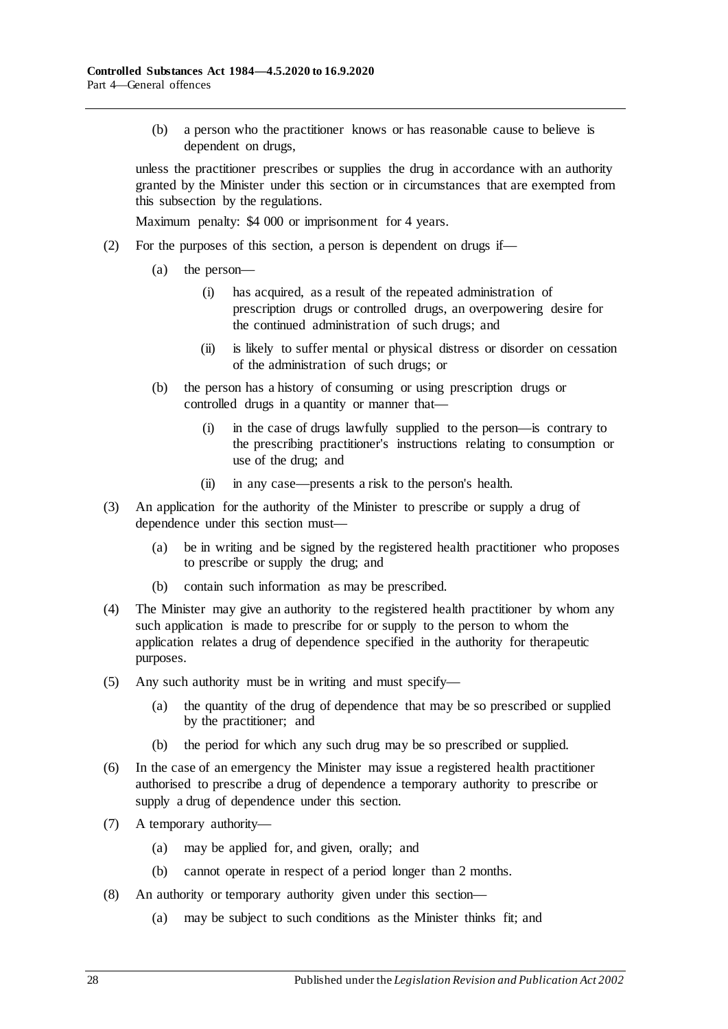(b) a person who the practitioner knows or has reasonable cause to believe is dependent on drugs,

unless the practitioner prescribes or supplies the drug in accordance with an authority granted by the Minister under this section or in circumstances that are exempted from this subsection by the regulations.

Maximum penalty: $4 000 or imprisonment for 4 years.

(2) For the purposes of this section, a person is dependent on drugs if—

(a) the person—

(i) has acquired, as a result of the repeated administration of prescription drugs or controlled drugs, an overpowering desire for the continued administration of such drugs; and

(ii) is likely to suffer mental or physical distress or disorder on cessation of the administration of such drugs; or

(b) the person has a history of consuming or using prescription drugs or controlled drugs in a quantity or manner that—

(i) in the case of drugs lawfully supplied to the person—is contrary to the prescribing practitioner's instructions relating to consumption or use of the drug; and

(ii) in any case—presents a risk to the person's health.

(3) An application for the authority of the Minister to prescribe or supply a drug of dependence under this section must—

(a) be in writing and be signed by the registered health practitioner who proposes to prescribe or supply the drug; and

(b) contain such information as may be prescribed.

(4) The Minister may give an authority to the registered health practitioner by whom any such application is made to prescribe for or supply to the person to whom the application relates a drug of dependence specified in the authority for therapeutic purposes.

(5) Any such authority must be in writing and must specify—

(a) the quantity of the drug of dependence that may be so prescribed or supplied by the practitioner; and

(b) the period for which any such drug may be so prescribed or supplied.

(6) In the case of an emergency the Minister may issue a registered health practitioner authorised to prescribe a drug of dependence a temporary authority to prescribe or supply a drug of dependence under this section.

(7) A temporary authority—

(a) may be applied for, and given, orally; and

(b) cannot operate in respect of a period longer than 2 months.

(8) An authority or temporary authority given under this section—

(a) may be subject to such conditions as the Minister thinks fit; and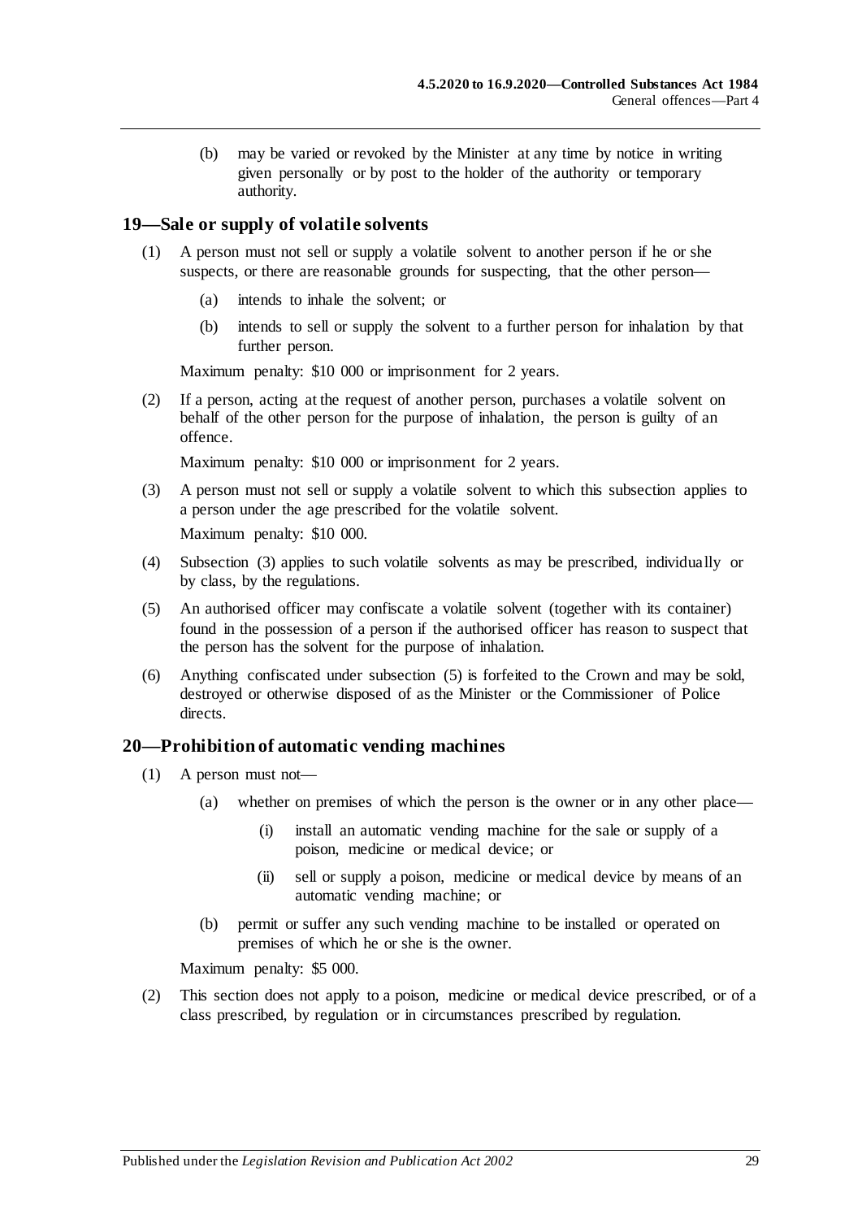(b) may be varied or revoked by the Minister at any time by notice in writing given personally or by post to the holder of the authority or temporary authority.

## 19—Sale or supply of volatile solvents

(1) A person must not sell or supply a volatile solvent to another person if he or she suspects, or there are reasonable grounds for suspecting, that the other person—

(a) intends to inhale the solvent; or

(b) intends to sell or supply the solvent to a further person for inhalation by that further person.

Maximum penalty: $10 000 or imprisonment for 2 years.

(2) If a person, acting at the request of another person, purchases a volatile solvent on behalf of the other person for the purpose of inhalation, the person is guilty of an offence.

Maximum penalty: $10 000 or imprisonment for 2 years.

(3) A person must not sell or supply a volatile solvent to which this subsection applies to a person under the age prescribed for the volatile solvent.

Maximum penalty: $10 000.

(4) Subsection (3) applies to such volatile solvents as may be prescribed, individually or by class, by the regulations.

(5) An authorised officer may confiscate a volatile solvent (together with its container) found in the possession of a person if the authorised officer has reason to suspect that the person has the solvent for the purpose of inhalation.

(6) Anything confiscated under subsection (5) is forfeited to the Crown and may be sold, destroyed or otherwise disposed of as the Minister or the Commissioner of Police directs.

## 20—Prohibition of automatic vending machines

(1) A person must not—

(a) whether on premises of which the person is the owner or in any other place—

(i) install an automatic vending machine for the sale or supply of a poison, medicine or medical device; or

(ii) sell or supply a poison, medicine or medical device by means of an automatic vending machine; or

(b) permit or suffer any such vending machine to be installed or operated on premises of which he or she is the owner.

Maximum penalty: $5 000.

(2) This section does not apply to a poison, medicine or medical device prescribed, or of a class prescribed, by regulation or in circumstances prescribed by regulation.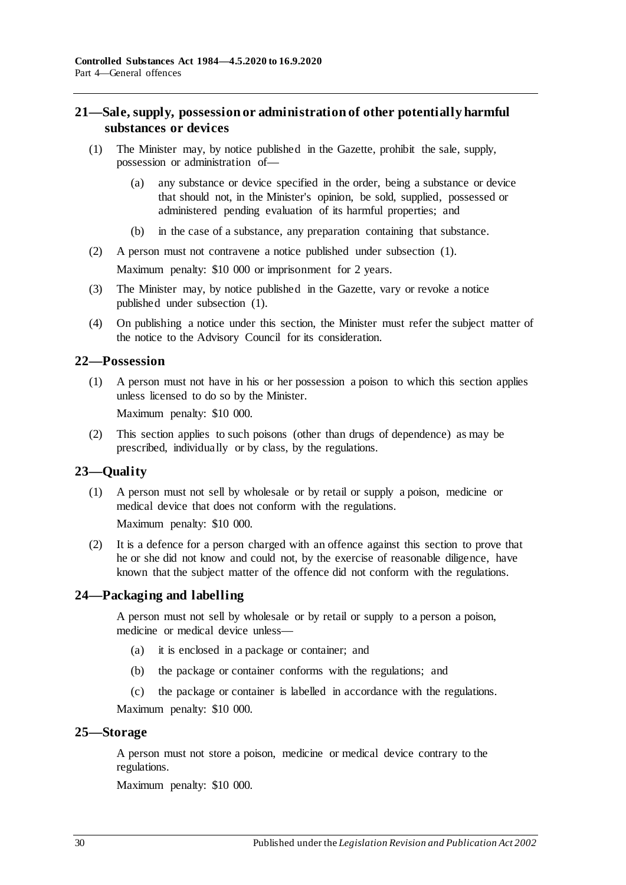## 21—Sale, supply, possession or administration of other potentially harmful substances or devices

(1) The Minister may, by notice published in the Gazette, prohibit the sale, supply, possession or administration of—

(a) any substance or device specified in the order, being a substance or device that should not, in the Minister's opinion, be sold, supplied, possessed or administered pending evaluation of its harmful properties; and

(b) in the case of a substance, any preparation containing that substance.

(2) A person must not contravene a notice published under subsection (1).

Maximum penalty: $10 000 or imprisonment for 2 years.

(3) The Minister may, by notice published in the Gazette, vary or revoke a notice published under subsection (1).

(4) On publishing a notice under this section, the Minister must refer the subject matter of the notice to the Advisory Council for its consideration.

## 22—Possession

(1) A person must not have in his or her possession a poison to which this section applies unless licensed to do so by the Minister.

Maximum penalty: $10 000.

(2) This section applies to such poisons (other than drugs of dependence) as may be prescribed, individually or by class, by the regulations.

## 23—Quality

(1) A person must not sell by wholesale or by retail or supply a poison, medicine or medical device that does not conform with the regulations.

Maximum penalty: $10 000.

(2) It is a defence for a person charged with an offence against this section to prove that he or she did not know and could not, by the exercise of reasonable diligence, have known that the subject matter of the offence did not conform with the regulations.

## 24—Packaging and labelling

A person must not sell by wholesale or by retail or supply to a person a poison, medicine or medical device unless—

(a) it is enclosed in a package or container; and

(b) the package or container conforms with the regulations; and

(c) the package or container is labelled in accordance with the regulations.

Maximum penalty: $10 000.

## 25—Storage

A person must not store a poison, medicine or medical device contrary to the regulations.

Maximum penalty: $10 000.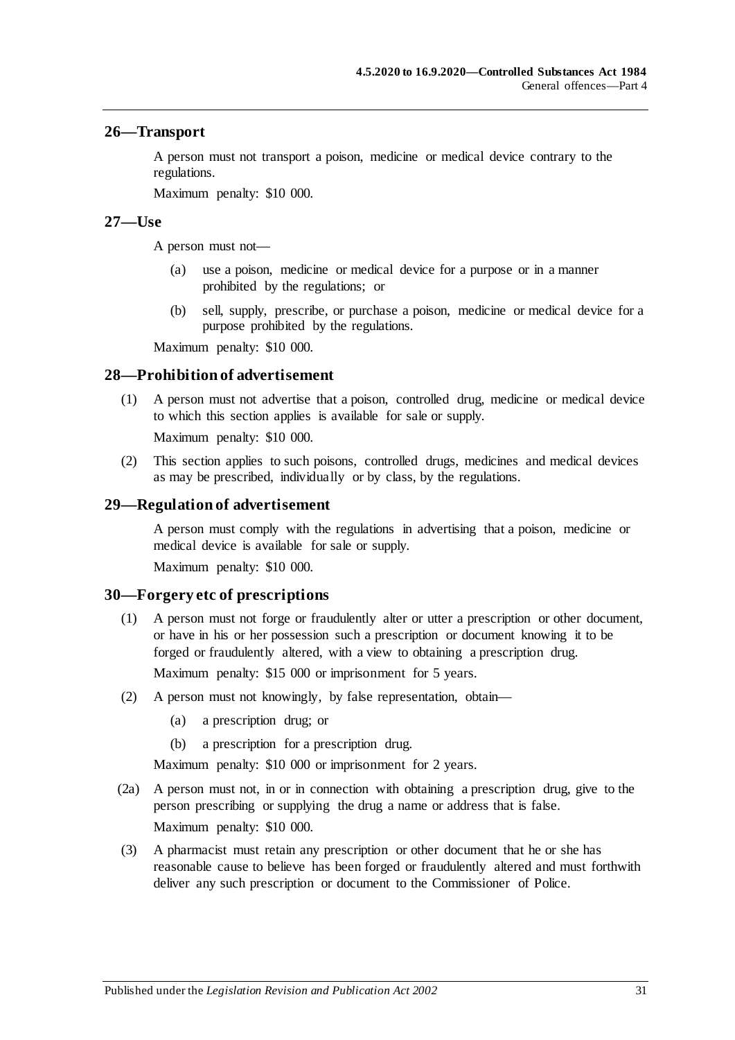## 26—Transport

A person must not transport a poison, medicine or medical device contrary to the regulations.

Maximum penalty: $10 000.

## 27—Use

A person must not—

- (a) use a poison, medicine or medical device for a purpose or in a manner prohibited by the regulations; or
- (b) sell, supply, prescribe, or purchase a poison, medicine or medical device for a purpose prohibited by the regulations.

Maximum penalty: $10 000.

## 28—Prohibition of advertisement

(1) A person must not advertise that a poison, controlled drug, medicine or medical device to which this section applies is available for sale or supply.

Maximum penalty: $10 000.

(2) This section applies to such poisons, controlled drugs, medicines and medical devices as may be prescribed, individually or by class, by the regulations.

## 29—Regulation of advertisement

A person must comply with the regulations in advertising that a poison, medicine or medical device is available for sale or supply.

Maximum penalty: $10 000.

## 30—Forgery etc of prescriptions

(1) A person must not forge or fraudulently alter or utter a prescription or other document, or have in his or her possession such a prescription or document knowing it to be forged or fraudulently altered, with a view to obtaining a prescription drug.

Maximum penalty: $15 000 or imprisonment for 5 years.

(2) A person must not knowingly, by false representation, obtain—

- (a) a prescription drug; or
- (b) a prescription for a prescription drug.

Maximum penalty: $10 000 or imprisonment for 2 years.

(2a) A person must not, in or in connection with obtaining a prescription drug, give to the person prescribing or supplying the drug a name or address that is false.

Maximum penalty: $10 000.

(3) A pharmacist must retain any prescription or other document that he or she has reasonable cause to believe has been forged or fraudulently altered and must forthwith deliver any such prescription or document to the Commissioner of Police.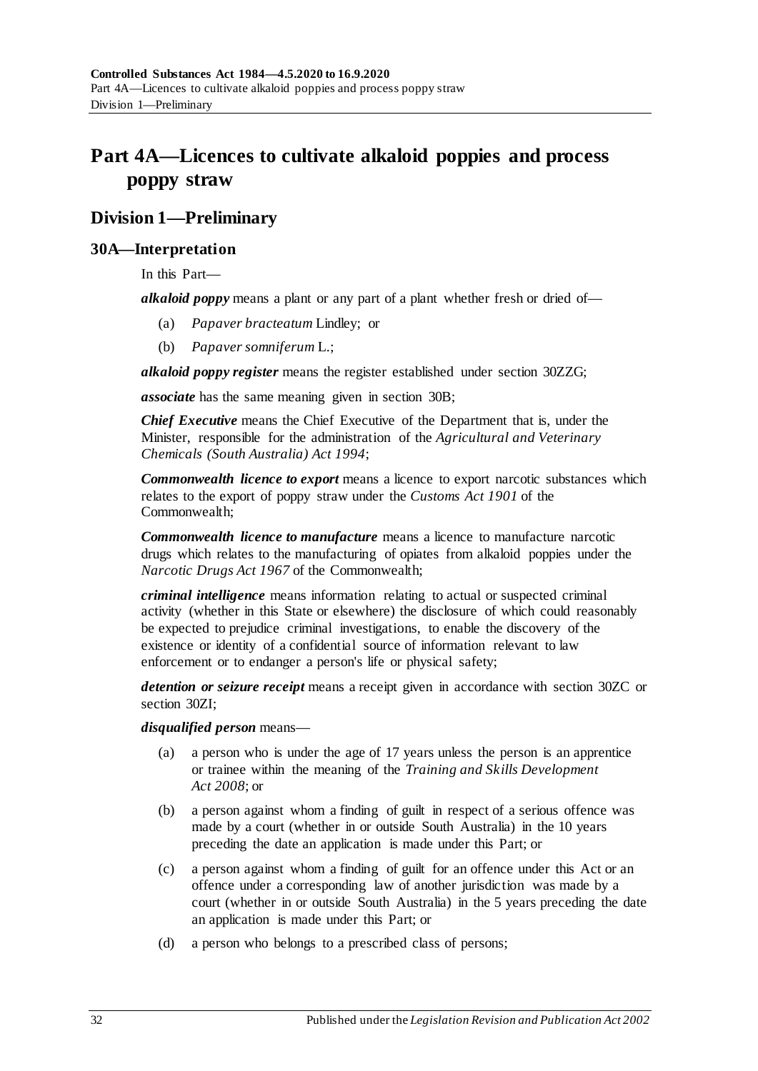# Part 4A—Licences to cultivate alkaloid poppies and process poppy straw

## Division 1—Preliminary

### 30A—Interpretation

In this Part—

***alkaloid poppy*** means a plant or any part of a plant whether fresh or dried of—

(a) *Papaver bracteatum* Lindley; or

(b) *Papaver somniferum* L.;

***alkaloid poppy register*** means the register established under section 30ZZG;

***associate*** has the same meaning given in section 30B;

***Chief Executive*** means the Chief Executive of the Department that is, under the Minister, responsible for the administration of the *Agricultural and Veterinary Chemicals (South Australia) Act 1994*;

***Commonwealth licence to export*** means a licence to export narcotic substances which relates to the export of poppy straw under the *Customs Act 1901* of the Commonwealth;

***Commonwealth licence to manufacture*** means a licence to manufacture narcotic drugs which relates to the manufacturing of opiates from alkaloid poppies under the *Narcotic Drugs Act 1967* of the Commonwealth;

***criminal intelligence*** means information relating to actual or suspected criminal activity (whether in this State or elsewhere) the disclosure of which could reasonably be expected to prejudice criminal investigations, to enable the discovery of the existence or identity of a confidential source of information relevant to law enforcement or to endanger a person's life or physical safety;

***detention or seizure receipt*** means a receipt given in accordance with section 30ZC or section 30ZI;

***disqualified person*** means—

(a) a person who is under the age of 17 years unless the person is an apprentice or trainee within the meaning of the *Training and Skills Development Act 2008*; or

(b) a person against whom a finding of guilt in respect of a serious offence was made by a court (whether in or outside South Australia) in the 10 years preceding the date an application is made under this Part; or

(c) a person against whom a finding of guilt for an offence under this Act or an offence under a corresponding law of another jurisdiction was made by a court (whether in or outside South Australia) in the 5 years preceding the date an application is made under this Part; or

(d) a person who belongs to a prescribed class of persons;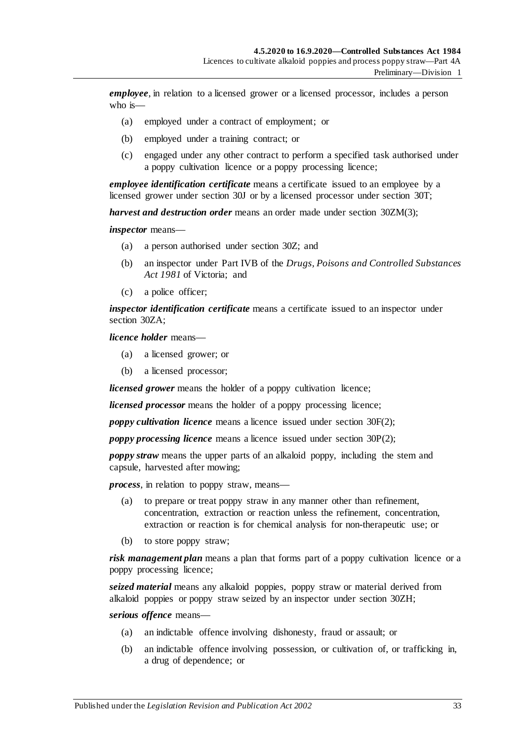***employee***, in relation to a licensed grower or a licensed processor, includes a person who is—

(a) employed under a contract of employment; or

(b) employed under a training contract; or

(c) engaged under any other contract to perform a specified task authorised under a poppy cultivation licence or a poppy processing licence;

***employee identification certificate*** means a certificate issued to an employee by a licensed grower under section 30J or by a licensed processor under section 30T;

***harvest and destruction order*** means an order made under section 30ZM(3);

***inspector*** means—

(a) a person authorised under section 30Z; and

(b) an inspector under Part IVB of the *Drugs, Poisons and Controlled Substances Act 1981* of Victoria; and

(c) a police officer;

***inspector identification certificate*** means a certificate issued to an inspector under section 30ZA;

***licence holder*** means—

(a) a licensed grower; or

(b) a licensed processor;

***licensed grower*** means the holder of a poppy cultivation licence;

***licensed processor*** means the holder of a poppy processing licence;

***poppy cultivation licence*** means a licence issued under section 30F(2);

***poppy processing licence*** means a licence issued under section 30P(2);

***poppy straw*** means the upper parts of an alkaloid poppy, including the stem and capsule, harvested after mowing;

***process***, in relation to poppy straw, means—

(a) to prepare or treat poppy straw in any manner other than refinement, concentration, extraction or reaction unless the refinement, concentration, extraction or reaction is for chemical analysis for non-therapeutic use; or

(b) to store poppy straw;

***risk management plan*** means a plan that forms part of a poppy cultivation licence or a poppy processing licence;

***seized material*** means any alkaloid poppies, poppy straw or material derived from alkaloid poppies or poppy straw seized by an inspector under section 30ZH;

***serious offence*** means—

(a) an indictable offence involving dishonesty, fraud or assault; or

(b) an indictable offence involving possession, or cultivation of, or trafficking in, a drug of dependence; or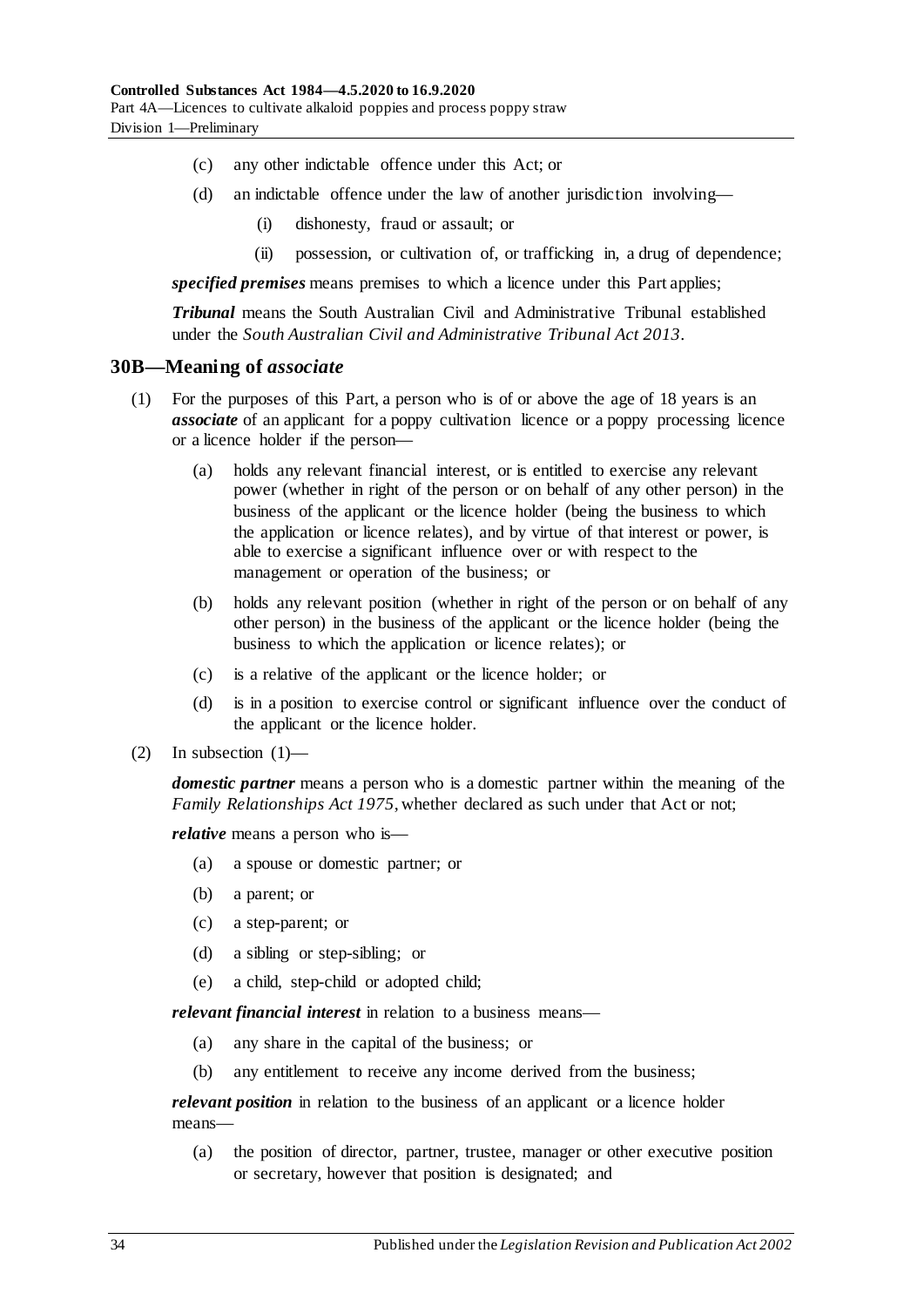- (c) any other indictable offence under this Act; or
- (d) an indictable offence under the law of another jurisdiction involving—
  - (i) dishonesty, fraud or assault; or
  - (ii) possession, or cultivation of, or trafficking in, a drug of dependence;

***specified premises*** means premises to which a licence under this Part applies;

***Tribunal*** means the South Australian Civil and Administrative Tribunal established under the *South Australian Civil and Administrative Tribunal Act 2013*.

## 30B—Meaning of *associate*

(1) For the purposes of this Part, a person who is of or above the age of 18 years is an ***associate*** of an applicant for a poppy cultivation licence or a poppy processing licence or a licence holder if the person—

- (a) holds any relevant financial interest, or is entitled to exercise any relevant power (whether in right of the person or on behalf of any other person) in the business of the applicant or the licence holder (being the business to which the application or licence relates), and by virtue of that interest or power, is able to exercise a significant influence over or with respect to the management or operation of the business; or
- (b) holds any relevant position (whether in right of the person or on behalf of any other person) in the business of the applicant or the licence holder (being the business to which the application or licence relates); or
- (c) is a relative of the applicant or the licence holder; or
- (d) is in a position to exercise control or significant influence over the conduct of the applicant or the licence holder.

(2) In subsection (1)—

***domestic partner*** means a person who is a domestic partner within the meaning of the *Family Relationships Act 1975*, whether declared as such under that Act or not;

***relative*** means a person who is—

- (a) a spouse or domestic partner; or
- (b) a parent; or
- (c) a step-parent; or
- (d) a sibling or step-sibling; or
- (e) a child, step-child or adopted child;

***relevant financial interest*** in relation to a business means—

- (a) any share in the capital of the business; or
- (b) any entitlement to receive any income derived from the business;

***relevant position*** in relation to the business of an applicant or a licence holder means—

- (a) the position of director, partner, trustee, manager or other executive position or secretary, however that position is designated; and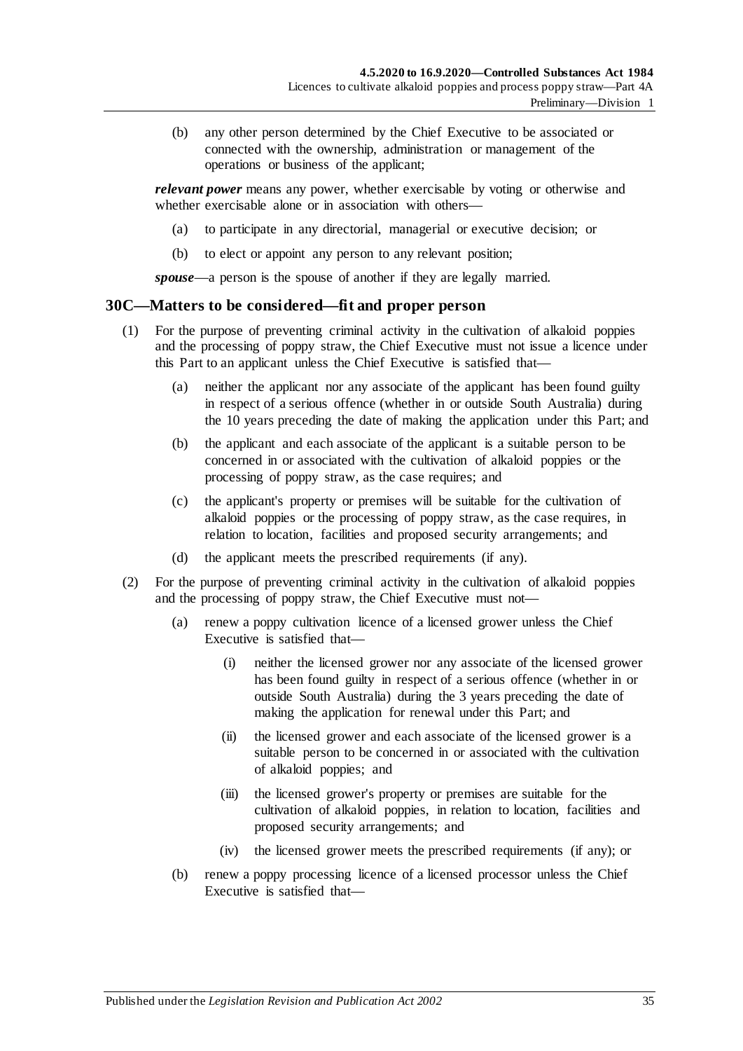(b) any other person determined by the Chief Executive to be associated or connected with the ownership, administration or management of the operations or business of the applicant;

***relevant power*** means any power, whether exercisable by voting or otherwise and whether exercisable alone or in association with others—

(a) to participate in any directorial, managerial or executive decision; or

(b) to elect or appoint any person to any relevant position;

***spouse***—a person is the spouse of another if they are legally married.

## 30C—Matters to be considered—fit and proper person

(1) For the purpose of preventing criminal activity in the cultivation of alkaloid poppies and the processing of poppy straw, the Chief Executive must not issue a licence under this Part to an applicant unless the Chief Executive is satisfied that—

(a) neither the applicant nor any associate of the applicant has been found guilty in respect of a serious offence (whether in or outside South Australia) during the 10 years preceding the date of making the application under this Part; and

(b) the applicant and each associate of the applicant is a suitable person to be concerned in or associated with the cultivation of alkaloid poppies or the processing of poppy straw, as the case requires; and

(c) the applicant's property or premises will be suitable for the cultivation of alkaloid poppies or the processing of poppy straw, as the case requires, in relation to location, facilities and proposed security arrangements; and

(d) the applicant meets the prescribed requirements (if any).

(2) For the purpose of preventing criminal activity in the cultivation of alkaloid poppies and the processing of poppy straw, the Chief Executive must not—

(a) renew a poppy cultivation licence of a licensed grower unless the Chief Executive is satisfied that—

(i) neither the licensed grower nor any associate of the licensed grower has been found guilty in respect of a serious offence (whether in or outside South Australia) during the 3 years preceding the date of making the application for renewal under this Part; and

(ii) the licensed grower and each associate of the licensed grower is a suitable person to be concerned in or associated with the cultivation of alkaloid poppies; and

(iii) the licensed grower's property or premises are suitable for the cultivation of alkaloid poppies, in relation to location, facilities and proposed security arrangements; and

(iv) the licensed grower meets the prescribed requirements (if any); or

(b) renew a poppy processing licence of a licensed processor unless the Chief Executive is satisfied that—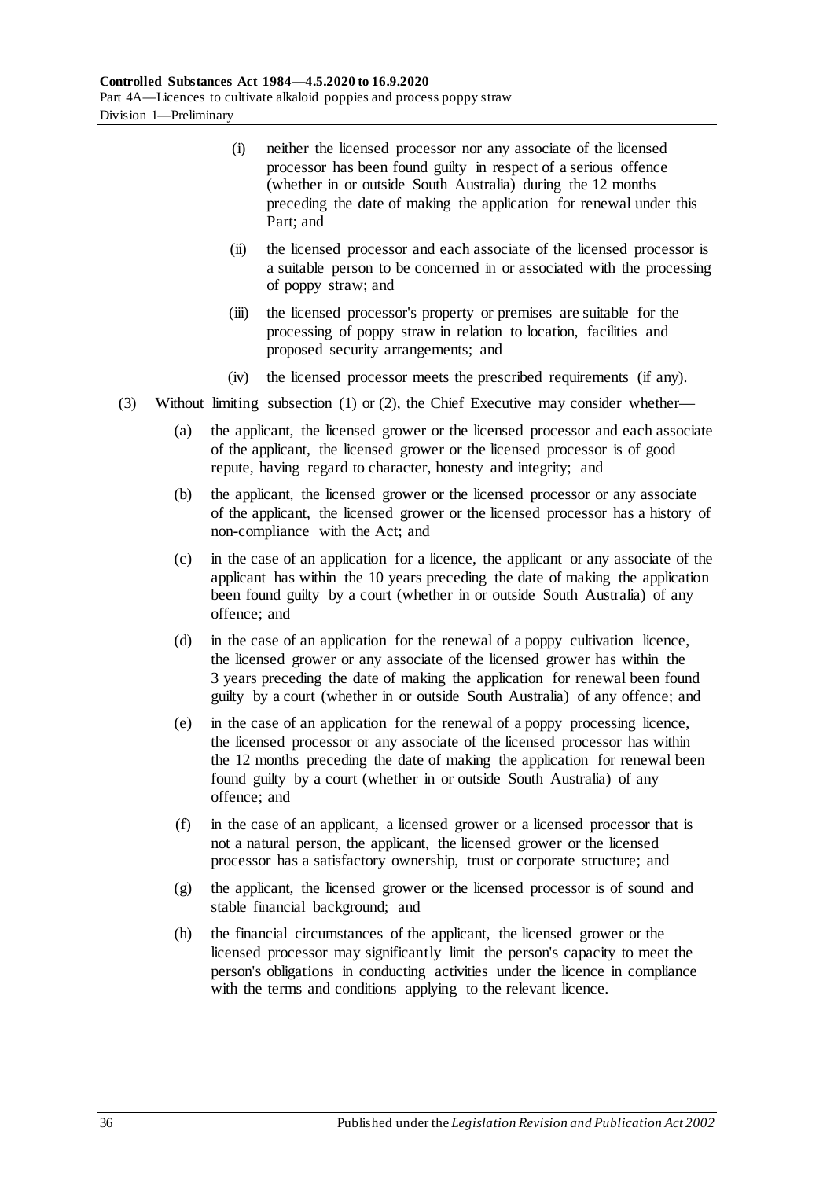(i) neither the licensed processor nor any associate of the licensed processor has been found guilty in respect of a serious offence (whether in or outside South Australia) during the 12 months preceding the date of making the application for renewal under this Part; and

(ii) the licensed processor and each associate of the licensed processor is a suitable person to be concerned in or associated with the processing of poppy straw; and

(iii) the licensed processor's property or premises are suitable for the processing of poppy straw in relation to location, facilities and proposed security arrangements; and

(iv) the licensed processor meets the prescribed requirements (if any).

(3) Without limiting subsection (1) or (2), the Chief Executive may consider whether—

(a) the applicant, the licensed grower or the licensed processor and each associate of the applicant, the licensed grower or the licensed processor is of good repute, having regard to character, honesty and integrity; and

(b) the applicant, the licensed grower or the licensed processor or any associate of the applicant, the licensed grower or the licensed processor has a history of non-compliance with the Act; and

(c) in the case of an application for a licence, the applicant or any associate of the applicant has within the 10 years preceding the date of making the application been found guilty by a court (whether in or outside South Australia) of any offence; and

(d) in the case of an application for the renewal of a poppy cultivation licence, the licensed grower or any associate of the licensed grower has within the 3 years preceding the date of making the application for renewal been found guilty by a court (whether in or outside South Australia) of any offence; and

(e) in the case of an application for the renewal of a poppy processing licence, the licensed processor or any associate of the licensed processor has within the 12 months preceding the date of making the application for renewal been found guilty by a court (whether in or outside South Australia) of any offence; and

(f) in the case of an applicant, a licensed grower or a licensed processor that is not a natural person, the applicant, the licensed grower or the licensed processor has a satisfactory ownership, trust or corporate structure; and

(g) the applicant, the licensed grower or the licensed processor is of sound and stable financial background; and

(h) the financial circumstances of the applicant, the licensed grower or the licensed processor may significantly limit the person's capacity to meet the person's obligations in conducting activities under the licence in compliance with the terms and conditions applying to the relevant licence.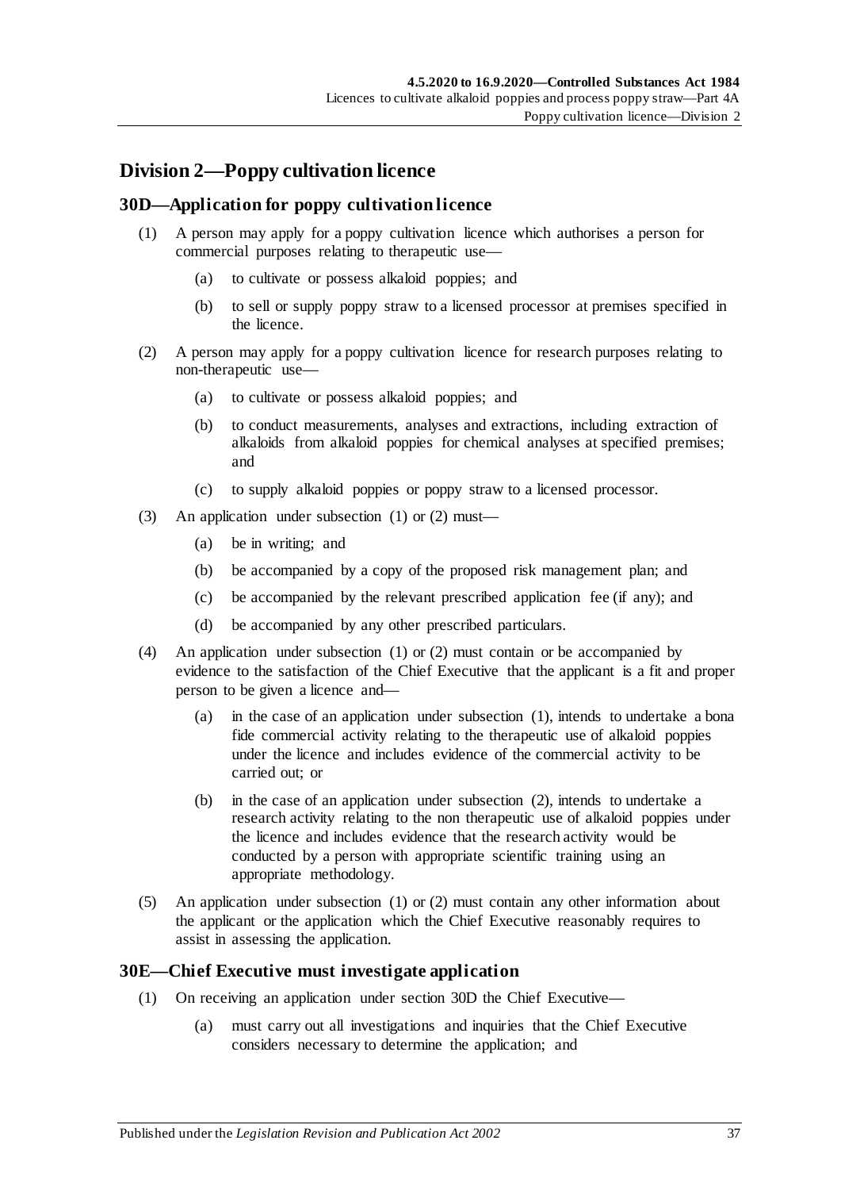## Division 2—Poppy cultivation licence

### 30D—Application for poppy cultivation licence

(1) A person may apply for a poppy cultivation licence which authorises a person for commercial purposes relating to therapeutic use—

(a) to cultivate or possess alkaloid poppies; and

(b) to sell or supply poppy straw to a licensed processor at premises specified in the licence.

(2) A person may apply for a poppy cultivation licence for research purposes relating to non-therapeutic use—

(a) to cultivate or possess alkaloid poppies; and

(b) to conduct measurements, analyses and extractions, including extraction of alkaloids from alkaloid poppies for chemical analyses at specified premises; and

(c) to supply alkaloid poppies or poppy straw to a licensed processor.

(3) An application under subsection (1) or (2) must—

(a) be in writing; and

(b) be accompanied by a copy of the proposed risk management plan; and

(c) be accompanied by the relevant prescribed application fee (if any); and

(d) be accompanied by any other prescribed particulars.

(4) An application under subsection (1) or (2) must contain or be accompanied by evidence to the satisfaction of the Chief Executive that the applicant is a fit and proper person to be given a licence and—

(a) in the case of an application under subsection (1), intends to undertake a bona fide commercial activity relating to the therapeutic use of alkaloid poppies under the licence and includes evidence of the commercial activity to be carried out; or

(b) in the case of an application under subsection (2), intends to undertake a research activity relating to the non therapeutic use of alkaloid poppies under the licence and includes evidence that the research activity would be conducted by a person with appropriate scientific training using an appropriate methodology.

(5) An application under subsection (1) or (2) must contain any other information about the applicant or the application which the Chief Executive reasonably requires to assist in assessing the application.

### 30E—Chief Executive must investigate application

(1) On receiving an application under section 30D the Chief Executive—

(a) must carry out all investigations and inquiries that the Chief Executive considers necessary to determine the application; and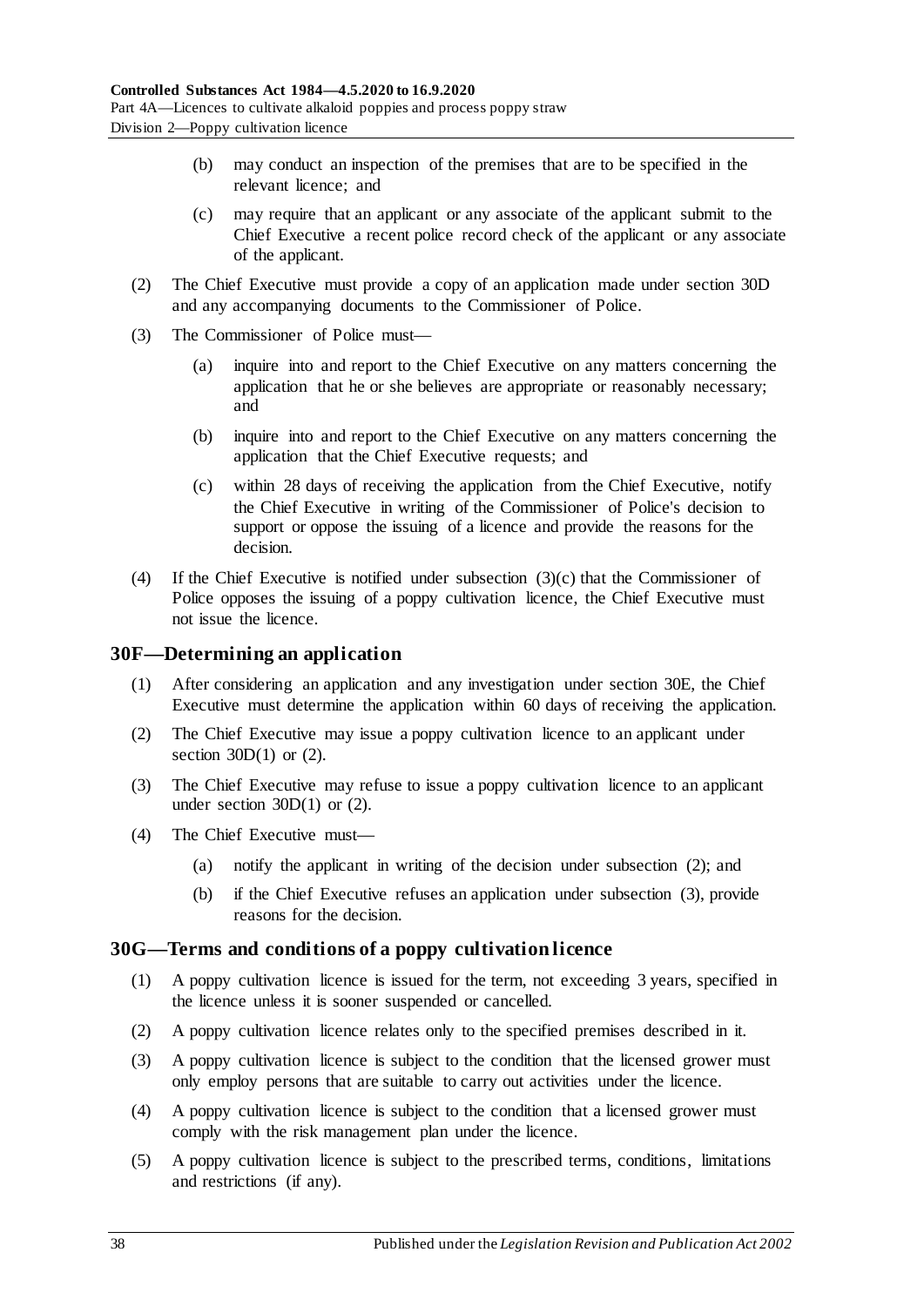(b) may conduct an inspection of the premises that are to be specified in the relevant licence; and

(c) may require that an applicant or any associate of the applicant submit to the Chief Executive a recent police record check of the applicant or any associate of the applicant.

(2) The Chief Executive must provide a copy of an application made under section 30D and any accompanying documents to the Commissioner of Police.

(3) The Commissioner of Police must—

(a) inquire into and report to the Chief Executive on any matters concerning the application that he or she believes are appropriate or reasonably necessary; and

(b) inquire into and report to the Chief Executive on any matters concerning the application that the Chief Executive requests; and

(c) within 28 days of receiving the application from the Chief Executive, notify the Chief Executive in writing of the Commissioner of Police's decision to support or oppose the issuing of a licence and provide the reasons for the decision.

(4) If the Chief Executive is notified under subsection (3)(c) that the Commissioner of Police opposes the issuing of a poppy cultivation licence, the Chief Executive must not issue the licence.

## 30F—Determining an application

(1) After considering an application and any investigation under section 30E, the Chief Executive must determine the application within 60 days of receiving the application.

(2) The Chief Executive may issue a poppy cultivation licence to an applicant under section 30D(1) or (2).

(3) The Chief Executive may refuse to issue a poppy cultivation licence to an applicant under section 30D(1) or (2).

(4) The Chief Executive must—

(a) notify the applicant in writing of the decision under subsection (2); and

(b) if the Chief Executive refuses an application under subsection (3), provide reasons for the decision.

## 30G—Terms and conditions of a poppy cultivation licence

(1) A poppy cultivation licence is issued for the term, not exceeding 3 years, specified in the licence unless it is sooner suspended or cancelled.

(2) A poppy cultivation licence relates only to the specified premises described in it.

(3) A poppy cultivation licence is subject to the condition that the licensed grower must only employ persons that are suitable to carry out activities under the licence.

(4) A poppy cultivation licence is subject to the condition that a licensed grower must comply with the risk management plan under the licence.

(5) A poppy cultivation licence is subject to the prescribed terms, conditions, limitations and restrictions (if any).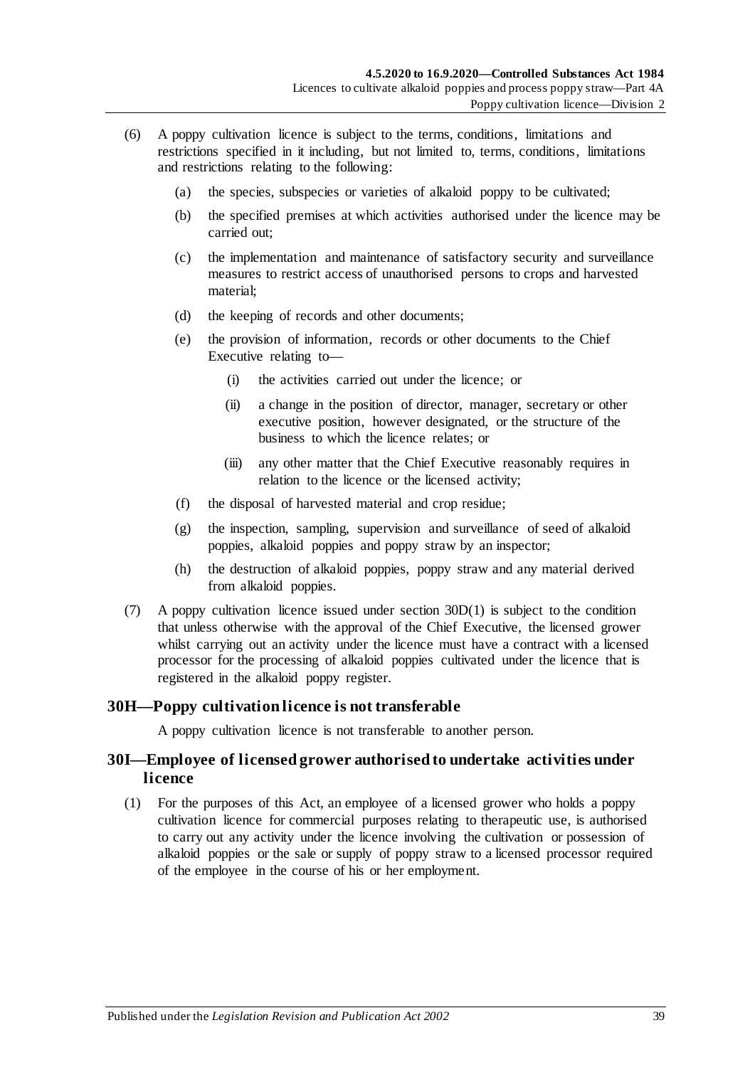(6) A poppy cultivation licence is subject to the terms, conditions, limitations and restrictions specified in it including, but not limited to, terms, conditions, limitations and restrictions relating to the following:

(a) the species, subspecies or varieties of alkaloid poppy to be cultivated;

(b) the specified premises at which activities authorised under the licence may be carried out;

(c) the implementation and maintenance of satisfactory security and surveillance measures to restrict access of unauthorised persons to crops and harvested material;

(d) the keeping of records and other documents;

(e) the provision of information, records or other documents to the Chief Executive relating to—

(i) the activities carried out under the licence; or

(ii) a change in the position of director, manager, secretary or other executive position, however designated, or the structure of the business to which the licence relates; or

(iii) any other matter that the Chief Executive reasonably requires in relation to the licence or the licensed activity;

(f) the disposal of harvested material and crop residue;

(g) the inspection, sampling, supervision and surveillance of seed of alkaloid poppies, alkaloid poppies and poppy straw by an inspector;

(h) the destruction of alkaloid poppies, poppy straw and any material derived from alkaloid poppies.

(7) A poppy cultivation licence issued under section 30D(1) is subject to the condition that unless otherwise with the approval of the Chief Executive, the licensed grower whilst carrying out an activity under the licence must have a contract with a licensed processor for the processing of alkaloid poppies cultivated under the licence that is registered in the alkaloid poppy register.

## 30H—Poppy cultivation licence is not transferable

A poppy cultivation licence is not transferable to another person.

## 30I—Employee of licensed grower authorised to undertake activities under licence

(1) For the purposes of this Act, an employee of a licensed grower who holds a poppy cultivation licence for commercial purposes relating to therapeutic use, is authorised to carry out any activity under the licence involving the cultivation or possession of alkaloid poppies or the sale or supply of poppy straw to a licensed processor required of the employee in the course of his or her employment.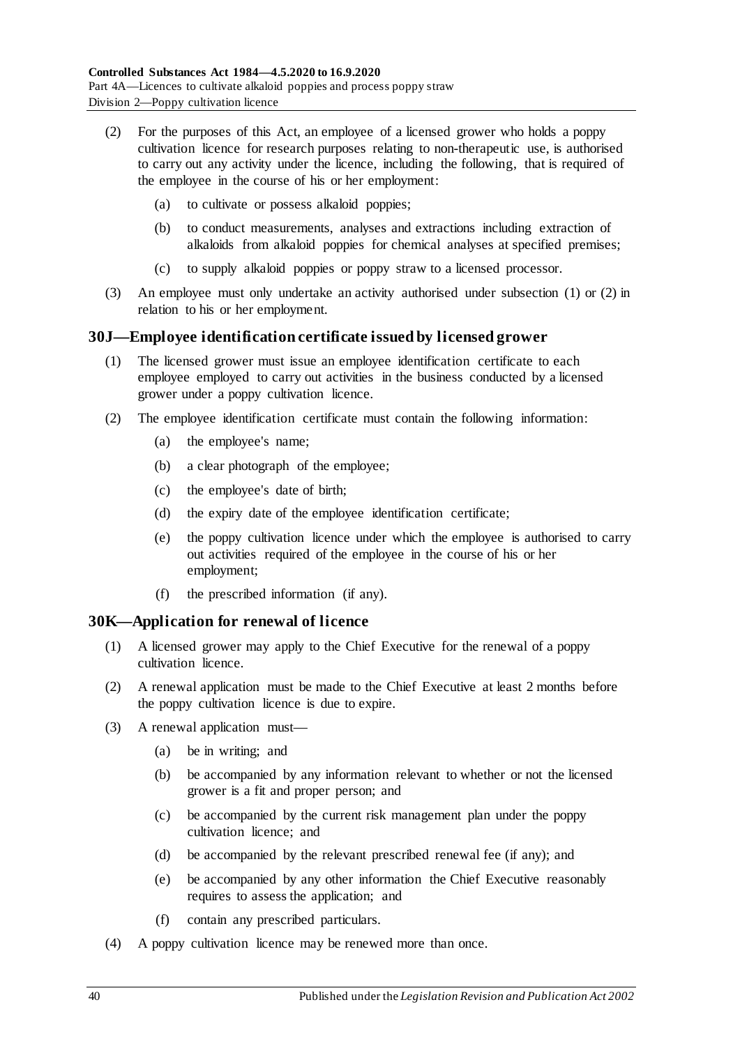(2) For the purposes of this Act, an employee of a licensed grower who holds a poppy cultivation licence for research purposes relating to non-therapeutic use, is authorised to carry out any activity under the licence, including the following, that is required of the employee in the course of his or her employment:

    (a) to cultivate or possess alkaloid poppies;

    (b) to conduct measurements, analyses and extractions including extraction of alkaloids from alkaloid poppies for chemical analyses at specified premises;

    (c) to supply alkaloid poppies or poppy straw to a licensed processor.

(3) An employee must only undertake an activity authorised under subsection (1) or (2) in relation to his or her employment.

## 30J—Employee identification certificate issued by licensed grower

(1) The licensed grower must issue an employee identification certificate to each employee employed to carry out activities in the business conducted by a licensed grower under a poppy cultivation licence.

(2) The employee identification certificate must contain the following information:

    (a) the employee's name;

    (b) a clear photograph of the employee;

    (c) the employee's date of birth;

    (d) the expiry date of the employee identification certificate;

    (e) the poppy cultivation licence under which the employee is authorised to carry out activities required of the employee in the course of his or her employment;

    (f) the prescribed information (if any).

## 30K—Application for renewal of licence

(1) A licensed grower may apply to the Chief Executive for the renewal of a poppy cultivation licence.

(2) A renewal application must be made to the Chief Executive at least 2 months before the poppy cultivation licence is due to expire.

(3) A renewal application must—

    (a) be in writing; and

    (b) be accompanied by any information relevant to whether or not the licensed grower is a fit and proper person; and

    (c) be accompanied by the current risk management plan under the poppy cultivation licence; and

    (d) be accompanied by the relevant prescribed renewal fee (if any); and

    (e) be accompanied by any other information the Chief Executive reasonably requires to assess the application; and

    (f) contain any prescribed particulars.

(4) A poppy cultivation licence may be renewed more than once.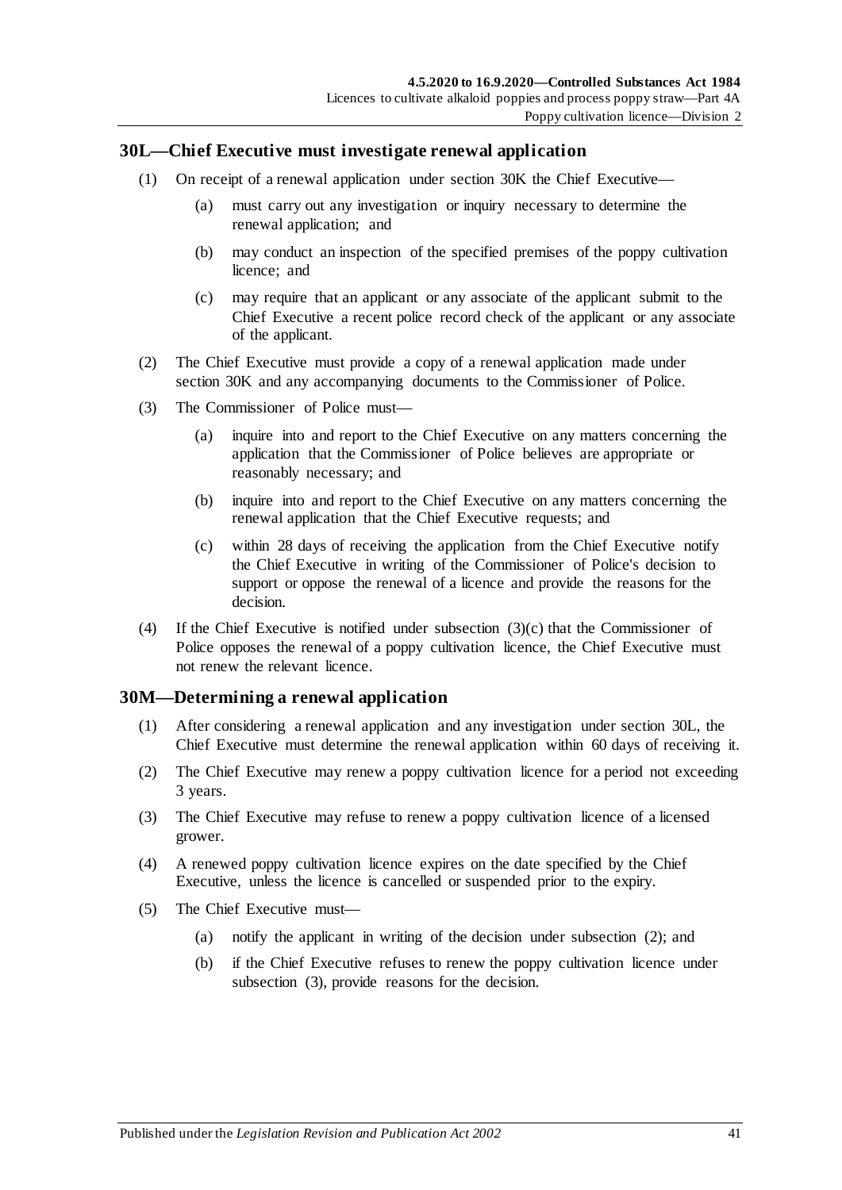## 30L—Chief Executive must investigate renewal application

(1) On receipt of a renewal application under section 30K the Chief Executive—

(a) must carry out any investigation or inquiry necessary to determine the renewal application; and

(b) may conduct an inspection of the specified premises of the poppy cultivation licence; and

(c) may require that an applicant or any associate of the applicant submit to the Chief Executive a recent police record check of the applicant or any associate of the applicant.

(2) The Chief Executive must provide a copy of a renewal application made under section 30K and any accompanying documents to the Commissioner of Police.

(3) The Commissioner of Police must—

(a) inquire into and report to the Chief Executive on any matters concerning the application that the Commissioner of Police believes are appropriate or reasonably necessary; and

(b) inquire into and report to the Chief Executive on any matters concerning the renewal application that the Chief Executive requests; and

(c) within 28 days of receiving the application from the Chief Executive notify the Chief Executive in writing of the Commissioner of Police's decision to support or oppose the renewal of a licence and provide the reasons for the decision.

(4) If the Chief Executive is notified under subsection (3)(c) that the Commissioner of Police opposes the renewal of a poppy cultivation licence, the Chief Executive must not renew the relevant licence.

## 30M—Determining a renewal application

(1) After considering a renewal application and any investigation under section 30L, the Chief Executive must determine the renewal application within 60 days of receiving it.

(2) The Chief Executive may renew a poppy cultivation licence for a period not exceeding 3 years.

(3) The Chief Executive may refuse to renew a poppy cultivation licence of a licensed grower.

(4) A renewed poppy cultivation licence expires on the date specified by the Chief Executive, unless the licence is cancelled or suspended prior to the expiry.

(5) The Chief Executive must—

(a) notify the applicant in writing of the decision under subsection (2); and

(b) if the Chief Executive refuses to renew the poppy cultivation licence under subsection (3), provide reasons for the decision.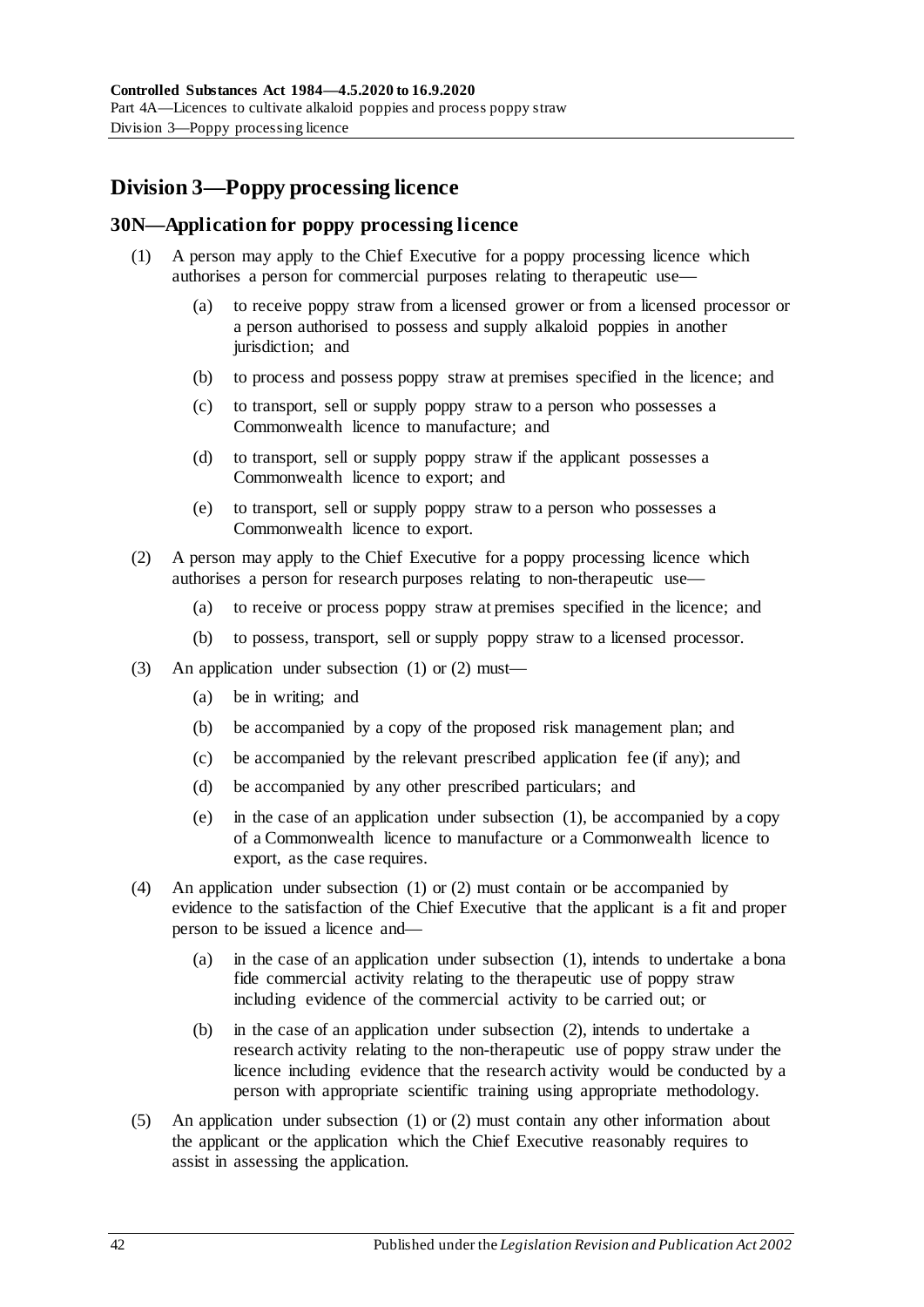## Division 3—Poppy processing licence

### 30N—Application for poppy processing licence

(1) A person may apply to the Chief Executive for a poppy processing licence which authorises a person for commercial purposes relating to therapeutic use—

(a) to receive poppy straw from a licensed grower or from a licensed processor or a person authorised to possess and supply alkaloid poppies in another jurisdiction; and

(b) to process and possess poppy straw at premises specified in the licence; and

(c) to transport, sell or supply poppy straw to a person who possesses a Commonwealth licence to manufacture; and

(d) to transport, sell or supply poppy straw if the applicant possesses a Commonwealth licence to export; and

(e) to transport, sell or supply poppy straw to a person who possesses a Commonwealth licence to export.

(2) A person may apply to the Chief Executive for a poppy processing licence which authorises a person for research purposes relating to non-therapeutic use—

(a) to receive or process poppy straw at premises specified in the licence; and

(b) to possess, transport, sell or supply poppy straw to a licensed processor.

(3) An application under subsection (1) or (2) must—

(a) be in writing; and

(b) be accompanied by a copy of the proposed risk management plan; and

(c) be accompanied by the relevant prescribed application fee (if any); and

(d) be accompanied by any other prescribed particulars; and

(e) in the case of an application under subsection (1), be accompanied by a copy of a Commonwealth licence to manufacture or a Commonwealth licence to export, as the case requires.

(4) An application under subsection (1) or (2) must contain or be accompanied by evidence to the satisfaction of the Chief Executive that the applicant is a fit and proper person to be issued a licence and—

(a) in the case of an application under subsection (1), intends to undertake a bona fide commercial activity relating to the therapeutic use of poppy straw including evidence of the commercial activity to be carried out; or

(b) in the case of an application under subsection (2), intends to undertake a research activity relating to the non-therapeutic use of poppy straw under the licence including evidence that the research activity would be conducted by a person with appropriate scientific training using appropriate methodology.

(5) An application under subsection (1) or (2) must contain any other information about the applicant or the application which the Chief Executive reasonably requires to assist in assessing the application.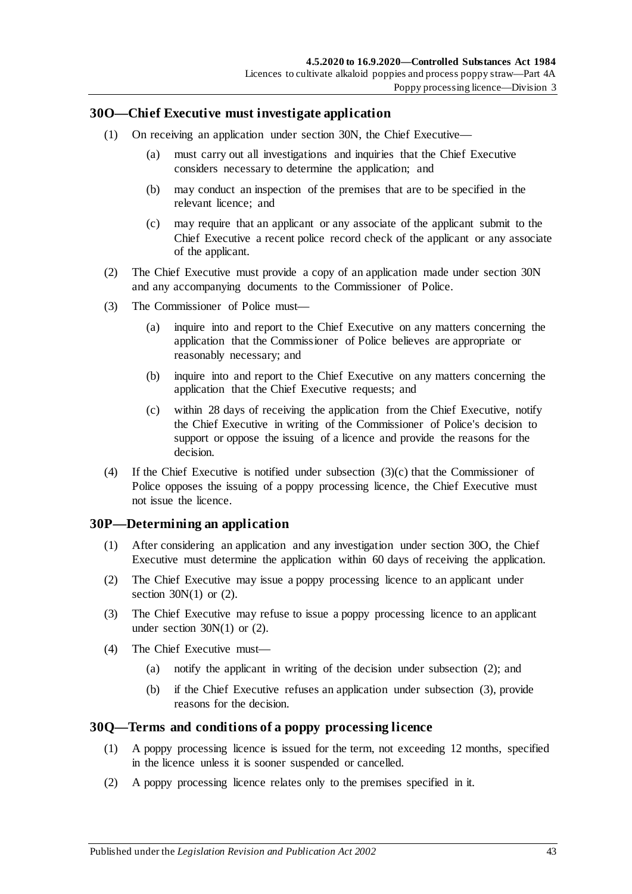## 30O—Chief Executive must investigate application

(1) On receiving an application under section 30N, the Chief Executive—

(a) must carry out all investigations and inquiries that the Chief Executive considers necessary to determine the application; and

(b) may conduct an inspection of the premises that are to be specified in the relevant licence; and

(c) may require that an applicant or any associate of the applicant submit to the Chief Executive a recent police record check of the applicant or any associate of the applicant.

(2) The Chief Executive must provide a copy of an application made under section 30N and any accompanying documents to the Commissioner of Police.

(3) The Commissioner of Police must—

(a) inquire into and report to the Chief Executive on any matters concerning the application that the Commissioner of Police believes are appropriate or reasonably necessary; and

(b) inquire into and report to the Chief Executive on any matters concerning the application that the Chief Executive requests; and

(c) within 28 days of receiving the application from the Chief Executive, notify the Chief Executive in writing of the Commissioner of Police's decision to support or oppose the issuing of a licence and provide the reasons for the decision.

(4) If the Chief Executive is notified under subsection (3)(c) that the Commissioner of Police opposes the issuing of a poppy processing licence, the Chief Executive must not issue the licence.

## 30P—Determining an application

(1) After considering an application and any investigation under section 30O, the Chief Executive must determine the application within 60 days of receiving the application.

(2) The Chief Executive may issue a poppy processing licence to an applicant under section 30N(1) or (2).

(3) The Chief Executive may refuse to issue a poppy processing licence to an applicant under section 30N(1) or (2).

(4) The Chief Executive must—

(a) notify the applicant in writing of the decision under subsection (2); and

(b) if the Chief Executive refuses an application under subsection (3), provide reasons for the decision.

## 30Q—Terms and conditions of a poppy processing licence

(1) A poppy processing licence is issued for the term, not exceeding 12 months, specified in the licence unless it is sooner suspended or cancelled.

(2) A poppy processing licence relates only to the premises specified in it.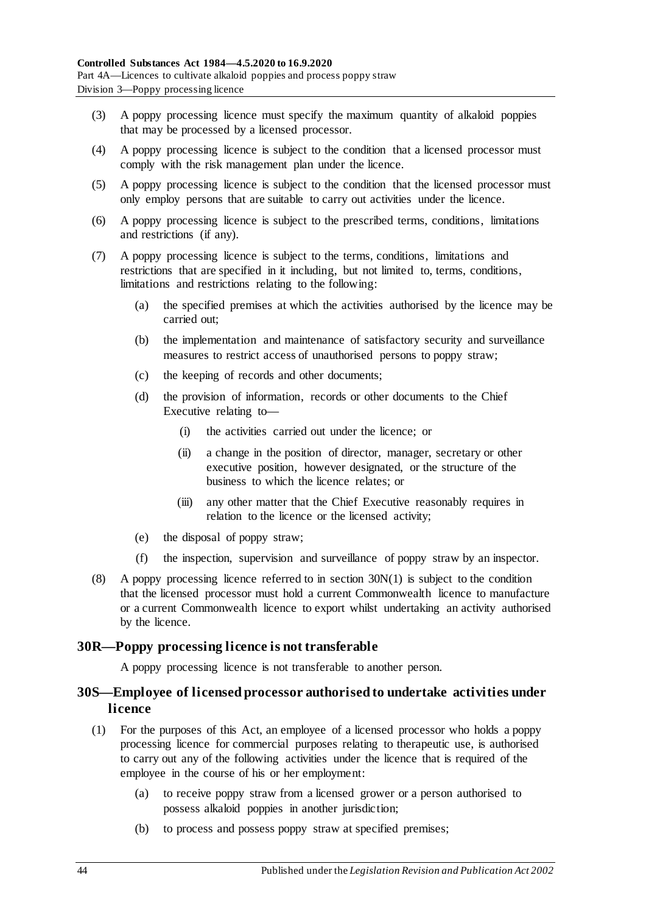(3) A poppy processing licence must specify the maximum quantity of alkaloid poppies that may be processed by a licensed processor.

(4) A poppy processing licence is subject to the condition that a licensed processor must comply with the risk management plan under the licence.

(5) A poppy processing licence is subject to the condition that the licensed processor must only employ persons that are suitable to carry out activities under the licence.

(6) A poppy processing licence is subject to the prescribed terms, conditions, limitations and restrictions (if any).

(7) A poppy processing licence is subject to the terms, conditions, limitations and restrictions that are specified in it including, but not limited to, terms, conditions, limitations and restrictions relating to the following:

- (a) the specified premises at which the activities authorised by the licence may be carried out;
- (b) the implementation and maintenance of satisfactory security and surveillance measures to restrict access of unauthorised persons to poppy straw;
- (c) the keeping of records and other documents;
- (d) the provision of information, records or other documents to the Chief Executive relating to—
  - (i) the activities carried out under the licence; or
  - (ii) a change in the position of director, manager, secretary or other executive position, however designated, or the structure of the business to which the licence relates; or
  - (iii) any other matter that the Chief Executive reasonably requires in relation to the licence or the licensed activity;
- (e) the disposal of poppy straw;
- (f) the inspection, supervision and surveillance of poppy straw by an inspector.

(8) A poppy processing licence referred to in section 30N(1) is subject to the condition that the licensed processor must hold a current Commonwealth licence to manufacture or a current Commonwealth licence to export whilst undertaking an activity authorised by the licence.

## 30R—Poppy processing licence is not transferable

A poppy processing licence is not transferable to another person.

## 30S—Employee of licensed processor authorised to undertake activities under licence

(1) For the purposes of this Act, an employee of a licensed processor who holds a poppy processing licence for commercial purposes relating to therapeutic use, is authorised to carry out any of the following activities under the licence that is required of the employee in the course of his or her employment:

- (a) to receive poppy straw from a licensed grower or a person authorised to possess alkaloid poppies in another jurisdiction;
- (b) to process and possess poppy straw at specified premises;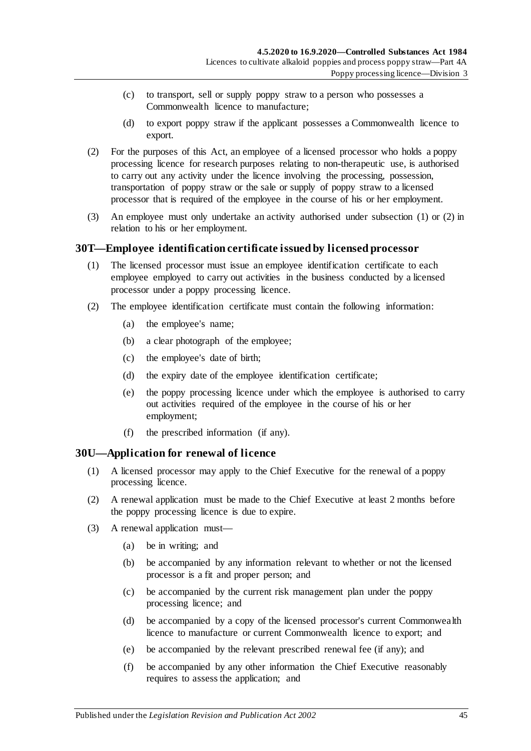(c) to transport, sell or supply poppy straw to a person who possesses a Commonwealth licence to manufacture;

(d) to export poppy straw if the applicant possesses a Commonwealth licence to export.

(2) For the purposes of this Act, an employee of a licensed processor who holds a poppy processing licence for research purposes relating to non-therapeutic use, is authorised to carry out any activity under the licence involving the processing, possession, transportation of poppy straw or the sale or supply of poppy straw to a licensed processor that is required of the employee in the course of his or her employment.

(3) An employee must only undertake an activity authorised under subsection (1) or (2) in relation to his or her employment.

### 30T—Employee identification certificate issued by licensed processor

(1) The licensed processor must issue an employee identification certificate to each employee employed to carry out activities in the business conducted by a licensed processor under a poppy processing licence.

(2) The employee identification certificate must contain the following information:

(a) the employee's name;

(b) a clear photograph of the employee;

(c) the employee's date of birth;

(d) the expiry date of the employee identification certificate;

(e) the poppy processing licence under which the employee is authorised to carry out activities required of the employee in the course of his or her employment;

(f) the prescribed information (if any).

### 30U—Application for renewal of licence

(1) A licensed processor may apply to the Chief Executive for the renewal of a poppy processing licence.

(2) A renewal application must be made to the Chief Executive at least 2 months before the poppy processing licence is due to expire.

(3) A renewal application must—

(a) be in writing; and

(b) be accompanied by any information relevant to whether or not the licensed processor is a fit and proper person; and

(c) be accompanied by the current risk management plan under the poppy processing licence; and

(d) be accompanied by a copy of the licensed processor's current Commonwealth licence to manufacture or current Commonwealth licence to export; and

(e) be accompanied by the relevant prescribed renewal fee (if any); and

(f) be accompanied by any other information the Chief Executive reasonably requires to assess the application; and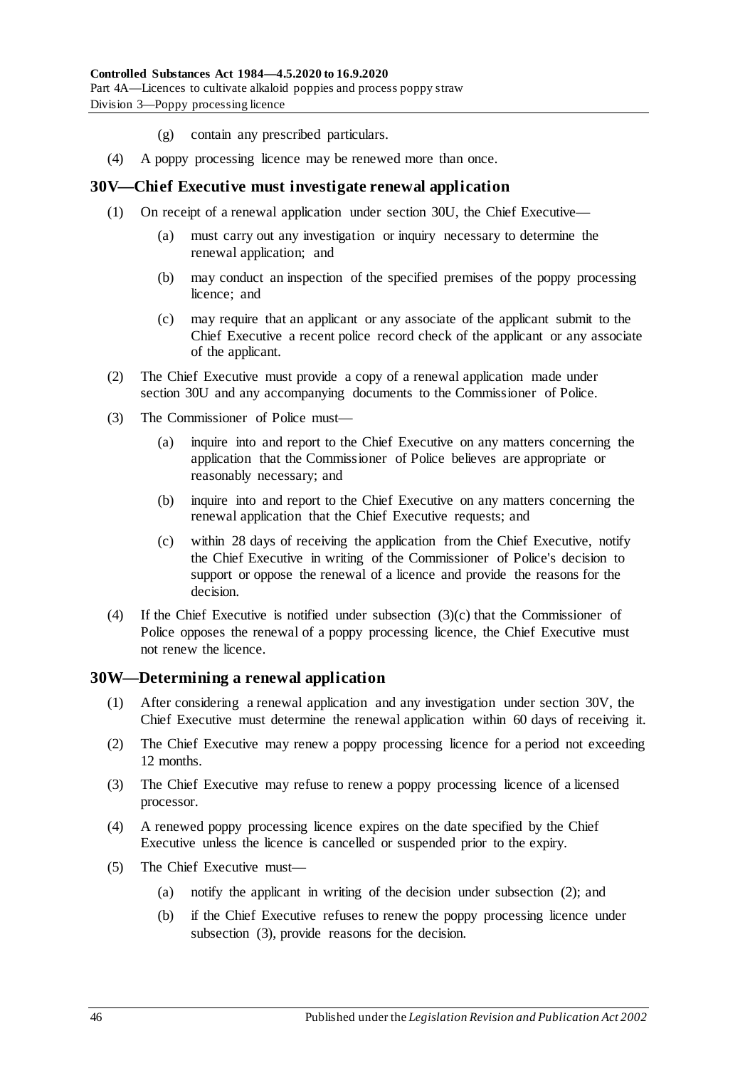(g) contain any prescribed particulars.

(4) A poppy processing licence may be renewed more than once.

## 30V—Chief Executive must investigate renewal application

(1) On receipt of a renewal application under section 30U, the Chief Executive—

(a) must carry out any investigation or inquiry necessary to determine the renewal application; and

(b) may conduct an inspection of the specified premises of the poppy processing licence; and

(c) may require that an applicant or any associate of the applicant submit to the Chief Executive a recent police record check of the applicant or any associate of the applicant.

(2) The Chief Executive must provide a copy of a renewal application made under section 30U and any accompanying documents to the Commissioner of Police.

(3) The Commissioner of Police must—

(a) inquire into and report to the Chief Executive on any matters concerning the application that the Commissioner of Police believes are appropriate or reasonably necessary; and

(b) inquire into and report to the Chief Executive on any matters concerning the renewal application that the Chief Executive requests; and

(c) within 28 days of receiving the application from the Chief Executive, notify the Chief Executive in writing of the Commissioner of Police's decision to support or oppose the renewal of a licence and provide the reasons for the decision.

(4) If the Chief Executive is notified under subsection (3)(c) that the Commissioner of Police opposes the renewal of a poppy processing licence, the Chief Executive must not renew the licence.

## 30W—Determining a renewal application

(1) After considering a renewal application and any investigation under section 30V, the Chief Executive must determine the renewal application within 60 days of receiving it.

(2) The Chief Executive may renew a poppy processing licence for a period not exceeding 12 months.

(3) The Chief Executive may refuse to renew a poppy processing licence of a licensed processor.

(4) A renewed poppy processing licence expires on the date specified by the Chief Executive unless the licence is cancelled or suspended prior to the expiry.

(5) The Chief Executive must—

(a) notify the applicant in writing of the decision under subsection (2); and

(b) if the Chief Executive refuses to renew the poppy processing licence under subsection (3), provide reasons for the decision.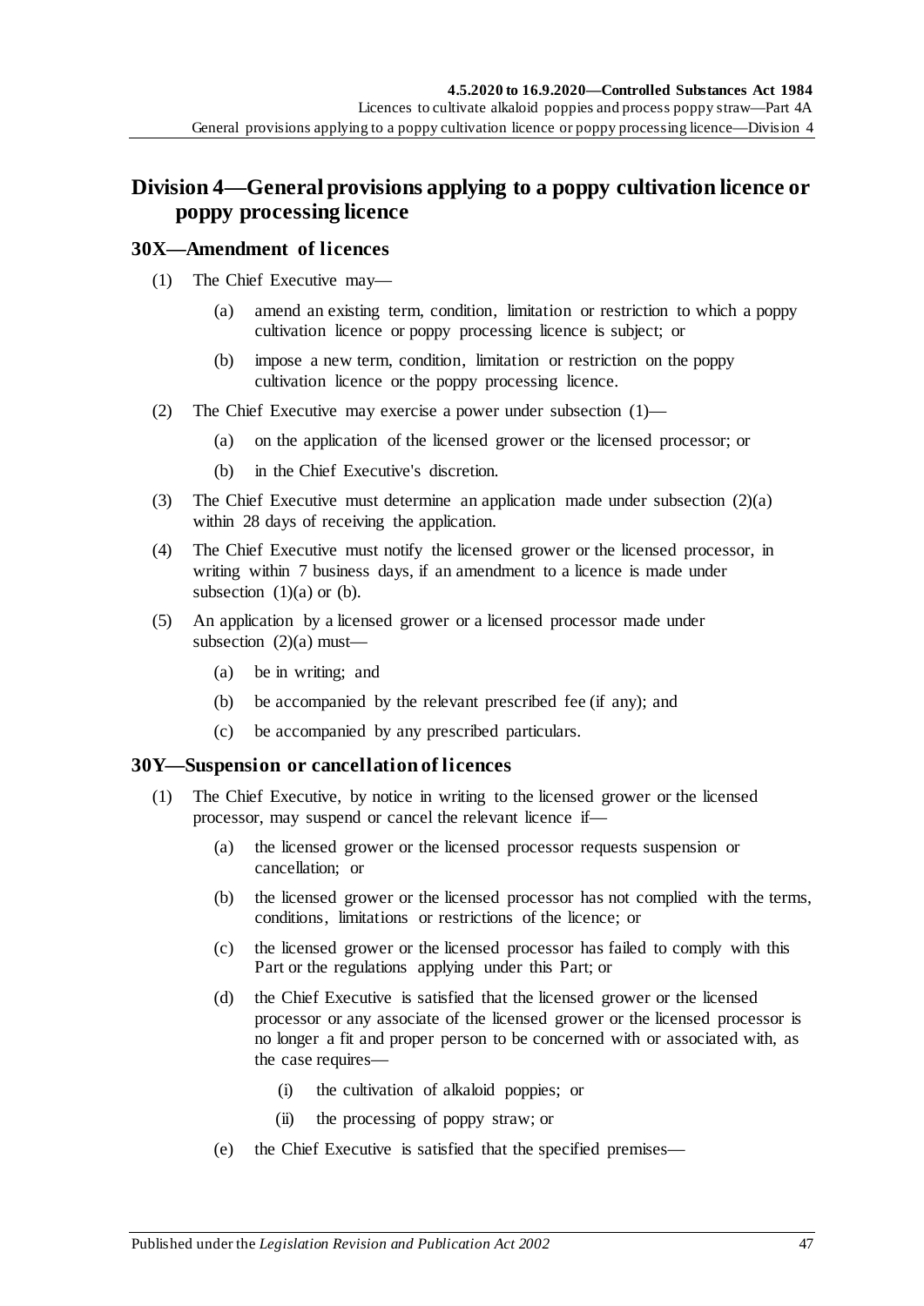## Division 4—General provisions applying to a poppy cultivation licence or poppy processing licence

### 30X—Amendment of licences

(1) The Chief Executive may—

  (a) amend an existing term, condition, limitation or restriction to which a poppy cultivation licence or poppy processing licence is subject; or

  (b) impose a new term, condition, limitation or restriction on the poppy cultivation licence or the poppy processing licence.

(2) The Chief Executive may exercise a power under subsection (1)—

  (a) on the application of the licensed grower or the licensed processor; or

  (b) in the Chief Executive's discretion.

(3) The Chief Executive must determine an application made under subsection (2)(a) within 28 days of receiving the application.

(4) The Chief Executive must notify the licensed grower or the licensed processor, in writing within 7 business days, if an amendment to a licence is made under subsection (1)(a) or (b).

(5) An application by a licensed grower or a licensed processor made under subsection (2)(a) must—

  (a) be in writing; and

  (b) be accompanied by the relevant prescribed fee (if any); and

  (c) be accompanied by any prescribed particulars.

### 30Y—Suspension or cancellation of licences

(1) The Chief Executive, by notice in writing to the licensed grower or the licensed processor, may suspend or cancel the relevant licence if—

  (a) the licensed grower or the licensed processor requests suspension or cancellation; or

  (b) the licensed grower or the licensed processor has not complied with the terms, conditions, limitations or restrictions of the licence; or

  (c) the licensed grower or the licensed processor has failed to comply with this Part or the regulations applying under this Part; or

  (d) the Chief Executive is satisfied that the licensed grower or the licensed processor or any associate of the licensed grower or the licensed processor is no longer a fit and proper person to be concerned with or associated with, as the case requires—

    (i) the cultivation of alkaloid poppies; or

    (ii) the processing of poppy straw; or

  (e) the Chief Executive is satisfied that the specified premises—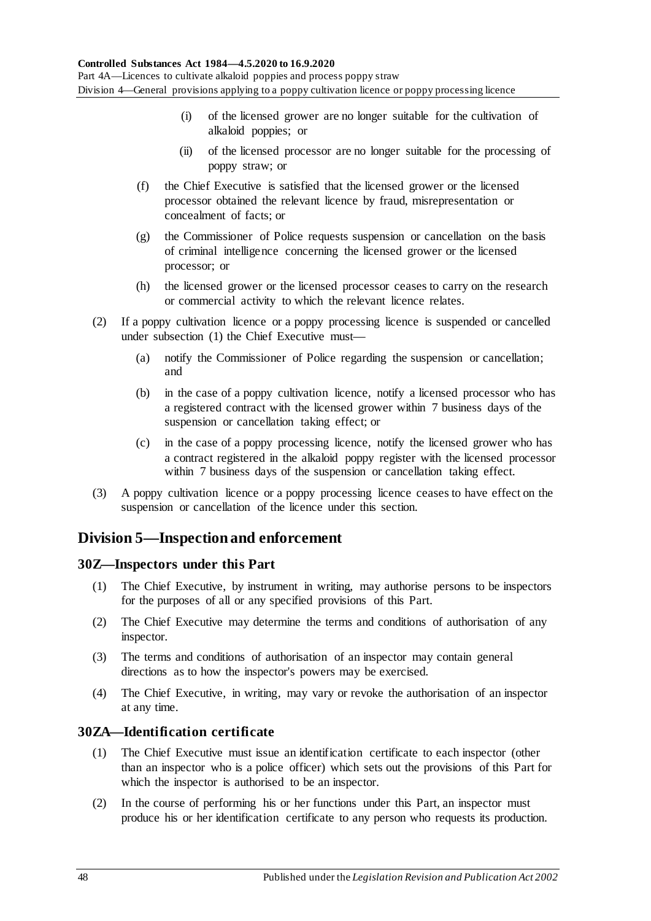(i) of the licensed grower are no longer suitable for the cultivation of alkaloid poppies; or

(ii) of the licensed processor are no longer suitable for the processing of poppy straw; or

(f) the Chief Executive is satisfied that the licensed grower or the licensed processor obtained the relevant licence by fraud, misrepresentation or concealment of facts; or

(g) the Commissioner of Police requests suspension or cancellation on the basis of criminal intelligence concerning the licensed grower or the licensed processor; or

(h) the licensed grower or the licensed processor ceases to carry on the research or commercial activity to which the relevant licence relates.

(2) If a poppy cultivation licence or a poppy processing licence is suspended or cancelled under subsection (1) the Chief Executive must—

(a) notify the Commissioner of Police regarding the suspension or cancellation; and

(b) in the case of a poppy cultivation licence, notify a licensed processor who has a registered contract with the licensed grower within 7 business days of the suspension or cancellation taking effect; or

(c) in the case of a poppy processing licence, notify the licensed grower who has a contract registered in the alkaloid poppy register with the licensed processor within 7 business days of the suspension or cancellation taking effect.

(3) A poppy cultivation licence or a poppy processing licence ceases to have effect on the suspension or cancellation of the licence under this section.

## Division 5—Inspection and enforcement

### 30Z—Inspectors under this Part

(1) The Chief Executive, by instrument in writing, may authorise persons to be inspectors for the purposes of all or any specified provisions of this Part.

(2) The Chief Executive may determine the terms and conditions of authorisation of any inspector.

(3) The terms and conditions of authorisation of an inspector may contain general directions as to how the inspector's powers may be exercised.

(4) The Chief Executive, in writing, may vary or revoke the authorisation of an inspector at any time.

### 30ZA—Identification certificate

(1) The Chief Executive must issue an identification certificate to each inspector (other than an inspector who is a police officer) which sets out the provisions of this Part for which the inspector is authorised to be an inspector.

(2) In the course of performing his or her functions under this Part, an inspector must produce his or her identification certificate to any person who requests its production.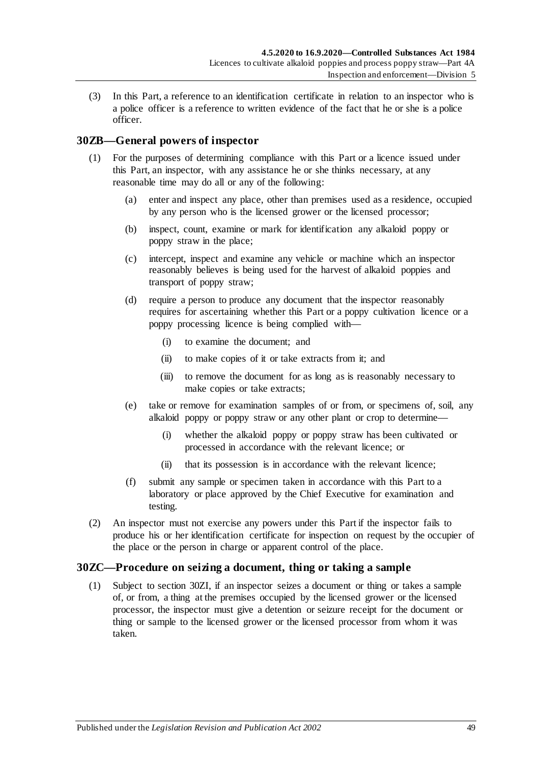(3) In this Part, a reference to an identification certificate in relation to an inspector who is a police officer is a reference to written evidence of the fact that he or she is a police officer.

## 30ZB—General powers of inspector

(1) For the purposes of determining compliance with this Part or a licence issued under this Part, an inspector, with any assistance he or she thinks necessary, at any reasonable time may do all or any of the following:

(a) enter and inspect any place, other than premises used as a residence, occupied by any person who is the licensed grower or the licensed processor;

(b) inspect, count, examine or mark for identification any alkaloid poppy or poppy straw in the place;

(c) intercept, inspect and examine any vehicle or machine which an inspector reasonably believes is being used for the harvest of alkaloid poppies and transport of poppy straw;

(d) require a person to produce any document that the inspector reasonably requires for ascertaining whether this Part or a poppy cultivation licence or a poppy processing licence is being complied with—

(i) to examine the document; and

(ii) to make copies of it or take extracts from it; and

(iii) to remove the document for as long as is reasonably necessary to make copies or take extracts;

(e) take or remove for examination samples of or from, or specimens of, soil, any alkaloid poppy or poppy straw or any other plant or crop to determine—

(i) whether the alkaloid poppy or poppy straw has been cultivated or processed in accordance with the relevant licence; or

(ii) that its possession is in accordance with the relevant licence;

(f) submit any sample or specimen taken in accordance with this Part to a laboratory or place approved by the Chief Executive for examination and testing.

(2) An inspector must not exercise any powers under this Part if the inspector fails to produce his or her identification certificate for inspection on request by the occupier of the place or the person in charge or apparent control of the place.

## 30ZC—Procedure on seizing a document, thing or taking a sample

(1) Subject to section 30ZI, if an inspector seizes a document or thing or takes a sample of, or from, a thing at the premises occupied by the licensed grower or the licensed processor, the inspector must give a detention or seizure receipt for the document or thing or sample to the licensed grower or the licensed processor from whom it was taken.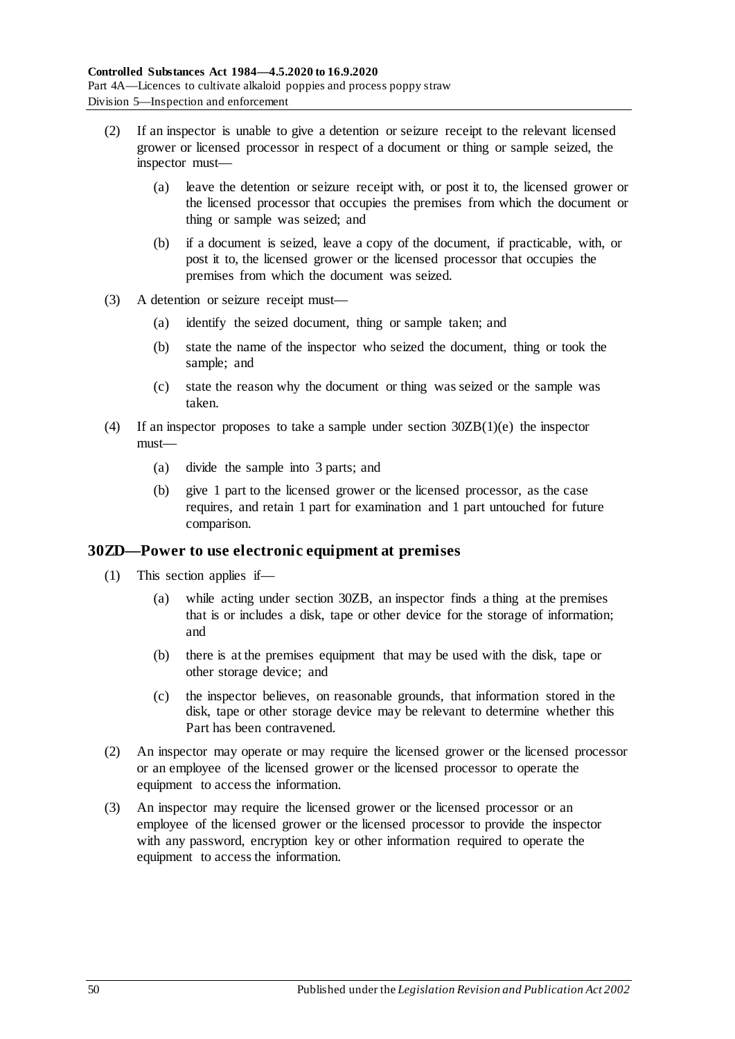(2) If an inspector is unable to give a detention or seizure receipt to the relevant licensed grower or licensed processor in respect of a document or thing or sample seized, the inspector must—

(a) leave the detention or seizure receipt with, or post it to, the licensed grower or the licensed processor that occupies the premises from which the document or thing or sample was seized; and

(b) if a document is seized, leave a copy of the document, if practicable, with, or post it to, the licensed grower or the licensed processor that occupies the premises from which the document was seized.

(3) A detention or seizure receipt must—

(a) identify the seized document, thing or sample taken; and

(b) state the name of the inspector who seized the document, thing or took the sample; and

(c) state the reason why the document or thing was seized or the sample was taken.

(4) If an inspector proposes to take a sample under section 30ZB(1)(e) the inspector must—

(a) divide the sample into 3 parts; and

(b) give 1 part to the licensed grower or the licensed processor, as the case requires, and retain 1 part for examination and 1 part untouched for future comparison.

## 30ZD—Power to use electronic equipment at premises

(1) This section applies if—

(a) while acting under section 30ZB, an inspector finds a thing at the premises that is or includes a disk, tape or other device for the storage of information; and

(b) there is at the premises equipment that may be used with the disk, tape or other storage device; and

(c) the inspector believes, on reasonable grounds, that information stored in the disk, tape or other storage device may be relevant to determine whether this Part has been contravened.

(2) An inspector may operate or may require the licensed grower or the licensed processor or an employee of the licensed grower or the licensed processor to operate the equipment to access the information.

(3) An inspector may require the licensed grower or the licensed processor or an employee of the licensed grower or the licensed processor to provide the inspector with any password, encryption key or other information required to operate the equipment to access the information.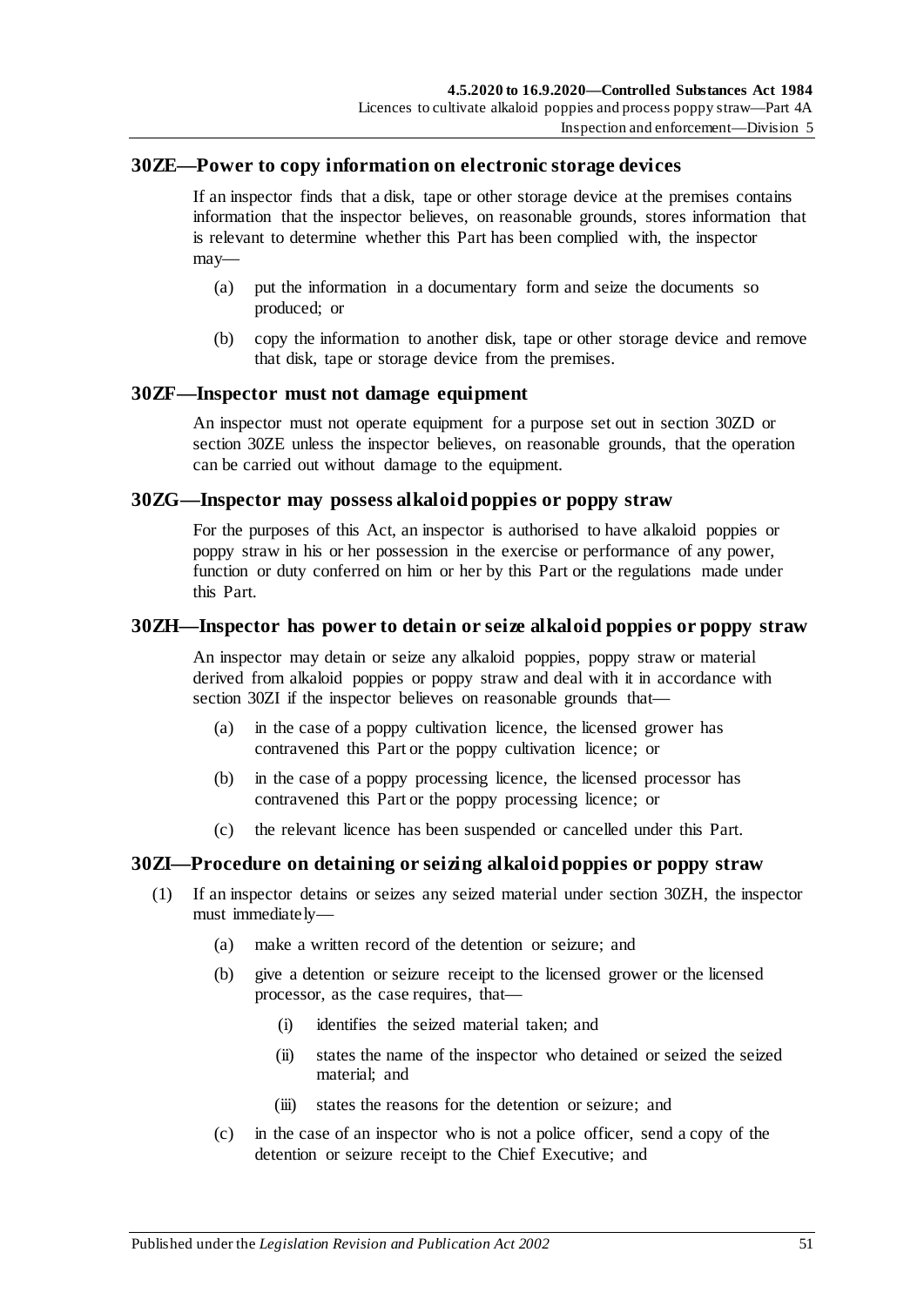## 30ZE—Power to copy information on electronic storage devices

If an inspector finds that a disk, tape or other storage device at the premises contains information that the inspector believes, on reasonable grounds, stores information that is relevant to determine whether this Part has been complied with, the inspector may—

(a) put the information in a documentary form and seize the documents so produced; or

(b) copy the information to another disk, tape or other storage device and remove that disk, tape or storage device from the premises.

## 30ZF—Inspector must not damage equipment

An inspector must not operate equipment for a purpose set out in section 30ZD or section 30ZE unless the inspector believes, on reasonable grounds, that the operation can be carried out without damage to the equipment.

## 30ZG—Inspector may possess alkaloid poppies or poppy straw

For the purposes of this Act, an inspector is authorised to have alkaloid poppies or poppy straw in his or her possession in the exercise or performance of any power, function or duty conferred on him or her by this Part or the regulations made under this Part.

## 30ZH—Inspector has power to detain or seize alkaloid poppies or poppy straw

An inspector may detain or seize any alkaloid poppies, poppy straw or material derived from alkaloid poppies or poppy straw and deal with it in accordance with section 30ZI if the inspector believes on reasonable grounds that—

(a) in the case of a poppy cultivation licence, the licensed grower has contravened this Part or the poppy cultivation licence; or

(b) in the case of a poppy processing licence, the licensed processor has contravened this Part or the poppy processing licence; or

(c) the relevant licence has been suspended or cancelled under this Part.

## 30ZI—Procedure on detaining or seizing alkaloid poppies or poppy straw

(1) If an inspector detains or seizes any seized material under section 30ZH, the inspector must immediately—

(a) make a written record of the detention or seizure; and

(b) give a detention or seizure receipt to the licensed grower or the licensed processor, as the case requires, that—

(i) identifies the seized material taken; and

(ii) states the name of the inspector who detained or seized the seized material; and

(iii) states the reasons for the detention or seizure; and

(c) in the case of an inspector who is not a police officer, send a copy of the detention or seizure receipt to the Chief Executive; and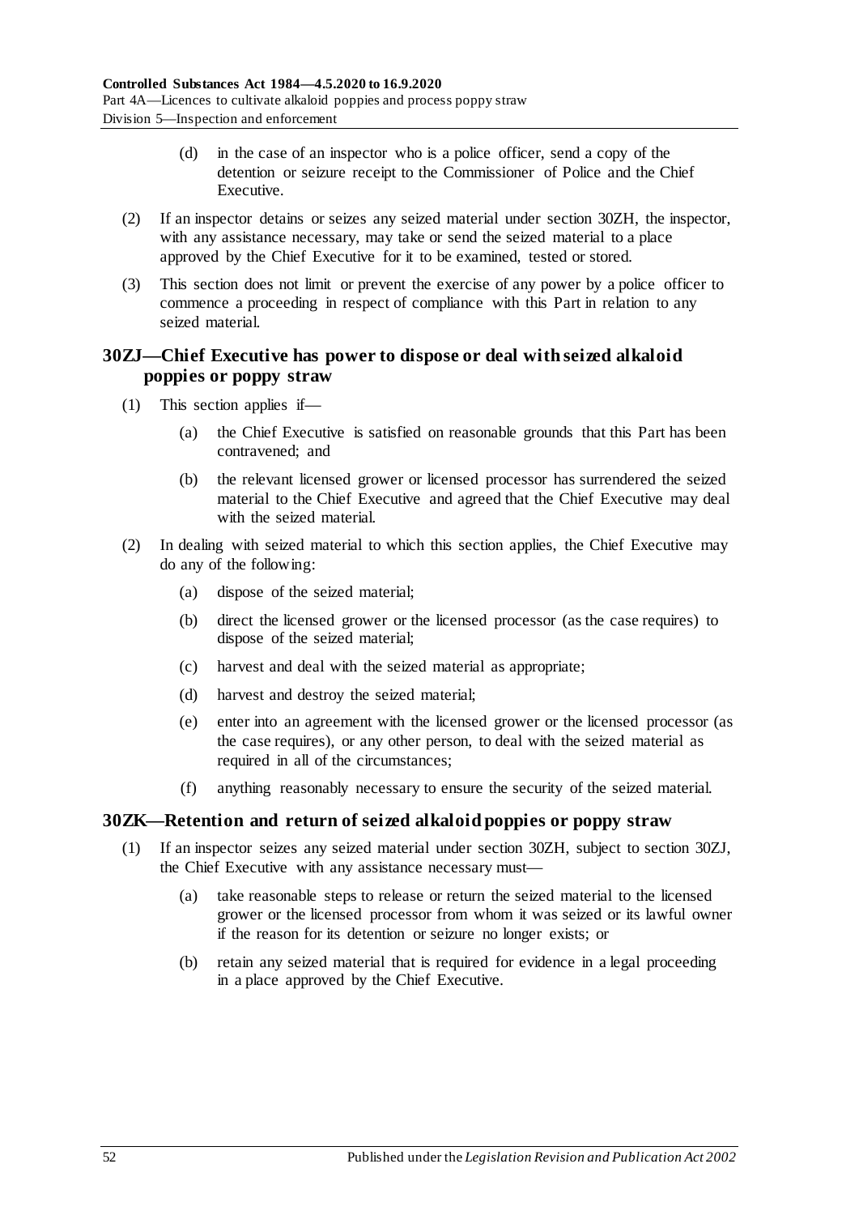(d) in the case of an inspector who is a police officer, send a copy of the detention or seizure receipt to the Commissioner of Police and the Chief Executive.

(2) If an inspector detains or seizes any seized material under section 30ZH, the inspector, with any assistance necessary, may take or send the seized material to a place approved by the Chief Executive for it to be examined, tested or stored.

(3) This section does not limit or prevent the exercise of any power by a police officer to commence a proceeding in respect of compliance with this Part in relation to any seized material.

## 30ZJ—Chief Executive has power to dispose or deal with seized alkaloid poppies or poppy straw

(1) This section applies if—

(a) the Chief Executive is satisfied on reasonable grounds that this Part has been contravened; and

(b) the relevant licensed grower or licensed processor has surrendered the seized material to the Chief Executive and agreed that the Chief Executive may deal with the seized material.

(2) In dealing with seized material to which this section applies, the Chief Executive may do any of the following:

(a) dispose of the seized material;

(b) direct the licensed grower or the licensed processor (as the case requires) to dispose of the seized material;

(c) harvest and deal with the seized material as appropriate;

(d) harvest and destroy the seized material;

(e) enter into an agreement with the licensed grower or the licensed processor (as the case requires), or any other person, to deal with the seized material as required in all of the circumstances;

(f) anything reasonably necessary to ensure the security of the seized material.

## 30ZK—Retention and return of seized alkaloid poppies or poppy straw

(1) If an inspector seizes any seized material under section 30ZH, subject to section 30ZJ, the Chief Executive with any assistance necessary must—

(a) take reasonable steps to release or return the seized material to the licensed grower or the licensed processor from whom it was seized or its lawful owner if the reason for its detention or seizure no longer exists; or

(b) retain any seized material that is required for evidence in a legal proceeding in a place approved by the Chief Executive.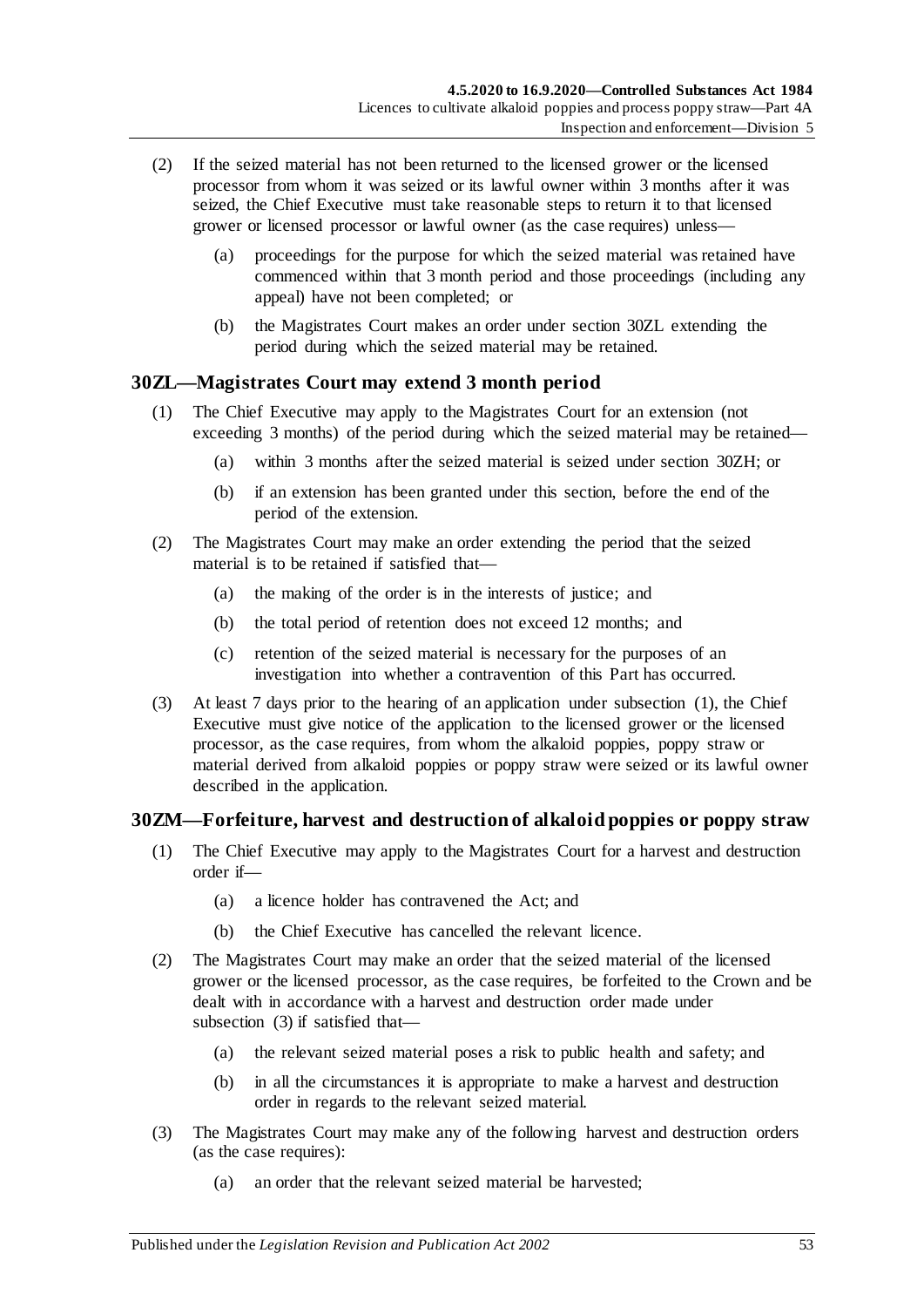(2) If the seized material has not been returned to the licensed grower or the licensed processor from whom it was seized or its lawful owner within 3 months after it was seized, the Chief Executive must take reasonable steps to return it to that licensed grower or licensed processor or lawful owner (as the case requires) unless—

(a) proceedings for the purpose for which the seized material was retained have commenced within that 3 month period and those proceedings (including any appeal) have not been completed; or

(b) the Magistrates Court makes an order under section 30ZL extending the period during which the seized material may be retained.

## 30ZL—Magistrates Court may extend 3 month period

(1) The Chief Executive may apply to the Magistrates Court for an extension (not exceeding 3 months) of the period during which the seized material may be retained—

(a) within 3 months after the seized material is seized under section 30ZH; or

(b) if an extension has been granted under this section, before the end of the period of the extension.

(2) The Magistrates Court may make an order extending the period that the seized material is to be retained if satisfied that—

(a) the making of the order is in the interests of justice; and

(b) the total period of retention does not exceed 12 months; and

(c) retention of the seized material is necessary for the purposes of an investigation into whether a contravention of this Part has occurred.

(3) At least 7 days prior to the hearing of an application under subsection (1), the Chief Executive must give notice of the application to the licensed grower or the licensed processor, as the case requires, from whom the alkaloid poppies, poppy straw or material derived from alkaloid poppies or poppy straw were seized or its lawful owner described in the application.

## 30ZM—Forfeiture, harvest and destruction of alkaloid poppies or poppy straw

(1) The Chief Executive may apply to the Magistrates Court for a harvest and destruction order if—

(a) a licence holder has contravened the Act; and

(b) the Chief Executive has cancelled the relevant licence.

(2) The Magistrates Court may make an order that the seized material of the licensed grower or the licensed processor, as the case requires, be forfeited to the Crown and be dealt with in accordance with a harvest and destruction order made under subsection (3) if satisfied that—

(a) the relevant seized material poses a risk to public health and safety; and

(b) in all the circumstances it is appropriate to make a harvest and destruction order in regards to the relevant seized material.

(3) The Magistrates Court may make any of the following harvest and destruction orders (as the case requires):

(a) an order that the relevant seized material be harvested;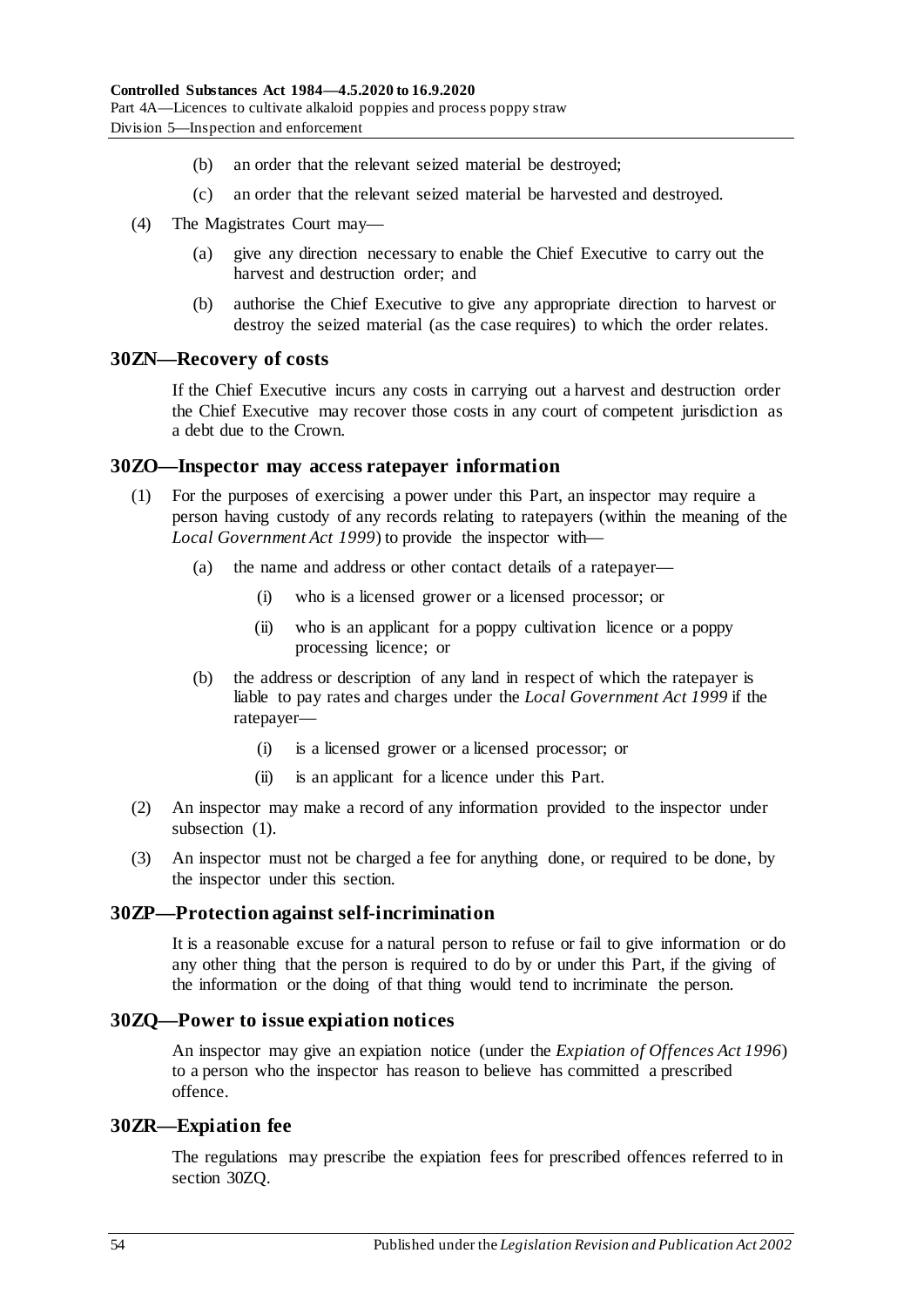(b) an order that the relevant seized material be destroyed;

(c) an order that the relevant seized material be harvested and destroyed.

(4) The Magistrates Court may—

(a) give any direction necessary to enable the Chief Executive to carry out the harvest and destruction order; and

(b) authorise the Chief Executive to give any appropriate direction to harvest or destroy the seized material (as the case requires) to which the order relates.

## 30ZN—Recovery of costs

If the Chief Executive incurs any costs in carrying out a harvest and destruction order the Chief Executive may recover those costs in any court of competent jurisdiction as a debt due to the Crown.

## 30ZO—Inspector may access ratepayer information

(1) For the purposes of exercising a power under this Part, an inspector may require a person having custody of any records relating to ratepayers (within the meaning of the *Local Government Act 1999*) to provide the inspector with—

(a) the name and address or other contact details of a ratepayer—

(i) who is a licensed grower or a licensed processor; or

(ii) who is an applicant for a poppy cultivation licence or a poppy processing licence; or

(b) the address or description of any land in respect of which the ratepayer is liable to pay rates and charges under the *Local Government Act 1999* if the ratepayer—

(i) is a licensed grower or a licensed processor; or

(ii) is an applicant for a licence under this Part.

(2) An inspector may make a record of any information provided to the inspector under subsection (1).

(3) An inspector must not be charged a fee for anything done, or required to be done, by the inspector under this section.

## 30ZP—Protection against self-incrimination

It is a reasonable excuse for a natural person to refuse or fail to give information or do any other thing that the person is required to do by or under this Part, if the giving of the information or the doing of that thing would tend to incriminate the person.

## 30ZQ—Power to issue expiation notices

An inspector may give an expiation notice (under the *Expiation of Offences Act 1996*) to a person who the inspector has reason to believe has committed a prescribed offence.

## 30ZR—Expiation fee

The regulations may prescribe the expiation fees for prescribed offences referred to in section 30ZQ.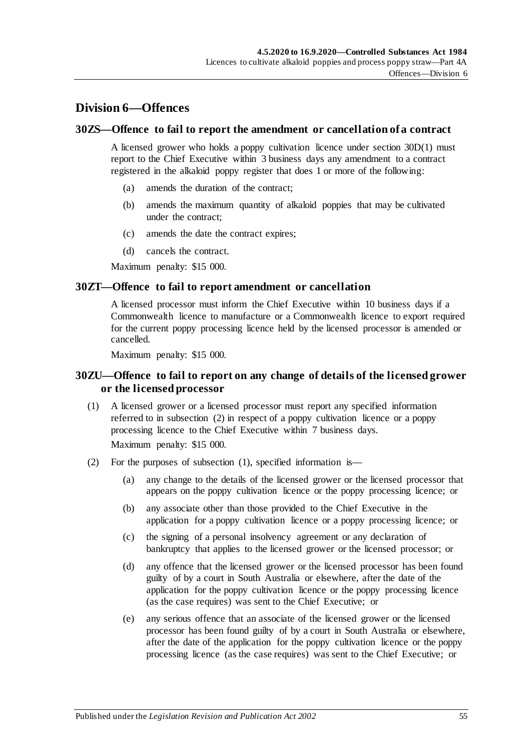## Division 6—Offences

### 30ZS—Offence to fail to report the amendment or cancellation of a contract

A licensed grower who holds a poppy cultivation licence under section 30D(1) must report to the Chief Executive within 3 business days any amendment to a contract registered in the alkaloid poppy register that does 1 or more of the following:

(a) amends the duration of the contract;

(b) amends the maximum quantity of alkaloid poppies that may be cultivated under the contract;

(c) amends the date the contract expires;

(d) cancels the contract.

Maximum penalty: $15 000.

### 30ZT—Offence to fail to report amendment or cancellation

A licensed processor must inform the Chief Executive within 10 business days if a Commonwealth licence to manufacture or a Commonwealth licence to export required for the current poppy processing licence held by the licensed processor is amended or cancelled.

Maximum penalty: $15 000.

### 30ZU—Offence to fail to report on any change of details of the licensed grower or the licensed processor

(1) A licensed grower or a licensed processor must report any specified information referred to in subsection (2) in respect of a poppy cultivation licence or a poppy processing licence to the Chief Executive within 7 business days.

Maximum penalty: $15 000.

(2) For the purposes of subsection (1), specified information is—

(a) any change to the details of the licensed grower or the licensed processor that appears on the poppy cultivation licence or the poppy processing licence; or

(b) any associate other than those provided to the Chief Executive in the application for a poppy cultivation licence or a poppy processing licence; or

(c) the signing of a personal insolvency agreement or any declaration of bankruptcy that applies to the licensed grower or the licensed processor; or

(d) any offence that the licensed grower or the licensed processor has been found guilty of by a court in South Australia or elsewhere, after the date of the application for the poppy cultivation licence or the poppy processing licence (as the case requires) was sent to the Chief Executive; or

(e) any serious offence that an associate of the licensed grower or the licensed processor has been found guilty of by a court in South Australia or elsewhere, after the date of the application for the poppy cultivation licence or the poppy processing licence (as the case requires) was sent to the Chief Executive; or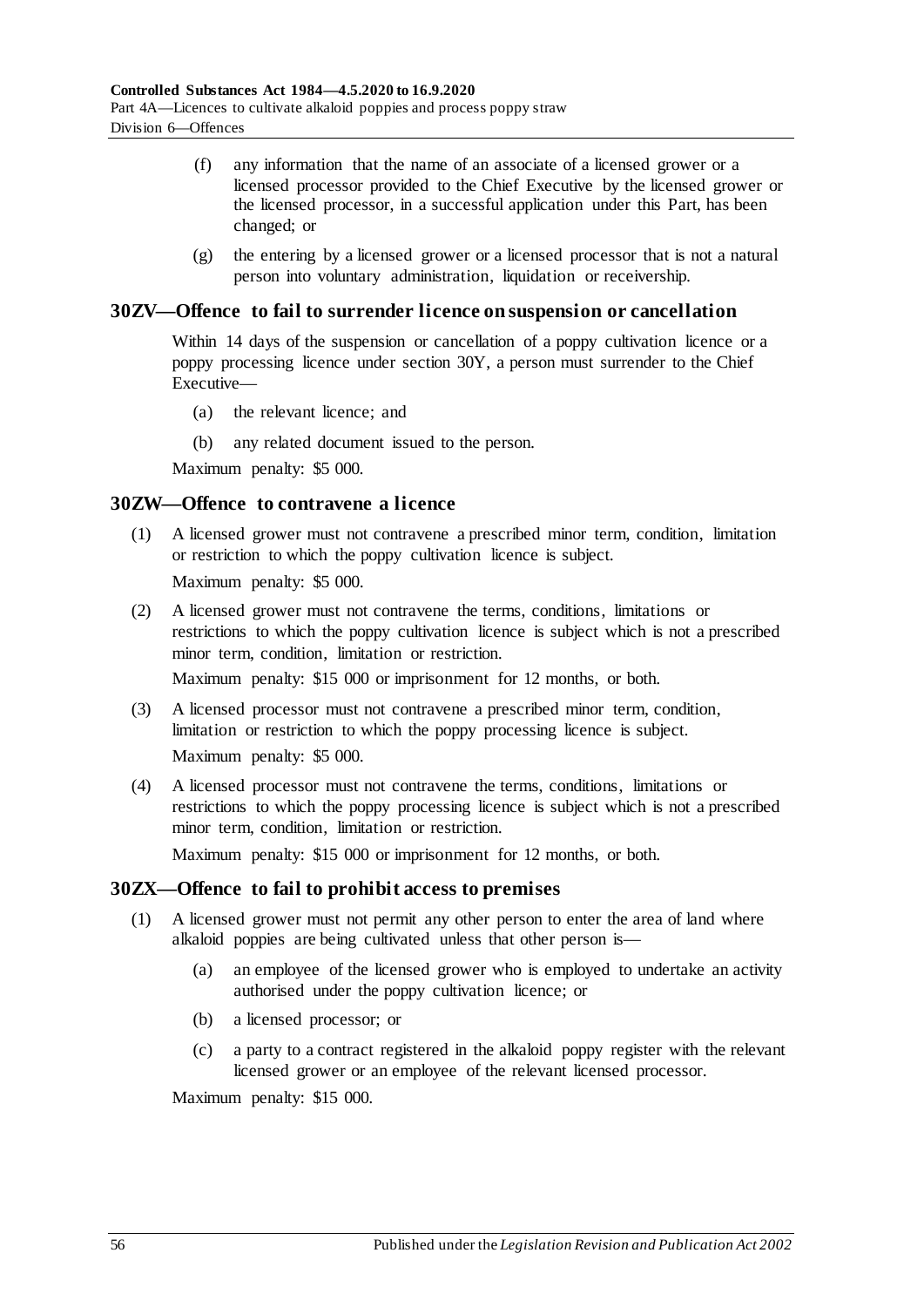(f) any information that the name of an associate of a licensed grower or a licensed processor provided to the Chief Executive by the licensed grower or the licensed processor, in a successful application under this Part, has been changed; or

(g) the entering by a licensed grower or a licensed processor that is not a natural person into voluntary administration, liquidation or receivership.

## 30ZV—Offence to fail to surrender licence on suspension or cancellation

Within 14 days of the suspension or cancellation of a poppy cultivation licence or a poppy processing licence under section 30Y, a person must surrender to the Chief Executive—

(a) the relevant licence; and

(b) any related document issued to the person.

Maximum penalty: $5 000.

## 30ZW—Offence to contravene a licence

(1) A licensed grower must not contravene a prescribed minor term, condition, limitation or restriction to which the poppy cultivation licence is subject.

Maximum penalty: $5 000.

(2) A licensed grower must not contravene the terms, conditions, limitations or restrictions to which the poppy cultivation licence is subject which is not a prescribed minor term, condition, limitation or restriction.

Maximum penalty: $15 000 or imprisonment for 12 months, or both.

(3) A licensed processor must not contravene a prescribed minor term, condition, limitation or restriction to which the poppy processing licence is subject.

Maximum penalty: $5 000.

(4) A licensed processor must not contravene the terms, conditions, limitations or restrictions to which the poppy processing licence is subject which is not a prescribed minor term, condition, limitation or restriction.

Maximum penalty: $15 000 or imprisonment for 12 months, or both.

## 30ZX—Offence to fail to prohibit access to premises

(1) A licensed grower must not permit any other person to enter the area of land where alkaloid poppies are being cultivated unless that other person is—

(a) an employee of the licensed grower who is employed to undertake an activity authorised under the poppy cultivation licence; or

(b) a licensed processor; or

(c) a party to a contract registered in the alkaloid poppy register with the relevant licensed grower or an employee of the relevant licensed processor.

Maximum penalty: $15 000.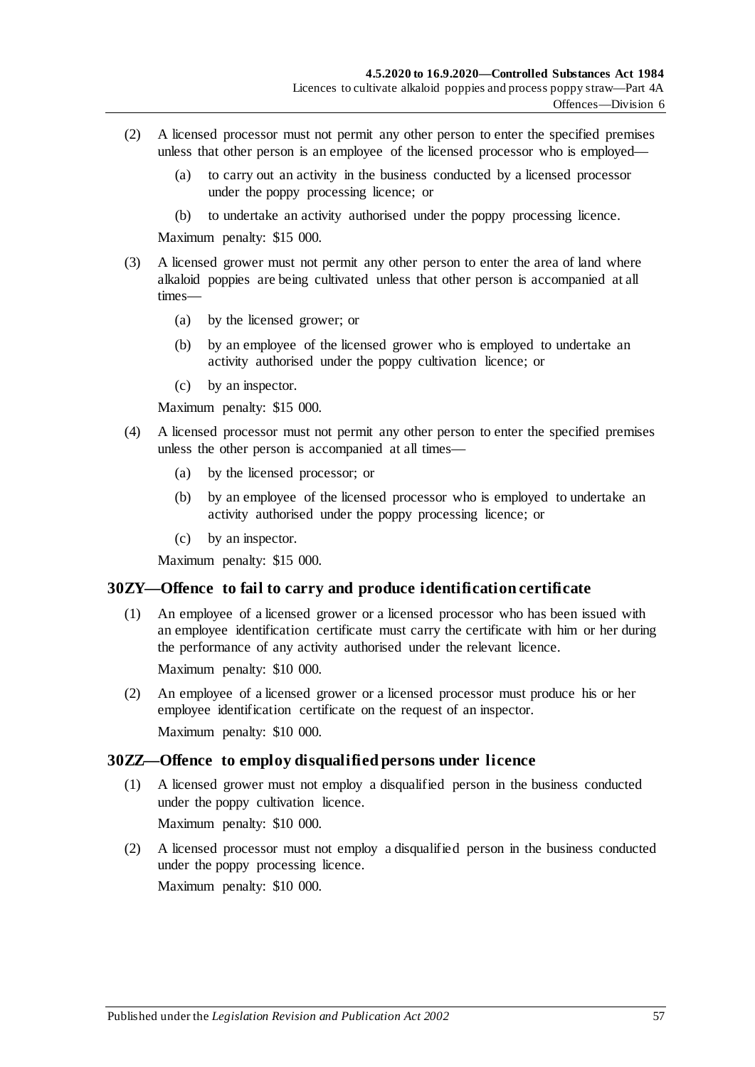(2) A licensed processor must not permit any other person to enter the specified premises unless that other person is an employee of the licensed processor who is employed—

(a) to carry out an activity in the business conducted by a licensed processor under the poppy processing licence; or

(b) to undertake an activity authorised under the poppy processing licence.

Maximum penalty: $15 000.

(3) A licensed grower must not permit any other person to enter the area of land where alkaloid poppies are being cultivated unless that other person is accompanied at all times—

(a) by the licensed grower; or

(b) by an employee of the licensed grower who is employed to undertake an activity authorised under the poppy cultivation licence; or

(c) by an inspector.

Maximum penalty: $15 000.

(4) A licensed processor must not permit any other person to enter the specified premises unless the other person is accompanied at all times—

(a) by the licensed processor; or

(b) by an employee of the licensed processor who is employed to undertake an activity authorised under the poppy processing licence; or

(c) by an inspector.

Maximum penalty: $15 000.

## 30ZY—Offence to fail to carry and produce identification certificate

(1) An employee of a licensed grower or a licensed processor who has been issued with an employee identification certificate must carry the certificate with him or her during the performance of any activity authorised under the relevant licence.

Maximum penalty: $10 000.

(2) An employee of a licensed grower or a licensed processor must produce his or her employee identification certificate on the request of an inspector.

Maximum penalty: $10 000.

## 30ZZ—Offence to employ disqualified persons under licence

(1) A licensed grower must not employ a disqualified person in the business conducted under the poppy cultivation licence.

Maximum penalty: $10 000.

(2) A licensed processor must not employ a disqualified person in the business conducted under the poppy processing licence.

Maximum penalty: $10 000.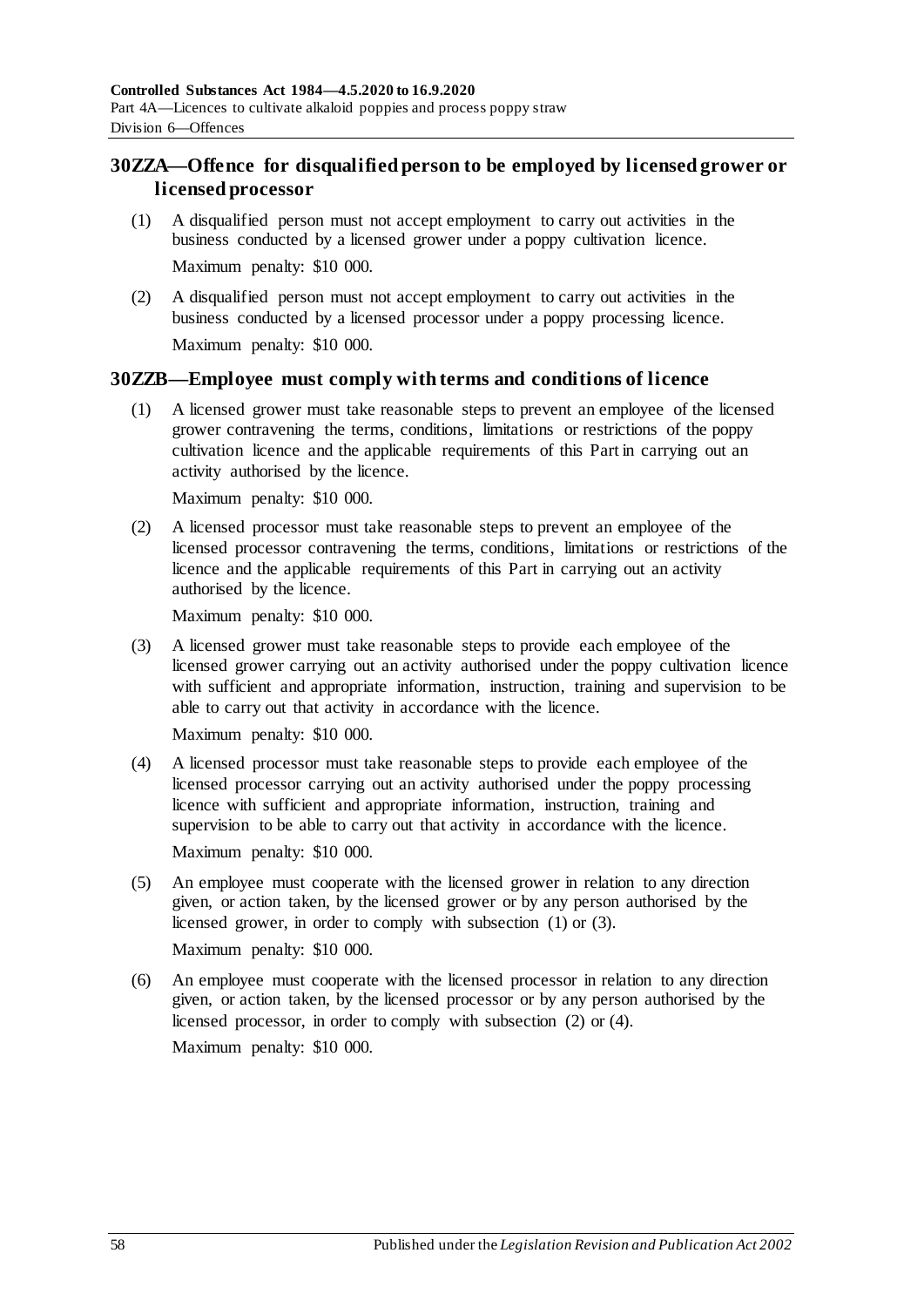## 30ZZA—Offence for disqualified person to be employed by licensed grower or licensed processor

(1) A disqualified person must not accept employment to carry out activities in the business conducted by a licensed grower under a poppy cultivation licence.

Maximum penalty: $10 000.

(2) A disqualified person must not accept employment to carry out activities in the business conducted by a licensed processor under a poppy processing licence.

Maximum penalty: $10 000.

## 30ZZB—Employee must comply with terms and conditions of licence

(1) A licensed grower must take reasonable steps to prevent an employee of the licensed grower contravening the terms, conditions, limitations or restrictions of the poppy cultivation licence and the applicable requirements of this Part in carrying out an activity authorised by the licence.

Maximum penalty: $10 000.

(2) A licensed processor must take reasonable steps to prevent an employee of the licensed processor contravening the terms, conditions, limitations or restrictions of the licence and the applicable requirements of this Part in carrying out an activity authorised by the licence.

Maximum penalty: $10 000.

(3) A licensed grower must take reasonable steps to provide each employee of the licensed grower carrying out an activity authorised under the poppy cultivation licence with sufficient and appropriate information, instruction, training and supervision to be able to carry out that activity in accordance with the licence.

Maximum penalty: $10 000.

(4) A licensed processor must take reasonable steps to provide each employee of the licensed processor carrying out an activity authorised under the poppy processing licence with sufficient and appropriate information, instruction, training and supervision to be able to carry out that activity in accordance with the licence.

Maximum penalty: $10 000.

(5) An employee must cooperate with the licensed grower in relation to any direction given, or action taken, by the licensed grower or by any person authorised by the licensed grower, in order to comply with subsection (1) or (3).

Maximum penalty: $10 000.

(6) An employee must cooperate with the licensed processor in relation to any direction given, or action taken, by the licensed processor or by any person authorised by the licensed processor, in order to comply with subsection (2) or (4).

Maximum penalty: $10 000.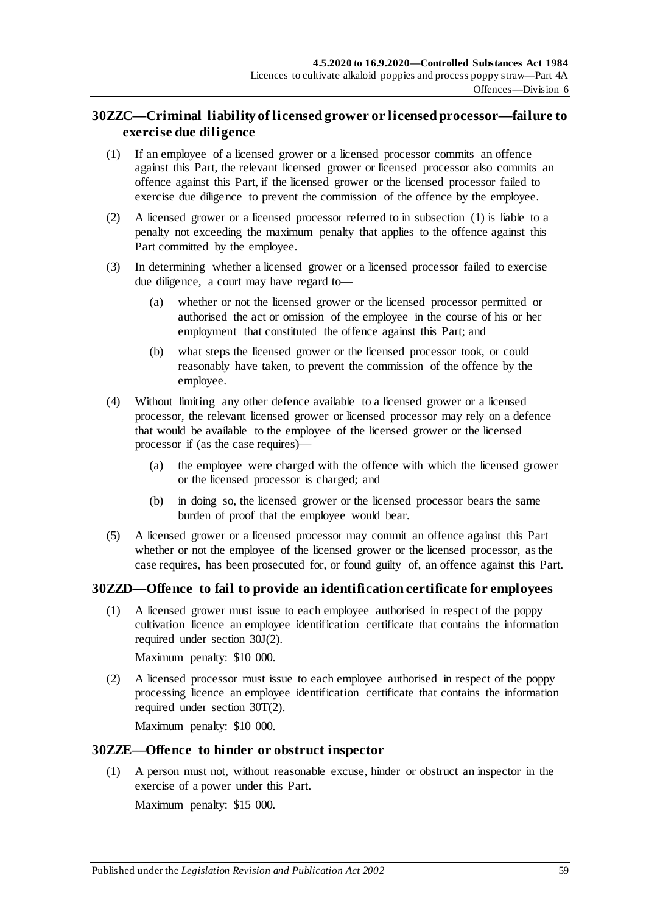## 30ZZC—Criminal liability of licensed grower or licensed processor—failure to exercise due diligence

(1) If an employee of a licensed grower or a licensed processor commits an offence against this Part, the relevant licensed grower or licensed processor also commits an offence against this Part, if the licensed grower or the licensed processor failed to exercise due diligence to prevent the commission of the offence by the employee.

(2) A licensed grower or a licensed processor referred to in subsection (1) is liable to a penalty not exceeding the maximum penalty that applies to the offence against this Part committed by the employee.

(3) In determining whether a licensed grower or a licensed processor failed to exercise due diligence, a court may have regard to—

(a) whether or not the licensed grower or the licensed processor permitted or authorised the act or omission of the employee in the course of his or her employment that constituted the offence against this Part; and

(b) what steps the licensed grower or the licensed processor took, or could reasonably have taken, to prevent the commission of the offence by the employee.

(4) Without limiting any other defence available to a licensed grower or a licensed processor, the relevant licensed grower or licensed processor may rely on a defence that would be available to the employee of the licensed grower or the licensed processor if (as the case requires)—

(a) the employee were charged with the offence with which the licensed grower or the licensed processor is charged; and

(b) in doing so, the licensed grower or the licensed processor bears the same burden of proof that the employee would bear.

(5) A licensed grower or a licensed processor may commit an offence against this Part whether or not the employee of the licensed grower or the licensed processor, as the case requires, has been prosecuted for, or found guilty of, an offence against this Part.

## 30ZZD—Offence to fail to provide an identification certificate for employees

(1) A licensed grower must issue to each employee authorised in respect of the poppy cultivation licence an employee identification certificate that contains the information required under section 30J(2).

Maximum penalty: $10 000.

(2) A licensed processor must issue to each employee authorised in respect of the poppy processing licence an employee identification certificate that contains the information required under section 30T(2).

Maximum penalty: $10 000.

## 30ZZE—Offence to hinder or obstruct inspector

(1) A person must not, without reasonable excuse, hinder or obstruct an inspector in the exercise of a power under this Part.

Maximum penalty: $15 000.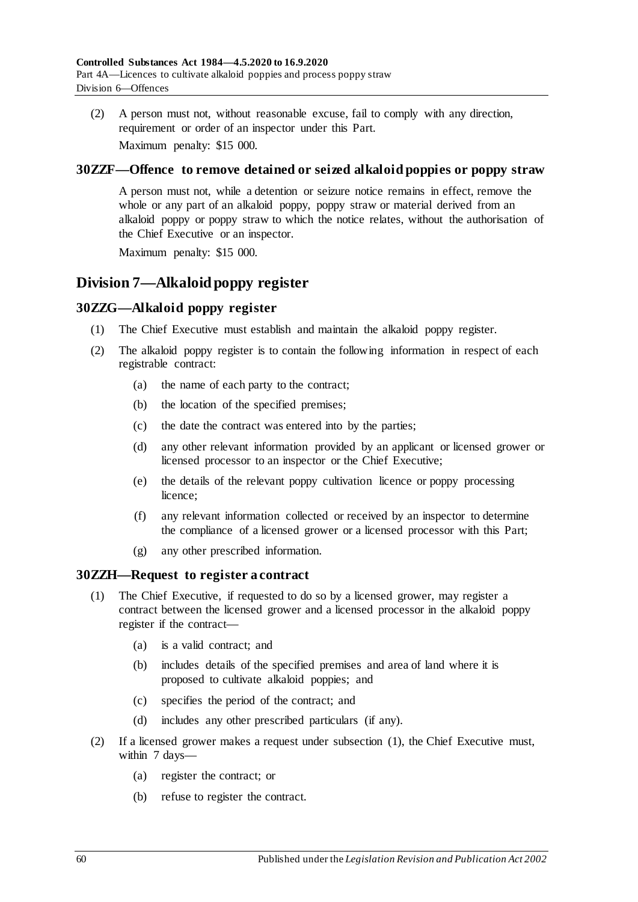(2) A person must not, without reasonable excuse, fail to comply with any direction, requirement or order of an inspector under this Part.

Maximum penalty: $15 000.

### 30ZZF—Offence to remove detained or seized alkaloid poppies or poppy straw

A person must not, while a detention or seizure notice remains in effect, remove the whole or any part of an alkaloid poppy, poppy straw or material derived from an alkaloid poppy or poppy straw to which the notice relates, without the authorisation of the Chief Executive or an inspector.

Maximum penalty: $15 000.

## Division 7—Alkaloid poppy register

### 30ZZG—Alkaloid poppy register

(1) The Chief Executive must establish and maintain the alkaloid poppy register.

(2) The alkaloid poppy register is to contain the following information in respect of each registrable contract:

- (a) the name of each party to the contract;
- (b) the location of the specified premises;
- (c) the date the contract was entered into by the parties;
- (d) any other relevant information provided by an applicant or licensed grower or licensed processor to an inspector or the Chief Executive;
- (e) the details of the relevant poppy cultivation licence or poppy processing licence;
- (f) any relevant information collected or received by an inspector to determine the compliance of a licensed grower or a licensed processor with this Part;
- (g) any other prescribed information.

### 30ZZH—Request to register a contract

(1) The Chief Executive, if requested to do so by a licensed grower, may register a contract between the licensed grower and a licensed processor in the alkaloid poppy register if the contract—

- (a) is a valid contract; and
- (b) includes details of the specified premises and area of land where it is proposed to cultivate alkaloid poppies; and
- (c) specifies the period of the contract; and
- (d) includes any other prescribed particulars (if any).

(2) If a licensed grower makes a request under subsection (1), the Chief Executive must, within 7 days—

- (a) register the contract; or
- (b) refuse to register the contract.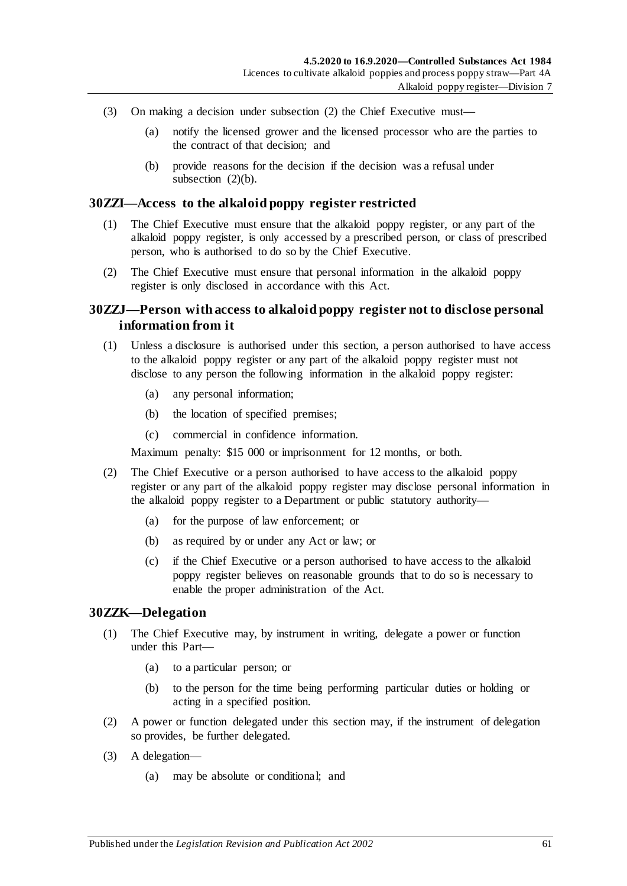(3) On making a decision under subsection (2) the Chief Executive must—

(a) notify the licensed grower and the licensed processor who are the parties to the contract of that decision; and

(b) provide reasons for the decision if the decision was a refusal under subsection (2)(b).

## 30ZZI—Access to the alkaloid poppy register restricted

(1) The Chief Executive must ensure that the alkaloid poppy register, or any part of the alkaloid poppy register, is only accessed by a prescribed person, or class of prescribed person, who is authorised to do so by the Chief Executive.

(2) The Chief Executive must ensure that personal information in the alkaloid poppy register is only disclosed in accordance with this Act.

## 30ZZJ—Person with access to alkaloid poppy register not to disclose personal information from it

(1) Unless a disclosure is authorised under this section, a person authorised to have access to the alkaloid poppy register or any part of the alkaloid poppy register must not disclose to any person the following information in the alkaloid poppy register:

(a) any personal information;

(b) the location of specified premises;

(c) commercial in confidence information.

Maximum penalty: $15 000 or imprisonment for 12 months, or both.

(2) The Chief Executive or a person authorised to have access to the alkaloid poppy register or any part of the alkaloid poppy register may disclose personal information in the alkaloid poppy register to a Department or public statutory authority—

(a) for the purpose of law enforcement; or

(b) as required by or under any Act or law; or

(c) if the Chief Executive or a person authorised to have access to the alkaloid poppy register believes on reasonable grounds that to do so is necessary to enable the proper administration of the Act.

## 30ZZK—Delegation

(1) The Chief Executive may, by instrument in writing, delegate a power or function under this Part—

(a) to a particular person; or

(b) to the person for the time being performing particular duties or holding or acting in a specified position.

(2) A power or function delegated under this section may, if the instrument of delegation so provides, be further delegated.

(3) A delegation—

(a) may be absolute or conditional; and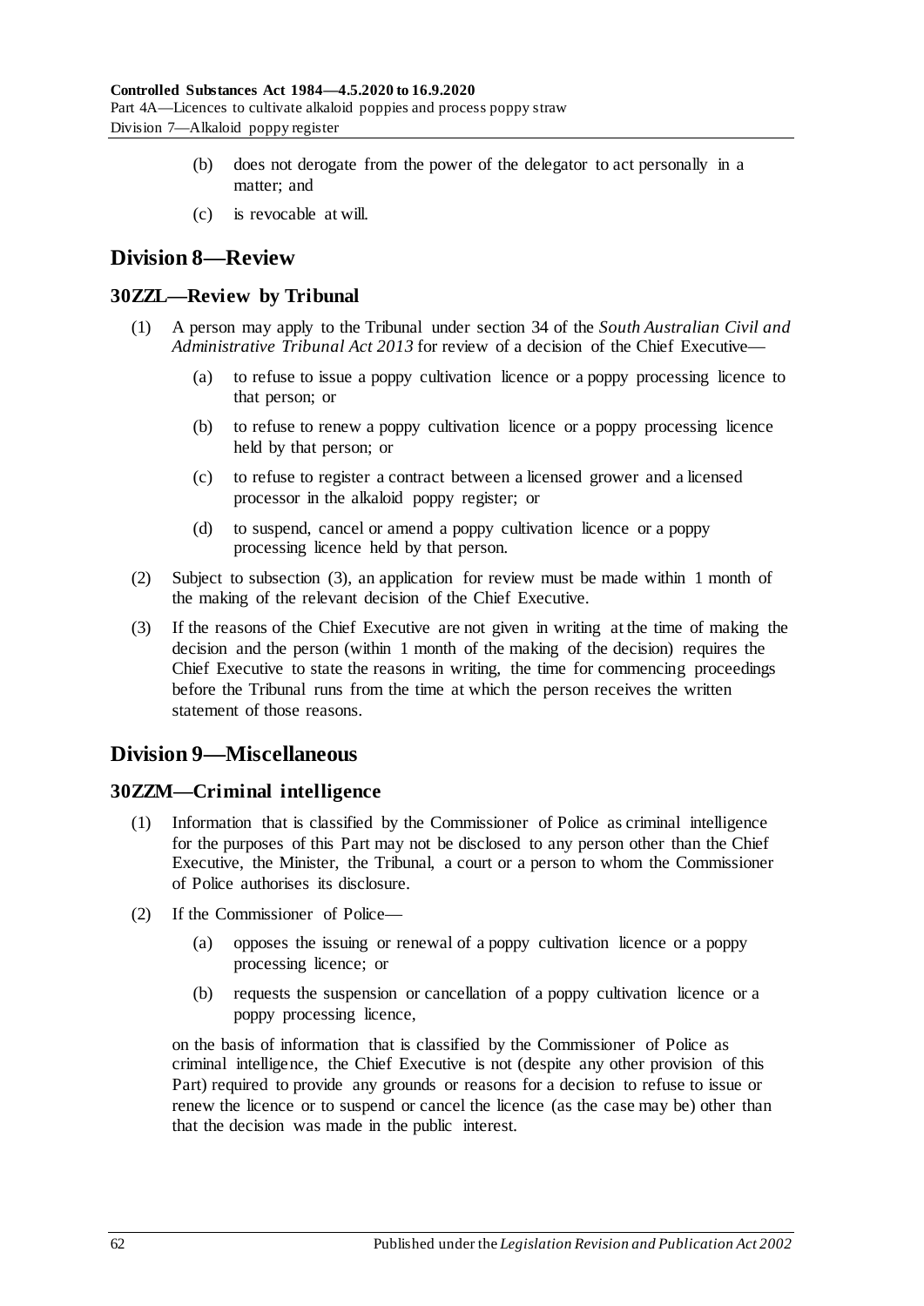- (b) does not derogate from the power of the delegator to act personally in a matter; and
- (c) is revocable at will.

## Division 8—Review

### 30ZZL—Review by Tribunal

(1) A person may apply to the Tribunal under section 34 of the *South Australian Civil and Administrative Tribunal Act 2013* for review of a decision of the Chief Executive—

- (a) to refuse to issue a poppy cultivation licence or a poppy processing licence to that person; or
- (b) to refuse to renew a poppy cultivation licence or a poppy processing licence held by that person; or
- (c) to refuse to register a contract between a licensed grower and a licensed processor in the alkaloid poppy register; or
- (d) to suspend, cancel or amend a poppy cultivation licence or a poppy processing licence held by that person.

(2) Subject to subsection (3), an application for review must be made within 1 month of the making of the relevant decision of the Chief Executive.

(3) If the reasons of the Chief Executive are not given in writing at the time of making the decision and the person (within 1 month of the making of the decision) requires the Chief Executive to state the reasons in writing, the time for commencing proceedings before the Tribunal runs from the time at which the person receives the written statement of those reasons.

## Division 9—Miscellaneous

### 30ZZM—Criminal intelligence

(1) Information that is classified by the Commissioner of Police as criminal intelligence for the purposes of this Part may not be disclosed to any person other than the Chief Executive, the Minister, the Tribunal, a court or a person to whom the Commissioner of Police authorises its disclosure.

(2) If the Commissioner of Police—

- (a) opposes the issuing or renewal of a poppy cultivation licence or a poppy processing licence; or
- (b) requests the suspension or cancellation of a poppy cultivation licence or a poppy processing licence,

on the basis of information that is classified by the Commissioner of Police as criminal intelligence, the Chief Executive is not (despite any other provision of this Part) required to provide any grounds or reasons for a decision to refuse to issue or renew the licence or to suspend or cancel the licence (as the case may be) other than that the decision was made in the public interest.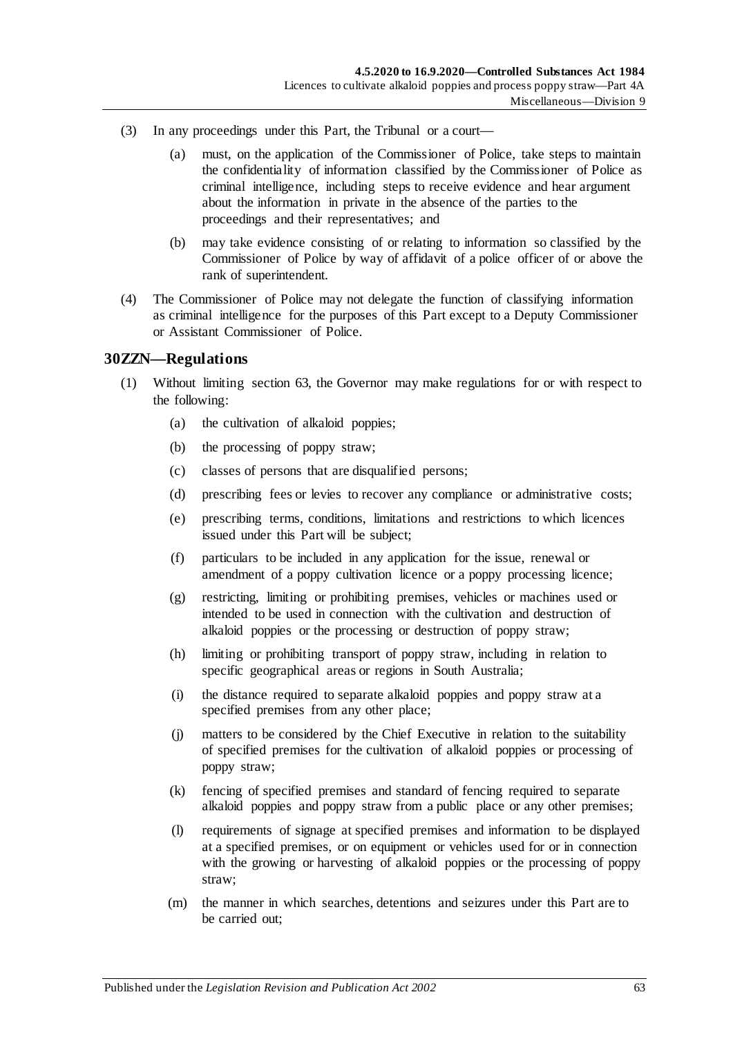(3) In any proceedings under this Part, the Tribunal or a court—

(a) must, on the application of the Commissioner of Police, take steps to maintain the confidentiality of information classified by the Commissioner of Police as criminal intelligence, including steps to receive evidence and hear argument about the information in private in the absence of the parties to the proceedings and their representatives; and

(b) may take evidence consisting of or relating to information so classified by the Commissioner of Police by way of affidavit of a police officer of or above the rank of superintendent.

(4) The Commissioner of Police may not delegate the function of classifying information as criminal intelligence for the purposes of this Part except to a Deputy Commissioner or Assistant Commissioner of Police.

## 30ZZN—Regulations

(1) Without limiting section 63, the Governor may make regulations for or with respect to the following:

(a) the cultivation of alkaloid poppies;

(b) the processing of poppy straw;

(c) classes of persons that are disqualified persons;

(d) prescribing fees or levies to recover any compliance or administrative costs;

(e) prescribing terms, conditions, limitations and restrictions to which licences issued under this Part will be subject;

(f) particulars to be included in any application for the issue, renewal or amendment of a poppy cultivation licence or a poppy processing licence;

(g) restricting, limiting or prohibiting premises, vehicles or machines used or intended to be used in connection with the cultivation and destruction of alkaloid poppies or the processing or destruction of poppy straw;

(h) limiting or prohibiting transport of poppy straw, including in relation to specific geographical areas or regions in South Australia;

(i) the distance required to separate alkaloid poppies and poppy straw at a specified premises from any other place;

(j) matters to be considered by the Chief Executive in relation to the suitability of specified premises for the cultivation of alkaloid poppies or processing of poppy straw;

(k) fencing of specified premises and standard of fencing required to separate alkaloid poppies and poppy straw from a public place or any other premises;

(l) requirements of signage at specified premises and information to be displayed at a specified premises, or on equipment or vehicles used for or in connection with the growing or harvesting of alkaloid poppies or the processing of poppy straw;

(m) the manner in which searches, detentions and seizures under this Part are to be carried out;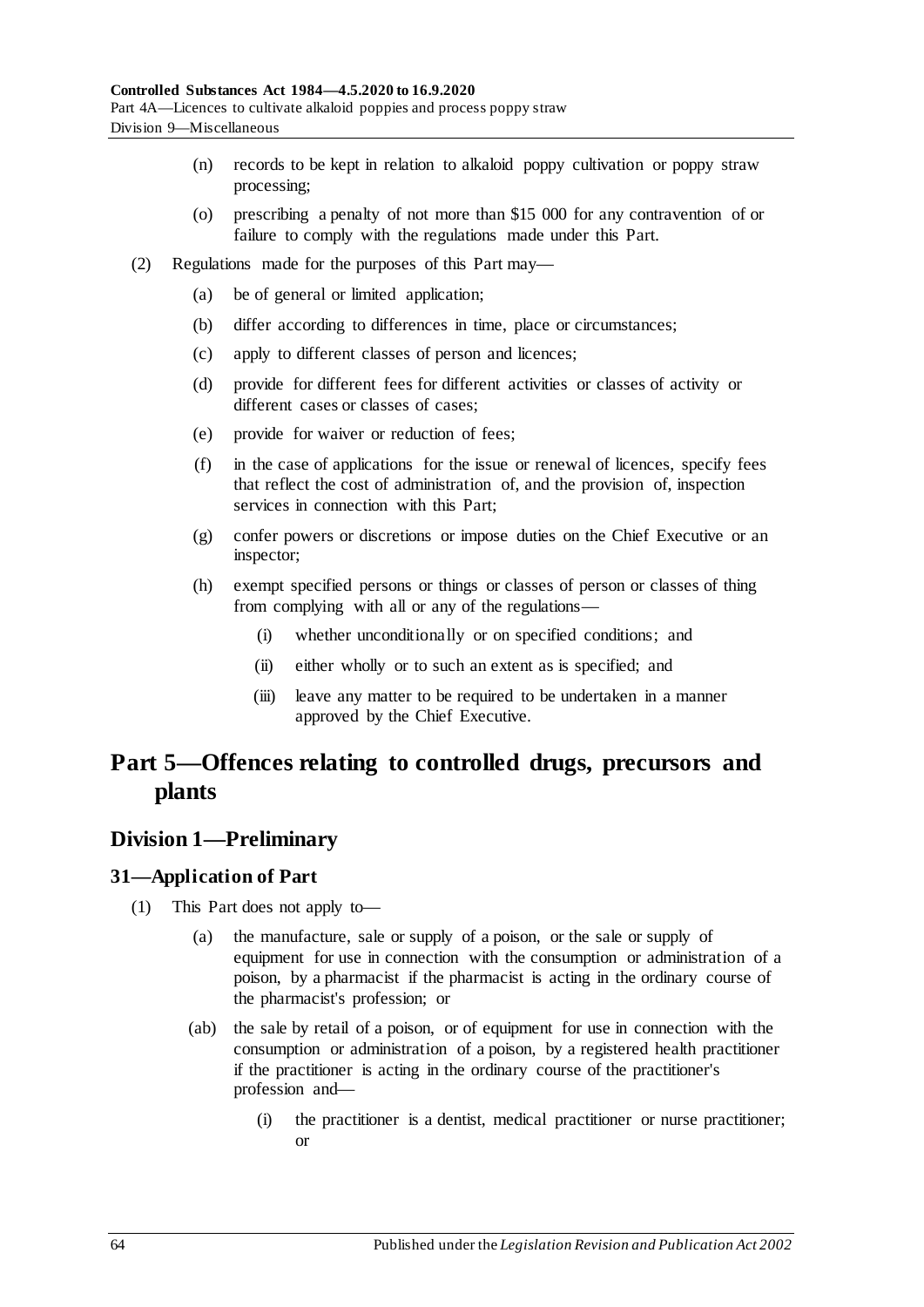(n) records to be kept in relation to alkaloid poppy cultivation or poppy straw processing;

(o) prescribing a penalty of not more than $15 000 for any contravention of or failure to comply with the regulations made under this Part.

(2) Regulations made for the purposes of this Part may—

(a) be of general or limited application;

(b) differ according to differences in time, place or circumstances;

(c) apply to different classes of person and licences;

(d) provide for different fees for different activities or classes of activity or different cases or classes of cases;

(e) provide for waiver or reduction of fees;

(f) in the case of applications for the issue or renewal of licences, specify fees that reflect the cost of administration of, and the provision of, inspection services in connection with this Part;

(g) confer powers or discretions or impose duties on the Chief Executive or an inspector;

(h) exempt specified persons or things or classes of person or classes of thing from complying with all or any of the regulations—

(i) whether unconditionally or on specified conditions; and

(ii) either wholly or to such an extent as is specified; and

(iii) leave any matter to be required to be undertaken in a manner approved by the Chief Executive.

# Part 5—Offences relating to controlled drugs, precursors and plants

## Division 1—Preliminary

### 31—Application of Part

(1) This Part does not apply to—

(a) the manufacture, sale or supply of a poison, or the sale or supply of equipment for use in connection with the consumption or administration of a poison, by a pharmacist if the pharmacist is acting in the ordinary course of the pharmacist's profession; or

(ab) the sale by retail of a poison, or of equipment for use in connection with the consumption or administration of a poison, by a registered health practitioner if the practitioner is acting in the ordinary course of the practitioner's profession and—

(i) the practitioner is a dentist, medical practitioner or nurse practitioner; or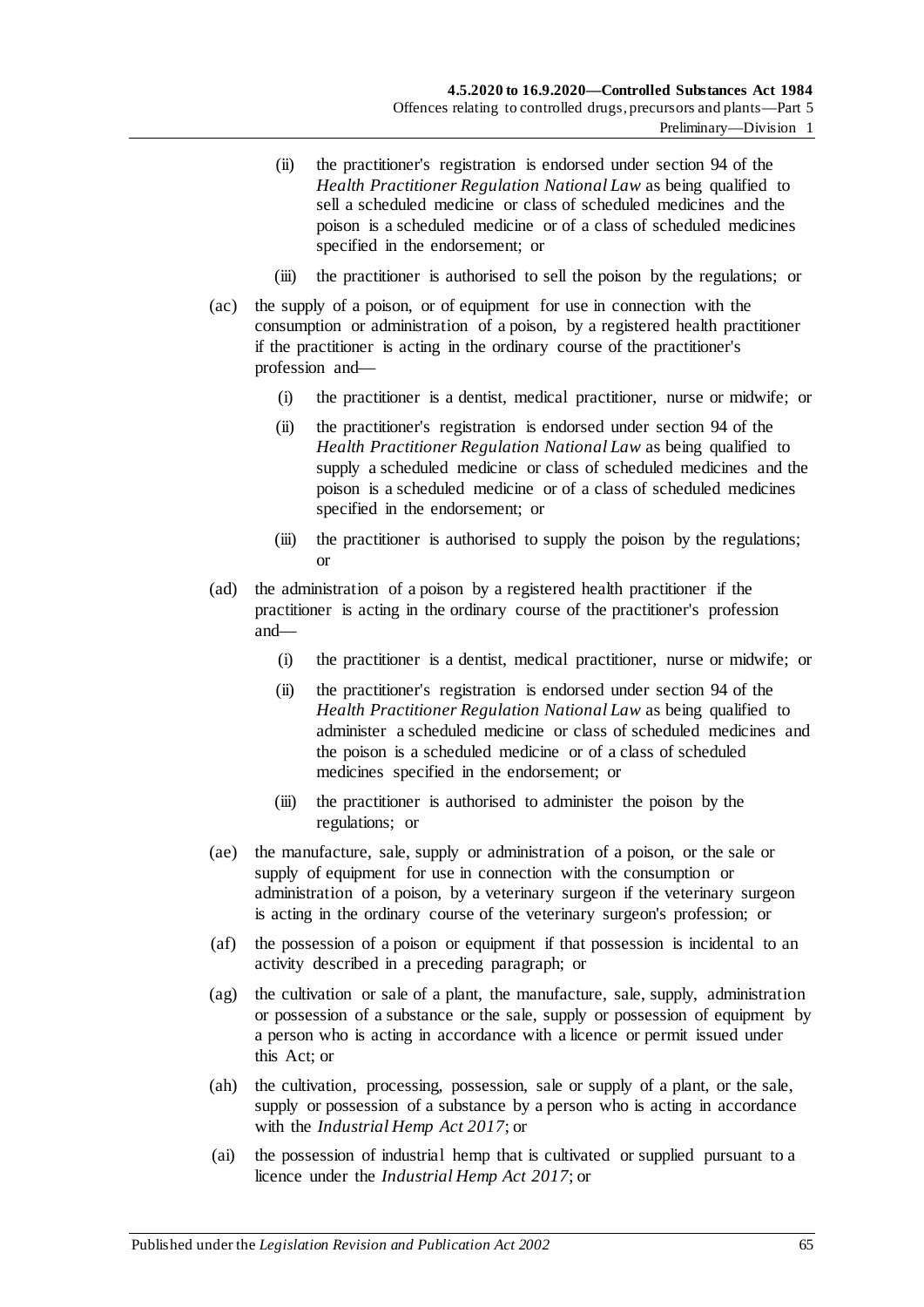(ii) the practitioner's registration is endorsed under section 94 of the *Health Practitioner Regulation National Law* as being qualified to sell a scheduled medicine or class of scheduled medicines and the poison is a scheduled medicine or of a class of scheduled medicines specified in the endorsement; or

(iii) the practitioner is authorised to sell the poison by the regulations; or

(ac) the supply of a poison, or of equipment for use in connection with the consumption or administration of a poison, by a registered health practitioner if the practitioner is acting in the ordinary course of the practitioner's profession and—

(i) the practitioner is a dentist, medical practitioner, nurse or midwife; or

(ii) the practitioner's registration is endorsed under section 94 of the *Health Practitioner Regulation National Law* as being qualified to supply a scheduled medicine or class of scheduled medicines and the poison is a scheduled medicine or of a class of scheduled medicines specified in the endorsement; or

(iii) the practitioner is authorised to supply the poison by the regulations; or

(ad) the administration of a poison by a registered health practitioner if the practitioner is acting in the ordinary course of the practitioner's profession and—

(i) the practitioner is a dentist, medical practitioner, nurse or midwife; or

(ii) the practitioner's registration is endorsed under section 94 of the *Health Practitioner Regulation National Law* as being qualified to administer a scheduled medicine or class of scheduled medicines and the poison is a scheduled medicine or of a class of scheduled medicines specified in the endorsement; or

(iii) the practitioner is authorised to administer the poison by the regulations; or

(ae) the manufacture, sale, supply or administration of a poison, or the sale or supply of equipment for use in connection with the consumption or administration of a poison, by a veterinary surgeon if the veterinary surgeon is acting in the ordinary course of the veterinary surgeon's profession; or

(af) the possession of a poison or equipment if that possession is incidental to an activity described in a preceding paragraph; or

(ag) the cultivation or sale of a plant, the manufacture, sale, supply, administration or possession of a substance or the sale, supply or possession of equipment by a person who is acting in accordance with a licence or permit issued under this Act; or

(ah) the cultivation, processing, possession, sale or supply of a plant, or the sale, supply or possession of a substance by a person who is acting in accordance with the *Industrial Hemp Act 2017*; or

(ai) the possession of industrial hemp that is cultivated or supplied pursuant to a licence under the *Industrial Hemp Act 2017*; or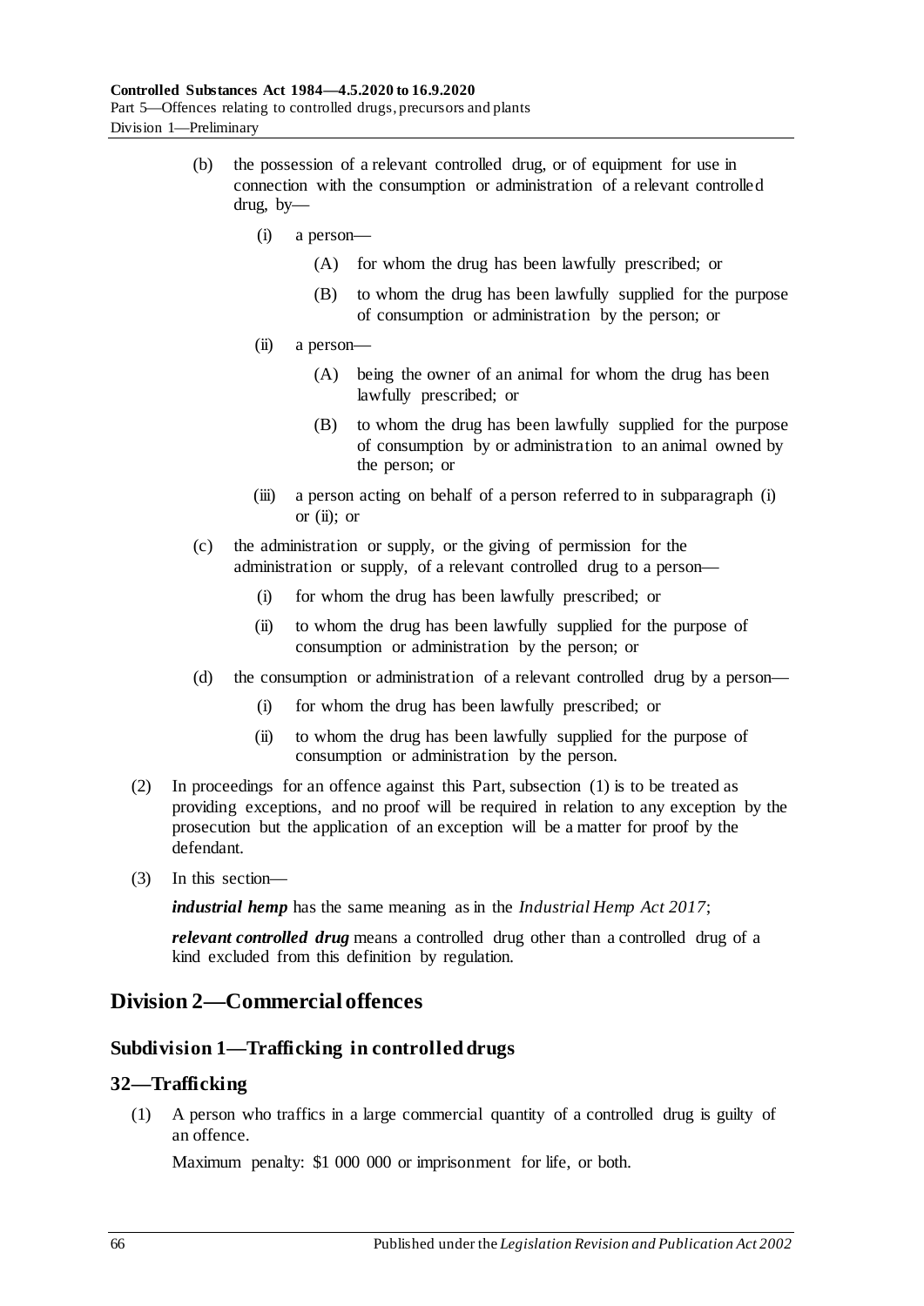(b) the possession of a relevant controlled drug, or of equipment for use in connection with the consumption or administration of a relevant controlled drug, by—

(i) a person—

(A) for whom the drug has been lawfully prescribed; or

(B) to whom the drug has been lawfully supplied for the purpose of consumption or administration by the person; or

(ii) a person—

(A) being the owner of an animal for whom the drug has been lawfully prescribed; or

(B) to whom the drug has been lawfully supplied for the purpose of consumption by or administration to an animal owned by the person; or

(iii) a person acting on behalf of a person referred to in subparagraph (i) or (ii); or

(c) the administration or supply, or the giving of permission for the administration or supply, of a relevant controlled drug to a person—

(i) for whom the drug has been lawfully prescribed; or

(ii) to whom the drug has been lawfully supplied for the purpose of consumption or administration by the person; or

(d) the consumption or administration of a relevant controlled drug by a person—

(i) for whom the drug has been lawfully prescribed; or

(ii) to whom the drug has been lawfully supplied for the purpose of consumption or administration by the person.

(2) In proceedings for an offence against this Part, subsection (1) is to be treated as providing exceptions, and no proof will be required in relation to any exception by the prosecution but the application of an exception will be a matter for proof by the defendant.

(3) In this section—

***industrial hemp*** has the same meaning as in the *Industrial Hemp Act 2017*;

***relevant controlled drug*** means a controlled drug other than a controlled drug of a kind excluded from this definition by regulation.

## Division 2—Commercial offences

### Subdivision 1—Trafficking in controlled drugs

### 32—Trafficking

(1) A person who traffics in a large commercial quantity of a controlled drug is guilty of an offence.

Maximum penalty: $1 000 000 or imprisonment for life, or both.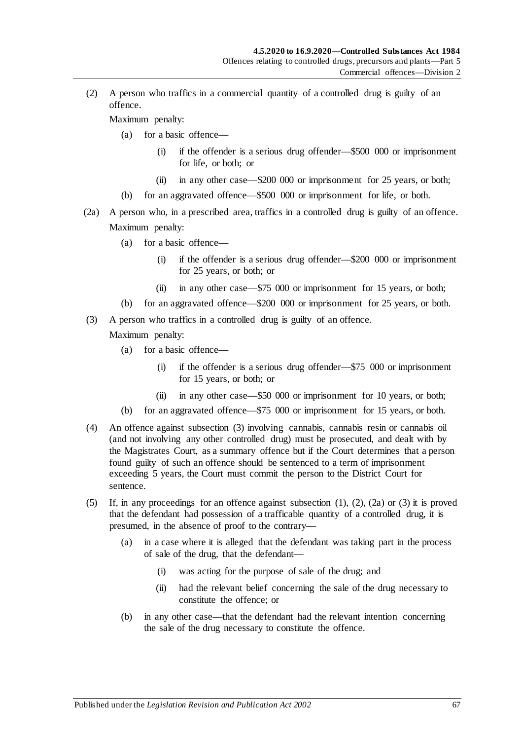(2) A person who traffics in a commercial quantity of a controlled drug is guilty of an offence.

Maximum penalty:

- (a) for a basic offence—
  - (i) if the offender is a serious drug offender—$500 000 or imprisonment for life, or both; or
  - (ii) in any other case—$200 000 or imprisonment for 25 years, or both;
- (b) for an aggravated offence—$500 000 or imprisonment for life, or both.

(2a) A person who, in a prescribed area, traffics in a controlled drug is guilty of an offence.

Maximum penalty:

- (a) for a basic offence—
  - (i) if the offender is a serious drug offender—$200 000 or imprisonment for 25 years, or both; or
  - (ii) in any other case—$75 000 or imprisonment for 15 years, or both;
- (b) for an aggravated offence—$200 000 or imprisonment for 25 years, or both.

(3) A person who traffics in a controlled drug is guilty of an offence.

Maximum penalty:

- (a) for a basic offence—
  - (i) if the offender is a serious drug offender—$75 000 or imprisonment for 15 years, or both; or
  - (ii) in any other case—$50 000 or imprisonment for 10 years, or both;
- (b) for an aggravated offence—$75 000 or imprisonment for 15 years, or both.

(4) An offence against subsection (3) involving cannabis, cannabis resin or cannabis oil (and not involving any other controlled drug) must be prosecuted, and dealt with by the Magistrates Court, as a summary offence but if the Court determines that a person found guilty of such an offence should be sentenced to a term of imprisonment exceeding 5 years, the Court must commit the person to the District Court for sentence.

(5) If, in any proceedings for an offence against subsection (1), (2), (2a) or (3) it is proved that the defendant had possession of a trafficable quantity of a controlled drug, it is presumed, in the absence of proof to the contrary—

- (a) in a case where it is alleged that the defendant was taking part in the process of sale of the drug, that the defendant—
  - (i) was acting for the purpose of sale of the drug; and
  - (ii) had the relevant belief concerning the sale of the drug necessary to constitute the offence; or
- (b) in any other case—that the defendant had the relevant intention concerning the sale of the drug necessary to constitute the offence.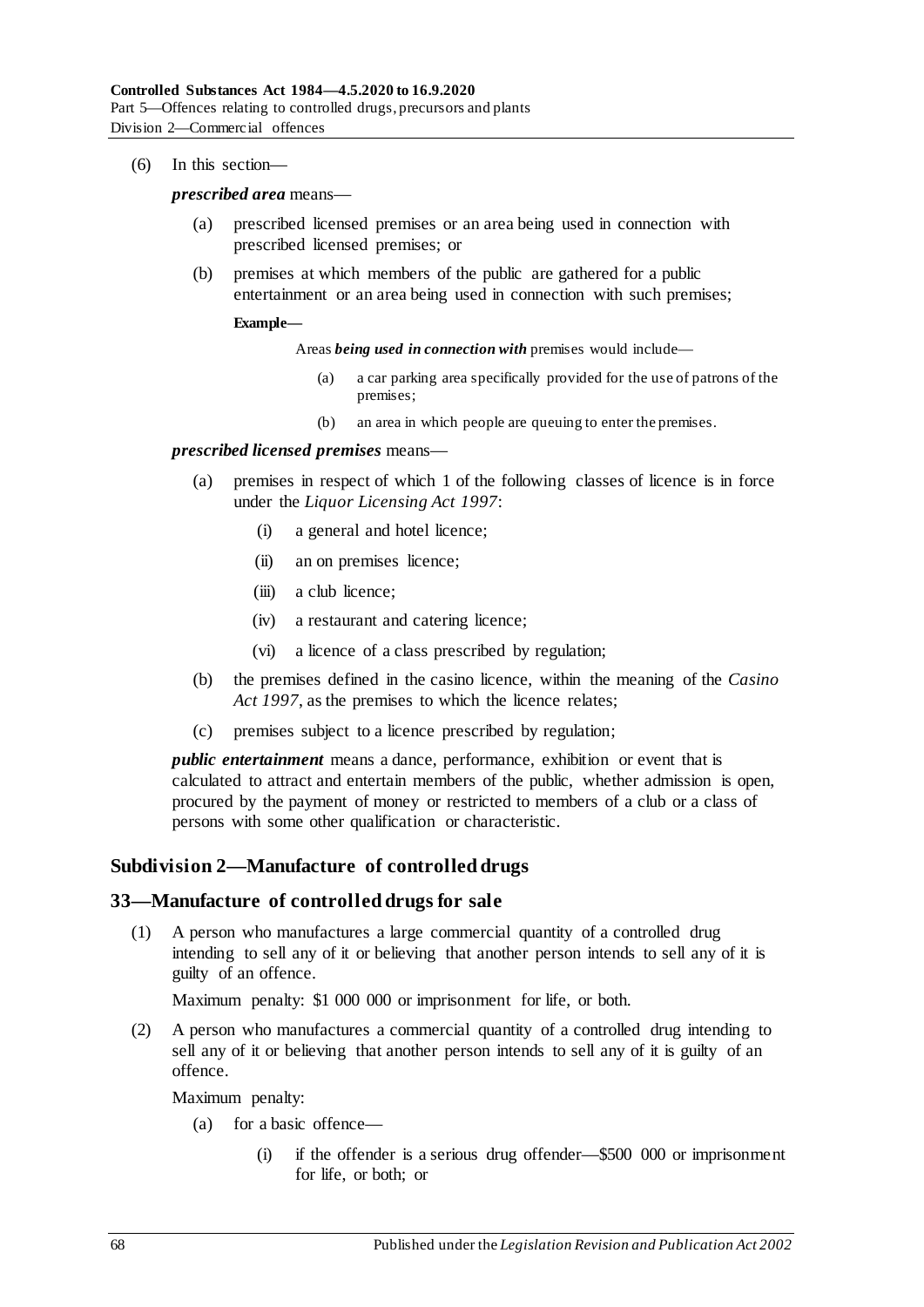(6) In this section—

***prescribed area*** means—

- (a) prescribed licensed premises or an area being used in connection with prescribed licensed premises; or
- (b) premises at which members of the public are gathered for a public entertainment or an area being used in connection with such premises;

**Example—**

Areas ***being used in connection with*** premises would include—

- (a) a car parking area specifically provided for the use of patrons of the premises;
- (b) an area in which people are queuing to enter the premises.

***prescribed licensed premises*** means—

- (a) premises in respect of which 1 of the following classes of licence is in force under the *Liquor Licensing Act 1997*:
  - (i) a general and hotel licence;
  - (ii) an on premises licence;
  - (iii) a club licence;
  - (iv) a restaurant and catering licence;
  - (vi) a licence of a class prescribed by regulation;
- (b) the premises defined in the casino licence, within the meaning of the *Casino Act 1997*, as the premises to which the licence relates;
- (c) premises subject to a licence prescribed by regulation;

***public entertainment*** means a dance, performance, exhibition or event that is calculated to attract and entertain members of the public, whether admission is open, procured by the payment of money or restricted to members of a club or a class of persons with some other qualification or characteristic.

## Subdivision 2—Manufacture of controlled drugs

### 33—Manufacture of controlled drugs for sale

(1) A person who manufactures a large commercial quantity of a controlled drug intending to sell any of it or believing that another person intends to sell any of it is guilty of an offence.

Maximum penalty: $1 000 000 or imprisonment for life, or both.

(2) A person who manufactures a commercial quantity of a controlled drug intending to sell any of it or believing that another person intends to sell any of it is guilty of an offence.

Maximum penalty:

- (a) for a basic offence—
  - (i) if the offender is a serious drug offender—$500 000 or imprisonment for life, or both; or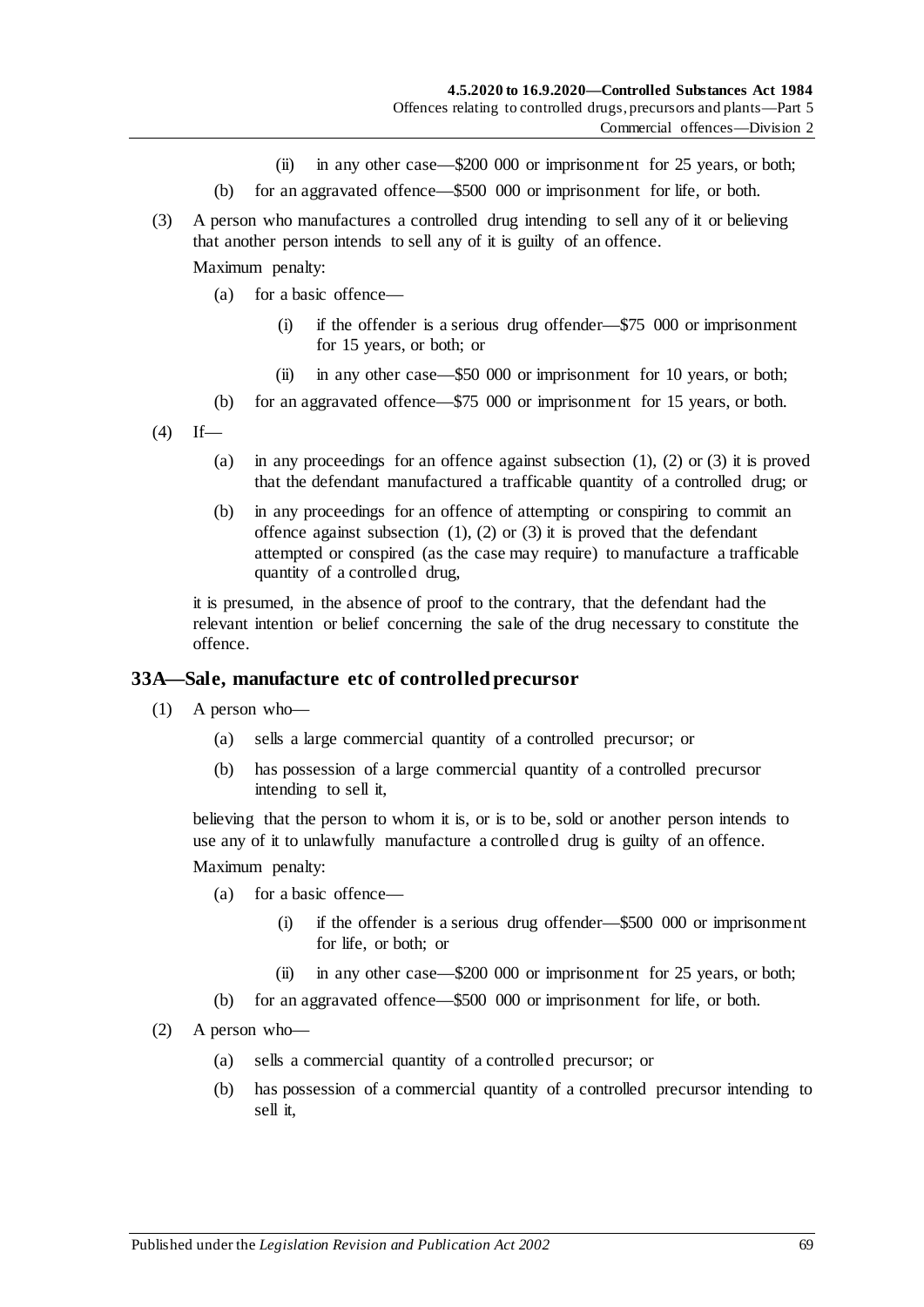(ii) in any other case—$200 000 or imprisonment for 25 years, or both;

(b) for an aggravated offence—$500 000 or imprisonment for life, or both.

(3) A person who manufactures a controlled drug intending to sell any of it or believing that another person intends to sell any of it is guilty of an offence.

Maximum penalty:

(a) for a basic offence—

(i) if the offender is a serious drug offender—$75 000 or imprisonment for 15 years, or both; or

(ii) in any other case—$50 000 or imprisonment for 10 years, or both;

(b) for an aggravated offence—$75 000 or imprisonment for 15 years, or both.

(4) If—

(a) in any proceedings for an offence against subsection (1), (2) or (3) it is proved that the defendant manufactured a trafficable quantity of a controlled drug; or

(b) in any proceedings for an offence of attempting or conspiring to commit an offence against subsection (1), (2) or (3) it is proved that the defendant attempted or conspired (as the case may require) to manufacture a trafficable quantity of a controlled drug,

it is presumed, in the absence of proof to the contrary, that the defendant had the relevant intention or belief concerning the sale of the drug necessary to constitute the offence.

## 33A—Sale, manufacture etc of controlled precursor

(1) A person who—

(a) sells a large commercial quantity of a controlled precursor; or

(b) has possession of a large commercial quantity of a controlled precursor intending to sell it,

believing that the person to whom it is, or is to be, sold or another person intends to use any of it to unlawfully manufacture a controlled drug is guilty of an offence.

Maximum penalty:

(a) for a basic offence—

(i) if the offender is a serious drug offender—$500 000 or imprisonment for life, or both; or

(ii) in any other case—$200 000 or imprisonment for 25 years, or both;

(b) for an aggravated offence—$500 000 or imprisonment for life, or both.

(2) A person who—

(a) sells a commercial quantity of a controlled precursor; or

(b) has possession of a commercial quantity of a controlled precursor intending to sell it,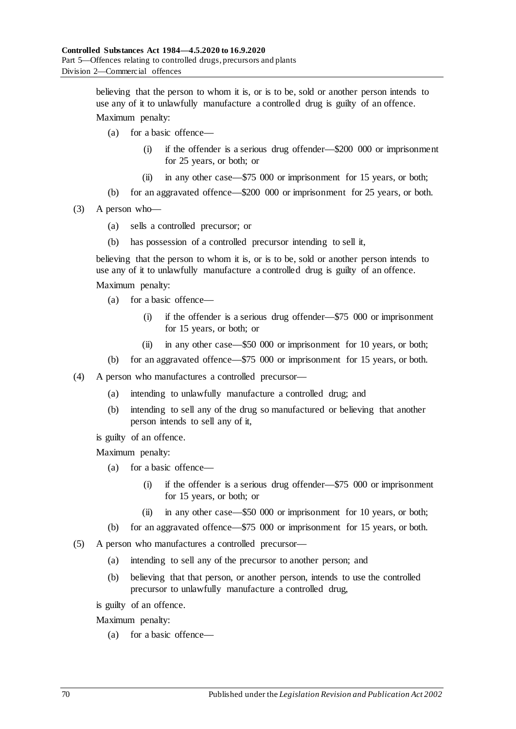believing that the person to whom it is, or is to be, sold or another person intends to use any of it to unlawfully manufacture a controlled drug is guilty of an offence.

Maximum penalty:

- (a) for a basic offence—
  - (i) if the offender is a serious drug offender—$200 000 or imprisonment for 25 years, or both; or
  - (ii) in any other case—$75 000 or imprisonment for 15 years, or both;
- (b) for an aggravated offence—$200 000 or imprisonment for 25 years, or both.

(3) A person who—

- (a) sells a controlled precursor; or
- (b) has possession of a controlled precursor intending to sell it,

believing that the person to whom it is, or is to be, sold or another person intends to use any of it to unlawfully manufacture a controlled drug is guilty of an offence.

Maximum penalty:

- (a) for a basic offence—
  - (i) if the offender is a serious drug offender—$75 000 or imprisonment for 15 years, or both; or
  - (ii) in any other case—$50 000 or imprisonment for 10 years, or both;
- (b) for an aggravated offence—$75 000 or imprisonment for 15 years, or both.

(4) A person who manufactures a controlled precursor—

- (a) intending to unlawfully manufacture a controlled drug; and
- (b) intending to sell any of the drug so manufactured or believing that another person intends to sell any of it,

is guilty of an offence.

Maximum penalty:

- (a) for a basic offence—
  - (i) if the offender is a serious drug offender—$75 000 or imprisonment for 15 years, or both; or
  - (ii) in any other case—$50 000 or imprisonment for 10 years, or both;
- (b) for an aggravated offence—$75 000 or imprisonment for 15 years, or both.

(5) A person who manufactures a controlled precursor—

- (a) intending to sell any of the precursor to another person; and
- (b) believing that that person, or another person, intends to use the controlled precursor to unlawfully manufacture a controlled drug,

is guilty of an offence.

Maximum penalty:

- (a) for a basic offence—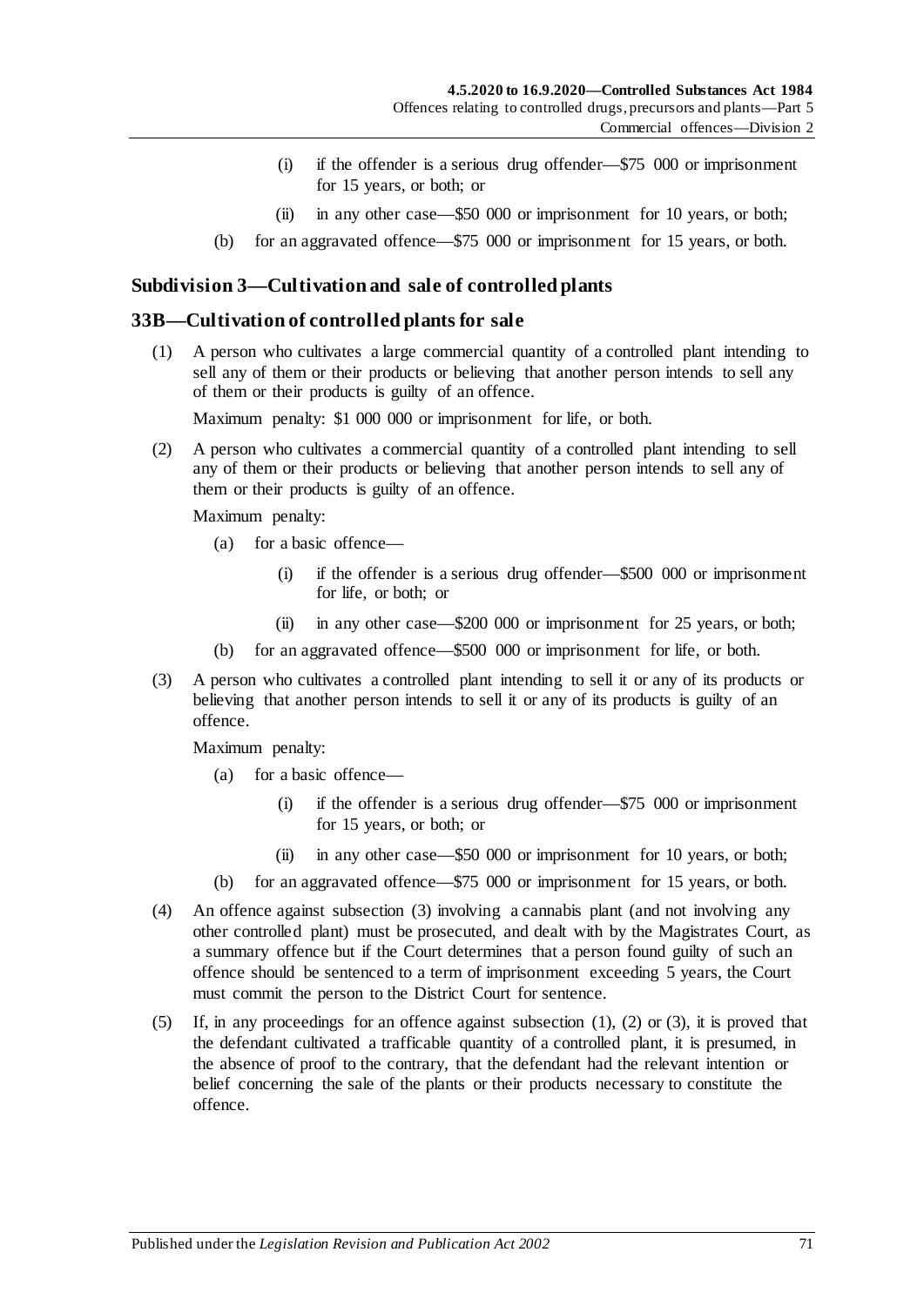(i) if the offender is a serious drug offender—$75 000 or imprisonment for 15 years, or both; or

(ii) in any other case—$50 000 or imprisonment for 10 years, or both;

(b) for an aggravated offence—$75 000 or imprisonment for 15 years, or both.

### Subdivision 3—Cultivation and sale of controlled plants

## 33B—Cultivation of controlled plants for sale

(1) A person who cultivates a large commercial quantity of a controlled plant intending to sell any of them or their products or believing that another person intends to sell any of them or their products is guilty of an offence.

Maximum penalty: $1 000 000 or imprisonment for life, or both.

(2) A person who cultivates a commercial quantity of a controlled plant intending to sell any of them or their products or believing that another person intends to sell any of them or their products is guilty of an offence.

Maximum penalty:

(a) for a basic offence—

(i) if the offender is a serious drug offender—$500 000 or imprisonment for life, or both; or

(ii) in any other case—$200 000 or imprisonment for 25 years, or both;

(b) for an aggravated offence—$500 000 or imprisonment for life, or both.

(3) A person who cultivates a controlled plant intending to sell it or any of its products or believing that another person intends to sell it or any of its products is guilty of an offence.

Maximum penalty:

(a) for a basic offence—

(i) if the offender is a serious drug offender—$75 000 or imprisonment for 15 years, or both; or

(ii) in any other case—$50 000 or imprisonment for 10 years, or both;

(b) for an aggravated offence—$75 000 or imprisonment for 15 years, or both.

(4) An offence against subsection (3) involving a cannabis plant (and not involving any other controlled plant) must be prosecuted, and dealt with by the Magistrates Court, as a summary offence but if the Court determines that a person found guilty of such an offence should be sentenced to a term of imprisonment exceeding 5 years, the Court must commit the person to the District Court for sentence.

(5) If, in any proceedings for an offence against subsection (1), (2) or (3), it is proved that the defendant cultivated a trafficable quantity of a controlled plant, it is presumed, in the absence of proof to the contrary, that the defendant had the relevant intention or belief concerning the sale of the plants or their products necessary to constitute the offence.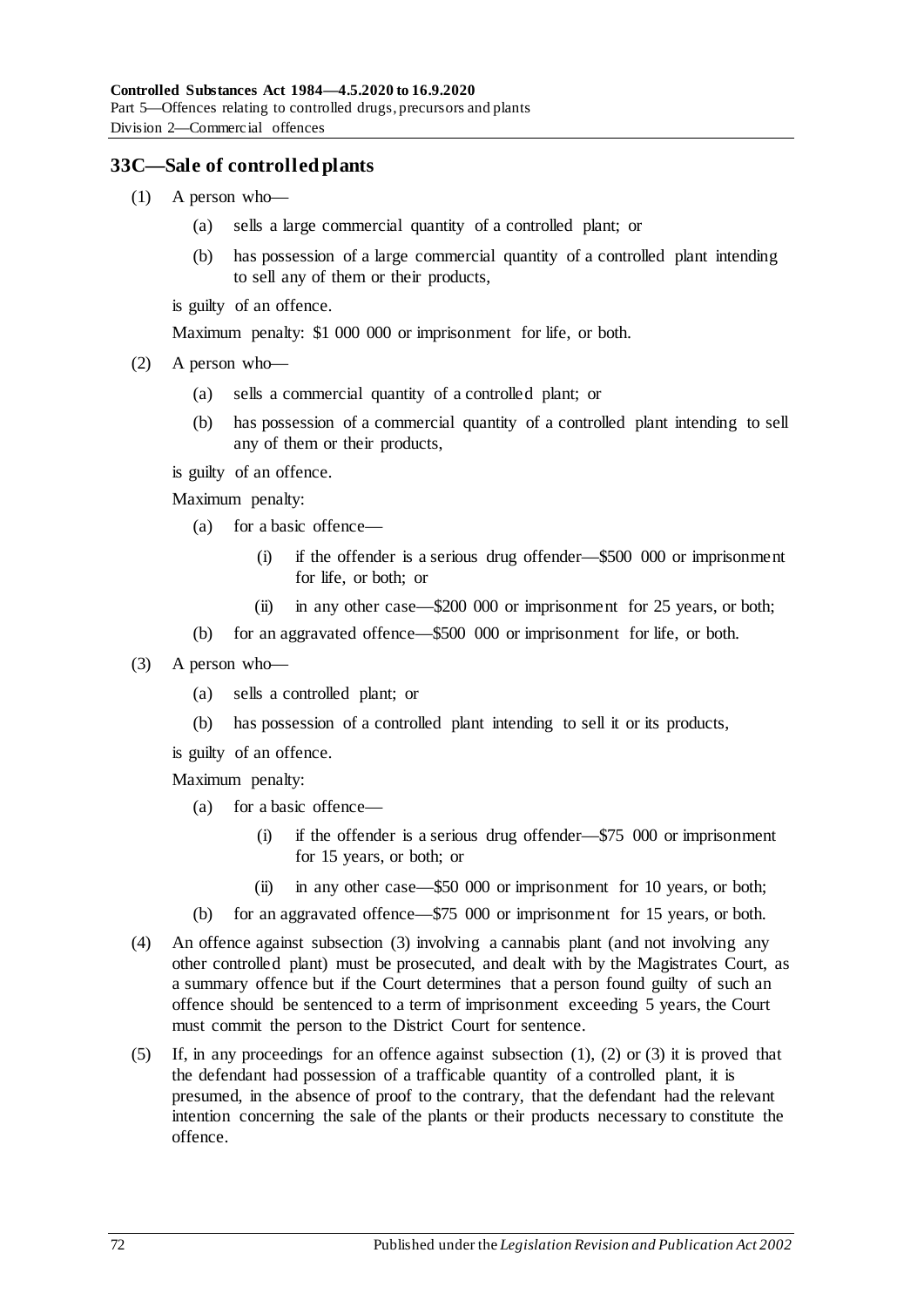## 33C—Sale of controlled plants

(1) A person who—

(a) sells a large commercial quantity of a controlled plant; or

(b) has possession of a large commercial quantity of a controlled plant intending to sell any of them or their products,

is guilty of an offence.

Maximum penalty: $1 000 000 or imprisonment for life, or both.

(2) A person who—

(a) sells a commercial quantity of a controlled plant; or

(b) has possession of a commercial quantity of a controlled plant intending to sell any of them or their products,

is guilty of an offence.

Maximum penalty:

(a) for a basic offence—

(i) if the offender is a serious drug offender—$500 000 or imprisonment for life, or both; or

(ii) in any other case—$200 000 or imprisonment for 25 years, or both;

(b) for an aggravated offence—$500 000 or imprisonment for life, or both.

(3) A person who—

(a) sells a controlled plant; or

(b) has possession of a controlled plant intending to sell it or its products,

is guilty of an offence.

Maximum penalty:

(a) for a basic offence—

(i) if the offender is a serious drug offender—$75 000 or imprisonment for 15 years, or both; or

(ii) in any other case—$50 000 or imprisonment for 10 years, or both;

(b) for an aggravated offence—$75 000 or imprisonment for 15 years, or both.

(4) An offence against subsection (3) involving a cannabis plant (and not involving any other controlled plant) must be prosecuted, and dealt with by the Magistrates Court, as a summary offence but if the Court determines that a person found guilty of such an offence should be sentenced to a term of imprisonment exceeding 5 years, the Court must commit the person to the District Court for sentence.

(5) If, in any proceedings for an offence against subsection (1), (2) or (3) it is proved that the defendant had possession of a trafficable quantity of a controlled plant, it is presumed, in the absence of proof to the contrary, that the defendant had the relevant intention concerning the sale of the plants or their products necessary to constitute the offence.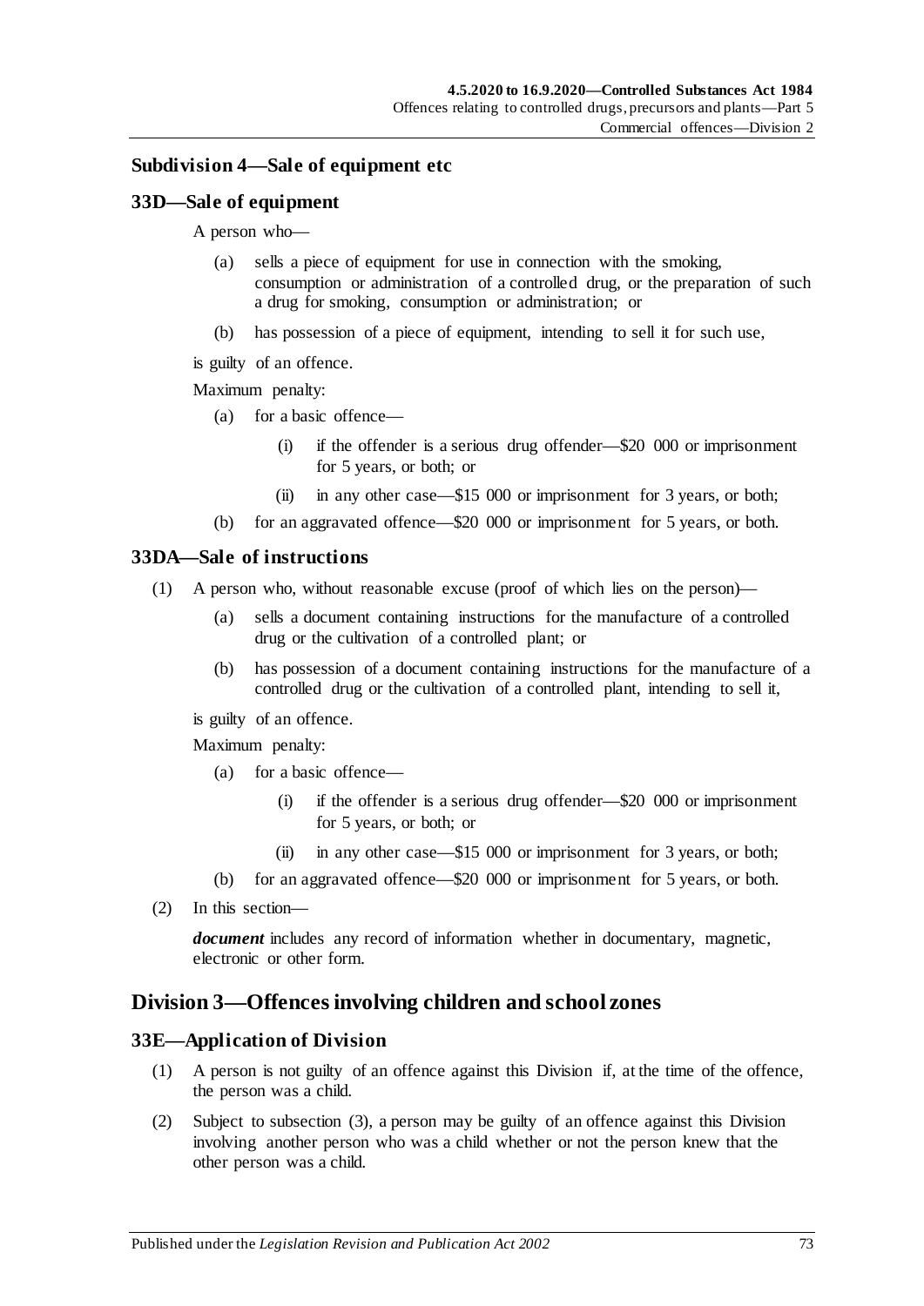### Subdivision 4—Sale of equipment etc

#### 33D—Sale of equipment

A person who—

(a) sells a piece of equipment for use in connection with the smoking, consumption or administration of a controlled drug, or the preparation of such a drug for smoking, consumption or administration; or

(b) has possession of a piece of equipment, intending to sell it for such use,

is guilty of an offence.

Maximum penalty:

(a) for a basic offence—

(i) if the offender is a serious drug offender—$20 000 or imprisonment for 5 years, or both; or

(ii) in any other case—$15 000 or imprisonment for 3 years, or both;

(b) for an aggravated offence—$20 000 or imprisonment for 5 years, or both.

#### 33DA—Sale of instructions

(1) A person who, without reasonable excuse (proof of which lies on the person)—

(a) sells a document containing instructions for the manufacture of a controlled drug or the cultivation of a controlled plant; or

(b) has possession of a document containing instructions for the manufacture of a controlled drug or the cultivation of a controlled plant, intending to sell it,

is guilty of an offence.

Maximum penalty:

(a) for a basic offence—

(i) if the offender is a serious drug offender—$20 000 or imprisonment for 5 years, or both; or

(ii) in any other case—$15 000 or imprisonment for 3 years, or both;

(b) for an aggravated offence—$20 000 or imprisonment for 5 years, or both.

(2) In this section—

***document*** includes any record of information whether in documentary, magnetic, electronic or other form.

## Division 3—Offences involving children and school zones

#### 33E—Application of Division

(1) A person is not guilty of an offence against this Division if, at the time of the offence, the person was a child.

(2) Subject to subsection (3), a person may be guilty of an offence against this Division involving another person who was a child whether or not the person knew that the other person was a child.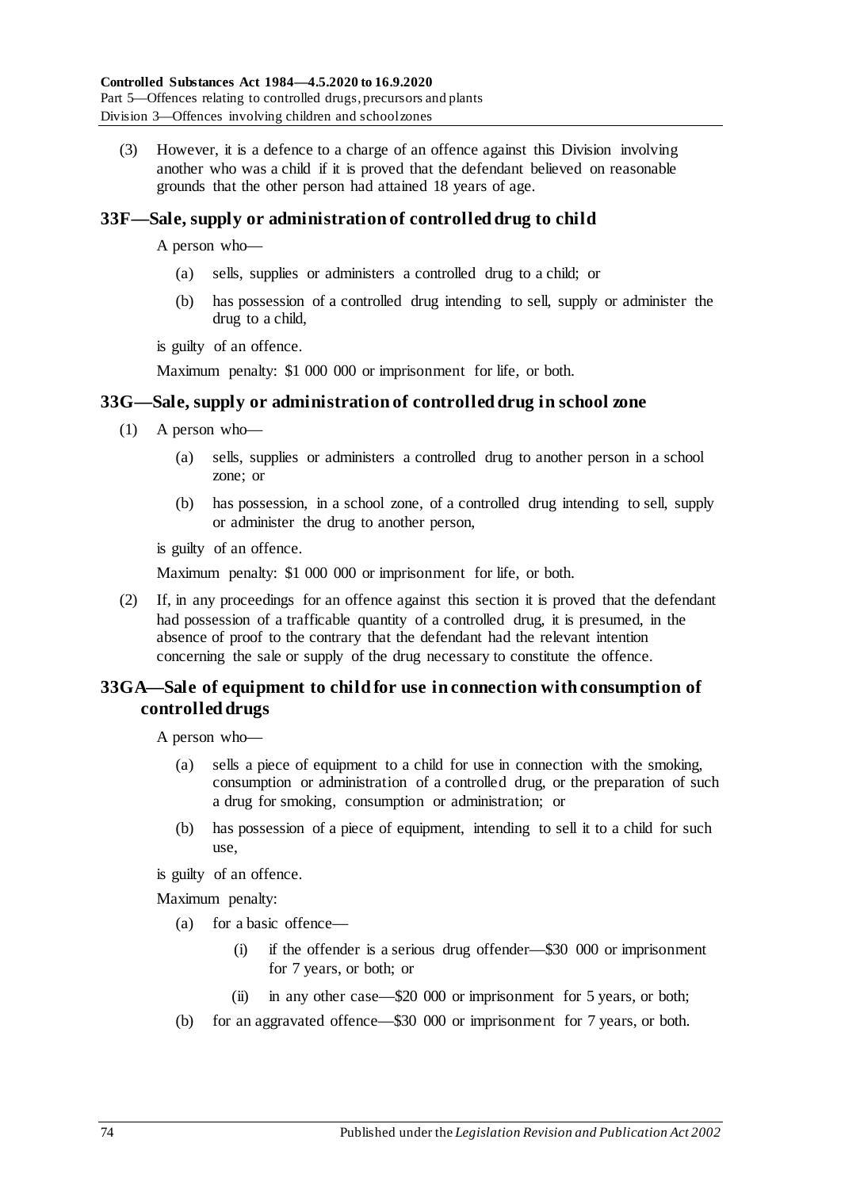(3) However, it is a defence to a charge of an offence against this Division involving another who was a child if it is proved that the defendant believed on reasonable grounds that the other person had attained 18 years of age.

## 33F—Sale, supply or administration of controlled drug to child

A person who—

(a) sells, supplies or administers a controlled drug to a child; or

(b) has possession of a controlled drug intending to sell, supply or administer the drug to a child,

is guilty of an offence.

Maximum penalty: $1 000 000 or imprisonment for life, or both.

## 33G—Sale, supply or administration of controlled drug in school zone

(1) A person who—

(a) sells, supplies or administers a controlled drug to another person in a school zone; or

(b) has possession, in a school zone, of a controlled drug intending to sell, supply or administer the drug to another person,

is guilty of an offence.

Maximum penalty: $1 000 000 or imprisonment for life, or both.

(2) If, in any proceedings for an offence against this section it is proved that the defendant had possession of a trafficable quantity of a controlled drug, it is presumed, in the absence of proof to the contrary that the defendant had the relevant intention concerning the sale or supply of the drug necessary to constitute the offence.

## 33GA—Sale of equipment to child for use in connection with consumption of controlled drugs

A person who—

(a) sells a piece of equipment to a child for use in connection with the smoking, consumption or administration of a controlled drug, or the preparation of such a drug for smoking, consumption or administration; or

(b) has possession of a piece of equipment, intending to sell it to a child for such use,

is guilty of an offence.

Maximum penalty:

(a) for a basic offence—

(i) if the offender is a serious drug offender—$30 000 or imprisonment for 7 years, or both; or

(ii) in any other case—$20 000 or imprisonment for 5 years, or both;

(b) for an aggravated offence—$30 000 or imprisonment for 7 years, or both.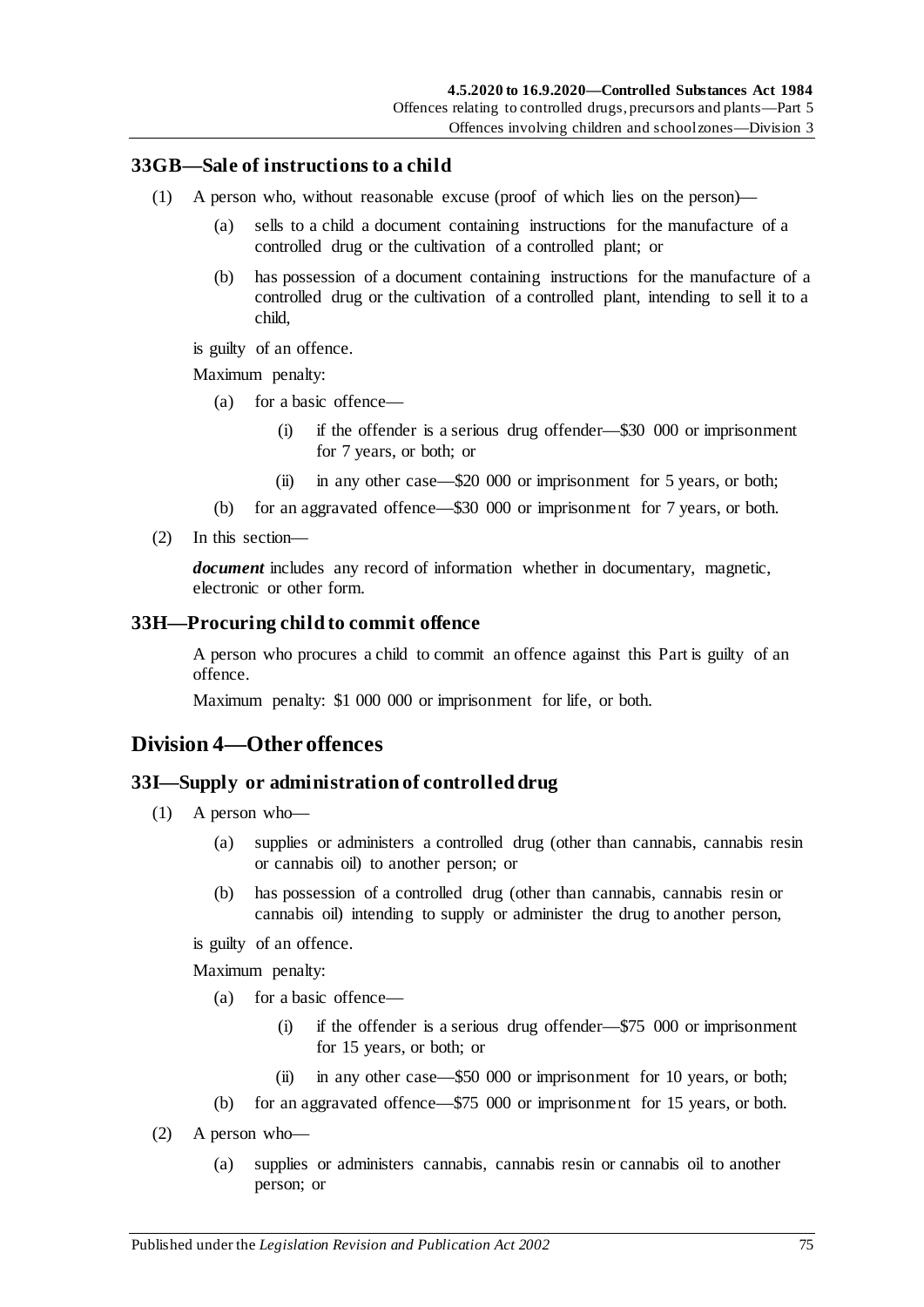### 33GB—Sale of instructions to a child

(1) A person who, without reasonable excuse (proof of which lies on the person)—

(a) sells to a child a document containing instructions for the manufacture of a controlled drug or the cultivation of a controlled plant; or

(b) has possession of a document containing instructions for the manufacture of a controlled drug or the cultivation of a controlled plant, intending to sell it to a child,

is guilty of an offence.

Maximum penalty:

(a) for a basic offence—

(i) if the offender is a serious drug offender—$30 000 or imprisonment for 7 years, or both; or

(ii) in any other case—$20 000 or imprisonment for 5 years, or both;

(b) for an aggravated offence—$30 000 or imprisonment for 7 years, or both.

(2) In this section—

***document*** includes any record of information whether in documentary, magnetic, electronic or other form.

### 33H—Procuring child to commit offence

A person who procures a child to commit an offence against this Part is guilty of an offence.

Maximum penalty: $1 000 000 or imprisonment for life, or both.

## Division 4—Other offences

### 33I—Supply or administration of controlled drug

(1) A person who—

(a) supplies or administers a controlled drug (other than cannabis, cannabis resin or cannabis oil) to another person; or

(b) has possession of a controlled drug (other than cannabis, cannabis resin or cannabis oil) intending to supply or administer the drug to another person,

is guilty of an offence.

Maximum penalty:

(a) for a basic offence—

(i) if the offender is a serious drug offender—$75 000 or imprisonment for 15 years, or both; or

(ii) in any other case—$50 000 or imprisonment for 10 years, or both;

(b) for an aggravated offence—$75 000 or imprisonment for 15 years, or both.

(2) A person who—

(a) supplies or administers cannabis, cannabis resin or cannabis oil to another person; or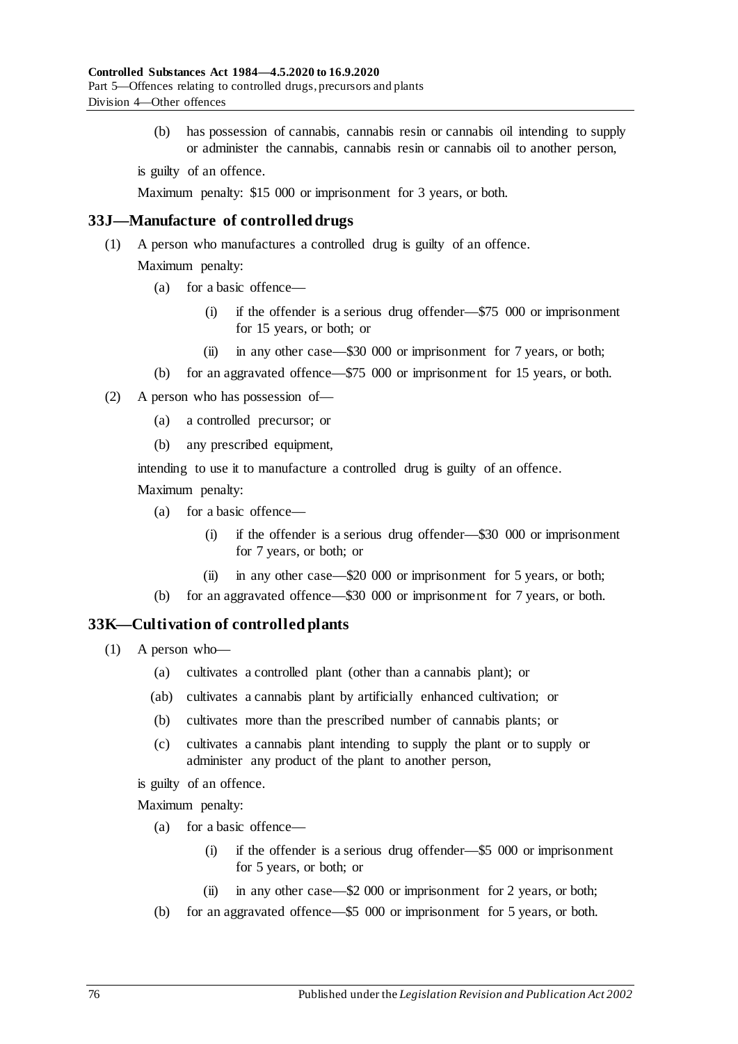(b) has possession of cannabis, cannabis resin or cannabis oil intending to supply or administer the cannabis, cannabis resin or cannabis oil to another person,

is guilty of an offence.

Maximum penalty: $15 000 or imprisonment for 3 years, or both.

## 33J—Manufacture of controlled drugs

(1) A person who manufactures a controlled drug is guilty of an offence.

Maximum penalty:

(a) for a basic offence—

(i) if the offender is a serious drug offender—$75 000 or imprisonment for 15 years, or both; or

(ii) in any other case—$30 000 or imprisonment for 7 years, or both;

(b) for an aggravated offence—$75 000 or imprisonment for 15 years, or both.

(2) A person who has possession of—

(a) a controlled precursor; or

(b) any prescribed equipment,

intending to use it to manufacture a controlled drug is guilty of an offence.

Maximum penalty:

(a) for a basic offence—

(i) if the offender is a serious drug offender—$30 000 or imprisonment for 7 years, or both; or

(ii) in any other case—$20 000 or imprisonment for 5 years, or both;

(b) for an aggravated offence—$30 000 or imprisonment for 7 years, or both.

## 33K—Cultivation of controlled plants

(1) A person who—

(a) cultivates a controlled plant (other than a cannabis plant); or

(ab) cultivates a cannabis plant by artificially enhanced cultivation; or

(b) cultivates more than the prescribed number of cannabis plants; or

(c) cultivates a cannabis plant intending to supply the plant or to supply or administer any product of the plant to another person,

is guilty of an offence.

Maximum penalty:

(a) for a basic offence—

(i) if the offender is a serious drug offender—$5 000 or imprisonment for 5 years, or both; or

(ii) in any other case—$2 000 or imprisonment for 2 years, or both;

(b) for an aggravated offence—$5 000 or imprisonment for 5 years, or both.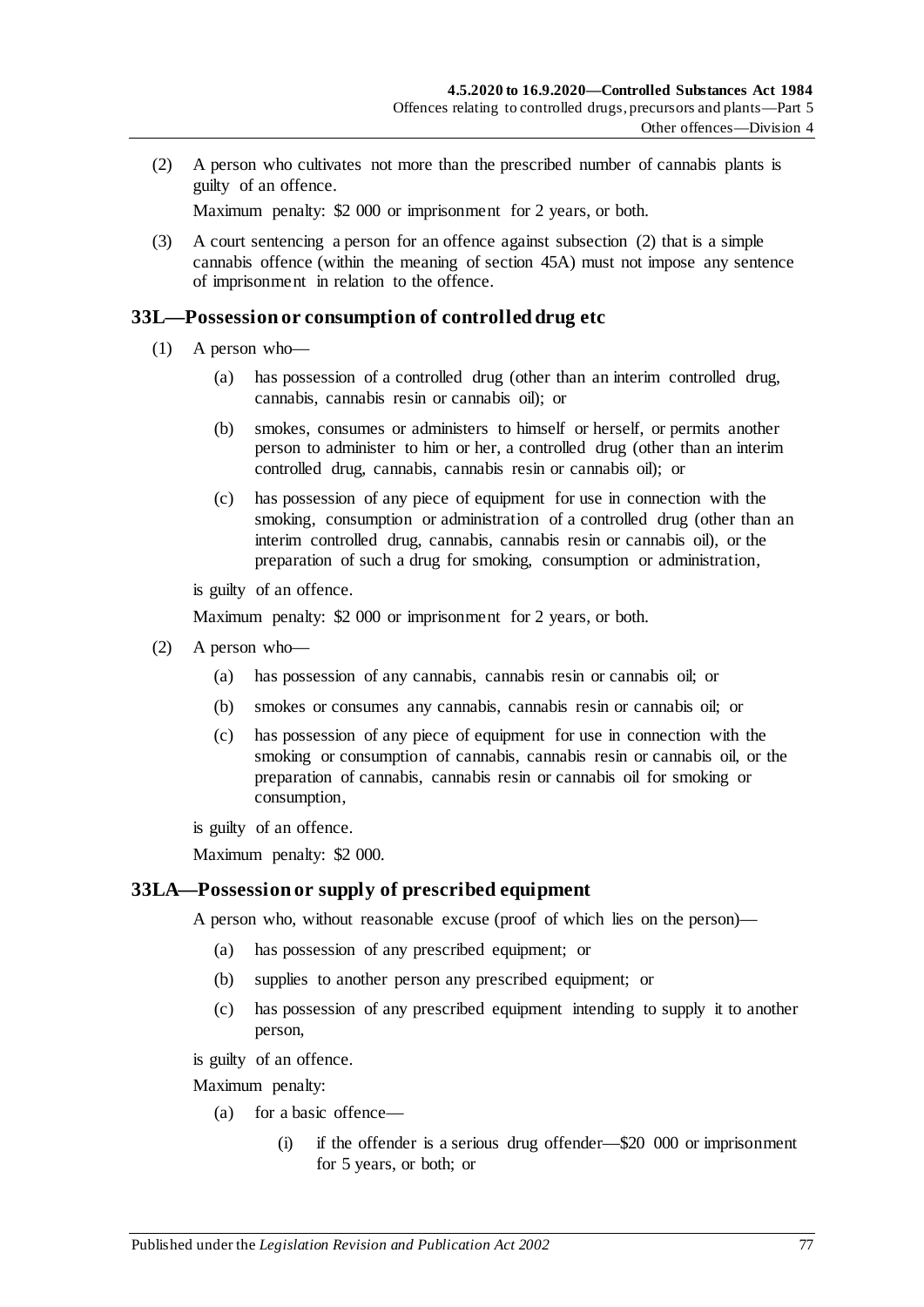(2) A person who cultivates not more than the prescribed number of cannabis plants is guilty of an offence.

Maximum penalty: $2 000 or imprisonment for 2 years, or both.

(3) A court sentencing a person for an offence against subsection (2) that is a simple cannabis offence (within the meaning of section 45A) must not impose any sentence of imprisonment in relation to the offence.

## 33L—Possession or consumption of controlled drug etc

(1) A person who—

(a) has possession of a controlled drug (other than an interim controlled drug, cannabis, cannabis resin or cannabis oil); or

(b) smokes, consumes or administers to himself or herself, or permits another person to administer to him or her, a controlled drug (other than an interim controlled drug, cannabis, cannabis resin or cannabis oil); or

(c) has possession of any piece of equipment for use in connection with the smoking, consumption or administration of a controlled drug (other than an interim controlled drug, cannabis, cannabis resin or cannabis oil), or the preparation of such a drug for smoking, consumption or administration,

is guilty of an offence.

Maximum penalty: $2 000 or imprisonment for 2 years, or both.

(2) A person who—

(a) has possession of any cannabis, cannabis resin or cannabis oil; or

(b) smokes or consumes any cannabis, cannabis resin or cannabis oil; or

(c) has possession of any piece of equipment for use in connection with the smoking or consumption of cannabis, cannabis resin or cannabis oil, or the preparation of cannabis, cannabis resin or cannabis oil for smoking or consumption,

is guilty of an offence.

Maximum penalty: $2 000.

## 33LA—Possession or supply of prescribed equipment

A person who, without reasonable excuse (proof of which lies on the person)—

(a) has possession of any prescribed equipment; or

(b) supplies to another person any prescribed equipment; or

(c) has possession of any prescribed equipment intending to supply it to another person,

is guilty of an offence.

Maximum penalty:

(a) for a basic offence—

(i) if the offender is a serious drug offender—$20 000 or imprisonment for 5 years, or both; or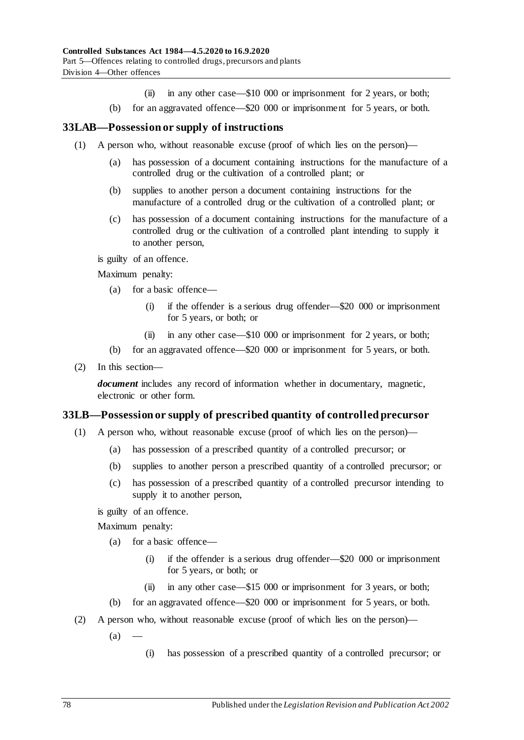(ii) in any other case—$10 000 or imprisonment for 2 years, or both;

(b) for an aggravated offence—$20 000 or imprisonment for 5 years, or both.

## 33LAB—Possession or supply of instructions

(1) A person who, without reasonable excuse (proof of which lies on the person)—

(a) has possession of a document containing instructions for the manufacture of a controlled drug or the cultivation of a controlled plant; or

(b) supplies to another person a document containing instructions for the manufacture of a controlled drug or the cultivation of a controlled plant; or

(c) has possession of a document containing instructions for the manufacture of a controlled drug or the cultivation of a controlled plant intending to supply it to another person,

is guilty of an offence.

Maximum penalty:

(a) for a basic offence—

(i) if the offender is a serious drug offender—$20 000 or imprisonment for 5 years, or both; or

(ii) in any other case—$10 000 or imprisonment for 2 years, or both;

(b) for an aggravated offence—$20 000 or imprisonment for 5 years, or both.

(2) In this section—

***document*** includes any record of information whether in documentary, magnetic, electronic or other form.

## 33LB—Possession or supply of prescribed quantity of controlled precursor

(1) A person who, without reasonable excuse (proof of which lies on the person)—

(a) has possession of a prescribed quantity of a controlled precursor; or

(b) supplies to another person a prescribed quantity of a controlled precursor; or

(c) has possession of a prescribed quantity of a controlled precursor intending to supply it to another person,

is guilty of an offence.

Maximum penalty:

(a) for a basic offence—

(i) if the offender is a serious drug offender—$20 000 or imprisonment for 5 years, or both; or

(ii) in any other case—$15 000 or imprisonment for 3 years, or both;

(b) for an aggravated offence—$20 000 or imprisonment for 5 years, or both.

(2) A person who, without reasonable excuse (proof of which lies on the person)—

(a) —

(i) has possession of a prescribed quantity of a controlled precursor; or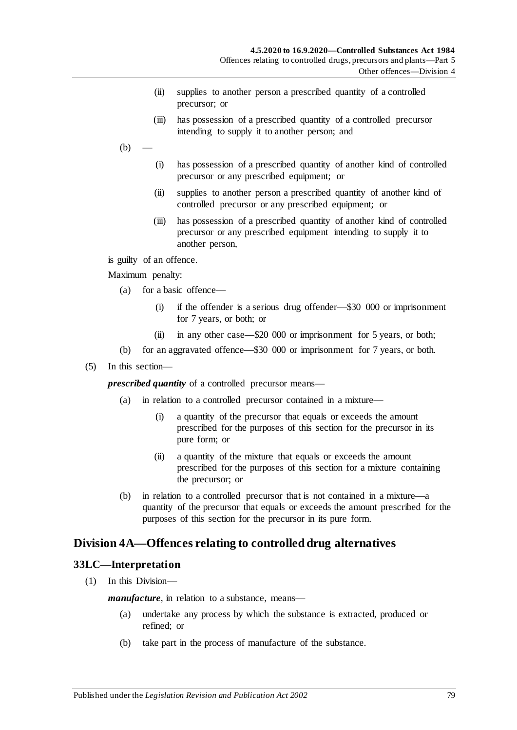(ii) supplies to another person a prescribed quantity of a controlled precursor; or

(iii) has possession of a prescribed quantity of a controlled precursor intending to supply it to another person; and

(b) —

(i) has possession of a prescribed quantity of another kind of controlled precursor or any prescribed equipment; or

(ii) supplies to another person a prescribed quantity of another kind of controlled precursor or any prescribed equipment; or

(iii) has possession of a prescribed quantity of another kind of controlled precursor or any prescribed equipment intending to supply it to another person,

is guilty of an offence.

Maximum penalty:

(a) for a basic offence—

(i) if the offender is a serious drug offender—$30 000 or imprisonment for 7 years, or both; or

(ii) in any other case—$20 000 or imprisonment for 5 years, or both;

(b) for an aggravated offence—$30 000 or imprisonment for 7 years, or both.

(5) In this section—

***prescribed quantity*** of a controlled precursor means—

(a) in relation to a controlled precursor contained in a mixture—

(i) a quantity of the precursor that equals or exceeds the amount prescribed for the purposes of this section for the precursor in its pure form; or

(ii) a quantity of the mixture that equals or exceeds the amount prescribed for the purposes of this section for a mixture containing the precursor; or

(b) in relation to a controlled precursor that is not contained in a mixture—a quantity of the precursor that equals or exceeds the amount prescribed for the purposes of this section for the precursor in its pure form.

## Division 4A—Offences relating to controlled drug alternatives

### 33LC—Interpretation

(1) In this Division—

***manufacture***, in relation to a substance, means—

(a) undertake any process by which the substance is extracted, produced or refined; or

(b) take part in the process of manufacture of the substance.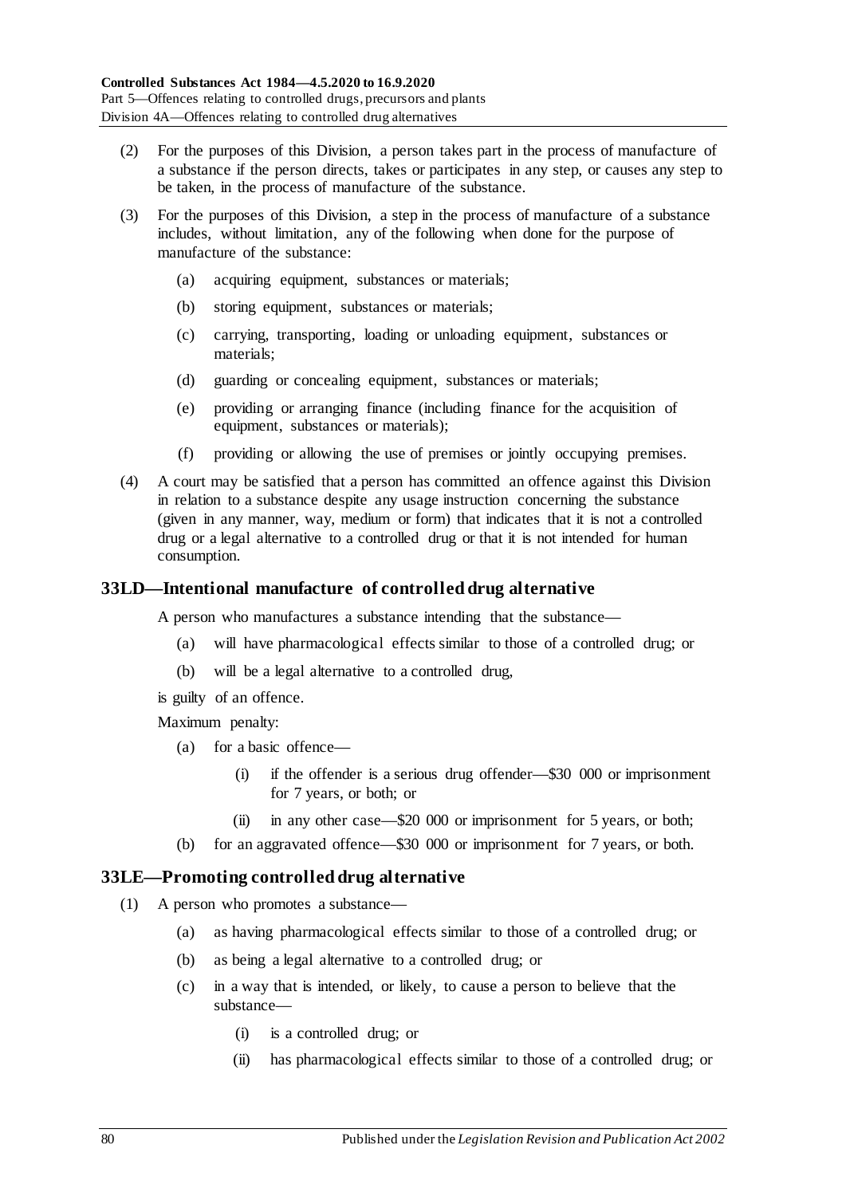(2) For the purposes of this Division, a person takes part in the process of manufacture of a substance if the person directs, takes or participates in any step, or causes any step to be taken, in the process of manufacture of the substance.

(3) For the purposes of this Division, a step in the process of manufacture of a substance includes, without limitation, any of the following when done for the purpose of manufacture of the substance:

- (a) acquiring equipment, substances or materials;
- (b) storing equipment, substances or materials;
- (c) carrying, transporting, loading or unloading equipment, substances or materials;
- (d) guarding or concealing equipment, substances or materials;
- (e) providing or arranging finance (including finance for the acquisition of equipment, substances or materials);
- (f) providing or allowing the use of premises or jointly occupying premises.

(4) A court may be satisfied that a person has committed an offence against this Division in relation to a substance despite any usage instruction concerning the substance (given in any manner, way, medium or form) that indicates that it is not a controlled drug or a legal alternative to a controlled drug or that it is not intended for human consumption.

## 33LD—Intentional manufacture of controlled drug alternative

A person who manufactures a substance intending that the substance—

- (a) will have pharmacological effects similar to those of a controlled drug; or
- (b) will be a legal alternative to a controlled drug,

is guilty of an offence.

Maximum penalty:

- (a) for a basic offence—
  - (i) if the offender is a serious drug offender—$30 000 or imprisonment for 7 years, or both; or
  - (ii) in any other case—$20 000 or imprisonment for 5 years, or both;
- (b) for an aggravated offence—$30 000 or imprisonment for 7 years, or both.

## 33LE—Promoting controlled drug alternative

(1) A person who promotes a substance—

- (a) as having pharmacological effects similar to those of a controlled drug; or
- (b) as being a legal alternative to a controlled drug; or
- (c) in a way that is intended, or likely, to cause a person to believe that the substance—
  - (i) is a controlled drug; or
  - (ii) has pharmacological effects similar to those of a controlled drug; or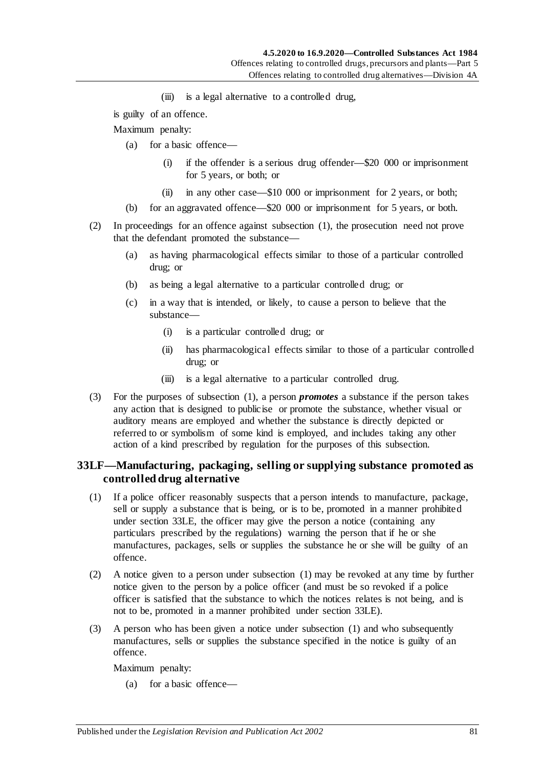(iii) is a legal alternative to a controlled drug,

is guilty of an offence.

Maximum penalty:

(a) for a basic offence—

(i) if the offender is a serious drug offender—$20 000 or imprisonment for 5 years, or both; or

(ii) in any other case—$10 000 or imprisonment for 2 years, or both;

(b) for an aggravated offence—$20 000 or imprisonment for 5 years, or both.

(2) In proceedings for an offence against subsection (1), the prosecution need not prove that the defendant promoted the substance—

(a) as having pharmacological effects similar to those of a particular controlled drug; or

(b) as being a legal alternative to a particular controlled drug; or

(c) in a way that is intended, or likely, to cause a person to believe that the substance—

(i) is a particular controlled drug; or

(ii) has pharmacological effects similar to those of a particular controlled drug; or

(iii) is a legal alternative to a particular controlled drug.

(3) For the purposes of subsection (1), a person ***promotes*** a substance if the person takes any action that is designed to publicise or promote the substance, whether visual or auditory means are employed and whether the substance is directly depicted or referred to or symbolism of some kind is employed, and includes taking any other action of a kind prescribed by regulation for the purposes of this subsection.

## 33LF—Manufacturing, packaging, selling or supplying substance promoted as controlled drug alternative

(1) If a police officer reasonably suspects that a person intends to manufacture, package, sell or supply a substance that is being, or is to be, promoted in a manner prohibited under section 33LE, the officer may give the person a notice (containing any particulars prescribed by the regulations) warning the person that if he or she manufactures, packages, sells or supplies the substance he or she will be guilty of an offence.

(2) A notice given to a person under subsection (1) may be revoked at any time by further notice given to the person by a police officer (and must be so revoked if a police officer is satisfied that the substance to which the notices relates is not being, and is not to be, promoted in a manner prohibited under section 33LE).

(3) A person who has been given a notice under subsection (1) and who subsequently manufactures, sells or supplies the substance specified in the notice is guilty of an offence.

Maximum penalty:

(a) for a basic offence—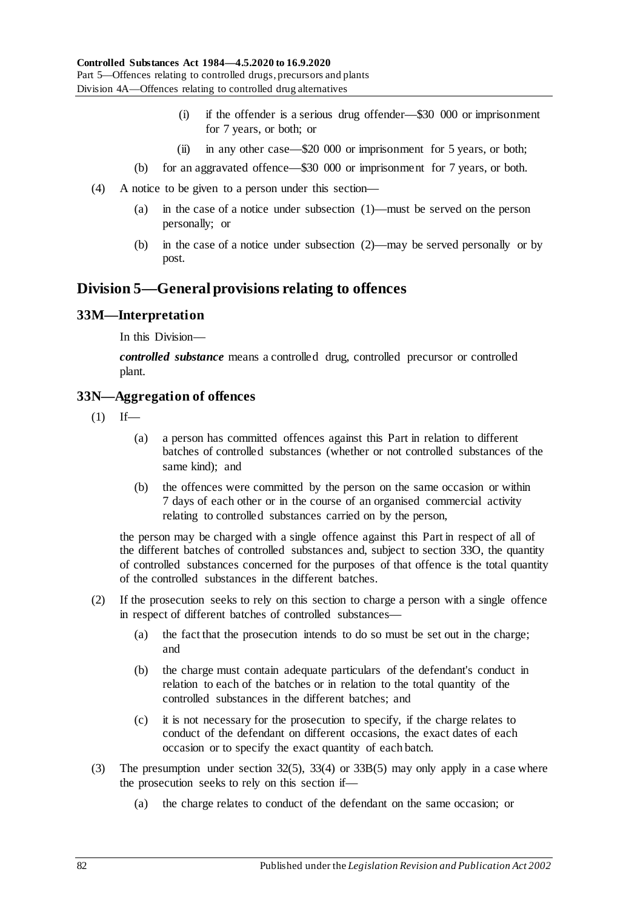(i) if the offender is a serious drug offender—$30 000 or imprisonment for 7 years, or both; or

(ii) in any other case—$20 000 or imprisonment for 5 years, or both;

(b) for an aggravated offence—$30 000 or imprisonment for 7 years, or both.

(4) A notice to be given to a person under this section—

(a) in the case of a notice under subsection (1)—must be served on the person personally; or

(b) in the case of a notice under subsection (2)—may be served personally or by post.

## Division 5—General provisions relating to offences

### 33M—Interpretation

In this Division—

***controlled substance*** means a controlled drug, controlled precursor or controlled plant.

### 33N—Aggregation of offences

(1) If—

(a) a person has committed offences against this Part in relation to different batches of controlled substances (whether or not controlled substances of the same kind); and

(b) the offences were committed by the person on the same occasion or within 7 days of each other or in the course of an organised commercial activity relating to controlled substances carried on by the person,

the person may be charged with a single offence against this Part in respect of all of the different batches of controlled substances and, subject to section 33O, the quantity of controlled substances concerned for the purposes of that offence is the total quantity of the controlled substances in the different batches.

(2) If the prosecution seeks to rely on this section to charge a person with a single offence in respect of different batches of controlled substances—

(a) the fact that the prosecution intends to do so must be set out in the charge; and

(b) the charge must contain adequate particulars of the defendant's conduct in relation to each of the batches or in relation to the total quantity of the controlled substances in the different batches; and

(c) it is not necessary for the prosecution to specify, if the charge relates to conduct of the defendant on different occasions, the exact dates of each occasion or to specify the exact quantity of each batch.

(3) The presumption under section 32(5), 33(4) or 33B(5) may only apply in a case where the prosecution seeks to rely on this section if—

(a) the charge relates to conduct of the defendant on the same occasion; or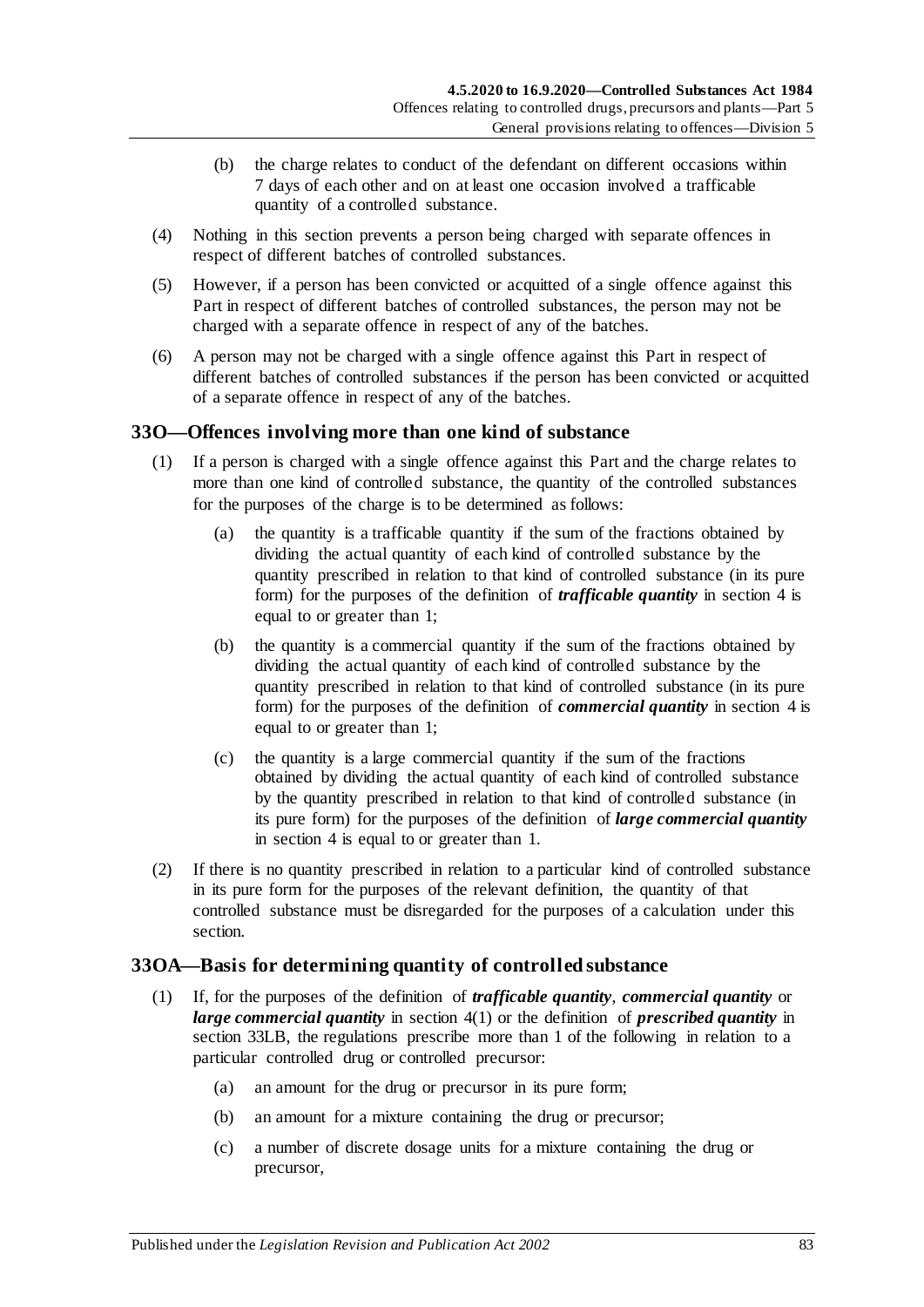(b) the charge relates to conduct of the defendant on different occasions within 7 days of each other and on at least one occasion involved a trafficable quantity of a controlled substance.

(4) Nothing in this section prevents a person being charged with separate offences in respect of different batches of controlled substances.

(5) However, if a person has been convicted or acquitted of a single offence against this Part in respect of different batches of controlled substances, the person may not be charged with a separate offence in respect of any of the batches.

(6) A person may not be charged with a single offence against this Part in respect of different batches of controlled substances if the person has been convicted or acquitted of a separate offence in respect of any of the batches.

## 33O—Offences involving more than one kind of substance

(1) If a person is charged with a single offence against this Part and the charge relates to more than one kind of controlled substance, the quantity of the controlled substances for the purposes of the charge is to be determined as follows:

(a) the quantity is a trafficable quantity if the sum of the fractions obtained by dividing the actual quantity of each kind of controlled substance by the quantity prescribed in relation to that kind of controlled substance (in its pure form) for the purposes of the definition of ***trafficable quantity*** in section 4 is equal to or greater than 1;

(b) the quantity is a commercial quantity if the sum of the fractions obtained by dividing the actual quantity of each kind of controlled substance by the quantity prescribed in relation to that kind of controlled substance (in its pure form) for the purposes of the definition of ***commercial quantity*** in section 4 is equal to or greater than 1;

(c) the quantity is a large commercial quantity if the sum of the fractions obtained by dividing the actual quantity of each kind of controlled substance by the quantity prescribed in relation to that kind of controlled substance (in its pure form) for the purposes of the definition of ***large commercial quantity*** in section 4 is equal to or greater than 1.

(2) If there is no quantity prescribed in relation to a particular kind of controlled substance in its pure form for the purposes of the relevant definition, the quantity of that controlled substance must be disregarded for the purposes of a calculation under this section.

## 33OA—Basis for determining quantity of controlled substance

(1) If, for the purposes of the definition of ***trafficable quantity***, ***commercial quantity*** or ***large commercial quantity*** in section 4(1) or the definition of ***prescribed quantity*** in section 33LB, the regulations prescribe more than 1 of the following in relation to a particular controlled drug or controlled precursor:

(a) an amount for the drug or precursor in its pure form;

(b) an amount for a mixture containing the drug or precursor;

(c) a number of discrete dosage units for a mixture containing the drug or precursor,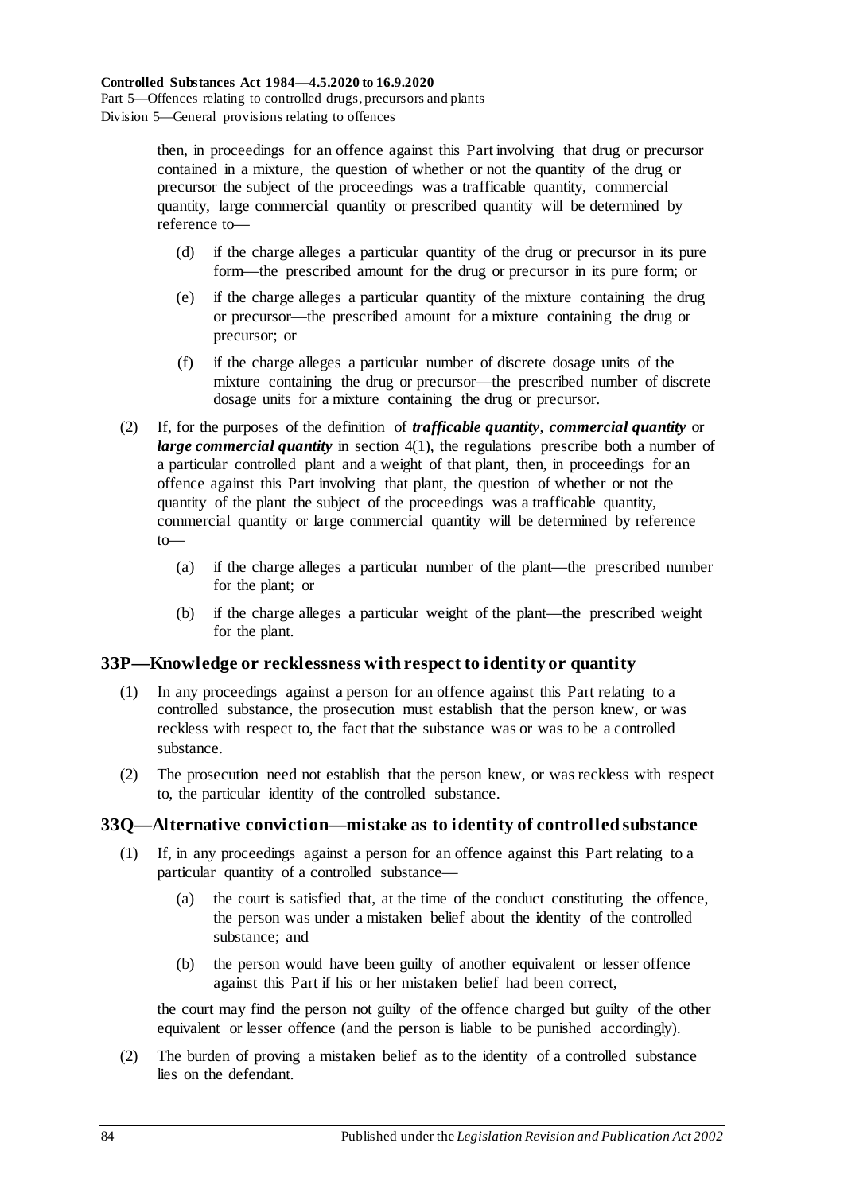then, in proceedings for an offence against this Part involving that drug or precursor contained in a mixture, the question of whether or not the quantity of the drug or precursor the subject of the proceedings was a trafficable quantity, commercial quantity, large commercial quantity or prescribed quantity will be determined by reference to—

(d) if the charge alleges a particular quantity of the drug or precursor in its pure form—the prescribed amount for the drug or precursor in its pure form; or

(e) if the charge alleges a particular quantity of the mixture containing the drug or precursor—the prescribed amount for a mixture containing the drug or precursor; or

(f) if the charge alleges a particular number of discrete dosage units of the mixture containing the drug or precursor—the prescribed number of discrete dosage units for a mixture containing the drug or precursor.

(2) If, for the purposes of the definition of ***trafficable quantity***, ***commercial quantity*** or ***large commercial quantity*** in section 4(1), the regulations prescribe both a number of a particular controlled plant and a weight of that plant, then, in proceedings for an offence against this Part involving that plant, the question of whether or not the quantity of the plant the subject of the proceedings was a trafficable quantity, commercial quantity or large commercial quantity will be determined by reference to—

(a) if the charge alleges a particular number of the plant—the prescribed number for the plant; or

(b) if the charge alleges a particular weight of the plant—the prescribed weight for the plant.

## 33P—Knowledge or recklessness with respect to identity or quantity

(1) In any proceedings against a person for an offence against this Part relating to a controlled substance, the prosecution must establish that the person knew, or was reckless with respect to, the fact that the substance was or was to be a controlled substance.

(2) The prosecution need not establish that the person knew, or was reckless with respect to, the particular identity of the controlled substance.

## 33Q—Alternative conviction—mistake as to identity of controlled substance

(1) If, in any proceedings against a person for an offence against this Part relating to a particular quantity of a controlled substance—

(a) the court is satisfied that, at the time of the conduct constituting the offence, the person was under a mistaken belief about the identity of the controlled substance; and

(b) the person would have been guilty of another equivalent or lesser offence against this Part if his or her mistaken belief had been correct,

the court may find the person not guilty of the offence charged but guilty of the other equivalent or lesser offence (and the person is liable to be punished accordingly).

(2) The burden of proving a mistaken belief as to the identity of a controlled substance lies on the defendant.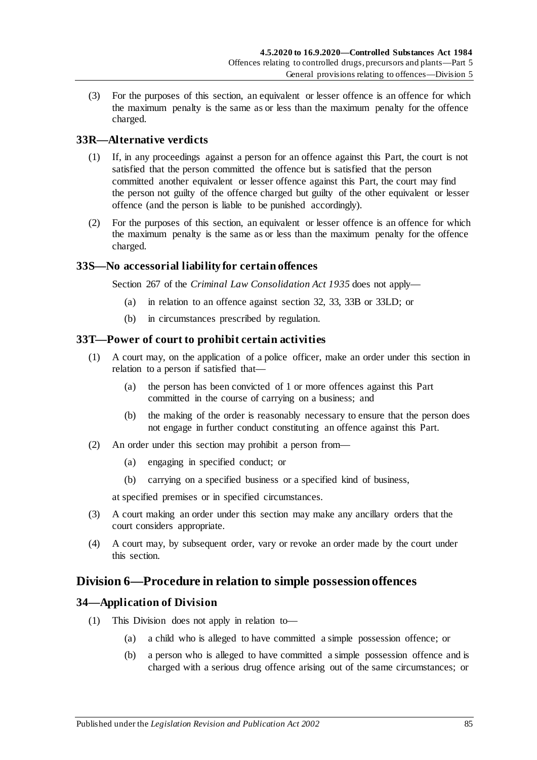(3) For the purposes of this section, an equivalent or lesser offence is an offence for which the maximum penalty is the same as or less than the maximum penalty for the offence charged.

## 33R—Alternative verdicts

(1) If, in any proceedings against a person for an offence against this Part, the court is not satisfied that the person committed the offence but is satisfied that the person committed another equivalent or lesser offence against this Part, the court may find the person not guilty of the offence charged but guilty of the other equivalent or lesser offence (and the person is liable to be punished accordingly).

(2) For the purposes of this section, an equivalent or lesser offence is an offence for which the maximum penalty is the same as or less than the maximum penalty for the offence charged.

## 33S—No accessorial liability for certain offences

Section 267 of the *Criminal Law Consolidation Act 1935* does not apply—

(a) in relation to an offence against section 32, 33, 33B or 33LD; or

(b) in circumstances prescribed by regulation.

## 33T—Power of court to prohibit certain activities

(1) A court may, on the application of a police officer, make an order under this section in relation to a person if satisfied that—

(a) the person has been convicted of 1 or more offences against this Part committed in the course of carrying on a business; and

(b) the making of the order is reasonably necessary to ensure that the person does not engage in further conduct constituting an offence against this Part.

(2) An order under this section may prohibit a person from—

(a) engaging in specified conduct; or

(b) carrying on a specified business or a specified kind of business,

at specified premises or in specified circumstances.

(3) A court making an order under this section may make any ancillary orders that the court considers appropriate.

(4) A court may, by subsequent order, vary or revoke an order made by the court under this section.

# Division 6—Procedure in relation to simple possession offences

## 34—Application of Division

(1) This Division does not apply in relation to—

(a) a child who is alleged to have committed a simple possession offence; or

(b) a person who is alleged to have committed a simple possession offence and is charged with a serious drug offence arising out of the same circumstances; or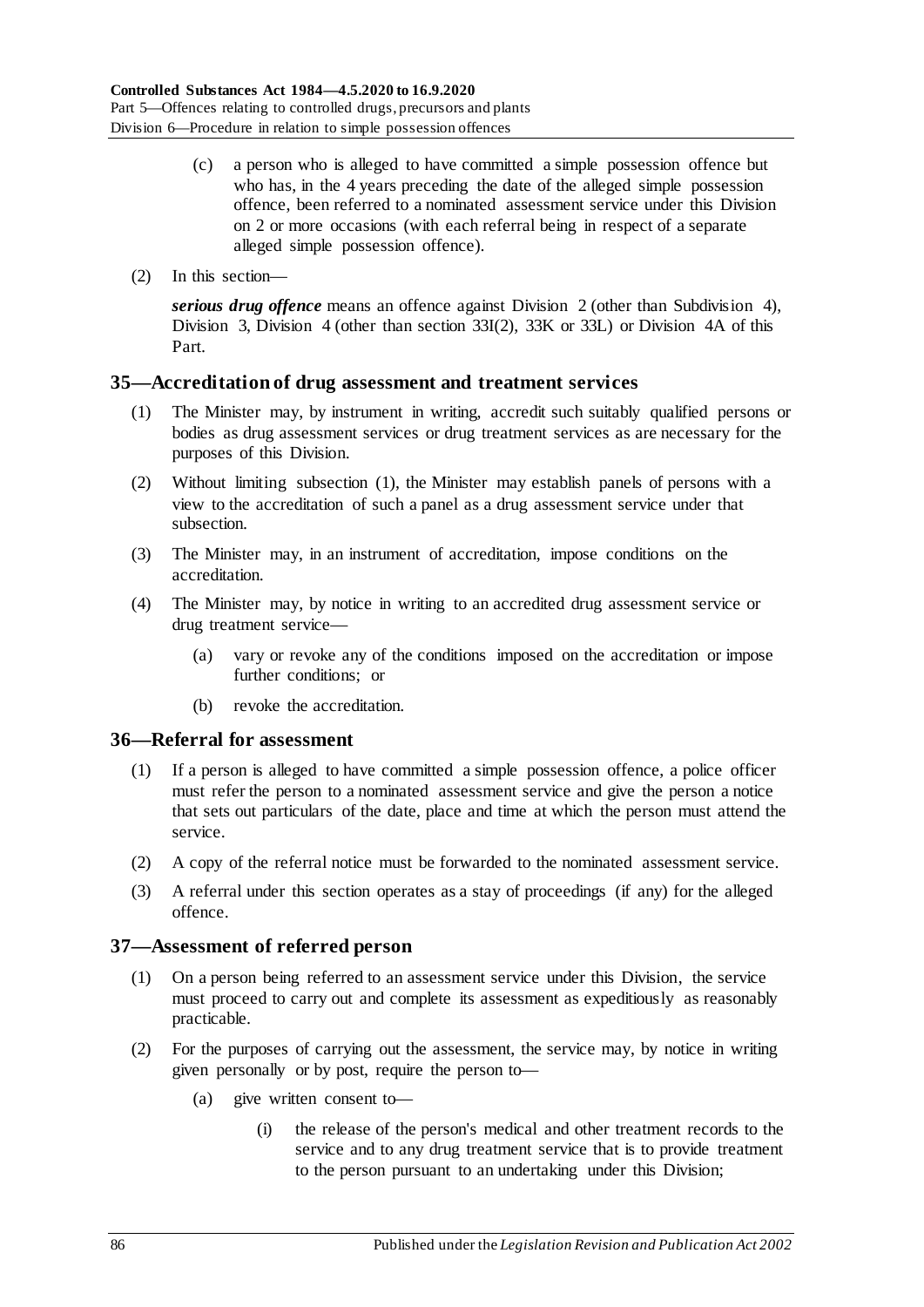(c) a person who is alleged to have committed a simple possession offence but who has, in the 4 years preceding the date of the alleged simple possession offence, been referred to a nominated assessment service under this Division on 2 or more occasions (with each referral being in respect of a separate alleged simple possession offence).

(2) In this section—

***serious drug offence*** means an offence against Division 2 (other than Subdivision 4), Division 3, Division 4 (other than section 33I(2), 33K or 33L) or Division 4A of this Part.

## 35—Accreditation of drug assessment and treatment services

(1) The Minister may, by instrument in writing, accredit such suitably qualified persons or bodies as drug assessment services or drug treatment services as are necessary for the purposes of this Division.

(2) Without limiting subsection (1), the Minister may establish panels of persons with a view to the accreditation of such a panel as a drug assessment service under that subsection.

(3) The Minister may, in an instrument of accreditation, impose conditions on the accreditation.

(4) The Minister may, by notice in writing to an accredited drug assessment service or drug treatment service—

(a) vary or revoke any of the conditions imposed on the accreditation or impose further conditions; or

(b) revoke the accreditation.

## 36—Referral for assessment

(1) If a person is alleged to have committed a simple possession offence, a police officer must refer the person to a nominated assessment service and give the person a notice that sets out particulars of the date, place and time at which the person must attend the service.

(2) A copy of the referral notice must be forwarded to the nominated assessment service.

(3) A referral under this section operates as a stay of proceedings (if any) for the alleged offence.

## 37—Assessment of referred person

(1) On a person being referred to an assessment service under this Division, the service must proceed to carry out and complete its assessment as expeditiously as reasonably practicable.

(2) For the purposes of carrying out the assessment, the service may, by notice in writing given personally or by post, require the person to—

(a) give written consent to—

(i) the release of the person's medical and other treatment records to the service and to any drug treatment service that is to provide treatment to the person pursuant to an undertaking under this Division;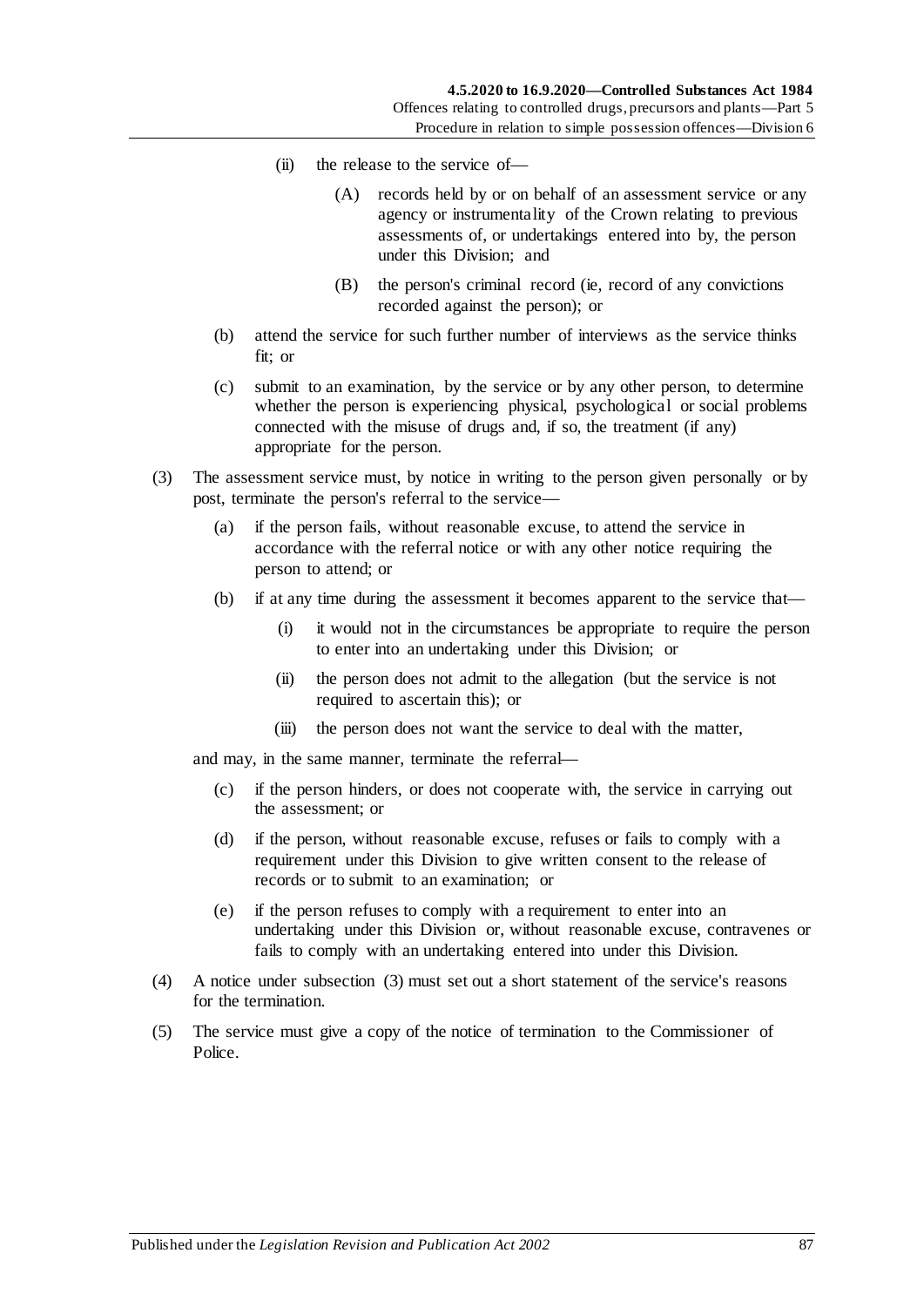(ii) the release to the service of—

(A) records held by or on behalf of an assessment service or any agency or instrumentality of the Crown relating to previous assessments of, or undertakings entered into by, the person under this Division; and

(B) the person's criminal record (ie, record of any convictions recorded against the person); or

(b) attend the service for such further number of interviews as the service thinks fit; or

(c) submit to an examination, by the service or by any other person, to determine whether the person is experiencing physical, psychological or social problems connected with the misuse of drugs and, if so, the treatment (if any) appropriate for the person.

(3) The assessment service must, by notice in writing to the person given personally or by post, terminate the person's referral to the service—

(a) if the person fails, without reasonable excuse, to attend the service in accordance with the referral notice or with any other notice requiring the person to attend; or

(b) if at any time during the assessment it becomes apparent to the service that—

(i) it would not in the circumstances be appropriate to require the person to enter into an undertaking under this Division; or

(ii) the person does not admit to the allegation (but the service is not required to ascertain this); or

(iii) the person does not want the service to deal with the matter,

and may, in the same manner, terminate the referral—

(c) if the person hinders, or does not cooperate with, the service in carrying out the assessment; or

(d) if the person, without reasonable excuse, refuses or fails to comply with a requirement under this Division to give written consent to the release of records or to submit to an examination; or

(e) if the person refuses to comply with a requirement to enter into an undertaking under this Division or, without reasonable excuse, contravenes or fails to comply with an undertaking entered into under this Division.

(4) A notice under subsection (3) must set out a short statement of the service's reasons for the termination.

(5) The service must give a copy of the notice of termination to the Commissioner of Police.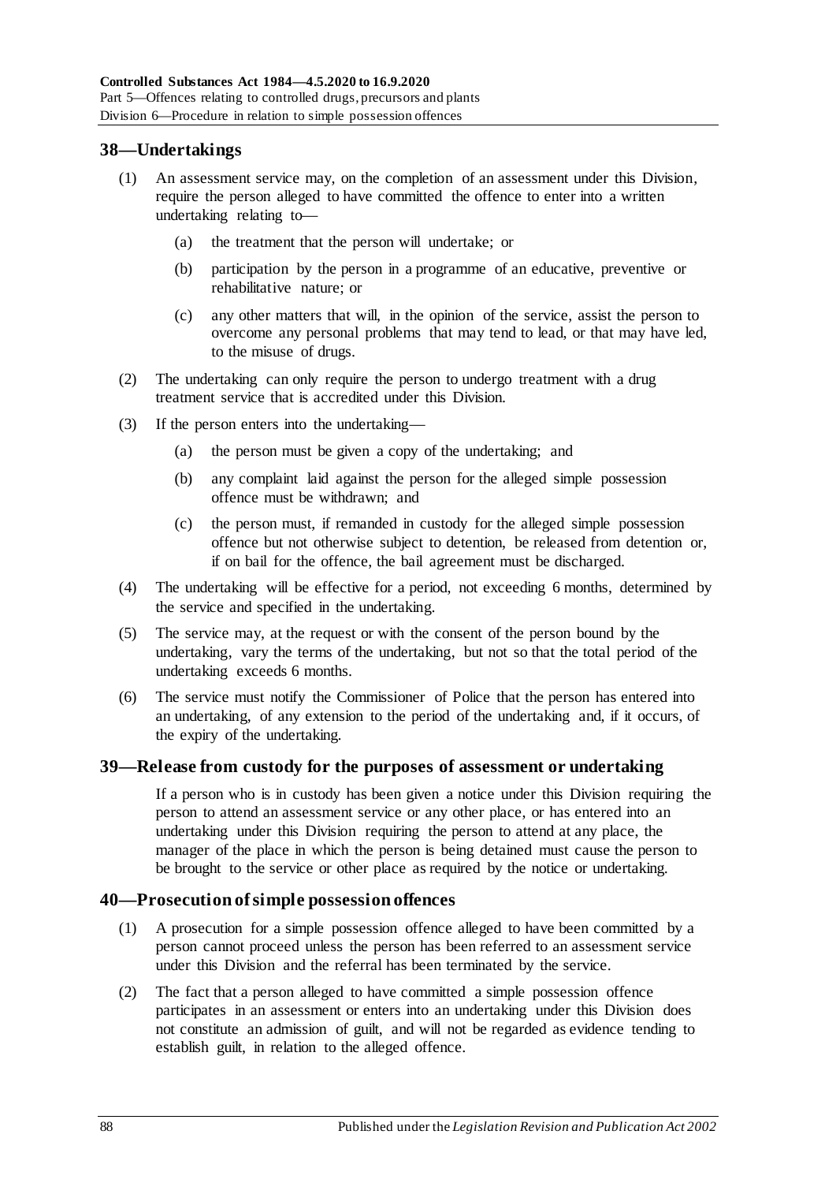## 38—Undertakings

(1) An assessment service may, on the completion of an assessment under this Division, require the person alleged to have committed the offence to enter into a written undertaking relating to—

(a) the treatment that the person will undertake; or

(b) participation by the person in a programme of an educative, preventive or rehabilitative nature; or

(c) any other matters that will, in the opinion of the service, assist the person to overcome any personal problems that may tend to lead, or that may have led, to the misuse of drugs.

(2) The undertaking can only require the person to undergo treatment with a drug treatment service that is accredited under this Division.

(3) If the person enters into the undertaking—

(a) the person must be given a copy of the undertaking; and

(b) any complaint laid against the person for the alleged simple possession offence must be withdrawn; and

(c) the person must, if remanded in custody for the alleged simple possession offence but not otherwise subject to detention, be released from detention or, if on bail for the offence, the bail agreement must be discharged.

(4) The undertaking will be effective for a period, not exceeding 6 months, determined by the service and specified in the undertaking.

(5) The service may, at the request or with the consent of the person bound by the undertaking, vary the terms of the undertaking, but not so that the total period of the undertaking exceeds 6 months.

(6) The service must notify the Commissioner of Police that the person has entered into an undertaking, of any extension to the period of the undertaking and, if it occurs, of the expiry of the undertaking.

## 39—Release from custody for the purposes of assessment or undertaking

If a person who is in custody has been given a notice under this Division requiring the person to attend an assessment service or any other place, or has entered into an undertaking under this Division requiring the person to attend at any place, the manager of the place in which the person is being detained must cause the person to be brought to the service or other place as required by the notice or undertaking.

## 40—Prosecution of simple possession offences

(1) A prosecution for a simple possession offence alleged to have been committed by a person cannot proceed unless the person has been referred to an assessment service under this Division and the referral has been terminated by the service.

(2) The fact that a person alleged to have committed a simple possession offence participates in an assessment or enters into an undertaking under this Division does not constitute an admission of guilt, and will not be regarded as evidence tending to establish guilt, in relation to the alleged offence.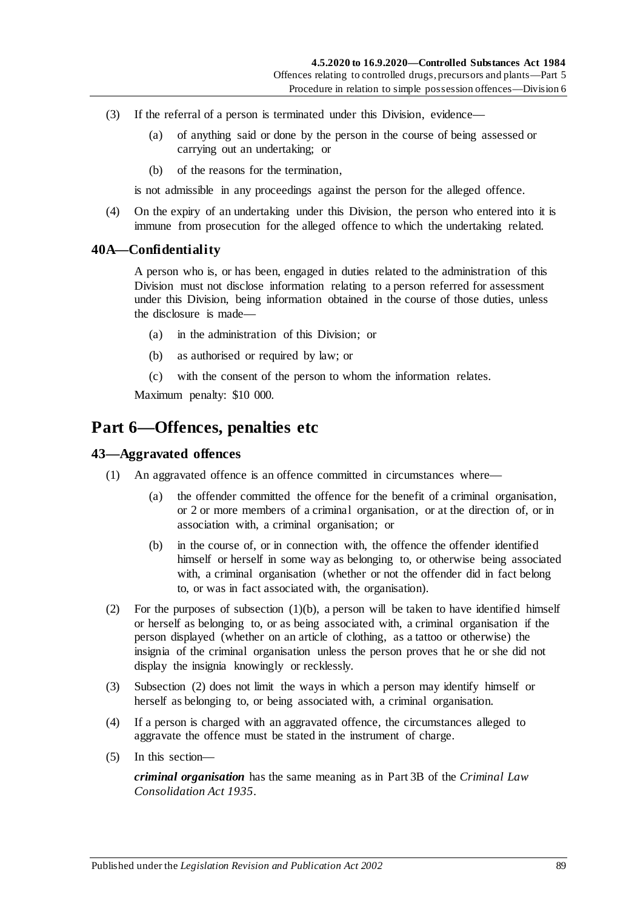(3) If the referral of a person is terminated under this Division, evidence—

(a) of anything said or done by the person in the course of being assessed or carrying out an undertaking; or

(b) of the reasons for the termination,

is not admissible in any proceedings against the person for the alleged offence.

(4) On the expiry of an undertaking under this Division, the person who entered into it is immune from prosecution for the alleged offence to which the undertaking related.

### 40A—Confidentiality

A person who is, or has been, engaged in duties related to the administration of this Division must not disclose information relating to a person referred for assessment under this Division, being information obtained in the course of those duties, unless the disclosure is made—

(a) in the administration of this Division; or

(b) as authorised or required by law; or

(c) with the consent of the person to whom the information relates.

Maximum penalty: $10 000.

## Part 6—Offences, penalties etc

### 43—Aggravated offences

(1) An aggravated offence is an offence committed in circumstances where—

(a) the offender committed the offence for the benefit of a criminal organisation, or 2 or more members of a criminal organisation, or at the direction of, or in association with, a criminal organisation; or

(b) in the course of, or in connection with, the offence the offender identified himself or herself in some way as belonging to, or otherwise being associated with, a criminal organisation (whether or not the offender did in fact belong to, or was in fact associated with, the organisation).

(2) For the purposes of subsection (1)(b), a person will be taken to have identified himself or herself as belonging to, or as being associated with, a criminal organisation if the person displayed (whether on an article of clothing, as a tattoo or otherwise) the insignia of the criminal organisation unless the person proves that he or she did not display the insignia knowingly or recklessly.

(3) Subsection (2) does not limit the ways in which a person may identify himself or herself as belonging to, or being associated with, a criminal organisation.

(4) If a person is charged with an aggravated offence, the circumstances alleged to aggravate the offence must be stated in the instrument of charge.

(5) In this section—

***criminal organisation*** has the same meaning as in Part 3B of the *Criminal Law Consolidation Act 1935*.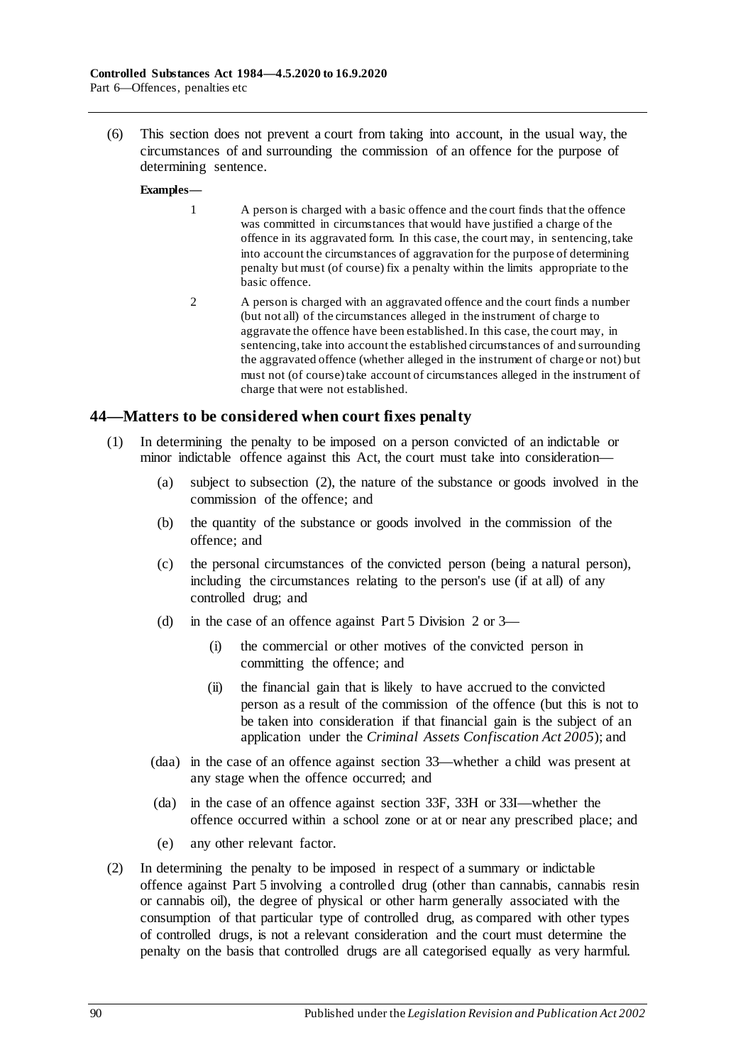(6) This section does not prevent a court from taking into account, in the usual way, the circumstances of and surrounding the commission of an offence for the purpose of determining sentence.

**Examples—**

1 A person is charged with a basic offence and the court finds that the offence was committed in circumstances that would have justified a charge of the offence in its aggravated form. In this case, the court may, in sentencing, take into account the circumstances of aggravation for the purpose of determining penalty but must (of course) fix a penalty within the limits appropriate to the basic offence.

2 A person is charged with an aggravated offence and the court finds a number (but not all) of the circumstances alleged in the instrument of charge to aggravate the offence have been established. In this case, the court may, in sentencing, take into account the established circumstances of and surrounding the aggravated offence (whether alleged in the instrument of charge or not) but must not (of course) take account of circumstances alleged in the instrument of charge that were not established.

## 44—Matters to be considered when court fixes penalty

(1) In determining the penalty to be imposed on a person convicted of an indictable or minor indictable offence against this Act, the court must take into consideration—

(a) subject to subsection (2), the nature of the substance or goods involved in the commission of the offence; and

(b) the quantity of the substance or goods involved in the commission of the offence; and

(c) the personal circumstances of the convicted person (being a natural person), including the circumstances relating to the person's use (if at all) of any controlled drug; and

(d) in the case of an offence against Part 5 Division 2 or 3—

(i) the commercial or other motives of the convicted person in committing the offence; and

(ii) the financial gain that is likely to have accrued to the convicted person as a result of the commission of the offence (but this is not to be taken into consideration if that financial gain is the subject of an application under the *Criminal Assets Confiscation Act 2005*); and

(daa) in the case of an offence against section 33—whether a child was present at any stage when the offence occurred; and

(da) in the case of an offence against section 33F, 33H or 33I—whether the offence occurred within a school zone or at or near any prescribed place; and

(e) any other relevant factor.

(2) In determining the penalty to be imposed in respect of a summary or indictable offence against Part 5 involving a controlled drug (other than cannabis, cannabis resin or cannabis oil), the degree of physical or other harm generally associated with the consumption of that particular type of controlled drug, as compared with other types of controlled drugs, is not a relevant consideration and the court must determine the penalty on the basis that controlled drugs are all categorised equally as very harmful.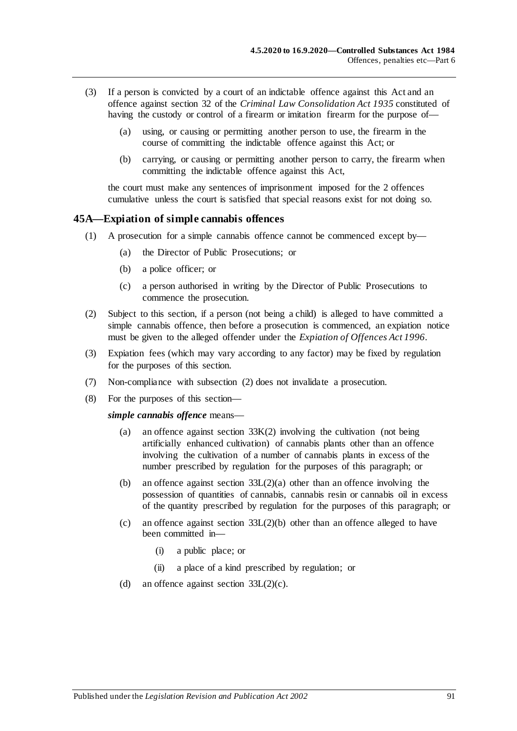(3) If a person is convicted by a court of an indictable offence against this Act and an offence against section 32 of the *Criminal Law Consolidation Act 1935* constituted of having the custody or control of a firearm or imitation firearm for the purpose of—

  (a) using, or causing or permitting another person to use, the firearm in the course of committing the indictable offence against this Act; or

  (b) carrying, or causing or permitting another person to carry, the firearm when committing the indictable offence against this Act,

the court must make any sentences of imprisonment imposed for the 2 offences cumulative unless the court is satisfied that special reasons exist for not doing so.

## 45A—Expiation of simple cannabis offences

(1) A prosecution for a simple cannabis offence cannot be commenced except by—

  (a) the Director of Public Prosecutions; or

  (b) a police officer; or

  (c) a person authorised in writing by the Director of Public Prosecutions to commence the prosecution.

(2) Subject to this section, if a person (not being a child) is alleged to have committed a simple cannabis offence, then before a prosecution is commenced, an expiation notice must be given to the alleged offender under the *Expiation of Offences Act 1996*.

(3) Expiation fees (which may vary according to any factor) may be fixed by regulation for the purposes of this section.

(7) Non-compliance with subsection (2) does not invalidate a prosecution.

(8) For the purposes of this section—

***simple cannabis offence*** means—

  (a) an offence against section 33K(2) involving the cultivation (not being artificially enhanced cultivation) of cannabis plants other than an offence involving the cultivation of a number of cannabis plants in excess of the number prescribed by regulation for the purposes of this paragraph; or

  (b) an offence against section 33L(2)(a) other than an offence involving the possession of quantities of cannabis, cannabis resin or cannabis oil in excess of the quantity prescribed by regulation for the purposes of this paragraph; or

  (c) an offence against section 33L(2)(b) other than an offence alleged to have been committed in—

    (i) a public place; or

    (ii) a place of a kind prescribed by regulation; or

  (d) an offence against section 33L(2)(c).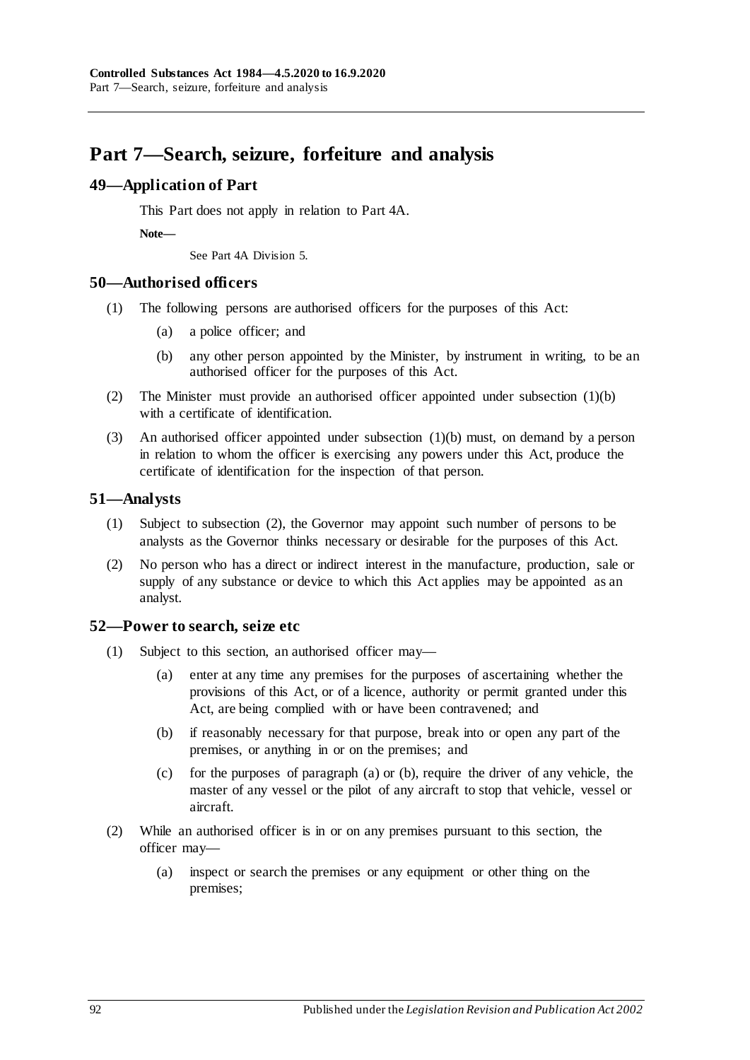# Part 7—Search, seizure, forfeiture and analysis

## 49—Application of Part

This Part does not apply in relation to Part 4A.

**Note—**

See Part 4A Division 5.

## 50—Authorised officers

(1) The following persons are authorised officers for the purposes of this Act:

(a) a police officer; and

(b) any other person appointed by the Minister, by instrument in writing, to be an authorised officer for the purposes of this Act.

(2) The Minister must provide an authorised officer appointed under subsection (1)(b) with a certificate of identification.

(3) An authorised officer appointed under subsection (1)(b) must, on demand by a person in relation to whom the officer is exercising any powers under this Act, produce the certificate of identification for the inspection of that person.

## 51—Analysts

(1) Subject to subsection (2), the Governor may appoint such number of persons to be analysts as the Governor thinks necessary or desirable for the purposes of this Act.

(2) No person who has a direct or indirect interest in the manufacture, production, sale or supply of any substance or device to which this Act applies may be appointed as an analyst.

## 52—Power to search, seize etc

(1) Subject to this section, an authorised officer may—

(a) enter at any time any premises for the purposes of ascertaining whether the provisions of this Act, or of a licence, authority or permit granted under this Act, are being complied with or have been contravened; and

(b) if reasonably necessary for that purpose, break into or open any part of the premises, or anything in or on the premises; and

(c) for the purposes of paragraph (a) or (b), require the driver of any vehicle, the master of any vessel or the pilot of any aircraft to stop that vehicle, vessel or aircraft.

(2) While an authorised officer is in or on any premises pursuant to this section, the officer may—

(a) inspect or search the premises or any equipment or other thing on the premises;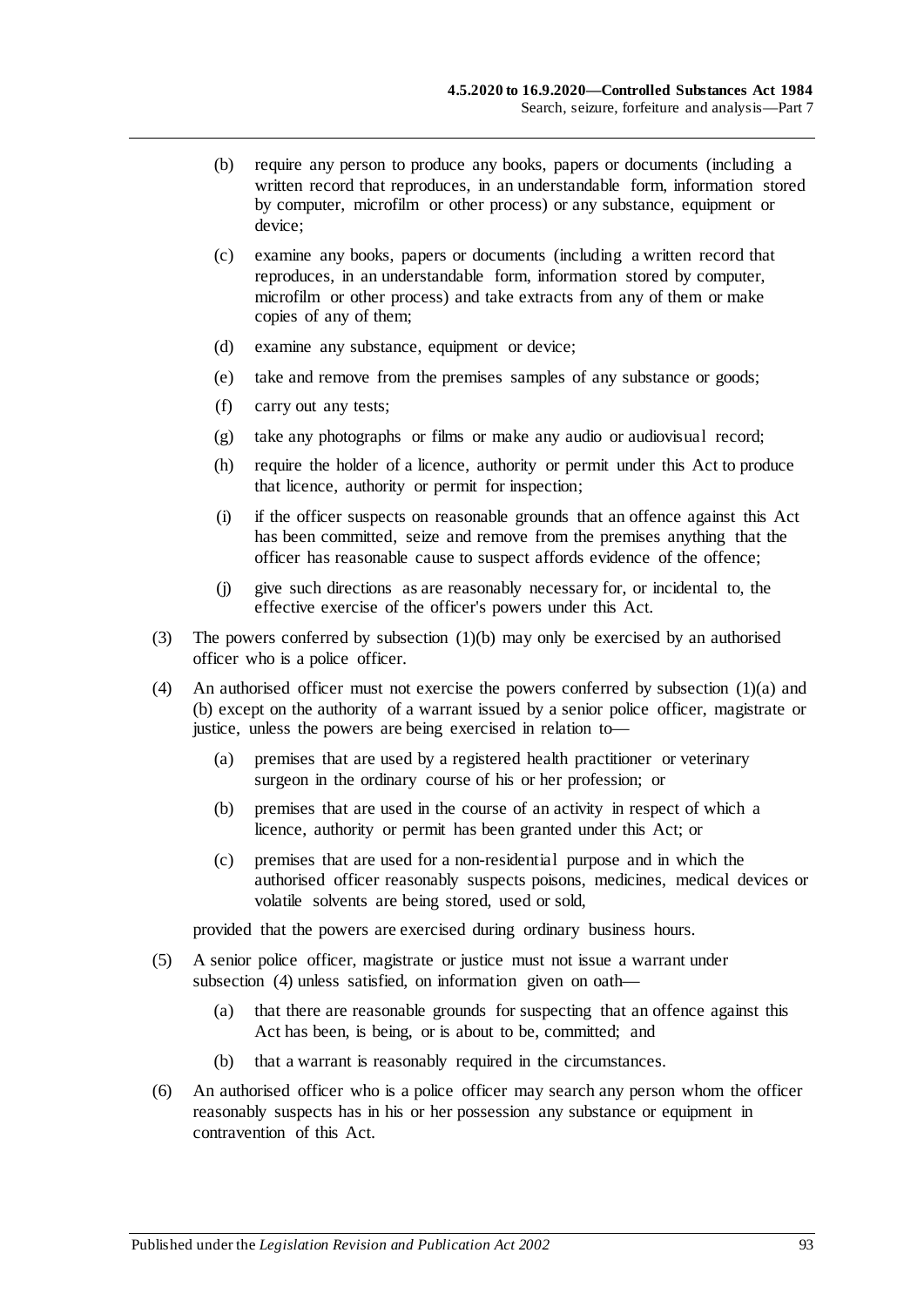(b) require any person to produce any books, papers or documents (including a written record that reproduces, in an understandable form, information stored by computer, microfilm or other process) or any substance, equipment or device;

(c) examine any books, papers or documents (including a written record that reproduces, in an understandable form, information stored by computer, microfilm or other process) and take extracts from any of them or make copies of any of them;

(d) examine any substance, equipment or device;

(e) take and remove from the premises samples of any substance or goods;

(f) carry out any tests;

(g) take any photographs or films or make any audio or audiovisual record;

(h) require the holder of a licence, authority or permit under this Act to produce that licence, authority or permit for inspection;

(i) if the officer suspects on reasonable grounds that an offence against this Act has been committed, seize and remove from the premises anything that the officer has reasonable cause to suspect affords evidence of the offence;

(j) give such directions as are reasonably necessary for, or incidental to, the effective exercise of the officer's powers under this Act.

(3) The powers conferred by subsection (1)(b) may only be exercised by an authorised officer who is a police officer.

(4) An authorised officer must not exercise the powers conferred by subsection (1)(a) and (b) except on the authority of a warrant issued by a senior police officer, magistrate or justice, unless the powers are being exercised in relation to—

(a) premises that are used by a registered health practitioner or veterinary surgeon in the ordinary course of his or her profession; or

(b) premises that are used in the course of an activity in respect of which a licence, authority or permit has been granted under this Act; or

(c) premises that are used for a non-residential purpose and in which the authorised officer reasonably suspects poisons, medicines, medical devices or volatile solvents are being stored, used or sold,

provided that the powers are exercised during ordinary business hours.

(5) A senior police officer, magistrate or justice must not issue a warrant under subsection (4) unless satisfied, on information given on oath—

(a) that there are reasonable grounds for suspecting that an offence against this Act has been, is being, or is about to be, committed; and

(b) that a warrant is reasonably required in the circumstances.

(6) An authorised officer who is a police officer may search any person whom the officer reasonably suspects has in his or her possession any substance or equipment in contravention of this Act.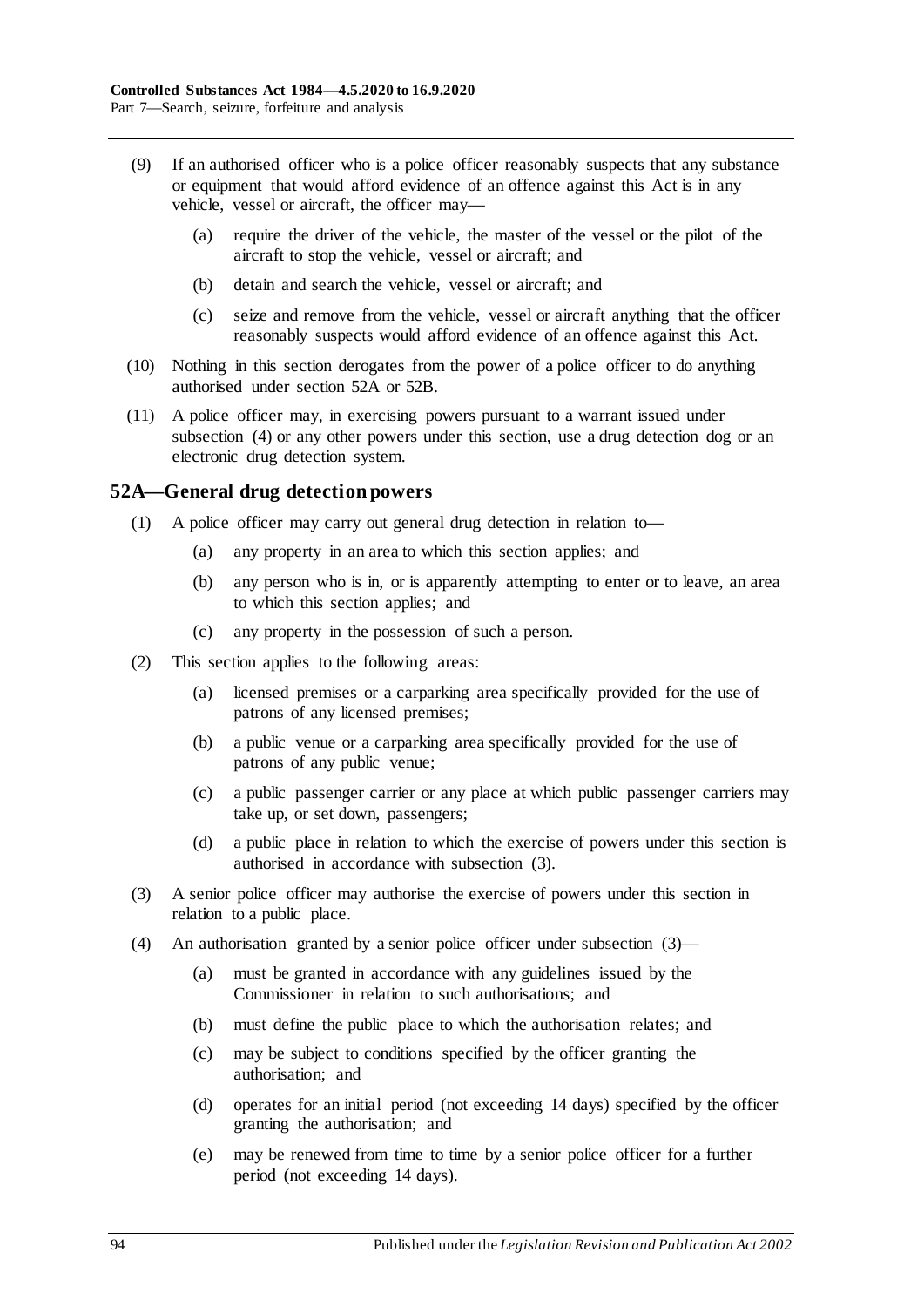(9) If an authorised officer who is a police officer reasonably suspects that any substance or equipment that would afford evidence of an offence against this Act is in any vehicle, vessel or aircraft, the officer may—

(a) require the driver of the vehicle, the master of the vessel or the pilot of the aircraft to stop the vehicle, vessel or aircraft; and

(b) detain and search the vehicle, vessel or aircraft; and

(c) seize and remove from the vehicle, vessel or aircraft anything that the officer reasonably suspects would afford evidence of an offence against this Act.

(10) Nothing in this section derogates from the power of a police officer to do anything authorised under section 52A or 52B.

(11) A police officer may, in exercising powers pursuant to a warrant issued under subsection (4) or any other powers under this section, use a drug detection dog or an electronic drug detection system.

## 52A—General drug detection powers

(1) A police officer may carry out general drug detection in relation to—

(a) any property in an area to which this section applies; and

(b) any person who is in, or is apparently attempting to enter or to leave, an area to which this section applies; and

(c) any property in the possession of such a person.

(2) This section applies to the following areas:

(a) licensed premises or a carparking area specifically provided for the use of patrons of any licensed premises;

(b) a public venue or a carparking area specifically provided for the use of patrons of any public venue;

(c) a public passenger carrier or any place at which public passenger carriers may take up, or set down, passengers;

(d) a public place in relation to which the exercise of powers under this section is authorised in accordance with subsection (3).

(3) A senior police officer may authorise the exercise of powers under this section in relation to a public place.

(4) An authorisation granted by a senior police officer under subsection (3)—

(a) must be granted in accordance with any guidelines issued by the Commissioner in relation to such authorisations; and

(b) must define the public place to which the authorisation relates; and

(c) may be subject to conditions specified by the officer granting the authorisation; and

(d) operates for an initial period (not exceeding 14 days) specified by the officer granting the authorisation; and

(e) may be renewed from time to time by a senior police officer for a further period (not exceeding 14 days).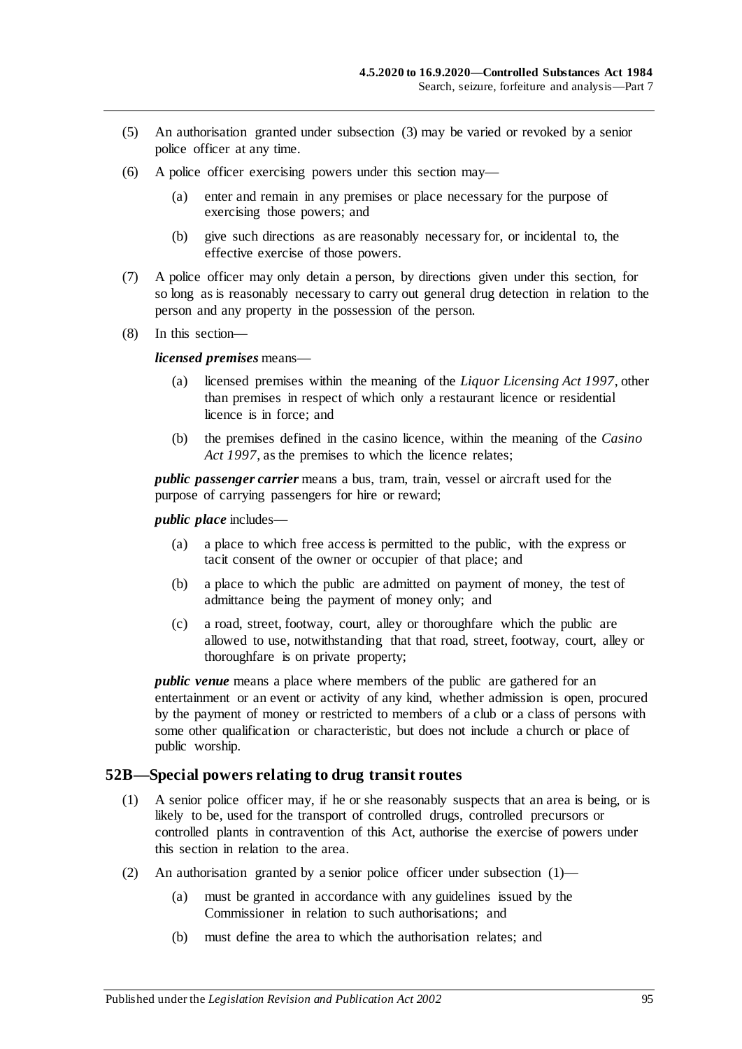(5) An authorisation granted under subsection (3) may be varied or revoked by a senior police officer at any time.

(6) A police officer exercising powers under this section may—

(a) enter and remain in any premises or place necessary for the purpose of exercising those powers; and

(b) give such directions as are reasonably necessary for, or incidental to, the effective exercise of those powers.

(7) A police officer may only detain a person, by directions given under this section, for so long as is reasonably necessary to carry out general drug detection in relation to the person and any property in the possession of the person.

(8) In this section—

***licensed premises*** means—

(a) licensed premises within the meaning of the *Liquor Licensing Act 1997*, other than premises in respect of which only a restaurant licence or residential licence is in force; and

(b) the premises defined in the casino licence, within the meaning of the *Casino Act 1997*, as the premises to which the licence relates;

***public passenger carrier*** means a bus, tram, train, vessel or aircraft used for the purpose of carrying passengers for hire or reward;

***public place*** includes—

(a) a place to which free access is permitted to the public, with the express or tacit consent of the owner or occupier of that place; and

(b) a place to which the public are admitted on payment of money, the test of admittance being the payment of money only; and

(c) a road, street, footway, court, alley or thoroughfare which the public are allowed to use, notwithstanding that that road, street, footway, court, alley or thoroughfare is on private property;

***public venue*** means a place where members of the public are gathered for an entertainment or an event or activity of any kind, whether admission is open, procured by the payment of money or restricted to members of a club or a class of persons with some other qualification or characteristic, but does not include a church or place of public worship.

## 52B—Special powers relating to drug transit routes

(1) A senior police officer may, if he or she reasonably suspects that an area is being, or is likely to be, used for the transport of controlled drugs, controlled precursors or controlled plants in contravention of this Act, authorise the exercise of powers under this section in relation to the area.

(2) An authorisation granted by a senior police officer under subsection (1)—

(a) must be granted in accordance with any guidelines issued by the Commissioner in relation to such authorisations; and

(b) must define the area to which the authorisation relates; and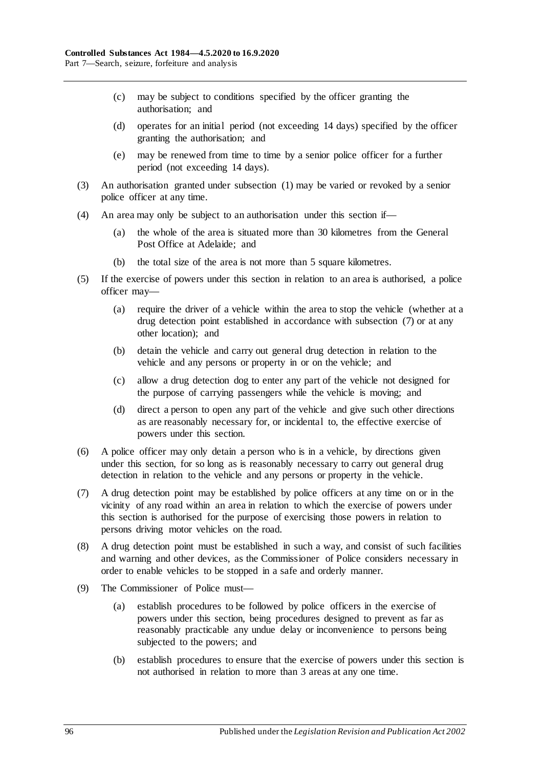(c) may be subject to conditions specified by the officer granting the authorisation; and

(d) operates for an initial period (not exceeding 14 days) specified by the officer granting the authorisation; and

(e) may be renewed from time to time by a senior police officer for a further period (not exceeding 14 days).

(3) An authorisation granted under subsection (1) may be varied or revoked by a senior police officer at any time.

(4) An area may only be subject to an authorisation under this section if—

(a) the whole of the area is situated more than 30 kilometres from the General Post Office at Adelaide; and

(b) the total size of the area is not more than 5 square kilometres.

(5) If the exercise of powers under this section in relation to an area is authorised, a police officer may—

(a) require the driver of a vehicle within the area to stop the vehicle (whether at a drug detection point established in accordance with subsection (7) or at any other location); and

(b) detain the vehicle and carry out general drug detection in relation to the vehicle and any persons or property in or on the vehicle; and

(c) allow a drug detection dog to enter any part of the vehicle not designed for the purpose of carrying passengers while the vehicle is moving; and

(d) direct a person to open any part of the vehicle and give such other directions as are reasonably necessary for, or incidental to, the effective exercise of powers under this section.

(6) A police officer may only detain a person who is in a vehicle, by directions given under this section, for so long as is reasonably necessary to carry out general drug detection in relation to the vehicle and any persons or property in the vehicle.

(7) A drug detection point may be established by police officers at any time on or in the vicinity of any road within an area in relation to which the exercise of powers under this section is authorised for the purpose of exercising those powers in relation to persons driving motor vehicles on the road.

(8) A drug detection point must be established in such a way, and consist of such facilities and warning and other devices, as the Commissioner of Police considers necessary in order to enable vehicles to be stopped in a safe and orderly manner.

(9) The Commissioner of Police must—

(a) establish procedures to be followed by police officers in the exercise of powers under this section, being procedures designed to prevent as far as reasonably practicable any undue delay or inconvenience to persons being subjected to the powers; and

(b) establish procedures to ensure that the exercise of powers under this section is not authorised in relation to more than 3 areas at any one time.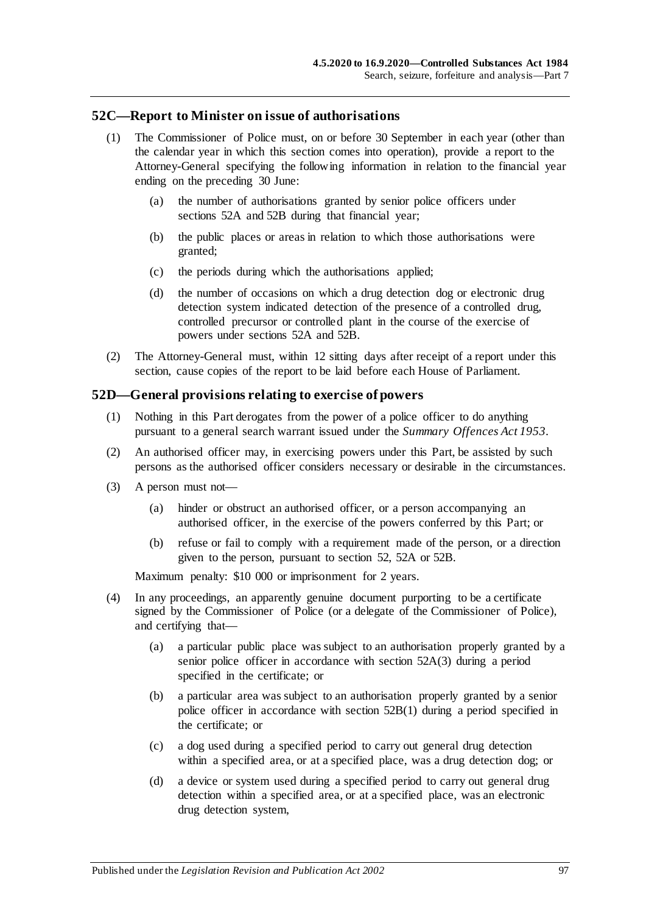## 52C—Report to Minister on issue of authorisations

(1) The Commissioner of Police must, on or before 30 September in each year (other than the calendar year in which this section comes into operation), provide a report to the Attorney-General specifying the following information in relation to the financial year ending on the preceding 30 June:

(a) the number of authorisations granted by senior police officers under sections 52A and 52B during that financial year;

(b) the public places or areas in relation to which those authorisations were granted;

(c) the periods during which the authorisations applied;

(d) the number of occasions on which a drug detection dog or electronic drug detection system indicated detection of the presence of a controlled drug, controlled precursor or controlled plant in the course of the exercise of powers under sections 52A and 52B.

(2) The Attorney-General must, within 12 sitting days after receipt of a report under this section, cause copies of the report to be laid before each House of Parliament.

## 52D—General provisions relating to exercise of powers

(1) Nothing in this Part derogates from the power of a police officer to do anything pursuant to a general search warrant issued under the *Summary Offences Act 1953*.

(2) An authorised officer may, in exercising powers under this Part, be assisted by such persons as the authorised officer considers necessary or desirable in the circumstances.

(3) A person must not—

(a) hinder or obstruct an authorised officer, or a person accompanying an authorised officer, in the exercise of the powers conferred by this Part; or

(b) refuse or fail to comply with a requirement made of the person, or a direction given to the person, pursuant to section 52, 52A or 52B.

Maximum penalty: $10 000 or imprisonment for 2 years.

(4) In any proceedings, an apparently genuine document purporting to be a certificate signed by the Commissioner of Police (or a delegate of the Commissioner of Police), and certifying that—

(a) a particular public place was subject to an authorisation properly granted by a senior police officer in accordance with section 52A(3) during a period specified in the certificate; or

(b) a particular area was subject to an authorisation properly granted by a senior police officer in accordance with section 52B(1) during a period specified in the certificate; or

(c) a dog used during a specified period to carry out general drug detection within a specified area, or at a specified place, was a drug detection dog; or

(d) a device or system used during a specified period to carry out general drug detection within a specified area, or at a specified place, was an electronic drug detection system,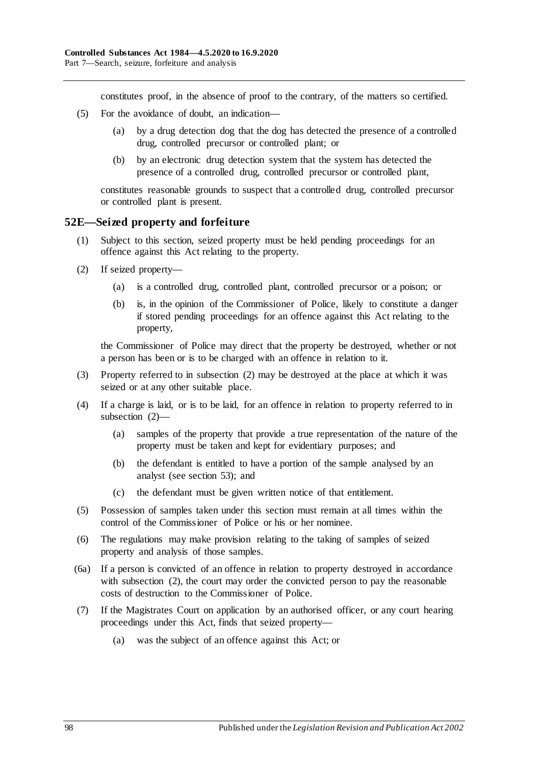constitutes proof, in the absence of proof to the contrary, of the matters so certified.

(5) For the avoidance of doubt, an indication—

(a) by a drug detection dog that the dog has detected the presence of a controlled drug, controlled precursor or controlled plant; or

(b) by an electronic drug detection system that the system has detected the presence of a controlled drug, controlled precursor or controlled plant,

constitutes reasonable grounds to suspect that a controlled drug, controlled precursor or controlled plant is present.

## 52E—Seized property and forfeiture

(1) Subject to this section, seized property must be held pending proceedings for an offence against this Act relating to the property.

(2) If seized property—

(a) is a controlled drug, controlled plant, controlled precursor or a poison; or

(b) is, in the opinion of the Commissioner of Police, likely to constitute a danger if stored pending proceedings for an offence against this Act relating to the property,

the Commissioner of Police may direct that the property be destroyed, whether or not a person has been or is to be charged with an offence in relation to it.

(3) Property referred to in subsection (2) may be destroyed at the place at which it was seized or at any other suitable place.

(4) If a charge is laid, or is to be laid, for an offence in relation to property referred to in subsection (2)—

(a) samples of the property that provide a true representation of the nature of the property must be taken and kept for evidentiary purposes; and

(b) the defendant is entitled to have a portion of the sample analysed by an analyst (see section 53); and

(c) the defendant must be given written notice of that entitlement.

(5) Possession of samples taken under this section must remain at all times within the control of the Commissioner of Police or his or her nominee.

(6) The regulations may make provision relating to the taking of samples of seized property and analysis of those samples.

(6a) If a person is convicted of an offence in relation to property destroyed in accordance with subsection (2), the court may order the convicted person to pay the reasonable costs of destruction to the Commissioner of Police.

(7) If the Magistrates Court on application by an authorised officer, or any court hearing proceedings under this Act, finds that seized property—

(a) was the subject of an offence against this Act; or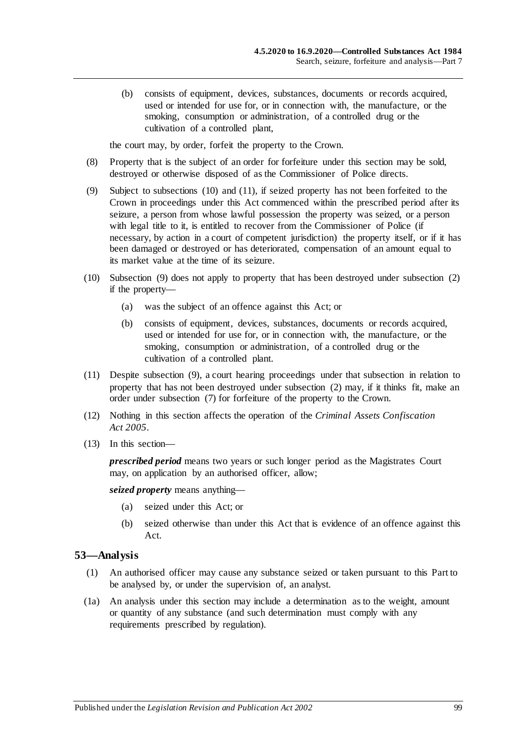(b) consists of equipment, devices, substances, documents or records acquired, used or intended for use for, or in connection with, the manufacture, or the smoking, consumption or administration, of a controlled drug or the cultivation of a controlled plant,

the court may, by order, forfeit the property to the Crown.

(8) Property that is the subject of an order for forfeiture under this section may be sold, destroyed or otherwise disposed of as the Commissioner of Police directs.

(9) Subject to subsections (10) and (11), if seized property has not been forfeited to the Crown in proceedings under this Act commenced within the prescribed period after its seizure, a person from whose lawful possession the property was seized, or a person with legal title to it, is entitled to recover from the Commissioner of Police (if necessary, by action in a court of competent jurisdiction) the property itself, or if it has been damaged or destroyed or has deteriorated, compensation of an amount equal to its market value at the time of its seizure.

(10) Subsection (9) does not apply to property that has been destroyed under subsection (2) if the property—

(a) was the subject of an offence against this Act; or

(b) consists of equipment, devices, substances, documents or records acquired, used or intended for use for, or in connection with, the manufacture, or the smoking, consumption or administration, of a controlled drug or the cultivation of a controlled plant.

(11) Despite subsection (9), a court hearing proceedings under that subsection in relation to property that has not been destroyed under subsection (2) may, if it thinks fit, make an order under subsection (7) for forfeiture of the property to the Crown.

(12) Nothing in this section affects the operation of the *Criminal Assets Confiscation Act 2005*.

(13) In this section—

***prescribed period*** means two years or such longer period as the Magistrates Court may, on application by an authorised officer, allow;

***seized property*** means anything—

(a) seized under this Act; or

(b) seized otherwise than under this Act that is evidence of an offence against this Act.

## 53—Analysis

(1) An authorised officer may cause any substance seized or taken pursuant to this Part to be analysed by, or under the supervision of, an analyst.

(1a) An analysis under this section may include a determination as to the weight, amount or quantity of any substance (and such determination must comply with any requirements prescribed by regulation).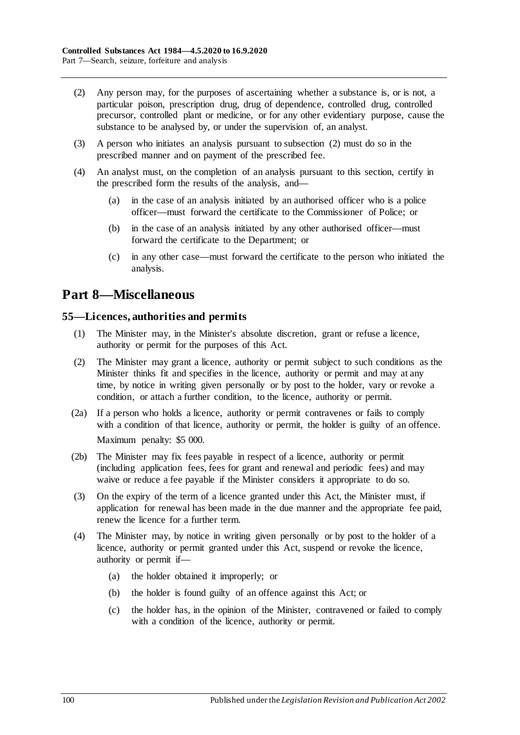(2) Any person may, for the purposes of ascertaining whether a substance is, or is not, a particular poison, prescription drug, drug of dependence, controlled drug, controlled precursor, controlled plant or medicine, or for any other evidentiary purpose, cause the substance to be analysed by, or under the supervision of, an analyst.

(3) A person who initiates an analysis pursuant to subsection (2) must do so in the prescribed manner and on payment of the prescribed fee.

(4) An analyst must, on the completion of an analysis pursuant to this section, certify in the prescribed form the results of the analysis, and—

(a) in the case of an analysis initiated by an authorised officer who is a police officer—must forward the certificate to the Commissioner of Police; or

(b) in the case of an analysis initiated by any other authorised officer—must forward the certificate to the Department; or

(c) in any other case—must forward the certificate to the person who initiated the analysis.

# Part 8—Miscellaneous

## 55—Licences, authorities and permits

(1) The Minister may, in the Minister's absolute discretion, grant or refuse a licence, authority or permit for the purposes of this Act.

(2) The Minister may grant a licence, authority or permit subject to such conditions as the Minister thinks fit and specifies in the licence, authority or permit and may at any time, by notice in writing given personally or by post to the holder, vary or revoke a condition, or attach a further condition, to the licence, authority or permit.

(2a) If a person who holds a licence, authority or permit contravenes or fails to comply with a condition of that licence, authority or permit, the holder is guilty of an offence.

Maximum penalty: $5 000.

(2b) The Minister may fix fees payable in respect of a licence, authority or permit (including application fees, fees for grant and renewal and periodic fees) and may waive or reduce a fee payable if the Minister considers it appropriate to do so.

(3) On the expiry of the term of a licence granted under this Act, the Minister must, if application for renewal has been made in the due manner and the appropriate fee paid, renew the licence for a further term.

(4) The Minister may, by notice in writing given personally or by post to the holder of a licence, authority or permit granted under this Act, suspend or revoke the licence, authority or permit if—

(a) the holder obtained it improperly; or

(b) the holder is found guilty of an offence against this Act; or

(c) the holder has, in the opinion of the Minister, contravened or failed to comply with a condition of the licence, authority or permit.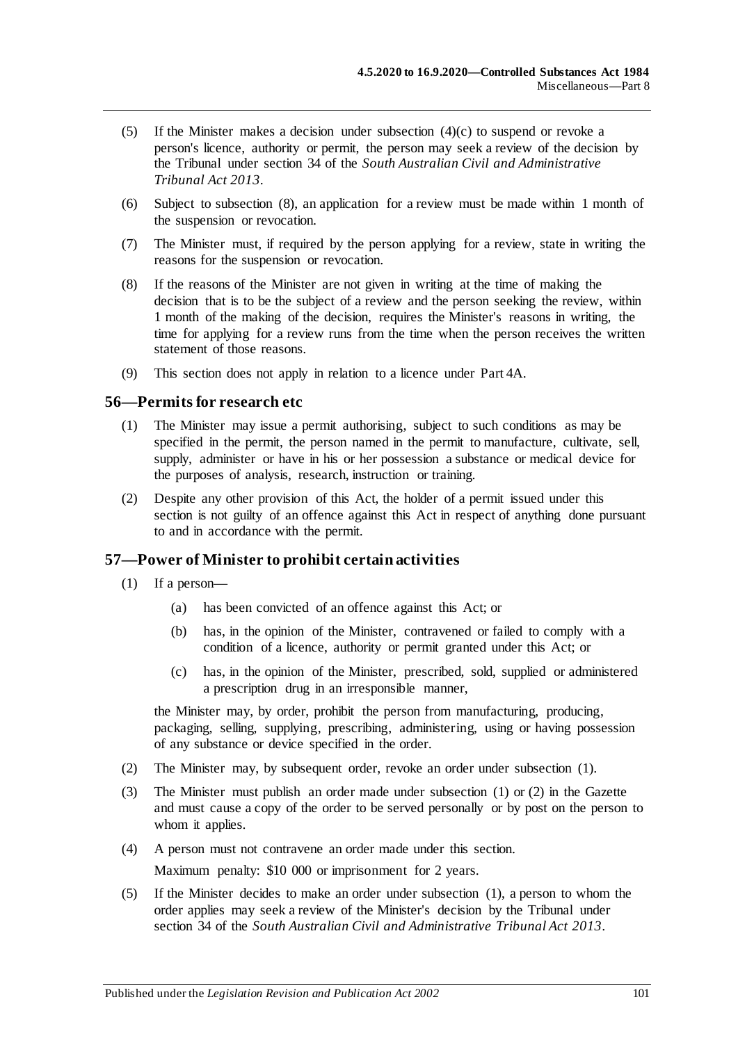(5) If the Minister makes a decision under subsection (4)(c) to suspend or revoke a person's licence, authority or permit, the person may seek a review of the decision by the Tribunal under section 34 of the *South Australian Civil and Administrative Tribunal Act 2013*.

(6) Subject to subsection (8), an application for a review must be made within 1 month of the suspension or revocation.

(7) The Minister must, if required by the person applying for a review, state in writing the reasons for the suspension or revocation.

(8) If the reasons of the Minister are not given in writing at the time of making the decision that is to be the subject of a review and the person seeking the review, within 1 month of the making of the decision, requires the Minister's reasons in writing, the time for applying for a review runs from the time when the person receives the written statement of those reasons.

(9) This section does not apply in relation to a licence under Part 4A.

## 56—Permits for research etc

(1) The Minister may issue a permit authorising, subject to such conditions as may be specified in the permit, the person named in the permit to manufacture, cultivate, sell, supply, administer or have in his or her possession a substance or medical device for the purposes of analysis, research, instruction or training.

(2) Despite any other provision of this Act, the holder of a permit issued under this section is not guilty of an offence against this Act in respect of anything done pursuant to and in accordance with the permit.

## 57—Power of Minister to prohibit certain activities

(1) If a person—

  (a) has been convicted of an offence against this Act; or

  (b) has, in the opinion of the Minister, contravened or failed to comply with a condition of a licence, authority or permit granted under this Act; or

  (c) has, in the opinion of the Minister, prescribed, sold, supplied or administered a prescription drug in an irresponsible manner,

the Minister may, by order, prohibit the person from manufacturing, producing, packaging, selling, supplying, prescribing, administering, using or having possession of any substance or device specified in the order.

(2) The Minister may, by subsequent order, revoke an order under subsection (1).

(3) The Minister must publish an order made under subsection (1) or (2) in the Gazette and must cause a copy of the order to be served personally or by post on the person to whom it applies.

(4) A person must not contravene an order made under this section.

Maximum penalty: $10 000 or imprisonment for 2 years.

(5) If the Minister decides to make an order under subsection (1), a person to whom the order applies may seek a review of the Minister's decision by the Tribunal under section 34 of the *South Australian Civil and Administrative Tribunal Act 2013*.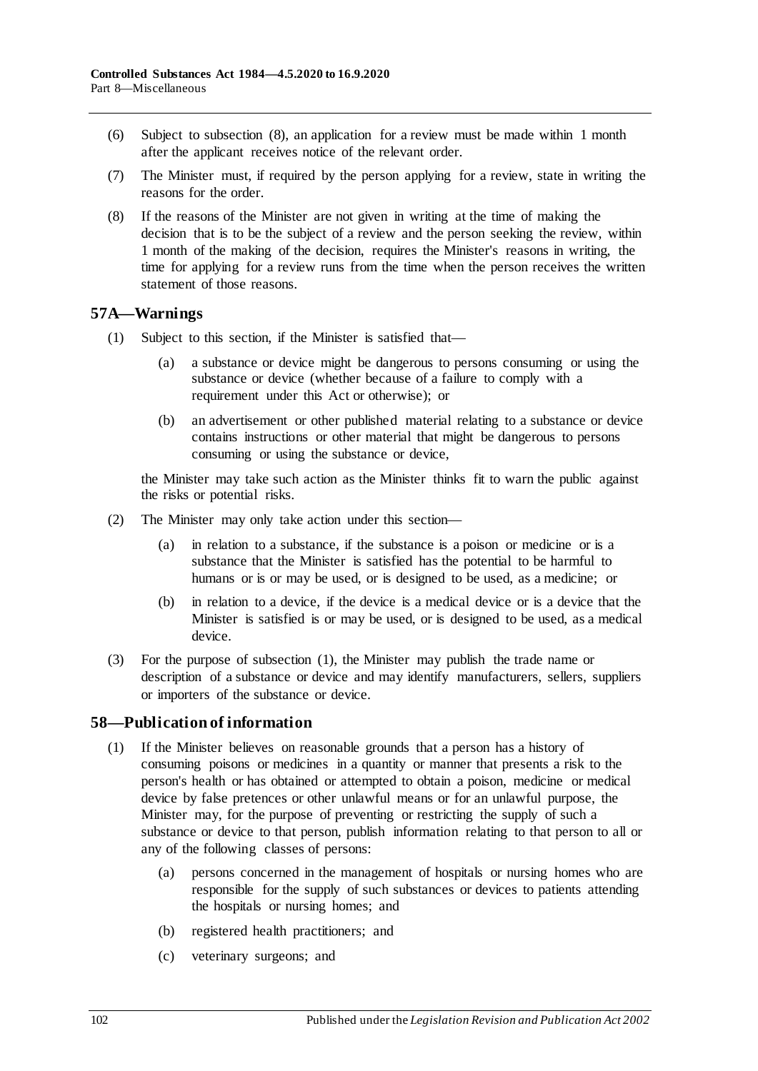(6) Subject to subsection (8), an application for a review must be made within 1 month after the applicant receives notice of the relevant order.

(7) The Minister must, if required by the person applying for a review, state in writing the reasons for the order.

(8) If the reasons of the Minister are not given in writing at the time of making the decision that is to be the subject of a review and the person seeking the review, within 1 month of the making of the decision, requires the Minister's reasons in writing, the time for applying for a review runs from the time when the person receives the written statement of those reasons.

## 57A—Warnings

(1) Subject to this section, if the Minister is satisfied that—

- (a) a substance or device might be dangerous to persons consuming or using the substance or device (whether because of a failure to comply with a requirement under this Act or otherwise); or
- (b) an advertisement or other published material relating to a substance or device contains instructions or other material that might be dangerous to persons consuming or using the substance or device,

the Minister may take such action as the Minister thinks fit to warn the public against the risks or potential risks.

(2) The Minister may only take action under this section—

- (a) in relation to a substance, if the substance is a poison or medicine or is a substance that the Minister is satisfied has the potential to be harmful to humans or is or may be used, or is designed to be used, as a medicine; or
- (b) in relation to a device, if the device is a medical device or is a device that the Minister is satisfied is or may be used, or is designed to be used, as a medical device.

(3) For the purpose of subsection (1), the Minister may publish the trade name or description of a substance or device and may identify manufacturers, sellers, suppliers or importers of the substance or device.

## 58—Publication of information

(1) If the Minister believes on reasonable grounds that a person has a history of consuming poisons or medicines in a quantity or manner that presents a risk to the person's health or has obtained or attempted to obtain a poison, medicine or medical device by false pretences or other unlawful means or for an unlawful purpose, the Minister may, for the purpose of preventing or restricting the supply of such a substance or device to that person, publish information relating to that person to all or any of the following classes of persons:

- (a) persons concerned in the management of hospitals or nursing homes who are responsible for the supply of such substances or devices to patients attending the hospitals or nursing homes; and
- (b) registered health practitioners; and
- (c) veterinary surgeons; and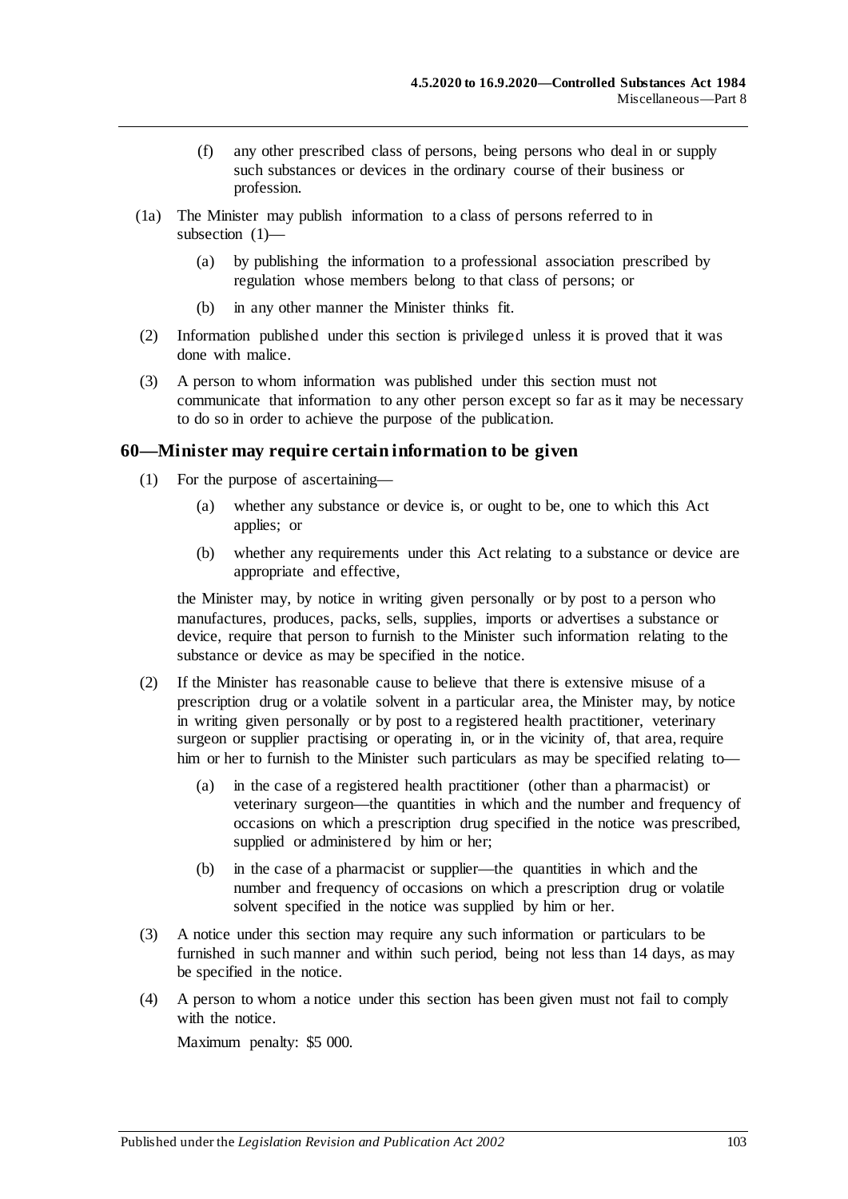(f) any other prescribed class of persons, being persons who deal in or supply such substances or devices in the ordinary course of their business or profession.

(1a) The Minister may publish information to a class of persons referred to in subsection (1)—

(a) by publishing the information to a professional association prescribed by regulation whose members belong to that class of persons; or

(b) in any other manner the Minister thinks fit.

(2) Information published under this section is privileged unless it is proved that it was done with malice.

(3) A person to whom information was published under this section must not communicate that information to any other person except so far as it may be necessary to do so in order to achieve the purpose of the publication.

## 60—Minister may require certain information to be given

(1) For the purpose of ascertaining—

(a) whether any substance or device is, or ought to be, one to which this Act applies; or

(b) whether any requirements under this Act relating to a substance or device are appropriate and effective,

the Minister may, by notice in writing given personally or by post to a person who manufactures, produces, packs, sells, supplies, imports or advertises a substance or device, require that person to furnish to the Minister such information relating to the substance or device as may be specified in the notice.

(2) If the Minister has reasonable cause to believe that there is extensive misuse of a prescription drug or a volatile solvent in a particular area, the Minister may, by notice in writing given personally or by post to a registered health practitioner, veterinary surgeon or supplier practising or operating in, or in the vicinity of, that area, require him or her to furnish to the Minister such particulars as may be specified relating to—

(a) in the case of a registered health practitioner (other than a pharmacist) or veterinary surgeon—the quantities in which and the number and frequency of occasions on which a prescription drug specified in the notice was prescribed, supplied or administered by him or her;

(b) in the case of a pharmacist or supplier—the quantities in which and the number and frequency of occasions on which a prescription drug or volatile solvent specified in the notice was supplied by him or her.

(3) A notice under this section may require any such information or particulars to be furnished in such manner and within such period, being not less than 14 days, as may be specified in the notice.

(4) A person to whom a notice under this section has been given must not fail to comply with the notice.

Maximum penalty: $5 000.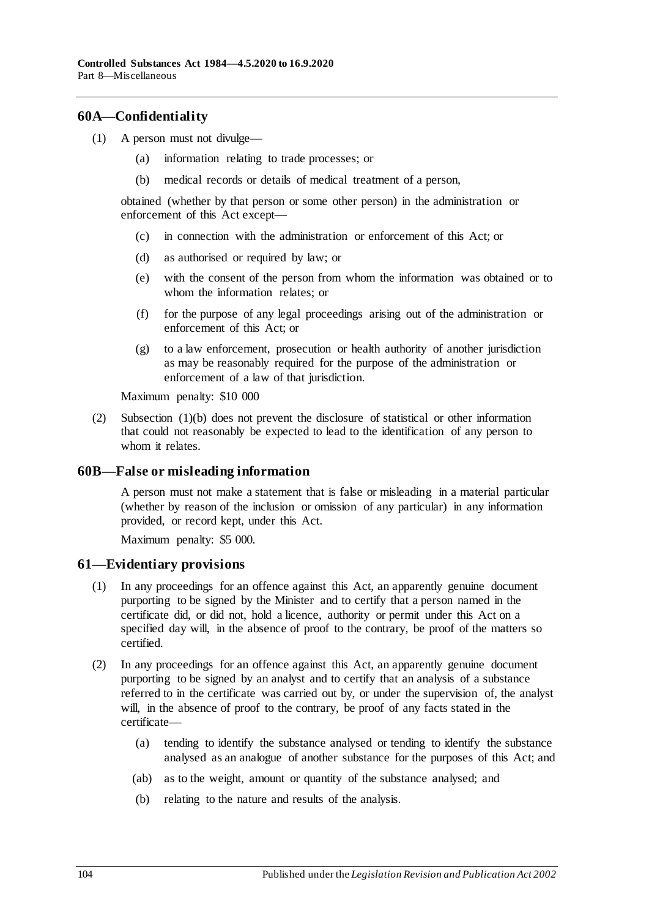## 60A—Confidentiality

(1) A person must not divulge—

(a) information relating to trade processes; or

(b) medical records or details of medical treatment of a person,

obtained (whether by that person or some other person) in the administration or enforcement of this Act except—

(c) in connection with the administration or enforcement of this Act; or

(d) as authorised or required by law; or

(e) with the consent of the person from whom the information was obtained or to whom the information relates; or

(f) for the purpose of any legal proceedings arising out of the administration or enforcement of this Act; or

(g) to a law enforcement, prosecution or health authority of another jurisdiction as may be reasonably required for the purpose of the administration or enforcement of a law of that jurisdiction.

Maximum penalty: $10 000

(2) Subsection (1)(b) does not prevent the disclosure of statistical or other information that could not reasonably be expected to lead to the identification of any person to whom it relates.

## 60B—False or misleading information

A person must not make a statement that is false or misleading in a material particular (whether by reason of the inclusion or omission of any particular) in any information provided, or record kept, under this Act.

Maximum penalty: $5 000.

## 61—Evidentiary provisions

(1) In any proceedings for an offence against this Act, an apparently genuine document purporting to be signed by the Minister and to certify that a person named in the certificate did, or did not, hold a licence, authority or permit under this Act on a specified day will, in the absence of proof to the contrary, be proof of the matters so certified.

(2) In any proceedings for an offence against this Act, an apparently genuine document purporting to be signed by an analyst and to certify that an analysis of a substance referred to in the certificate was carried out by, or under the supervision of, the analyst will, in the absence of proof to the contrary, be proof of any facts stated in the certificate—

(a) tending to identify the substance analysed or tending to identify the substance analysed as an analogue of another substance for the purposes of this Act; and

(ab) as to the weight, amount or quantity of the substance analysed; and

(b) relating to the nature and results of the analysis.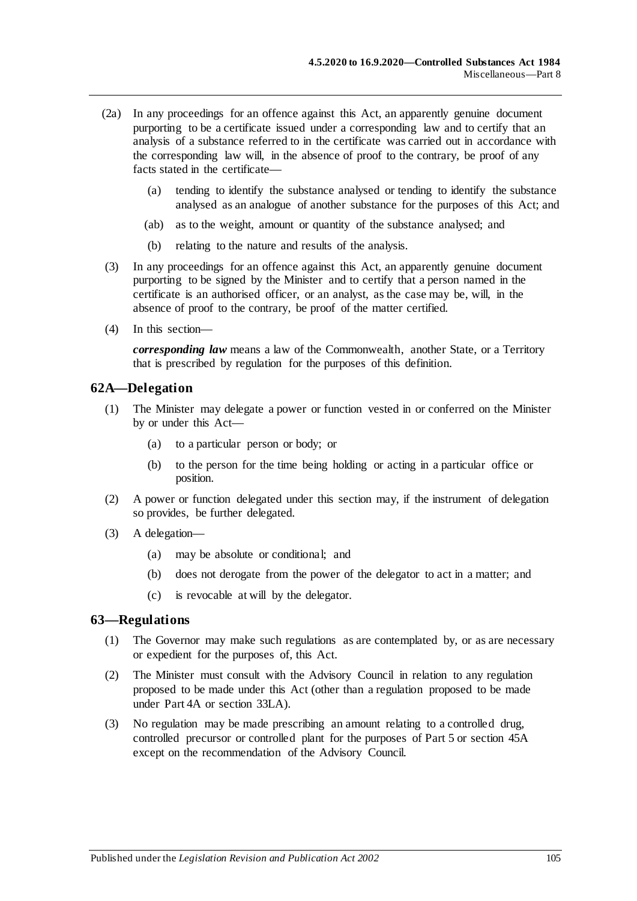(2a) In any proceedings for an offence against this Act, an apparently genuine document purporting to be a certificate issued under a corresponding law and to certify that an analysis of a substance referred to in the certificate was carried out in accordance with the corresponding law will, in the absence of proof to the contrary, be proof of any facts stated in the certificate—

(a) tending to identify the substance analysed or tending to identify the substance analysed as an analogue of another substance for the purposes of this Act; and

(ab) as to the weight, amount or quantity of the substance analysed; and

(b) relating to the nature and results of the analysis.

(3) In any proceedings for an offence against this Act, an apparently genuine document purporting to be signed by the Minister and to certify that a person named in the certificate is an authorised officer, or an analyst, as the case may be, will, in the absence of proof to the contrary, be proof of the matter certified.

(4) In this section—

***corresponding law*** means a law of the Commonwealth, another State, or a Territory that is prescribed by regulation for the purposes of this definition.

## 62A—Delegation

(1) The Minister may delegate a power or function vested in or conferred on the Minister by or under this Act—

(a) to a particular person or body; or

(b) to the person for the time being holding or acting in a particular office or position.

(2) A power or function delegated under this section may, if the instrument of delegation so provides, be further delegated.

(3) A delegation—

(a) may be absolute or conditional; and

(b) does not derogate from the power of the delegator to act in a matter; and

(c) is revocable at will by the delegator.

## 63—Regulations

(1) The Governor may make such regulations as are contemplated by, or as are necessary or expedient for the purposes of, this Act.

(2) The Minister must consult with the Advisory Council in relation to any regulation proposed to be made under this Act (other than a regulation proposed to be made under Part 4A or section 33LA).

(3) No regulation may be made prescribing an amount relating to a controlled drug, controlled precursor or controlled plant for the purposes of Part 5 or section 45A except on the recommendation of the Advisory Council.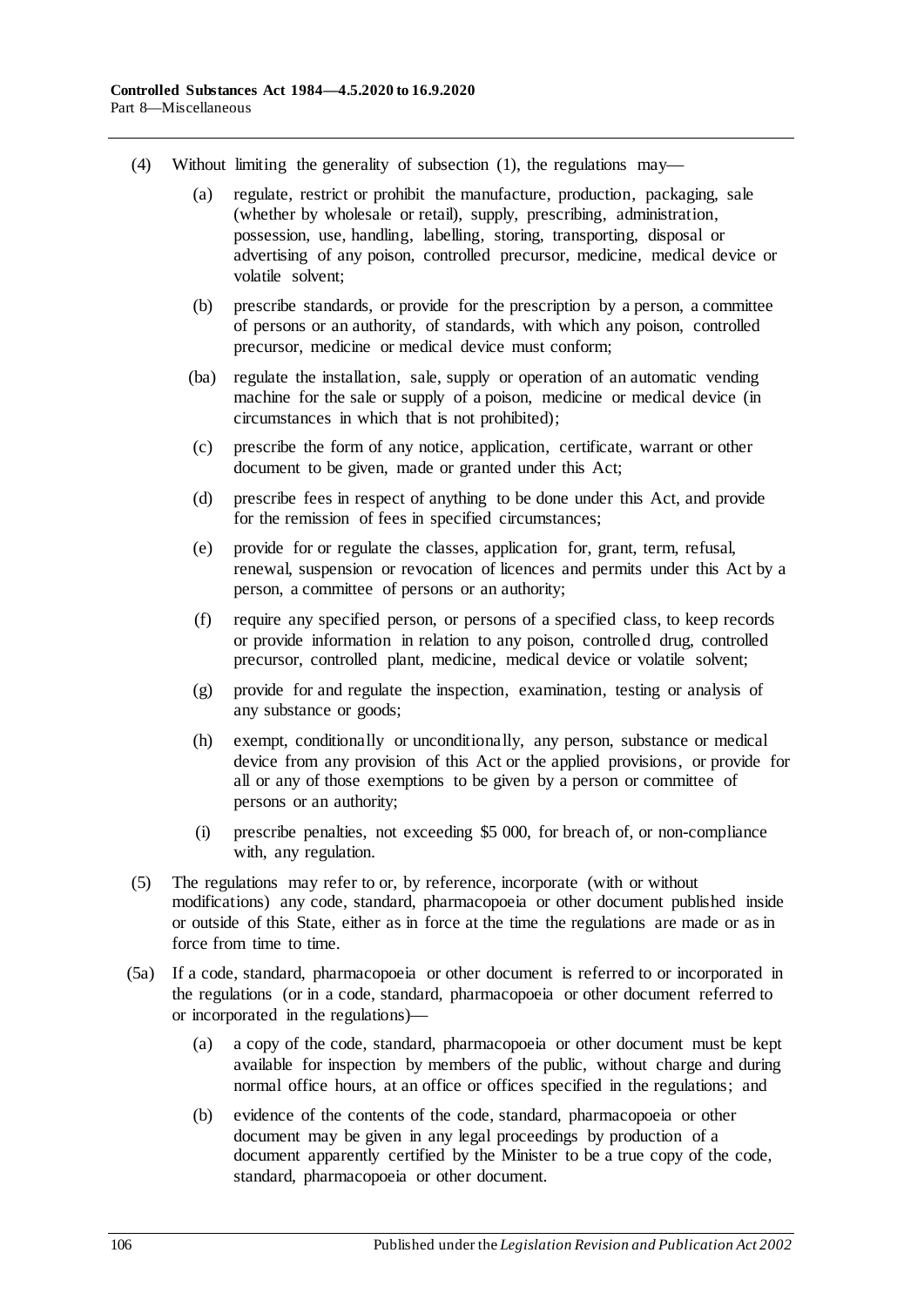(4) Without limiting the generality of subsection (1), the regulations may—

(a) regulate, restrict or prohibit the manufacture, production, packaging, sale (whether by wholesale or retail), supply, prescribing, administration, possession, use, handling, labelling, storing, transporting, disposal or advertising of any poison, controlled precursor, medicine, medical device or volatile solvent;

(b) prescribe standards, or provide for the prescription by a person, a committee of persons or an authority, of standards, with which any poison, controlled precursor, medicine or medical device must conform;

(ba) regulate the installation, sale, supply or operation of an automatic vending machine for the sale or supply of a poison, medicine or medical device (in circumstances in which that is not prohibited);

(c) prescribe the form of any notice, application, certificate, warrant or other document to be given, made or granted under this Act;

(d) prescribe fees in respect of anything to be done under this Act, and provide for the remission of fees in specified circumstances;

(e) provide for or regulate the classes, application for, grant, term, refusal, renewal, suspension or revocation of licences and permits under this Act by a person, a committee of persons or an authority;

(f) require any specified person, or persons of a specified class, to keep records or provide information in relation to any poison, controlled drug, controlled precursor, controlled plant, medicine, medical device or volatile solvent;

(g) provide for and regulate the inspection, examination, testing or analysis of any substance or goods;

(h) exempt, conditionally or unconditionally, any person, substance or medical device from any provision of this Act or the applied provisions, or provide for all or any of those exemptions to be given by a person or committee of persons or an authority;

(i) prescribe penalties, not exceeding $5 000, for breach of, or non-compliance with, any regulation.

(5) The regulations may refer to or, by reference, incorporate (with or without modifications) any code, standard, pharmacopoeia or other document published inside or outside of this State, either as in force at the time the regulations are made or as in force from time to time.

(5a) If a code, standard, pharmacopoeia or other document is referred to or incorporated in the regulations (or in a code, standard, pharmacopoeia or other document referred to or incorporated in the regulations)—

(a) a copy of the code, standard, pharmacopoeia or other document must be kept available for inspection by members of the public, without charge and during normal office hours, at an office or offices specified in the regulations; and

(b) evidence of the contents of the code, standard, pharmacopoeia or other document may be given in any legal proceedings by production of a document apparently certified by the Minister to be a true copy of the code, standard, pharmacopoeia or other document.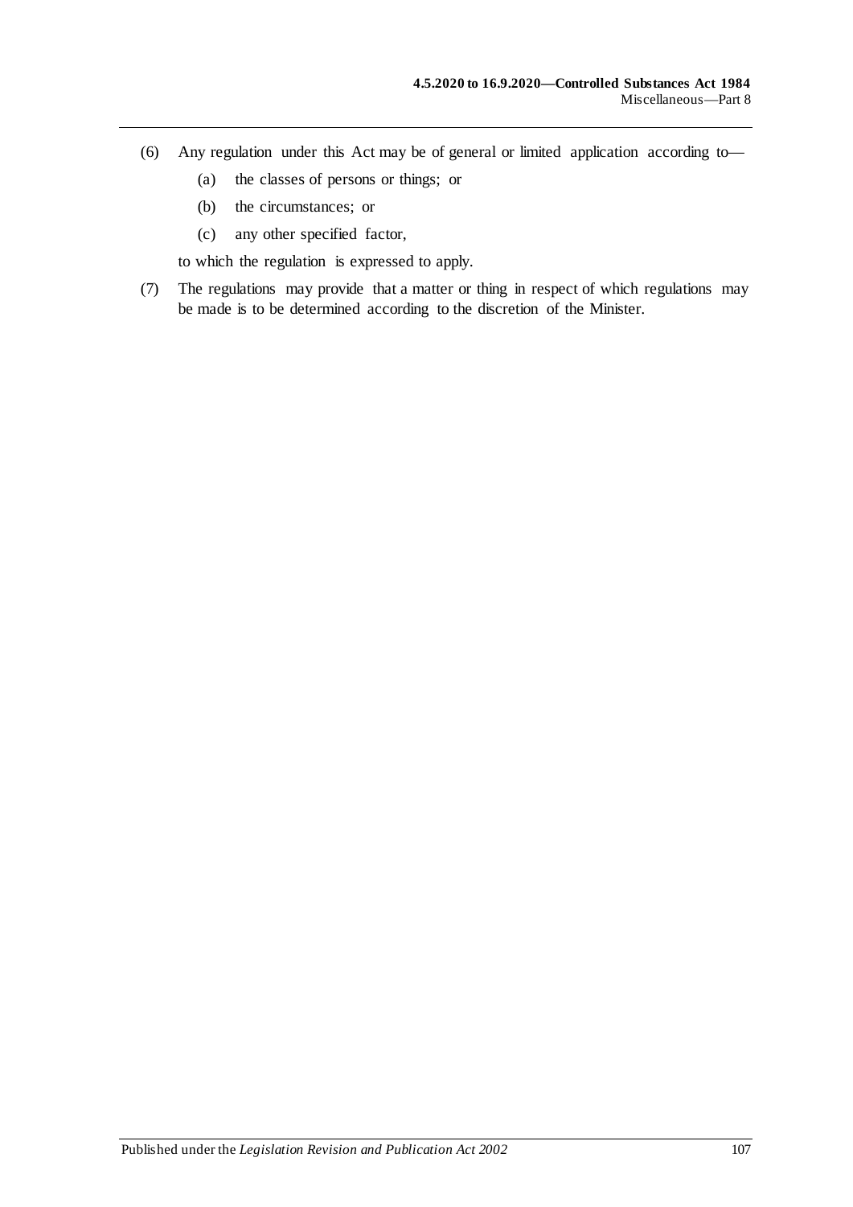(6) Any regulation under this Act may be of general or limited application according to—

   (a) the classes of persons or things; or

   (b) the circumstances; or

   (c) any other specified factor,

   to which the regulation is expressed to apply.

(7) The regulations may provide that a matter or thing in respect of which regulations may be made is to be determined according to the discretion of the Minister.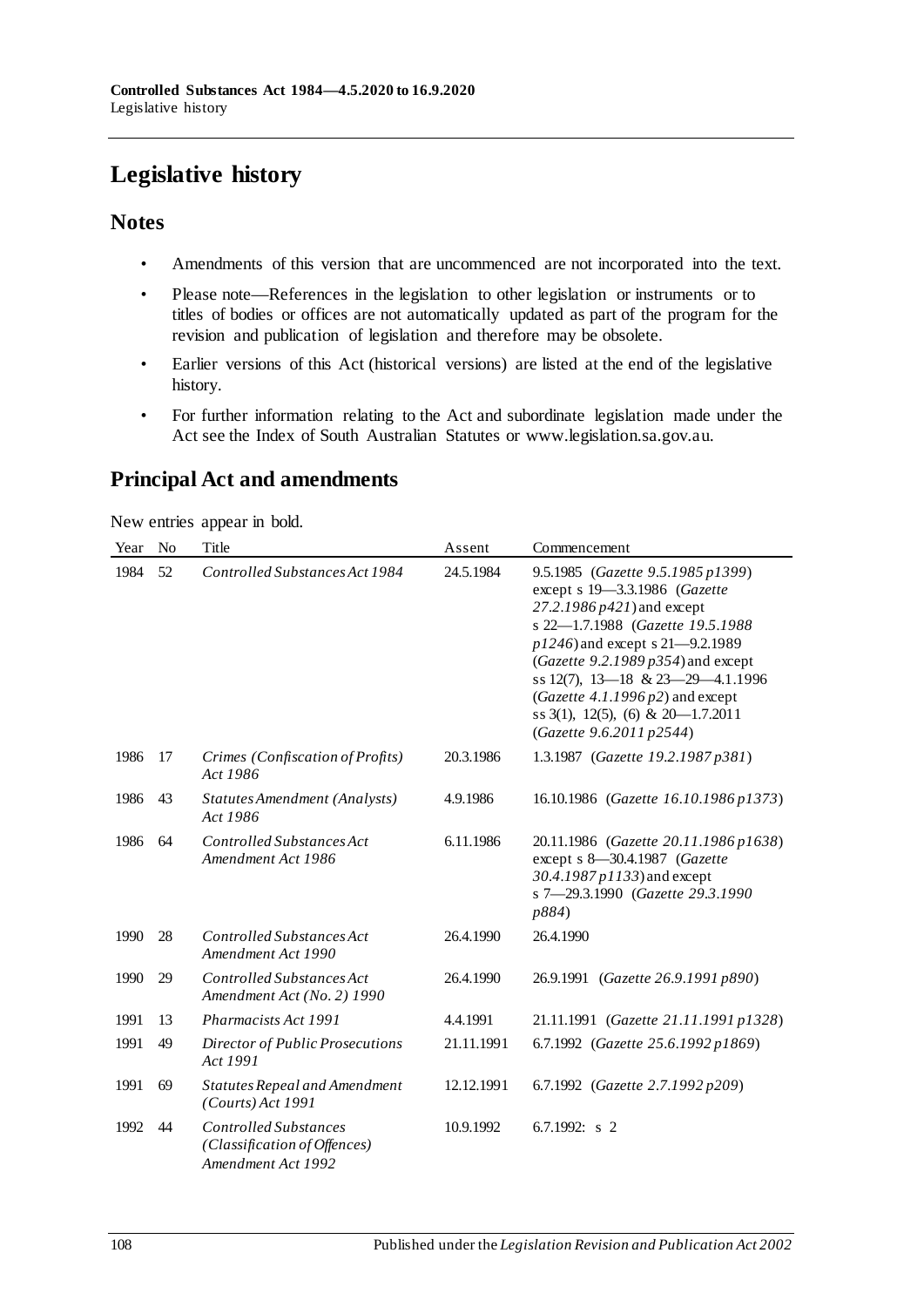# Legislative history

## Notes

- Amendments of this version that are uncommenced are not incorporated into the text.
- Please note—References in the legislation to other legislation or instruments or to titles of bodies or offices are not automatically updated as part of the program for the revision and publication of legislation and therefore may be obsolete.
- Earlier versions of this Act (historical versions) are listed at the end of the legislative history.
- For further information relating to the Act and subordinate legislation made under the Act see the Index of South Australian Statutes or www.legislation.sa.gov.au.

## Principal Act and amendments

New entries appear in bold.

| Year | No | Title | Assent | Commencement |
|---|---|---|---|---|
| 1984 | 52 | *Controlled Substances Act 1984* | 24.5.1984 | 9.5.1985 (*Gazette 9.5.1985 p1399*) except s 19—3.3.1986 (*Gazette 27.2.1986 p421*) and except s 22—1.7.1988 (*Gazette 19.5.1988 p1246*) and except s 21—9.2.1989 (*Gazette 9.2.1989 p354*) and except ss 12(7), 13—18 & 23—29—4.1.1996 (*Gazette 4.1.1996 p2*) and except ss 3(1), 12(5), (6) & 20—1.7.2011 (*Gazette 9.6.2011 p2544*) |
| 1986 | 17 | *Crimes (Confiscation of Profits) Act 1986* | 20.3.1986 | 1.3.1987 (*Gazette 19.2.1987 p381*) |
| 1986 | 43 | *Statutes Amendment (Analysts) Act 1986* | 4.9.1986 | 16.10.1986 (*Gazette 16.10.1986 p1373*) |
| 1986 | 64 | *Controlled Substances Act Amendment Act 1986* | 6.11.1986 | 20.11.1986 (*Gazette 20.11.1986 p1638*) except s 8—30.4.1987 (*Gazette 30.4.1987 p1133*) and except s 7—29.3.1990 (*Gazette 29.3.1990 p884*) |
| 1990 | 28 | *Controlled Substances Act Amendment Act 1990* | 26.4.1990 | 26.4.1990 |
| 1990 | 29 | *Controlled Substances Act Amendment Act (No. 2) 1990* | 26.4.1990 | 26.9.1991 (*Gazette 26.9.1991 p890*) |
| 1991 | 13 | *Pharmacists Act 1991* | 4.4.1991 | 21.11.1991 (*Gazette 21.11.1991 p1328*) |
| 1991 | 49 | *Director of Public Prosecutions Act 1991* | 21.11.1991 | 6.7.1992 (*Gazette 25.6.1992 p1869*) |
| 1991 | 69 | *Statutes Repeal and Amendment (Courts) Act 1991* | 12.12.1991 | 6.7.1992 (*Gazette 2.7.1992 p209*) |
| 1992 | 44 | *Controlled Substances (Classification of Offences) Amendment Act 1992* | 10.9.1992 | 6.7.1992: s 2 |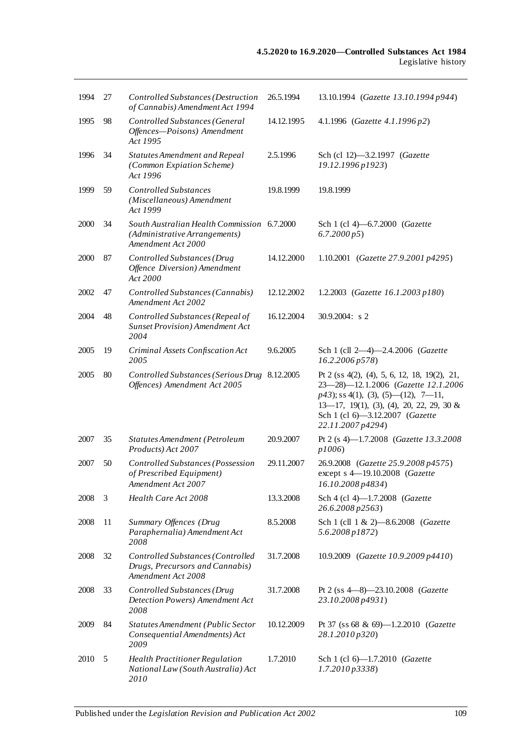| | | | | |
|---|---|---|---|---|
| 1994 | 27 | *Controlled Substances (Destruction of Cannabis) Amendment Act 1994* | 26.5.1994 | 13.10.1994 (*Gazette 13.10.1994 p944*) |
| 1995 | 98 | *Controlled Substances (General Offences—Poisons) Amendment Act 1995* | 14.12.1995 | 4.1.1996 (*Gazette 4.1.1996 p2*) |
| 1996 | 34 | *Statutes Amendment and Repeal (Common Expiation Scheme) Act 1996* | 2.5.1996 | Sch (cl 12)—3.2.1997 (*Gazette 19.12.1996 p1923*) |
| 1999 | 59 | *Controlled Substances (Miscellaneous) Amendment Act 1999* | 19.8.1999 | 19.8.1999 |
| 2000 | 34 | *South Australian Health Commission (Administrative Arrangements) Amendment Act 2000* | 6.7.2000 | Sch 1 (cl 4)—6.7.2000 (*Gazette 6.7.2000 p5*) |
| 2000 | 87 | *Controlled Substances (Drug Offence Diversion) Amendment Act 2000* | 14.12.2000 | 1.10.2001 (*Gazette 27.9.2001 p4295*) |
| 2002 | 47 | *Controlled Substances (Cannabis) Amendment Act 2002* | 12.12.2002 | 1.2.2003 (*Gazette 16.1.2003 p180*) |
| 2004 | 48 | *Controlled Substances (Repeal of Sunset Provision) Amendment Act 2004* | 16.12.2004 | 30.9.2004: s 2 |
| 2005 | 19 | *Criminal Assets Confiscation Act 2005* | 9.6.2005 | Sch 1 (cll 2—4)—2.4.2006 (*Gazette 16.2.2006 p578*) |
| 2005 | 80 | *Controlled Substances (Serious Drug Offences) Amendment Act 2005* | 8.12.2005 | Pt 2 (ss 4(2), (4), 5, 6, 12, 18, 19(2), 21, 23—28)—12.1.2006 (*Gazette 12.1.2006 p43*); ss 4(1), (3), (5)—(12), 7—11, 13—17, 19(1), (3), (4), 20, 22, 29, 30 & Sch 1 (cl 6)—3.12.2007 (*Gazette 22.11.2007 p4294*) |
| 2007 | 35 | *Statutes Amendment (Petroleum Products) Act 2007* | 20.9.2007 | Pt 2 (s 4)—1.7.2008 (*Gazette 13.3.2008 p1006*) |
| 2007 | 50 | *Controlled Substances (Possession of Prescribed Equipment) Amendment Act 2007* | 29.11.2007 | 26.9.2008 (*Gazette 25.9.2008 p4575*) except s 4—19.10.2008 (*Gazette 16.10.2008 p4834*) |
| 2008 | 3 | *Health Care Act 2008* | 13.3.2008 | Sch 4 (cl 4)—1.7.2008 (*Gazette 26.6.2008 p2563*) |
| 2008 | 11 | *Summary Offences (Drug Paraphernalia) Amendment Act 2008* | 8.5.2008 | Sch 1 (cll 1 & 2)—8.6.2008 (*Gazette 5.6.2008 p1872*) |
| 2008 | 32 | *Controlled Substances (Controlled Drugs, Precursors and Cannabis) Amendment Act 2008* | 31.7.2008 | 10.9.2009 (*Gazette 10.9.2009 p4410*) |
| 2008 | 33 | *Controlled Substances (Drug Detection Powers) Amendment Act 2008* | 31.7.2008 | Pt 2 (ss 4—8)—23.10.2008 (*Gazette 23.10.2008 p4931*) |
| 2009 | 84 | *Statutes Amendment (Public Sector Consequential Amendments) Act 2009* | 10.12.2009 | Pt 37 (ss 68 & 69)—1.2.2010 (*Gazette 28.1.2010 p320*) |
| 2010 | 5 | *Health Practitioner Regulation National Law (South Australia) Act 2010* | 1.7.2010 | Sch 1 (cl 6)—1.7.2010 (*Gazette 1.7.2010 p3338*) |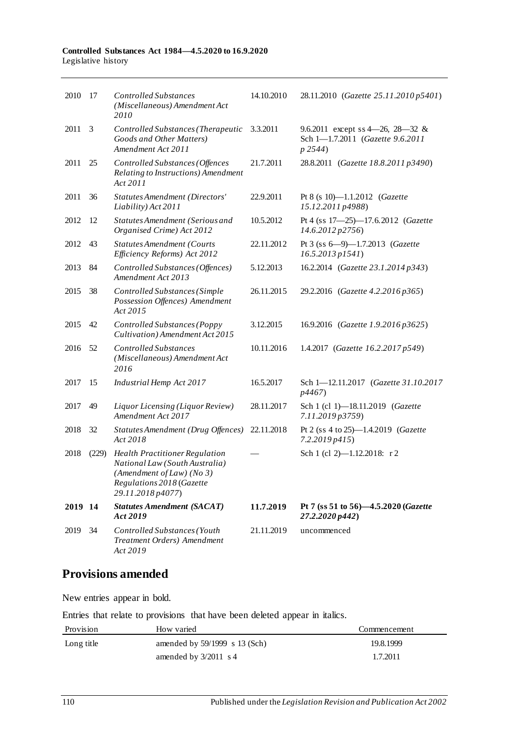| 2010 | 17 | *Controlled Substances (Miscellaneous) Amendment Act 2010* | 14.10.2010 | 28.11.2010 (*Gazette 25.11.2010 p5401*) |
|---|---|---|---|---|
| 2011 | 3 | *Controlled Substances (Therapeutic Goods and Other Matters) Amendment Act 2011* | 3.3.2011 | 9.6.2011 except ss 4—26, 28—32 & Sch 1—1.7.2011 (*Gazette 9.6.2011 p 2544*) |
| 2011 | 25 | *Controlled Substances (Offences Relating to Instructions) Amendment Act 2011* | 21.7.2011 | 28.8.2011 (*Gazette 18.8.2011 p3490*) |
| 2011 | 36 | *Statutes Amendment (Directors' Liability) Act 2011* | 22.9.2011 | Pt 8 (s 10)—1.1.2012 (*Gazette 15.12.2011 p4988*) |
| 2012 | 12 | *Statutes Amendment (Serious and Organised Crime) Act 2012* | 10.5.2012 | Pt 4 (ss 17—25)—17.6.2012 (*Gazette 14.6.2012 p2756*) |
| 2012 | 43 | *Statutes Amendment (Courts Efficiency Reforms) Act 2012* | 22.11.2012 | Pt 3 (ss 6—9)—1.7.2013 (*Gazette 16.5.2013 p1541*) |
| 2013 | 84 | *Controlled Substances (Offences) Amendment Act 2013* | 5.12.2013 | 16.2.2014 (*Gazette 23.1.2014 p343*) |
| 2015 | 38 | *Controlled Substances (Simple Possession Offences) Amendment Act 2015* | 26.11.2015 | 29.2.2016 (*Gazette 4.2.2016 p365*) |
| 2015 | 42 | *Controlled Substances (Poppy Cultivation) Amendment Act 2015* | 3.12.2015 | 16.9.2016 (*Gazette 1.9.2016 p3625*) |
| 2016 | 52 | *Controlled Substances (Miscellaneous) Amendment Act 2016* | 10.11.2016 | 1.4.2017 (*Gazette 16.2.2017 p549*) |
| 2017 | 15 | *Industrial Hemp Act 2017* | 16.5.2017 | Sch 1—12.11.2017 (*Gazette 31.10.2017 p4467*) |
| 2017 | 49 | *Liquor Licensing (Liquor Review) Amendment Act 2017* | 28.11.2017 | Sch 1 (cl 1)—18.11.2019 (*Gazette 7.11.2019 p3759*) |
| 2018 | 32 | *Statutes Amendment (Drug Offences) Act 2018* | 22.11.2018 | Pt 2 (ss 4 to 25)—1.4.2019 (*Gazette 7.2.2019 p415*) |
| 2018 | (229) | *Health Practitioner Regulation National Law (South Australia) (Amendment of Law) (No 3) Regulations 2018* (*Gazette 29.11.2018 p4077*) | — | Sch 1 (cl 2)—1.12.2018: r 2 |
| **2019** | **14** | ***Statutes Amendment (SACAT) Act 2019*** | **11.7.2019** | **Pt 7 (ss 51 to 56)—4.5.2020 (*Gazette 27.2.2020 p442*)** |
| 2019 | 34 | *Controlled Substances (Youth Treatment Orders) Amendment Act 2019* | 21.11.2019 | uncommenced |

## Provisions amended

New entries appear in bold.

Entries that relate to provisions that have been deleted appear in italics.

| Provision | How varied | Commencement |
|---|---|---|
| Long title | amended by 59/1999 s 13 (Sch) | 19.8.1999 |
| | amended by 3/2011 s 4 | 1.7.2011 |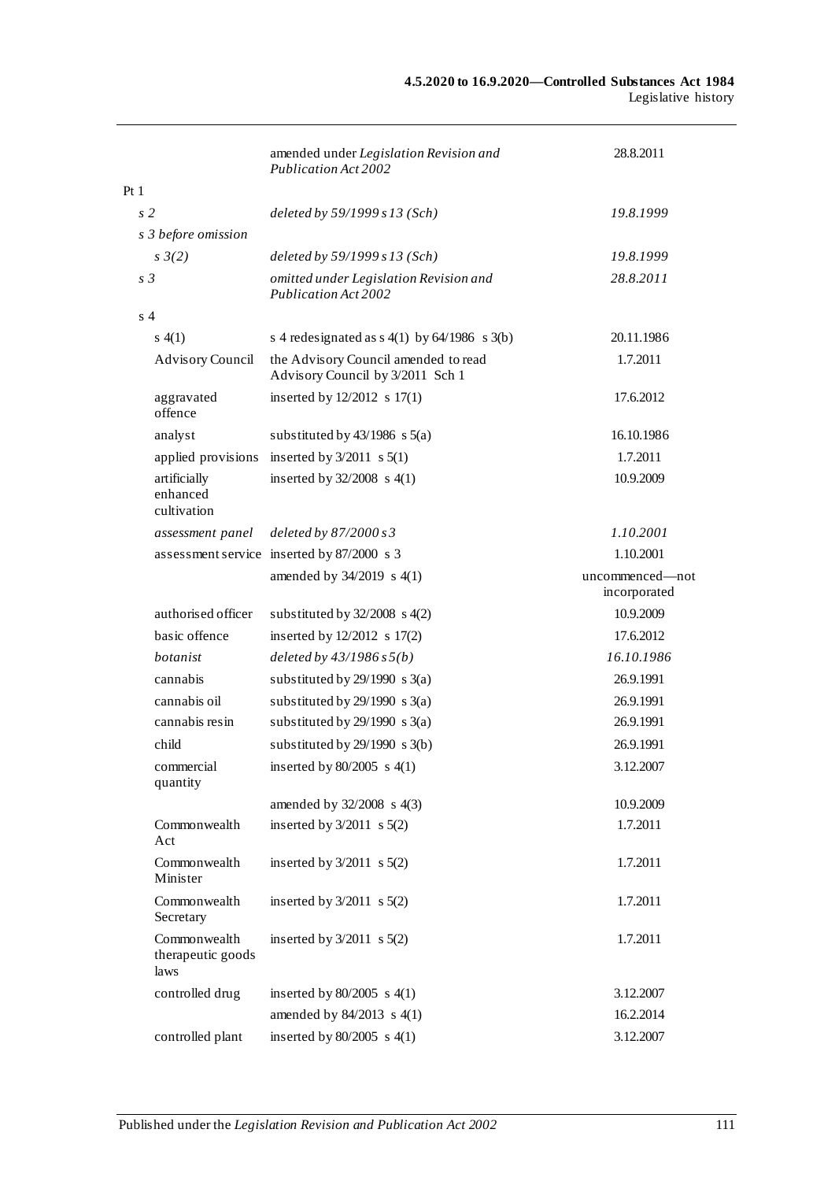| | | |
|---|---|---|
| | amended under *Legislation Revision and Publication Act 2002* | 28.8.2011 |
| Pt 1 | | |
| *s 2* | *deleted by 59/1999 s 13 (Sch)* | *19.8.1999* |
| *s 3 before omission* | | |
| *s 3(2)* | *deleted by 59/1999 s 13 (Sch)* | *19.8.1999* |
| *s 3* | *omitted under Legislation Revision and Publication Act 2002* | *28.8.2011* |
| s 4 | | |
| s 4(1) | s 4 redesignated as s 4(1) by 64/1986 s 3(b) | 20.11.1986 |
| Advisory Council | the Advisory Council amended to read Advisory Council by 3/2011 Sch 1 | 1.7.2011 |
| aggravated offence | inserted by 12/2012 s 17(1) | 17.6.2012 |
| analyst | substituted by 43/1986 s 5(a) | 16.10.1986 |
| applied provisions | inserted by 3/2011 s 5(1) | 1.7.2011 |
| artificially enhanced cultivation | inserted by 32/2008 s 4(1) | 10.9.2009 |
| *assessment panel* | *deleted by 87/2000 s 3* | *1.10.2001* |
| assessment service | inserted by 87/2000 s 3 | 1.10.2001 |
| | amended by 34/2019 s 4(1) | uncommenced—not incorporated |
| authorised officer | substituted by 32/2008 s 4(2) | 10.9.2009 |
| basic offence | inserted by 12/2012 s 17(2) | 17.6.2012 |
| *botanist* | *deleted by 43/1986 s 5(b)* | *16.10.1986* |
| cannabis | substituted by 29/1990 s 3(a) | 26.9.1991 |
| cannabis oil | substituted by 29/1990 s 3(a) | 26.9.1991 |
| cannabis resin | substituted by 29/1990 s 3(a) | 26.9.1991 |
| child | substituted by 29/1990 s 3(b) | 26.9.1991 |
| commercial quantity | inserted by 80/2005 s 4(1) | 3.12.2007 |
| | amended by 32/2008 s 4(3) | 10.9.2009 |
| Commonwealth Act | inserted by 3/2011 s 5(2) | 1.7.2011 |
| Commonwealth Minister | inserted by 3/2011 s 5(2) | 1.7.2011 |
| Commonwealth Secretary | inserted by 3/2011 s 5(2) | 1.7.2011 |
| Commonwealth therapeutic goods laws | inserted by 3/2011 s 5(2) | 1.7.2011 |
| controlled drug | inserted by 80/2005 s 4(1) | 3.12.2007 |
| | amended by 84/2013 s 4(1) | 16.2.2014 |
| controlled plant | inserted by 80/2005 s 4(1) | 3.12.2007 |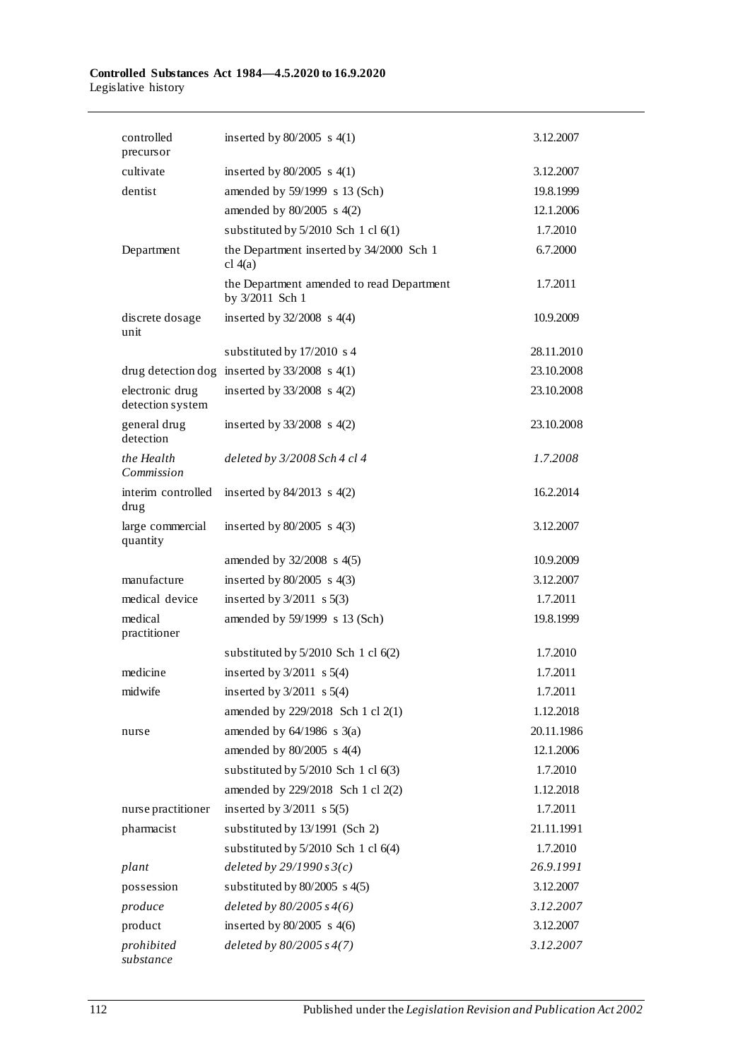| | | |
|---|---|---|
| controlled precursor | inserted by 80/2005 s 4(1) | 3.12.2007 |
| cultivate | inserted by 80/2005 s 4(1) | 3.12.2007 |
| dentist | amended by 59/1999 s 13 (Sch) | 19.8.1999 |
| | amended by 80/2005 s 4(2) | 12.1.2006 |
| | substituted by 5/2010 Sch 1 cl 6(1) | 1.7.2010 |
| Department | the Department inserted by 34/2000 Sch 1 cl 4(a) | 6.7.2000 |
| | the Department amended to read Department by 3/2011 Sch 1 | 1.7.2011 |
| discrete dosage unit | inserted by 32/2008 s 4(4) | 10.9.2009 |
| | substituted by 17/2010 s 4 | 28.11.2010 |
| drug detection dog | inserted by 33/2008 s 4(1) | 23.10.2008 |
| electronic drug detection system | inserted by 33/2008 s 4(2) | 23.10.2008 |
| general drug detection | inserted by 33/2008 s 4(2) | 23.10.2008 |
| *the Health Commission* | *deleted by 3/2008 Sch 4 cl 4* | *1.7.2008* |
| interim controlled drug | inserted by 84/2013 s 4(2) | 16.2.2014 |
| large commercial quantity | inserted by 80/2005 s 4(3) | 3.12.2007 |
| | amended by 32/2008 s 4(5) | 10.9.2009 |
| manufacture | inserted by 80/2005 s 4(3) | 3.12.2007 |
| medical device | inserted by 3/2011 s 5(3) | 1.7.2011 |
| medical practitioner | amended by 59/1999 s 13 (Sch) | 19.8.1999 |
| | substituted by 5/2010 Sch 1 cl 6(2) | 1.7.2010 |
| medicine | inserted by 3/2011 s 5(4) | 1.7.2011 |
| midwife | inserted by 3/2011 s 5(4) | 1.7.2011 |
| | amended by 229/2018 Sch 1 cl 2(1) | 1.12.2018 |
| nurse | amended by 64/1986 s 3(a) | 20.11.1986 |
| | amended by 80/2005 s 4(4) | 12.1.2006 |
| | substituted by 5/2010 Sch 1 cl 6(3) | 1.7.2010 |
| | amended by 229/2018 Sch 1 cl 2(2) | 1.12.2018 |
| nurse practitioner | inserted by 3/2011 s 5(5) | 1.7.2011 |
| pharmacist | substituted by 13/1991 (Sch 2) | 21.11.1991 |
| | substituted by 5/2010 Sch 1 cl 6(4) | 1.7.2010 |
| *plant* | *deleted by 29/1990 s 3(c)* | *26.9.1991* |
| possession | substituted by 80/2005 s 4(5) | 3.12.2007 |
| *produce* | *deleted by 80/2005 s 4(6)* | *3.12.2007* |
| product | inserted by 80/2005 s 4(6) | 3.12.2007 |
| *prohibited substance* | *deleted by 80/2005 s 4(7)* | *3.12.2007* |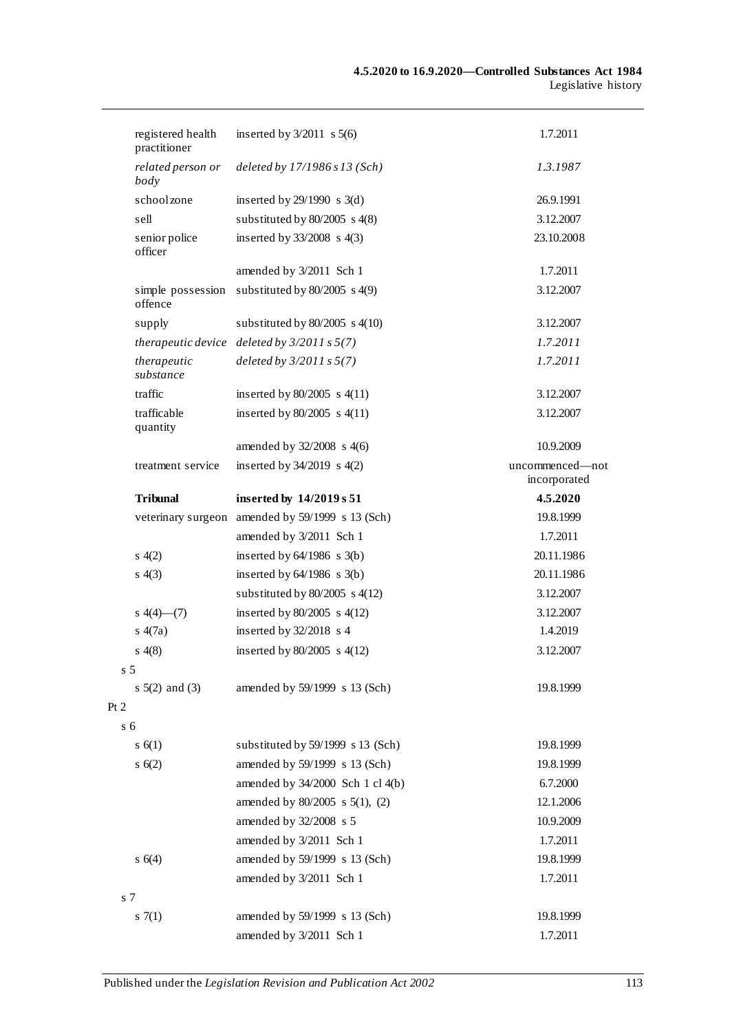| | | |
|---|---|---|
| registered health practitioner | inserted by 3/2011 s 5(6) | 1.7.2011 |
| *related person or body* | *deleted by 17/1986 s 13 (Sch)* | *1.3.1987* |
| school zone | inserted by 29/1990 s 3(d) | 26.9.1991 |
| sell | substituted by 80/2005 s 4(8) | 3.12.2007 |
| senior police officer | inserted by 33/2008 s 4(3) | 23.10.2008 |
| | amended by 3/2011 Sch 1 | 1.7.2011 |
| simple possession offence | substituted by 80/2005 s 4(9) | 3.12.2007 |
| supply | substituted by 80/2005 s 4(10) | 3.12.2007 |
| *therapeutic device* | *deleted by 3/2011 s 5(7)* | *1.7.2011* |
| *therapeutic substance* | *deleted by 3/2011 s 5(7)* | *1.7.2011* |
| traffic | inserted by 80/2005 s 4(11) | 3.12.2007 |
| trafficable quantity | inserted by 80/2005 s 4(11) | 3.12.2007 |
| | amended by 32/2008 s 4(6) | 10.9.2009 |
| treatment service | inserted by 34/2019 s 4(2) | uncommenced—not incorporated |
| **Tribunal** | **inserted by 14/2019 s 51** | **4.5.2020** |
| veterinary surgeon | amended by 59/1999 s 13 (Sch) | 19.8.1999 |
| | amended by 3/2011 Sch 1 | 1.7.2011 |
| s 4(2) | inserted by 64/1986 s 3(b) | 20.11.1986 |
| s 4(3) | inserted by 64/1986 s 3(b) | 20.11.1986 |
| | substituted by 80/2005 s 4(12) | 3.12.2007 |
| s 4(4)—(7) | inserted by 80/2005 s 4(12) | 3.12.2007 |
| s 4(7a) | inserted by 32/2018 s 4 | 1.4.2019 |
| s 4(8) | inserted by 80/2005 s 4(12) | 3.12.2007 |
| s 5 | | |
| s 5(2) and (3) | amended by 59/1999 s 13 (Sch) | 19.8.1999 |
| Pt 2 | | |
| s 6 | | |
| s 6(1) | substituted by 59/1999 s 13 (Sch) | 19.8.1999 |
| s 6(2) | amended by 59/1999 s 13 (Sch) | 19.8.1999 |
| | amended by 34/2000 Sch 1 cl 4(b) | 6.7.2000 |
| | amended by 80/2005 s 5(1), (2) | 12.1.2006 |
| | amended by 32/2008 s 5 | 10.9.2009 |
| | amended by 3/2011 Sch 1 | 1.7.2011 |
| s 6(4) | amended by 59/1999 s 13 (Sch) | 19.8.1999 |
| | amended by 3/2011 Sch 1 | 1.7.2011 |
| s 7 | | |
| s 7(1) | amended by 59/1999 s 13 (Sch) | 19.8.1999 |
| | amended by 3/2011 Sch 1 | 1.7.2011 |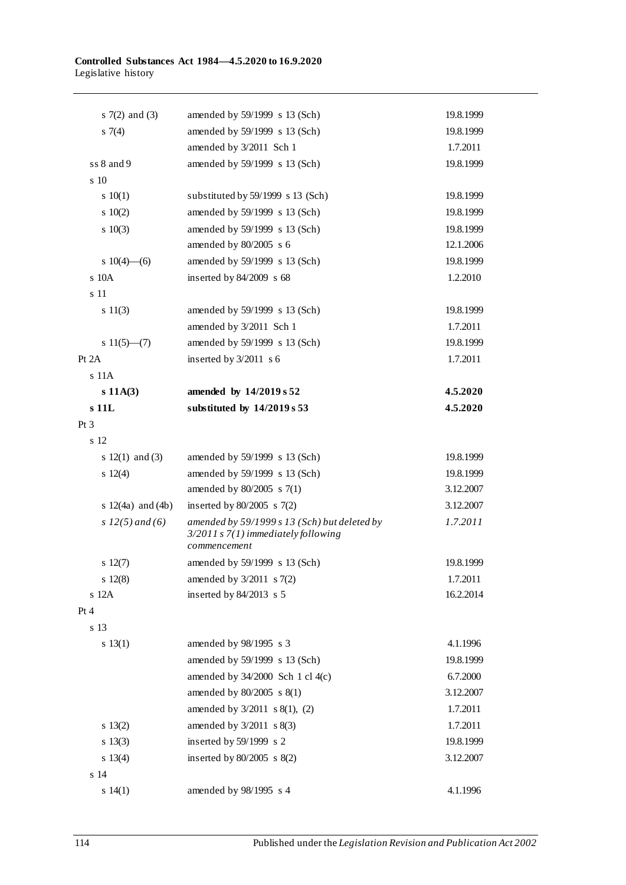| | | |
|---|---|---|
| s 7(2) and (3) | amended by 59/1999 s 13 (Sch) | 19.8.1999 |
| s 7(4) | amended by 59/1999 s 13 (Sch) | 19.8.1999 |
| | amended by 3/2011 Sch 1 | 1.7.2011 |
| ss 8 and 9 | amended by 59/1999 s 13 (Sch) | 19.8.1999 |
| s 10 | | |
| s 10(1) | substituted by 59/1999 s 13 (Sch) | 19.8.1999 |
| s 10(2) | amended by 59/1999 s 13 (Sch) | 19.8.1999 |
| s 10(3) | amended by 59/1999 s 13 (Sch) | 19.8.1999 |
| | amended by 80/2005 s 6 | 12.1.2006 |
| s 10(4)—(6) | amended by 59/1999 s 13 (Sch) | 19.8.1999 |
| s 10A | inserted by 84/2009 s 68 | 1.2.2010 |
| s 11 | | |
| s 11(3) | amended by 59/1999 s 13 (Sch) | 19.8.1999 |
| | amended by 3/2011 Sch 1 | 1.7.2011 |
| s 11(5)—(7) | amended by 59/1999 s 13 (Sch) | 19.8.1999 |
| Pt 2A | inserted by 3/2011 s 6 | 1.7.2011 |
| s 11A | | |
| **s 11A(3)** | **amended by 14/2019 s 52** | **4.5.2020** |
| **s 11L** | **substituted by 14/2019 s 53** | **4.5.2020** |
| Pt 3 | | |
| s 12 | | |
| s 12(1) and (3) | amended by 59/1999 s 13 (Sch) | 19.8.1999 |
| s 12(4) | amended by 59/1999 s 13 (Sch) | 19.8.1999 |
| | amended by 80/2005 s 7(1) | 3.12.2007 |
| s 12(4a) and (4b) | inserted by 80/2005 s 7(2) | 3.12.2007 |
| *s 12(5) and (6)* | *amended by 59/1999 s 13 (Sch) but deleted by 3/2011 s 7(1) immediately following commencement* | *1.7.2011* |
| s 12(7) | amended by 59/1999 s 13 (Sch) | 19.8.1999 |
| s 12(8) | amended by 3/2011 s 7(2) | 1.7.2011 |
| s 12A | inserted by 84/2013 s 5 | 16.2.2014 |
| Pt 4 | | |
| s 13 | | |
| s 13(1) | amended by 98/1995 s 3 | 4.1.1996 |
| | amended by 59/1999 s 13 (Sch) | 19.8.1999 |
| | amended by 34/2000 Sch 1 cl 4(c) | 6.7.2000 |
| | amended by 80/2005 s 8(1) | 3.12.2007 |
| | amended by 3/2011 s 8(1), (2) | 1.7.2011 |
| s 13(2) | amended by 3/2011 s 8(3) | 1.7.2011 |
| s 13(3) | inserted by 59/1999 s 2 | 19.8.1999 |
| s 13(4) | inserted by 80/2005 s 8(2) | 3.12.2007 |
| s 14 | | |
| s 14(1) | amended by 98/1995 s 4 | 4.1.1996 |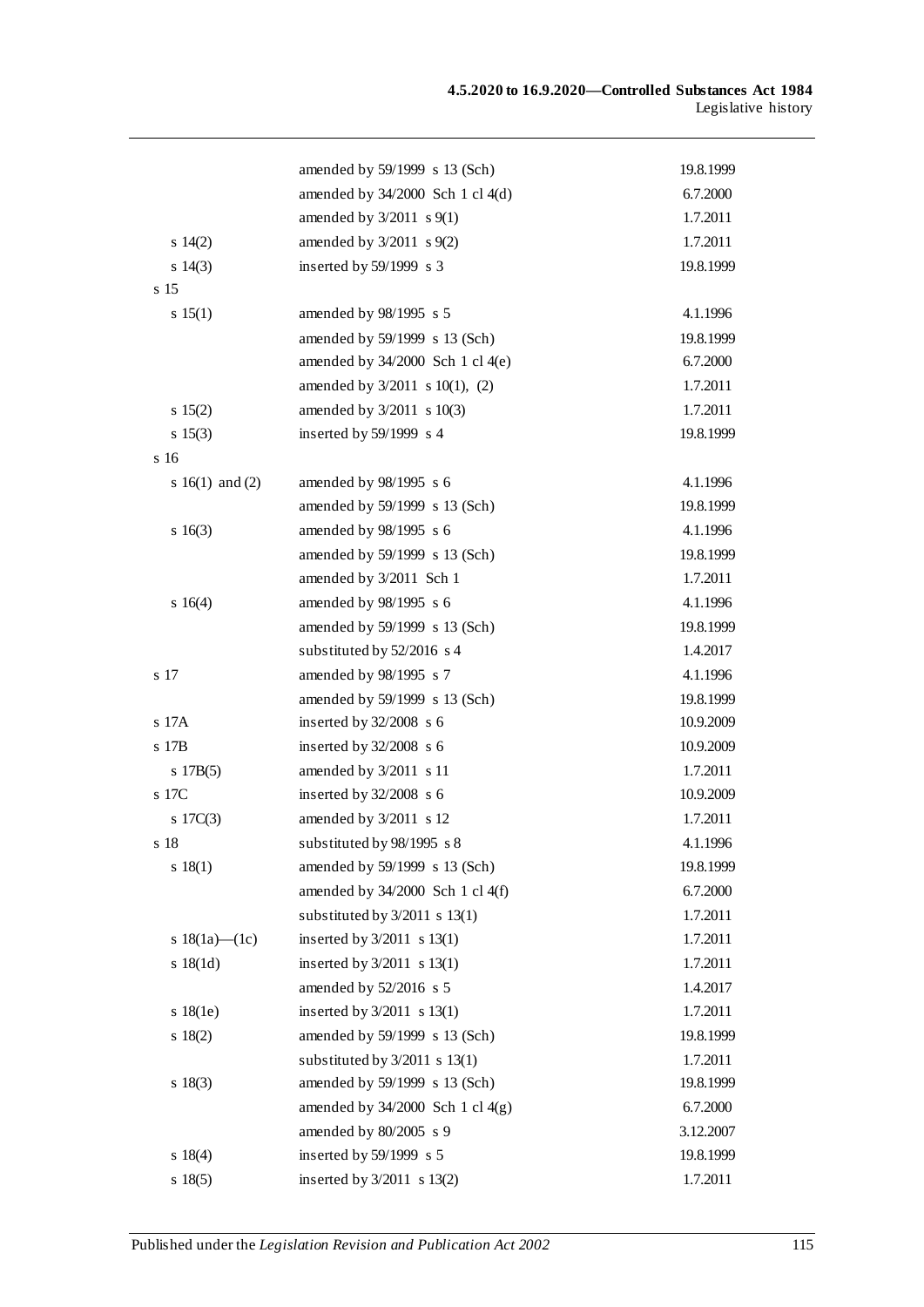| | | |
|---|---|---|
| | amended by 59/1999 s 13 (Sch) | 19.8.1999 |
| | amended by 34/2000 Sch 1 cl 4(d) | 6.7.2000 |
| | amended by 3/2011 s 9(1) | 1.7.2011 |
| s 14(2) | amended by 3/2011 s 9(2) | 1.7.2011 |
| s 14(3) | inserted by 59/1999 s 3 | 19.8.1999 |
| s 15 | | |
| s 15(1) | amended by 98/1995 s 5 | 4.1.1996 |
| | amended by 59/1999 s 13 (Sch) | 19.8.1999 |
| | amended by 34/2000 Sch 1 cl 4(e) | 6.7.2000 |
| | amended by 3/2011 s 10(1), (2) | 1.7.2011 |
| s 15(2) | amended by 3/2011 s 10(3) | 1.7.2011 |
| s 15(3) | inserted by 59/1999 s 4 | 19.8.1999 |
| s 16 | | |
| s 16(1) and (2) | amended by 98/1995 s 6 | 4.1.1996 |
| | amended by 59/1999 s 13 (Sch) | 19.8.1999 |
| s 16(3) | amended by 98/1995 s 6 | 4.1.1996 |
| | amended by 59/1999 s 13 (Sch) | 19.8.1999 |
| | amended by 3/2011 Sch 1 | 1.7.2011 |
| s 16(4) | amended by 98/1995 s 6 | 4.1.1996 |
| | amended by 59/1999 s 13 (Sch) | 19.8.1999 |
| | substituted by 52/2016 s 4 | 1.4.2017 |
| s 17 | amended by 98/1995 s 7 | 4.1.1996 |
| | amended by 59/1999 s 13 (Sch) | 19.8.1999 |
| s 17A | inserted by 32/2008 s 6 | 10.9.2009 |
| s 17B | inserted by 32/2008 s 6 | 10.9.2009 |
| s 17B(5) | amended by 3/2011 s 11 | 1.7.2011 |
| s 17C | inserted by 32/2008 s 6 | 10.9.2009 |
| s 17C(3) | amended by 3/2011 s 12 | 1.7.2011 |
| s 18 | substituted by 98/1995 s 8 | 4.1.1996 |
| s 18(1) | amended by 59/1999 s 13 (Sch) | 19.8.1999 |
| | amended by 34/2000 Sch 1 cl 4(f) | 6.7.2000 |
| | substituted by 3/2011 s 13(1) | 1.7.2011 |
| s 18(1a)—(1c) | inserted by 3/2011 s 13(1) | 1.7.2011 |
| s 18(1d) | inserted by 3/2011 s 13(1) | 1.7.2011 |
| | amended by 52/2016 s 5 | 1.4.2017 |
| s 18(1e) | inserted by 3/2011 s 13(1) | 1.7.2011 |
| s 18(2) | amended by 59/1999 s 13 (Sch) | 19.8.1999 |
| | substituted by 3/2011 s 13(1) | 1.7.2011 |
| s 18(3) | amended by 59/1999 s 13 (Sch) | 19.8.1999 |
| | amended by 34/2000 Sch 1 cl 4(g) | 6.7.2000 |
| | amended by 80/2005 s 9 | 3.12.2007 |
| s 18(4) | inserted by 59/1999 s 5 | 19.8.1999 |
| s 18(5) | inserted by 3/2011 s 13(2) | 1.7.2011 |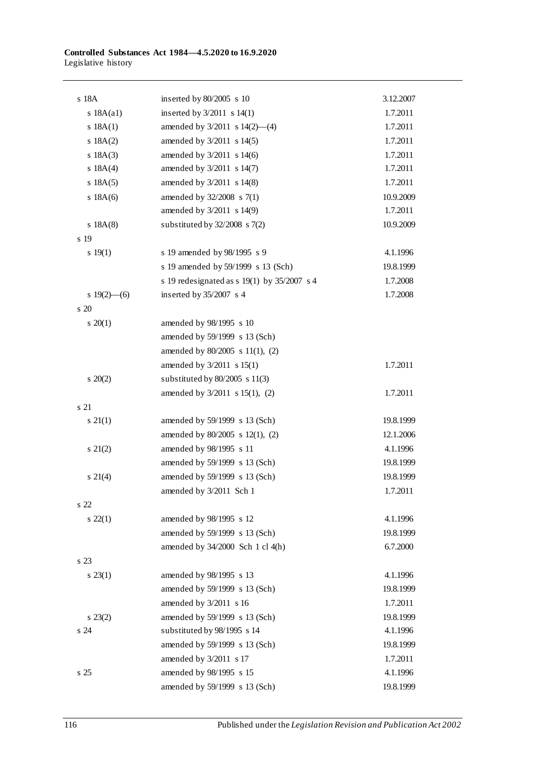| | | |
|---|---|---|
| s 18A | inserted by 80/2005 s 10 | 3.12.2007 |
| s 18A(a1) | inserted by 3/2011 s 14(1) | 1.7.2011 |
| s 18A(1) | amended by 3/2011 s 14(2)—(4) | 1.7.2011 |
| s 18A(2) | amended by 3/2011 s 14(5) | 1.7.2011 |
| s 18A(3) | amended by 3/2011 s 14(6) | 1.7.2011 |
| s 18A(4) | amended by 3/2011 s 14(7) | 1.7.2011 |
| s 18A(5) | amended by 3/2011 s 14(8) | 1.7.2011 |
| s 18A(6) | amended by 32/2008 s 7(1) | 10.9.2009 |
| | amended by 3/2011 s 14(9) | 1.7.2011 |
| s 18A(8) | substituted by 32/2008 s 7(2) | 10.9.2009 |
| s 19 | | |
| s 19(1) | s 19 amended by 98/1995 s 9 | 4.1.1996 |
| | s 19 amended by 59/1999 s 13 (Sch) | 19.8.1999 |
| | s 19 redesignated as s 19(1) by 35/2007 s 4 | 1.7.2008 |
| s 19(2)—(6) | inserted by 35/2007 s 4 | 1.7.2008 |
| s 20 | | |
| s 20(1) | amended by 98/1995 s 10 | |
| | amended by 59/1999 s 13 (Sch) | |
| | amended by 80/2005 s 11(1), (2) | |
| | amended by 3/2011 s 15(1) | 1.7.2011 |
| s 20(2) | substituted by 80/2005 s 11(3) | |
| | amended by 3/2011 s 15(1), (2) | 1.7.2011 |
| s 21 | | |
| s 21(1) | amended by 59/1999 s 13 (Sch) | 19.8.1999 |
| | amended by 80/2005 s 12(1), (2) | 12.1.2006 |
| s 21(2) | amended by 98/1995 s 11 | 4.1.1996 |
| | amended by 59/1999 s 13 (Sch) | 19.8.1999 |
| s 21(4) | amended by 59/1999 s 13 (Sch) | 19.8.1999 |
| | amended by 3/2011 Sch 1 | 1.7.2011 |
| s 22 | | |
| s 22(1) | amended by 98/1995 s 12 | 4.1.1996 |
| | amended by 59/1999 s 13 (Sch) | 19.8.1999 |
| | amended by 34/2000 Sch 1 cl 4(h) | 6.7.2000 |
| s 23 | | |
| s 23(1) | amended by 98/1995 s 13 | 4.1.1996 |
| | amended by 59/1999 s 13 (Sch) | 19.8.1999 |
| | amended by 3/2011 s 16 | 1.7.2011 |
| s 23(2) | amended by 59/1999 s 13 (Sch) | 19.8.1999 |
| s 24 | substituted by 98/1995 s 14 | 4.1.1996 |
| | amended by 59/1999 s 13 (Sch) | 19.8.1999 |
| | amended by 3/2011 s 17 | 1.7.2011 |
| s 25 | amended by 98/1995 s 15 | 4.1.1996 |
| | amended by 59/1999 s 13 (Sch) | 19.8.1999 |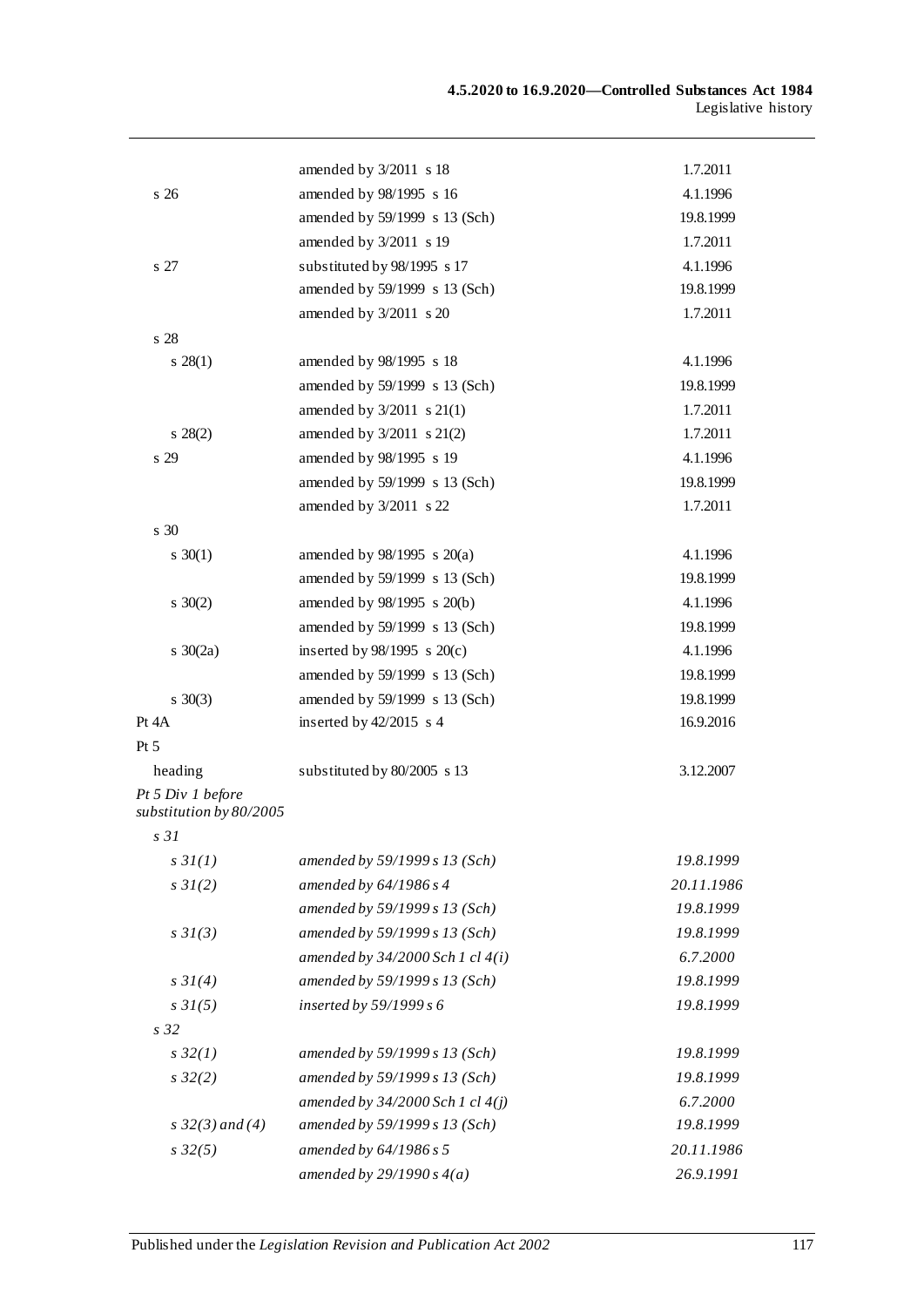| | | |
|---|---|---|
| | amended by 3/2011 s 18 | 1.7.2011 |
| s 26 | amended by 98/1995 s 16 | 4.1.1996 |
| | amended by 59/1999 s 13 (Sch) | 19.8.1999 |
| | amended by 3/2011 s 19 | 1.7.2011 |
| s 27 | substituted by 98/1995 s 17 | 4.1.1996 |
| | amended by 59/1999 s 13 (Sch) | 19.8.1999 |
| | amended by 3/2011 s 20 | 1.7.2011 |
| s 28 | | |
| s 28(1) | amended by 98/1995 s 18 | 4.1.1996 |
| | amended by 59/1999 s 13 (Sch) | 19.8.1999 |
| | amended by 3/2011 s 21(1) | 1.7.2011 |
| s 28(2) | amended by 3/2011 s 21(2) | 1.7.2011 |
| s 29 | amended by 98/1995 s 19 | 4.1.1996 |
| | amended by 59/1999 s 13 (Sch) | 19.8.1999 |
| | amended by 3/2011 s 22 | 1.7.2011 |
| s 30 | | |
| s 30(1) | amended by 98/1995 s 20(a) | 4.1.1996 |
| | amended by 59/1999 s 13 (Sch) | 19.8.1999 |
| s 30(2) | amended by 98/1995 s 20(b) | 4.1.1996 |
| | amended by 59/1999 s 13 (Sch) | 19.8.1999 |
| s 30(2a) | inserted by 98/1995 s 20(c) | 4.1.1996 |
| | amended by 59/1999 s 13 (Sch) | 19.8.1999 |
| s 30(3) | amended by 59/1999 s 13 (Sch) | 19.8.1999 |
| Pt 4A | inserted by 42/2015 s 4 | 16.9.2016 |
| Pt 5 | | |
| heading | substituted by 80/2005 s 13 | 3.12.2007 |
| *Pt 5 Div 1 before substitution by 80/2005* | | |
| *s 31* | | |
| *s 31(1)* | *amended by 59/1999 s 13 (Sch)* | *19.8.1999* |
| *s 31(2)* | *amended by 64/1986 s 4* | *20.11.1986* |
| | *amended by 59/1999 s 13 (Sch)* | *19.8.1999* |
| *s 31(3)* | *amended by 59/1999 s 13 (Sch)* | *19.8.1999* |
| | *amended by 34/2000 Sch 1 cl 4(i)* | *6.7.2000* |
| *s 31(4)* | *amended by 59/1999 s 13 (Sch)* | *19.8.1999* |
| *s 31(5)* | *inserted by 59/1999 s 6* | *19.8.1999* |
| *s 32* | | |
| *s 32(1)* | *amended by 59/1999 s 13 (Sch)* | *19.8.1999* |
| *s 32(2)* | *amended by 59/1999 s 13 (Sch)* | *19.8.1999* |
| | *amended by 34/2000 Sch 1 cl 4(j)* | *6.7.2000* |
| *s 32(3) and (4)* | *amended by 59/1999 s 13 (Sch)* | *19.8.1999* |
| *s 32(5)* | *amended by 64/1986 s 5* | *20.11.1986* |
| | *amended by 29/1990 s 4(a)* | *26.9.1991* |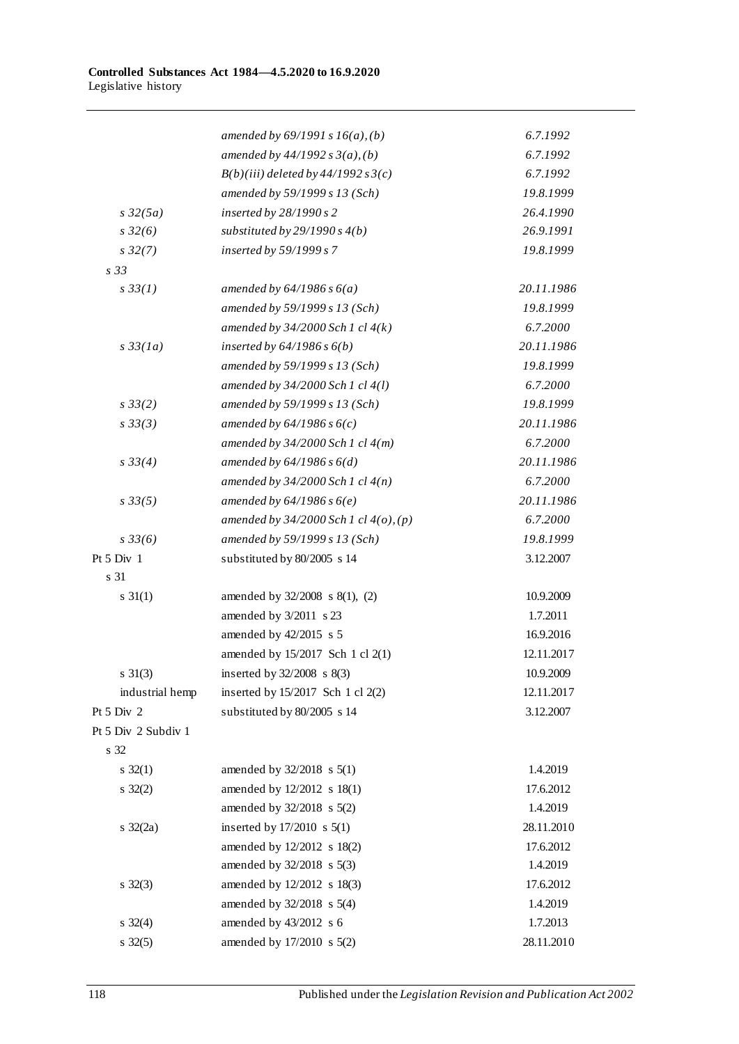| | | |
|---|---|---|
| | *amended by 69/1991 s 16(a), (b)* | *6.7.1992* |
| | *amended by 44/1992 s 3(a), (b)* | *6.7.1992* |
| | *B(b)(iii) deleted by 44/1992 s 3(c)* | *6.7.1992* |
| | *amended by 59/1999 s 13 (Sch)* | *19.8.1999* |
| *s 32(5a)* | *inserted by 28/1990 s 2* | *26.4.1990* |
| *s 32(6)* | *substituted by 29/1990 s 4(b)* | *26.9.1991* |
| *s 32(7)* | *inserted by 59/1999 s 7* | *19.8.1999* |
| *s 33* | | |
| *s 33(1)* | *amended by 64/1986 s 6(a)* | *20.11.1986* |
| | *amended by 59/1999 s 13 (Sch)* | *19.8.1999* |
| | *amended by 34/2000 Sch 1 cl 4(k)* | *6.7.2000* |
| *s 33(1a)* | *inserted by 64/1986 s 6(b)* | *20.11.1986* |
| | *amended by 59/1999 s 13 (Sch)* | *19.8.1999* |
| | *amended by 34/2000 Sch 1 cl 4(l)* | *6.7.2000* |
| *s 33(2)* | *amended by 59/1999 s 13 (Sch)* | *19.8.1999* |
| *s 33(3)* | *amended by 64/1986 s 6(c)* | *20.11.1986* |
| | *amended by 34/2000 Sch 1 cl 4(m)* | *6.7.2000* |
| *s 33(4)* | *amended by 64/1986 s 6(d)* | *20.11.1986* |
| | *amended by 34/2000 Sch 1 cl 4(n)* | *6.7.2000* |
| *s 33(5)* | *amended by 64/1986 s 6(e)* | *20.11.1986* |
| | *amended by 34/2000 Sch 1 cl 4(o), (p)* | *6.7.2000* |
| *s 33(6)* | *amended by 59/1999 s 13 (Sch)* | *19.8.1999* |
| Pt 5 Div 1 | substituted by 80/2005 s 14 | 3.12.2007 |
| s 31 | | |
| s 31(1) | amended by 32/2008 s 8(1), (2) | 10.9.2009 |
| | amended by 3/2011 s 23 | 1.7.2011 |
| | amended by 42/2015 s 5 | 16.9.2016 |
| | amended by 15/2017 Sch 1 cl 2(1) | 12.11.2017 |
| s 31(3) | inserted by 32/2008 s 8(3) | 10.9.2009 |
| industrial hemp | inserted by 15/2017 Sch 1 cl 2(2) | 12.11.2017 |
| Pt 5 Div 2 | substituted by 80/2005 s 14 | 3.12.2007 |
| Pt 5 Div 2 Subdiv 1 | | |
| s 32 | | |
| s 32(1) | amended by 32/2018 s 5(1) | 1.4.2019 |
| s 32(2) | amended by 12/2012 s 18(1) | 17.6.2012 |
| | amended by 32/2018 s 5(2) | 1.4.2019 |
| s 32(2a) | inserted by 17/2010 s 5(1) | 28.11.2010 |
| | amended by 12/2012 s 18(2) | 17.6.2012 |
| | amended by 32/2018 s 5(3) | 1.4.2019 |
| s 32(3) | amended by 12/2012 s 18(3) | 17.6.2012 |
| | amended by 32/2018 s 5(4) | 1.4.2019 |
| s 32(4) | amended by 43/2012 s 6 | 1.7.2013 |
| s 32(5) | amended by 17/2010 s 5(2) | 28.11.2010 |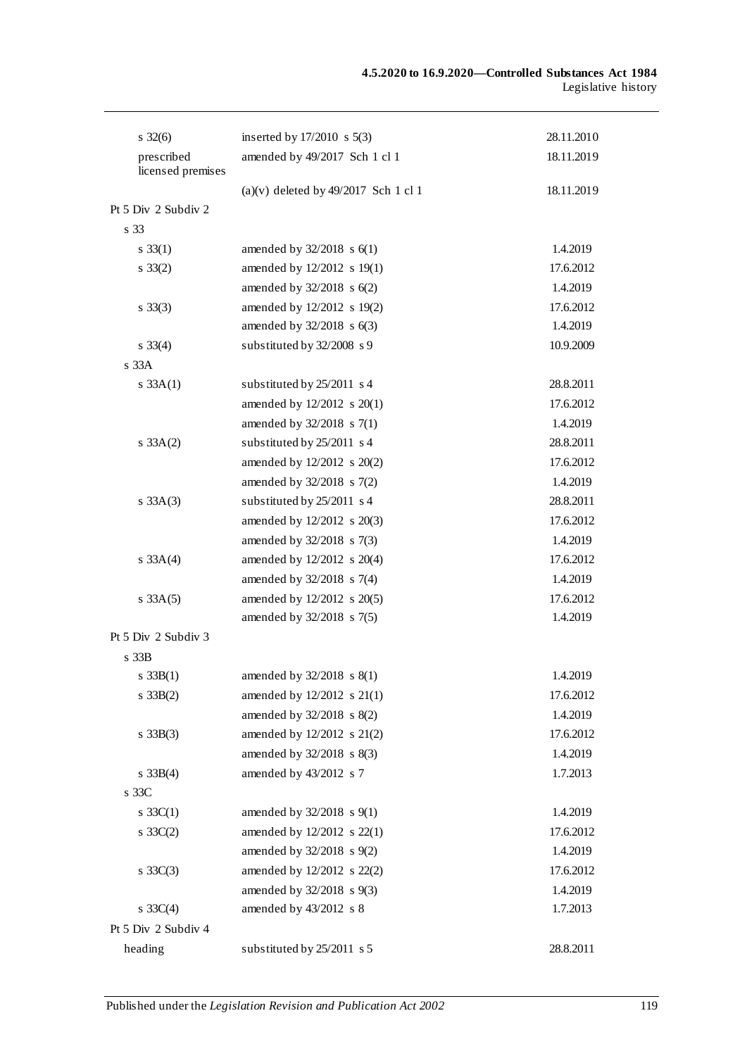| | | |
|---|---|---|
| s 32(6) | inserted by 17/2010 s 5(3) | 28.11.2010 |
| prescribed licensed premises | amended by 49/2017 Sch 1 cl 1 | 18.11.2019 |
| | (a)(v) deleted by 49/2017 Sch 1 cl 1 | 18.11.2019 |
| Pt 5 Div 2 Subdiv 2 | | |
| s 33 | | |
| s 33(1) | amended by 32/2018 s 6(1) | 1.4.2019 |
| s 33(2) | amended by 12/2012 s 19(1) | 17.6.2012 |
| | amended by 32/2018 s 6(2) | 1.4.2019 |
| s 33(3) | amended by 12/2012 s 19(2) | 17.6.2012 |
| | amended by 32/2018 s 6(3) | 1.4.2019 |
| s 33(4) | substituted by 32/2008 s 9 | 10.9.2009 |
| s 33A | | |
| s 33A(1) | substituted by 25/2011 s 4 | 28.8.2011 |
| | amended by 12/2012 s 20(1) | 17.6.2012 |
| | amended by 32/2018 s 7(1) | 1.4.2019 |
| s 33A(2) | substituted by 25/2011 s 4 | 28.8.2011 |
| | amended by 12/2012 s 20(2) | 17.6.2012 |
| | amended by 32/2018 s 7(2) | 1.4.2019 |
| s 33A(3) | substituted by 25/2011 s 4 | 28.8.2011 |
| | amended by 12/2012 s 20(3) | 17.6.2012 |
| | amended by 32/2018 s 7(3) | 1.4.2019 |
| s 33A(4) | amended by 12/2012 s 20(4) | 17.6.2012 |
| | amended by 32/2018 s 7(4) | 1.4.2019 |
| s 33A(5) | amended by 12/2012 s 20(5) | 17.6.2012 |
| | amended by 32/2018 s 7(5) | 1.4.2019 |
| Pt 5 Div 2 Subdiv 3 | | |
| s 33B | | |
| s 33B(1) | amended by 32/2018 s 8(1) | 1.4.2019 |
| s 33B(2) | amended by 12/2012 s 21(1) | 17.6.2012 |
| | amended by 32/2018 s 8(2) | 1.4.2019 |
| s 33B(3) | amended by 12/2012 s 21(2) | 17.6.2012 |
| | amended by 32/2018 s 8(3) | 1.4.2019 |
| s 33B(4) | amended by 43/2012 s 7 | 1.7.2013 |
| s 33C | | |
| s 33C(1) | amended by 32/2018 s 9(1) | 1.4.2019 |
| s 33C(2) | amended by 12/2012 s 22(1) | 17.6.2012 |
| | amended by 32/2018 s 9(2) | 1.4.2019 |
| s 33C(3) | amended by 12/2012 s 22(2) | 17.6.2012 |
| | amended by 32/2018 s 9(3) | 1.4.2019 |
| s 33C(4) | amended by 43/2012 s 8 | 1.7.2013 |
| Pt 5 Div 2 Subdiv 4 | | |
| heading | substituted by 25/2011 s 5 | 28.8.2011 |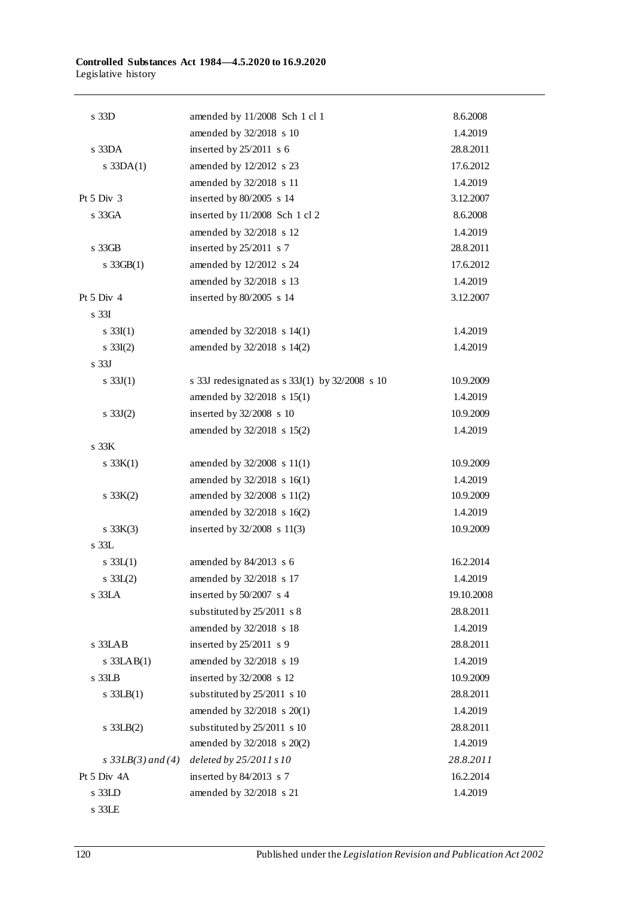| | | |
|---|---|---|
| s 33D | amended by 11/2008 Sch 1 cl 1 | 8.6.2008 |
| | amended by 32/2018 s 10 | 1.4.2019 |
| s 33DA | inserted by 25/2011 s 6 | 28.8.2011 |
| s 33DA(1) | amended by 12/2012 s 23 | 17.6.2012 |
| | amended by 32/2018 s 11 | 1.4.2019 |
| Pt 5 Div 3 | inserted by 80/2005 s 14 | 3.12.2007 |
| s 33GA | inserted by 11/2008 Sch 1 cl 2 | 8.6.2008 |
| | amended by 32/2018 s 12 | 1.4.2019 |
| s 33GB | inserted by 25/2011 s 7 | 28.8.2011 |
| s 33GB(1) | amended by 12/2012 s 24 | 17.6.2012 |
| | amended by 32/2018 s 13 | 1.4.2019 |
| Pt 5 Div 4 | inserted by 80/2005 s 14 | 3.12.2007 |
| s 33I | | |
| s 33I(1) | amended by 32/2018 s 14(1) | 1.4.2019 |
| s 33I(2) | amended by 32/2018 s 14(2) | 1.4.2019 |
| s 33J | | |
| s 33J(1) | s 33J redesignated as s 33J(1) by 32/2008 s 10 | 10.9.2009 |
| | amended by 32/2018 s 15(1) | 1.4.2019 |
| s 33J(2) | inserted by 32/2008 s 10 | 10.9.2009 |
| | amended by 32/2018 s 15(2) | 1.4.2019 |
| s 33K | | |
| s 33K(1) | amended by 32/2008 s 11(1) | 10.9.2009 |
| | amended by 32/2018 s 16(1) | 1.4.2019 |
| s 33K(2) | amended by 32/2008 s 11(2) | 10.9.2009 |
| | amended by 32/2018 s 16(2) | 1.4.2019 |
| s 33K(3) | inserted by 32/2008 s 11(3) | 10.9.2009 |
| s 33L | | |
| s 33L(1) | amended by 84/2013 s 6 | 16.2.2014 |
| s 33L(2) | amended by 32/2018 s 17 | 1.4.2019 |
| s 33LA | inserted by 50/2007 s 4 | 19.10.2008 |
| | substituted by 25/2011 s 8 | 28.8.2011 |
| | amended by 32/2018 s 18 | 1.4.2019 |
| s 33LAB | inserted by 25/2011 s 9 | 28.8.2011 |
| s 33LAB(1) | amended by 32/2018 s 19 | 1.4.2019 |
| s 33LB | inserted by 32/2008 s 12 | 10.9.2009 |
| s 33LB(1) | substituted by 25/2011 s 10 | 28.8.2011 |
| | amended by 32/2018 s 20(1) | 1.4.2019 |
| s 33LB(2) | substituted by 25/2011 s 10 | 28.8.2011 |
| | amended by 32/2018 s 20(2) | 1.4.2019 |
| *s 33LB(3) and (4)* | *deleted by 25/2011 s 10* | *28.8.2011* |
| Pt 5 Div 4A | inserted by 84/2013 s 7 | 16.2.2014 |
| s 33LD | amended by 32/2018 s 21 | 1.4.2019 |
| s 33LE | | |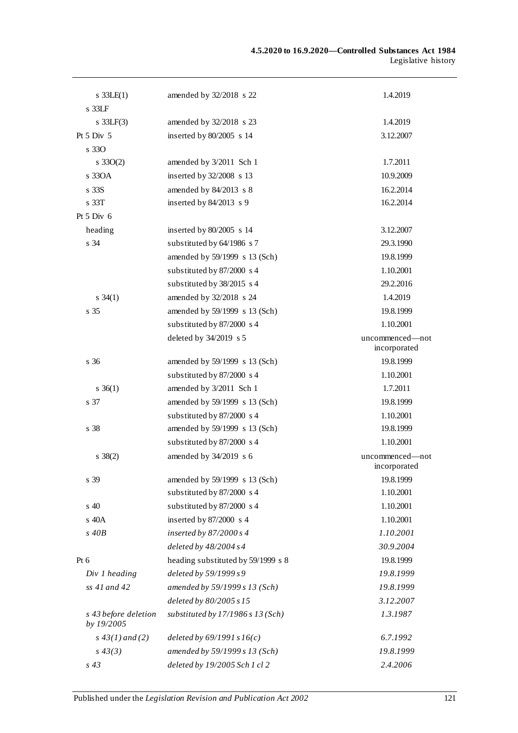| | | |
|---|---|---|
| s 33LE(1) | amended by 32/2018 s 22 | 1.4.2019 |
| s 33LF | | |
| s 33LF(3) | amended by 32/2018 s 23 | 1.4.2019 |
| Pt 5 Div 5 | inserted by 80/2005 s 14 | 3.12.2007 |
| s 33O | | |
| s 33O(2) | amended by 3/2011 Sch 1 | 1.7.2011 |
| s 33OA | inserted by 32/2008 s 13 | 10.9.2009 |
| s 33S | amended by 84/2013 s 8 | 16.2.2014 |
| s 33T | inserted by 84/2013 s 9 | 16.2.2014 |
| Pt 5 Div 6 | | |
| heading | inserted by 80/2005 s 14 | 3.12.2007 |
| s 34 | substituted by 64/1986 s 7 | 29.3.1990 |
| | amended by 59/1999 s 13 (Sch) | 19.8.1999 |
| | substituted by 87/2000 s 4 | 1.10.2001 |
| | substituted by 38/2015 s 4 | 29.2.2016 |
| s 34(1) | amended by 32/2018 s 24 | 1.4.2019 |
| s 35 | amended by 59/1999 s 13 (Sch) | 19.8.1999 |
| | substituted by 87/2000 s 4 | 1.10.2001 |
| | deleted by 34/2019 s 5 | uncommenced—not incorporated |
| s 36 | amended by 59/1999 s 13 (Sch) | 19.8.1999 |
| | substituted by 87/2000 s 4 | 1.10.2001 |
| s 36(1) | amended by 3/2011 Sch 1 | 1.7.2011 |
| s 37 | amended by 59/1999 s 13 (Sch) | 19.8.1999 |
| | substituted by 87/2000 s 4 | 1.10.2001 |
| s 38 | amended by 59/1999 s 13 (Sch) | 19.8.1999 |
| | substituted by 87/2000 s 4 | 1.10.2001 |
| s 38(2) | amended by 34/2019 s 6 | uncommenced—not incorporated |
| s 39 | amended by 59/1999 s 13 (Sch) | 19.8.1999 |
| | substituted by 87/2000 s 4 | 1.10.2001 |
| s 40 | substituted by 87/2000 s 4 | 1.10.2001 |
| s 40A | inserted by 87/2000 s 4 | 1.10.2001 |
| *s 40B* | *inserted by 87/2000 s 4* | *1.10.2001* |
| | *deleted by 48/2004 s 4* | *30.9.2004* |
| Pt 6 | heading substituted by 59/1999 s 8 | 19.8.1999 |
| *Div 1 heading* | *deleted by 59/1999 s 9* | *19.8.1999* |
| *ss 41 and 42* | *amended by 59/1999 s 13 (Sch)* | *19.8.1999* |
| | *deleted by 80/2005 s 15* | *3.12.2007* |
| *s 43 before deletion by 19/2005* | *substituted by 17/1986 s 13 (Sch)* | *1.3.1987* |
| *s 43(1) and (2)* | *deleted by 69/1991 s 16(c)* | *6.7.1992* |
| *s 43(3)* | *amended by 59/1999 s 13 (Sch)* | *19.8.1999* |
| *s 43* | *deleted by 19/2005 Sch 1 cl 2* | *2.4.2006* |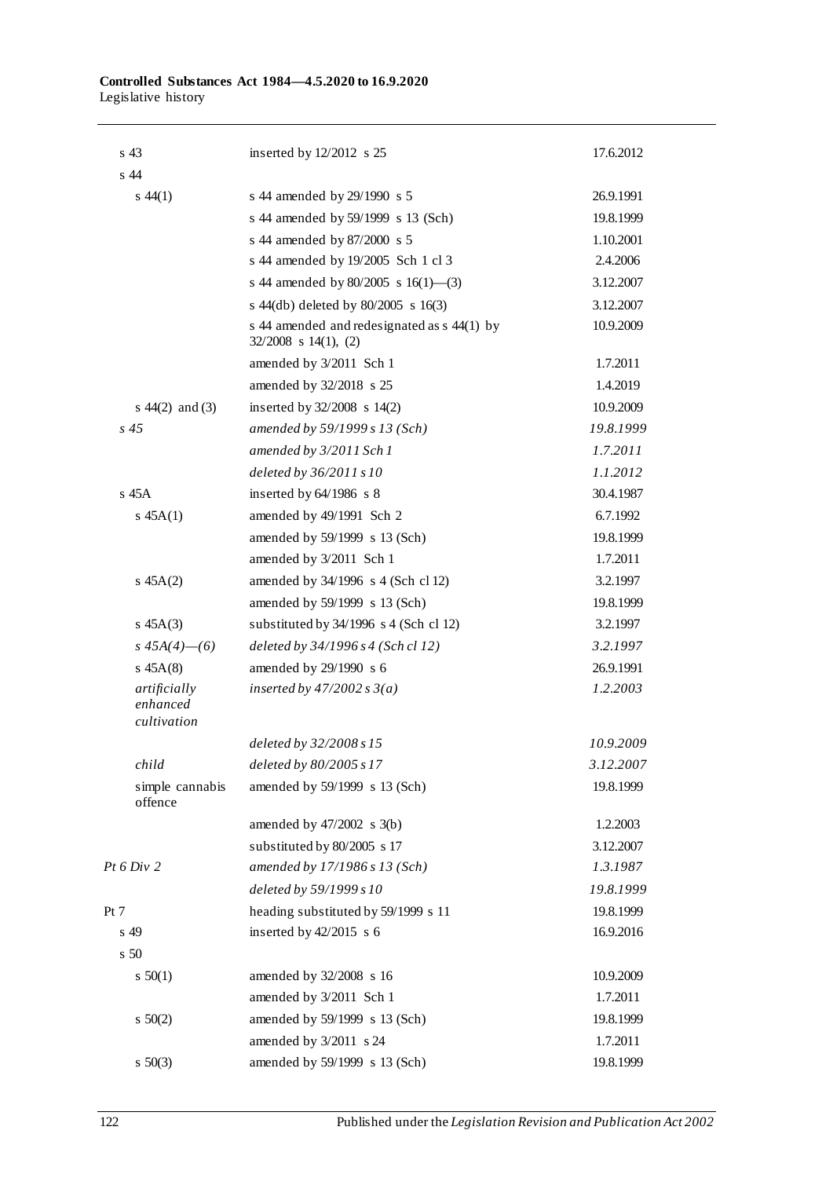| | | |
|---|---|---|
| s 43 | inserted by 12/2012 s 25 | 17.6.2012 |
| s 44 | | |
| s 44(1) | s 44 amended by 29/1990 s 5 | 26.9.1991 |
| | s 44 amended by 59/1999 s 13 (Sch) | 19.8.1999 |
| | s 44 amended by 87/2000 s 5 | 1.10.2001 |
| | s 44 amended by 19/2005 Sch 1 cl 3 | 2.4.2006 |
| | s 44 amended by 80/2005 s 16(1)—(3) | 3.12.2007 |
| | s 44(db) deleted by 80/2005 s 16(3) | 3.12.2007 |
| | s 44 amended and redesignated as s 44(1) by 32/2008 s 14(1), (2) | 10.9.2009 |
| | amended by 3/2011 Sch 1 | 1.7.2011 |
| | amended by 32/2018 s 25 | 1.4.2019 |
| s 44(2) and (3) | inserted by 32/2008 s 14(2) | 10.9.2009 |
| *s 45* | *amended by 59/1999 s 13 (Sch)* | *19.8.1999* |
| | *amended by 3/2011 Sch 1* | *1.7.2011* |
| | *deleted by 36/2011 s 10* | *1.1.2012* |
| s 45A | inserted by 64/1986 s 8 | 30.4.1987 |
| s 45A(1) | amended by 49/1991 Sch 2 | 6.7.1992 |
| | amended by 59/1999 s 13 (Sch) | 19.8.1999 |
| | amended by 3/2011 Sch 1 | 1.7.2011 |
| s 45A(2) | amended by 34/1996 s 4 (Sch cl 12) | 3.2.1997 |
| | amended by 59/1999 s 13 (Sch) | 19.8.1999 |
| s 45A(3) | substituted by 34/1996 s 4 (Sch cl 12) | 3.2.1997 |
| *s 45A(4)—(6)* | *deleted by 34/1996 s 4 (Sch cl 12)* | *3.2.1997* |
| s 45A(8) | amended by 29/1990 s 6 | 26.9.1991 |
| *artificially enhanced cultivation* | *inserted by 47/2002 s 3(a)* | *1.2.2003* |
| | *deleted by 32/2008 s 15* | *10.9.2009* |
| *child* | *deleted by 80/2005 s 17* | *3.12.2007* |
| simple cannabis offence | amended by 59/1999 s 13 (Sch) | 19.8.1999 |
| | amended by 47/2002 s 3(b) | 1.2.2003 |
| | substituted by 80/2005 s 17 | 3.12.2007 |
| *Pt 6 Div 2* | *amended by 17/1986 s 13 (Sch)* | *1.3.1987* |
| | *deleted by 59/1999 s 10* | *19.8.1999* |
| Pt 7 | heading substituted by 59/1999 s 11 | 19.8.1999 |
| s 49 | inserted by 42/2015 s 6 | 16.9.2016 |
| s 50 | | |
| s 50(1) | amended by 32/2008 s 16 | 10.9.2009 |
| | amended by 3/2011 Sch 1 | 1.7.2011 |
| s 50(2) | amended by 59/1999 s 13 (Sch) | 19.8.1999 |
| | amended by 3/2011 s 24 | 1.7.2011 |
| s 50(3) | amended by 59/1999 s 13 (Sch) | 19.8.1999 |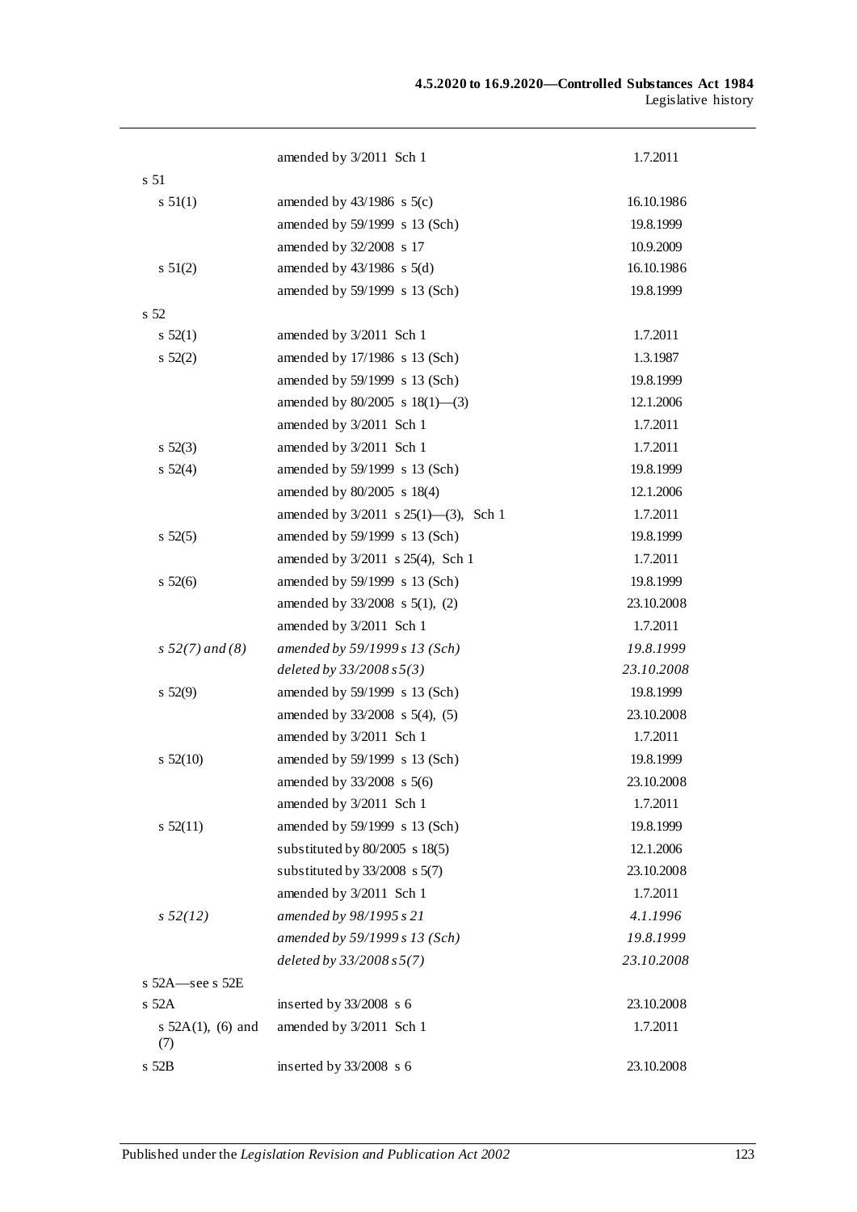| | | |
|---|---|---|
| | amended by 3/2011 Sch 1 | 1.7.2011 |
| s 51 | | |
| s 51(1) | amended by 43/1986 s 5(c) | 16.10.1986 |
| | amended by 59/1999 s 13 (Sch) | 19.8.1999 |
| | amended by 32/2008 s 17 | 10.9.2009 |
| s 51(2) | amended by 43/1986 s 5(d) | 16.10.1986 |
| | amended by 59/1999 s 13 (Sch) | 19.8.1999 |
| s 52 | | |
| s 52(1) | amended by 3/2011 Sch 1 | 1.7.2011 |
| s 52(2) | amended by 17/1986 s 13 (Sch) | 1.3.1987 |
| | amended by 59/1999 s 13 (Sch) | 19.8.1999 |
| | amended by 80/2005 s 18(1)—(3) | 12.1.2006 |
| | amended by 3/2011 Sch 1 | 1.7.2011 |
| s 52(3) | amended by 3/2011 Sch 1 | 1.7.2011 |
| s 52(4) | amended by 59/1999 s 13 (Sch) | 19.8.1999 |
| | amended by 80/2005 s 18(4) | 12.1.2006 |
| | amended by 3/2011 s 25(1)—(3), Sch 1 | 1.7.2011 |
| s 52(5) | amended by 59/1999 s 13 (Sch) | 19.8.1999 |
| | amended by 3/2011 s 25(4), Sch 1 | 1.7.2011 |
| s 52(6) | amended by 59/1999 s 13 (Sch) | 19.8.1999 |
| | amended by 33/2008 s 5(1), (2) | 23.10.2008 |
| | amended by 3/2011 Sch 1 | 1.7.2011 |
| *s 52(7) and (8)* | *amended by 59/1999 s 13 (Sch)* | *19.8.1999* |
| | *deleted by 33/2008 s 5(3)* | *23.10.2008* |
| s 52(9) | amended by 59/1999 s 13 (Sch) | 19.8.1999 |
| | amended by 33/2008 s 5(4), (5) | 23.10.2008 |
| | amended by 3/2011 Sch 1 | 1.7.2011 |
| s 52(10) | amended by 59/1999 s 13 (Sch) | 19.8.1999 |
| | amended by 33/2008 s 5(6) | 23.10.2008 |
| | amended by 3/2011 Sch 1 | 1.7.2011 |
| s 52(11) | amended by 59/1999 s 13 (Sch) | 19.8.1999 |
| | substituted by 80/2005 s 18(5) | 12.1.2006 |
| | substituted by 33/2008 s 5(7) | 23.10.2008 |
| | amended by 3/2011 Sch 1 | 1.7.2011 |
| *s 52(12)* | *amended by 98/1995 s 21* | *4.1.1996* |
| | *amended by 59/1999 s 13 (Sch)* | *19.8.1999* |
| | *deleted by 33/2008 s 5(7)* | *23.10.2008* |
| s 52A—see s 52E | | |
| s 52A | inserted by 33/2008 s 6 | 23.10.2008 |
| s 52A(1), (6) and (7) | amended by 3/2011 Sch 1 | 1.7.2011 |
| s 52B | inserted by 33/2008 s 6 | 23.10.2008 |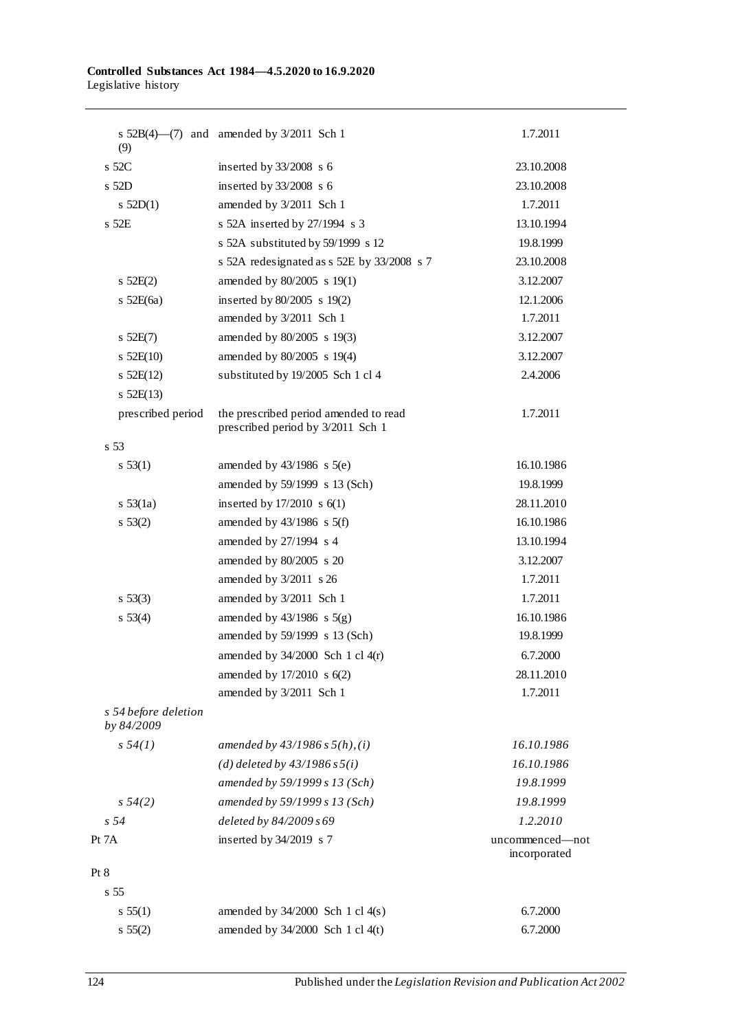| | | |
|---|---|---|
| s 52B(4)—(7) and (9) | amended by 3/2011 Sch 1 | 1.7.2011 |
| s 52C | inserted by 33/2008 s 6 | 23.10.2008 |
| s 52D | inserted by 33/2008 s 6 | 23.10.2008 |
| s 52D(1) | amended by 3/2011 Sch 1 | 1.7.2011 |
| s 52E | s 52A inserted by 27/1994 s 3 | 13.10.1994 |
| | s 52A substituted by 59/1999 s 12 | 19.8.1999 |
| | s 52A redesignated as s 52E by 33/2008 s 7 | 23.10.2008 |
| s 52E(2) | amended by 80/2005 s 19(1) | 3.12.2007 |
| s 52E(6a) | inserted by 80/2005 s 19(2) | 12.1.2006 |
| | amended by 3/2011 Sch 1 | 1.7.2011 |
| s 52E(7) | amended by 80/2005 s 19(3) | 3.12.2007 |
| s 52E(10) | amended by 80/2005 s 19(4) | 3.12.2007 |
| s 52E(12) | substituted by 19/2005 Sch 1 cl 4 | 2.4.2006 |
| s 52E(13) | | |
| prescribed period | the prescribed period amended to read prescribed period by 3/2011 Sch 1 | 1.7.2011 |
| s 53 | | |
| s 53(1) | amended by 43/1986 s 5(e) | 16.10.1986 |
| | amended by 59/1999 s 13 (Sch) | 19.8.1999 |
| s 53(1a) | inserted by 17/2010 s 6(1) | 28.11.2010 |
| s 53(2) | amended by 43/1986 s 5(f) | 16.10.1986 |
| | amended by 27/1994 s 4 | 13.10.1994 |
| | amended by 80/2005 s 20 | 3.12.2007 |
| | amended by 3/2011 s 26 | 1.7.2011 |
| s 53(3) | amended by 3/2011 Sch 1 | 1.7.2011 |
| s 53(4) | amended by 43/1986 s 5(g) | 16.10.1986 |
| | amended by 59/1999 s 13 (Sch) | 19.8.1999 |
| | amended by 34/2000 Sch 1 cl 4(r) | 6.7.2000 |
| | amended by 17/2010 s 6(2) | 28.11.2010 |
| | amended by 3/2011 Sch 1 | 1.7.2011 |
| *s 54 before deletion by 84/2009* | | |
| *s 54(1)* | *amended by 43/1986 s 5(h), (i)* | *16.10.1986* |
| | *(d) deleted by 43/1986 s 5(i)* | *16.10.1986* |
| | *amended by 59/1999 s 13 (Sch)* | *19.8.1999* |
| *s 54(2)* | *amended by 59/1999 s 13 (Sch)* | *19.8.1999* |
| *s 54* | *deleted by 84/2009 s 69* | *1.2.2010* |
| Pt 7A | inserted by 34/2019 s 7 | uncommenced—not incorporated |
| Pt 8 | | |
| s 55 | | |
| s 55(1) | amended by 34/2000 Sch 1 cl 4(s) | 6.7.2000 |
| s 55(2) | amended by 34/2000 Sch 1 cl 4(t) | 6.7.2000 |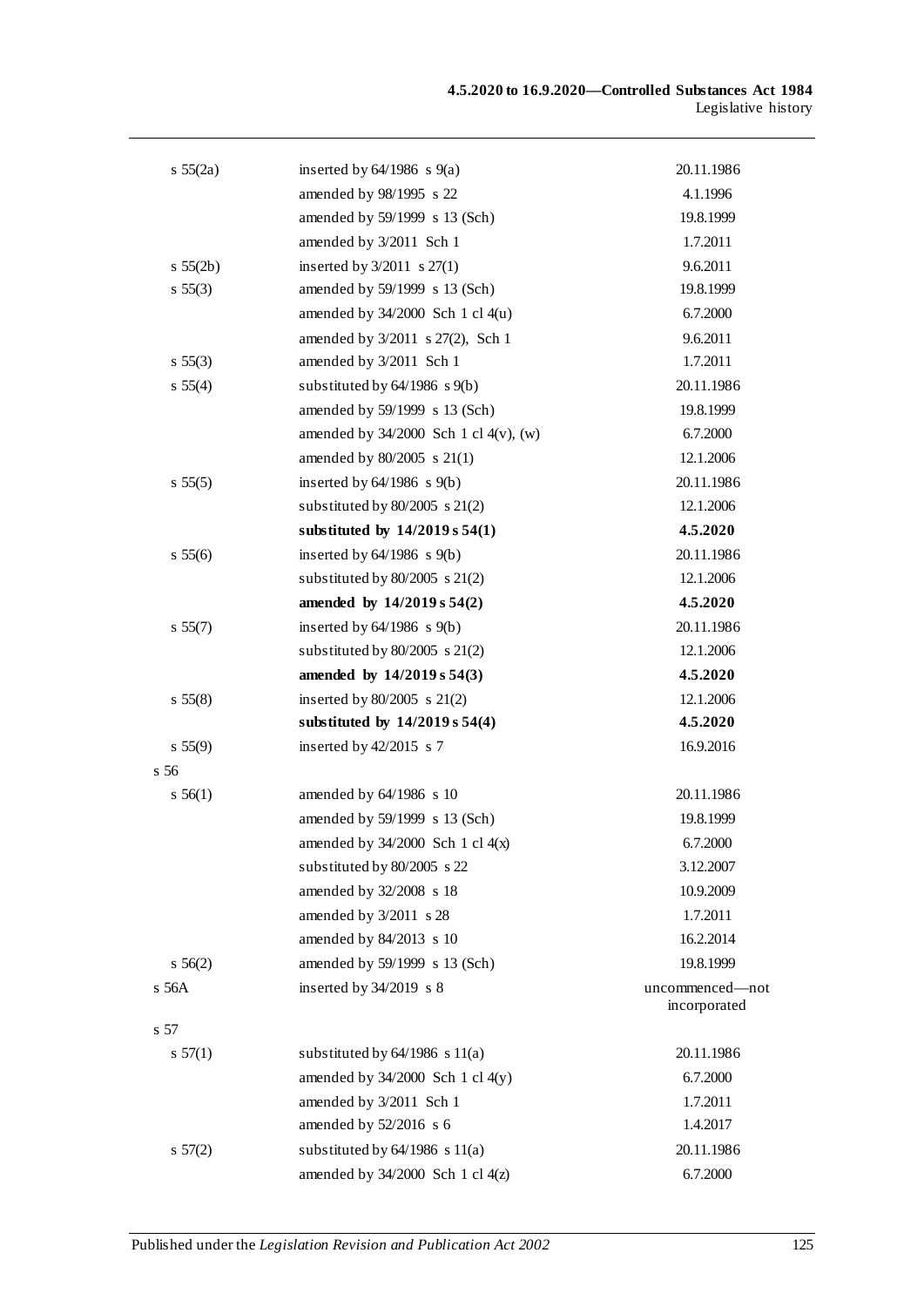| | | |
|---|---|---|
| s 55(2a) | inserted by 64/1986 s 9(a) | 20.11.1986 |
| | amended by 98/1995 s 22 | 4.1.1996 |
| | amended by 59/1999 s 13 (Sch) | 19.8.1999 |
| | amended by 3/2011 Sch 1 | 1.7.2011 |
| s 55(2b) | inserted by 3/2011 s 27(1) | 9.6.2011 |
| s 55(3) | amended by 59/1999 s 13 (Sch) | 19.8.1999 |
| | amended by 34/2000 Sch 1 cl 4(u) | 6.7.2000 |
| | amended by 3/2011 s 27(2), Sch 1 | 9.6.2011 |
| s 55(3) | amended by 3/2011 Sch 1 | 1.7.2011 |
| s 55(4) | substituted by 64/1986 s 9(b) | 20.11.1986 |
| | amended by 59/1999 s 13 (Sch) | 19.8.1999 |
| | amended by 34/2000 Sch 1 cl 4(v), (w) | 6.7.2000 |
| | amended by 80/2005 s 21(1) | 12.1.2006 |
| s 55(5) | inserted by 64/1986 s 9(b) | 20.11.1986 |
| | substituted by 80/2005 s 21(2) | 12.1.2006 |
| | **substituted by 14/2019 s 54(1)** | **4.5.2020** |
| s 55(6) | inserted by 64/1986 s 9(b) | 20.11.1986 |
| | substituted by 80/2005 s 21(2) | 12.1.2006 |
| | **amended by 14/2019 s 54(2)** | **4.5.2020** |
| s 55(7) | inserted by 64/1986 s 9(b) | 20.11.1986 |
| | substituted by 80/2005 s 21(2) | 12.1.2006 |
| | **amended by 14/2019 s 54(3)** | **4.5.2020** |
| s 55(8) | inserted by 80/2005 s 21(2) | 12.1.2006 |
| | **substituted by 14/2019 s 54(4)** | **4.5.2020** |
| s 55(9) | inserted by 42/2015 s 7 | 16.9.2016 |
| s 56 | | |
| s 56(1) | amended by 64/1986 s 10 | 20.11.1986 |
| | amended by 59/1999 s 13 (Sch) | 19.8.1999 |
| | amended by 34/2000 Sch 1 cl 4(x) | 6.7.2000 |
| | substituted by 80/2005 s 22 | 3.12.2007 |
| | amended by 32/2008 s 18 | 10.9.2009 |
| | amended by 3/2011 s 28 | 1.7.2011 |
| | amended by 84/2013 s 10 | 16.2.2014 |
| s 56(2) | amended by 59/1999 s 13 (Sch) | 19.8.1999 |
| s 56A | inserted by 34/2019 s 8 | uncommenced—not incorporated |
| s 57 | | |
| s 57(1) | substituted by 64/1986 s 11(a) | 20.11.1986 |
| | amended by 34/2000 Sch 1 cl 4(y) | 6.7.2000 |
| | amended by 3/2011 Sch 1 | 1.7.2011 |
| | amended by 52/2016 s 6 | 1.4.2017 |
| s 57(2) | substituted by 64/1986 s 11(a) | 20.11.1986 |
| | amended by 34/2000 Sch 1 cl 4(z) | 6.7.2000 |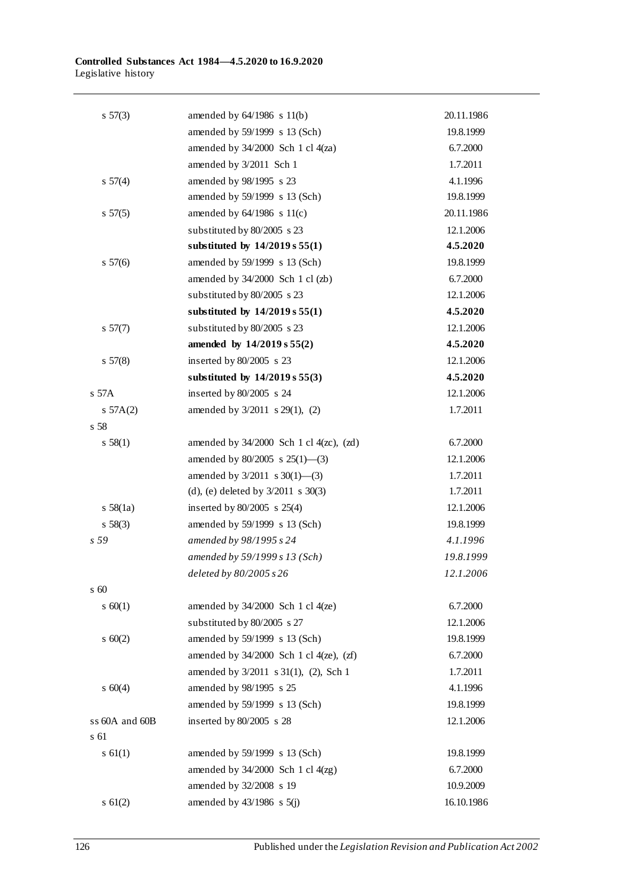| | | |
|---|---|---|
| s 57(3) | amended by 64/1986 s 11(b) | 20.11.1986 |
| | amended by 59/1999 s 13 (Sch) | 19.8.1999 |
| | amended by 34/2000 Sch 1 cl 4(za) | 6.7.2000 |
| | amended by 3/2011 Sch 1 | 1.7.2011 |
| s 57(4) | amended by 98/1995 s 23 | 4.1.1996 |
| | amended by 59/1999 s 13 (Sch) | 19.8.1999 |
| s 57(5) | amended by 64/1986 s 11(c) | 20.11.1986 |
| | substituted by 80/2005 s 23 | 12.1.2006 |
| | **substituted by 14/2019 s 55(1)** | **4.5.2020** |
| s 57(6) | amended by 59/1999 s 13 (Sch) | 19.8.1999 |
| | amended by 34/2000 Sch 1 cl (zb) | 6.7.2000 |
| | substituted by 80/2005 s 23 | 12.1.2006 |
| | **substituted by 14/2019 s 55(1)** | **4.5.2020** |
| s 57(7) | substituted by 80/2005 s 23 | 12.1.2006 |
| | **amended by 14/2019 s 55(2)** | **4.5.2020** |
| s 57(8) | inserted by 80/2005 s 23 | 12.1.2006 |
| | **substituted by 14/2019 s 55(3)** | **4.5.2020** |
| s 57A | inserted by 80/2005 s 24 | 12.1.2006 |
| s 57A(2) | amended by 3/2011 s 29(1), (2) | 1.7.2011 |
| s 58 | | |
| s 58(1) | amended by 34/2000 Sch 1 cl 4(zc), (zd) | 6.7.2000 |
| | amended by 80/2005 s 25(1)—(3) | 12.1.2006 |
| | amended by 3/2011 s 30(1)—(3) | 1.7.2011 |
| | (d), (e) deleted by 3/2011 s 30(3) | 1.7.2011 |
| s 58(1a) | inserted by 80/2005 s 25(4) | 12.1.2006 |
| s 58(3) | amended by 59/1999 s 13 (Sch) | 19.8.1999 |
| *s 59* | *amended by 98/1995 s 24* | *4.1.1996* |
| | *amended by 59/1999 s 13 (Sch)* | *19.8.1999* |
| | *deleted by 80/2005 s 26* | *12.1.2006* |
| s 60 | | |
| s 60(1) | amended by 34/2000 Sch 1 cl 4(ze) | 6.7.2000 |
| | substituted by 80/2005 s 27 | 12.1.2006 |
| s 60(2) | amended by 59/1999 s 13 (Sch) | 19.8.1999 |
| | amended by 34/2000 Sch 1 cl 4(ze), (zf) | 6.7.2000 |
| | amended by 3/2011 s 31(1), (2), Sch 1 | 1.7.2011 |
| s 60(4) | amended by 98/1995 s 25 | 4.1.1996 |
| | amended by 59/1999 s 13 (Sch) | 19.8.1999 |
| ss 60A and 60B | inserted by 80/2005 s 28 | 12.1.2006 |
| s 61 | | |
| s 61(1) | amended by 59/1999 s 13 (Sch) | 19.8.1999 |
| | amended by 34/2000 Sch 1 cl 4(zg) | 6.7.2000 |
| | amended by 32/2008 s 19 | 10.9.2009 |
| s 61(2) | amended by 43/1986 s 5(j) | 16.10.1986 |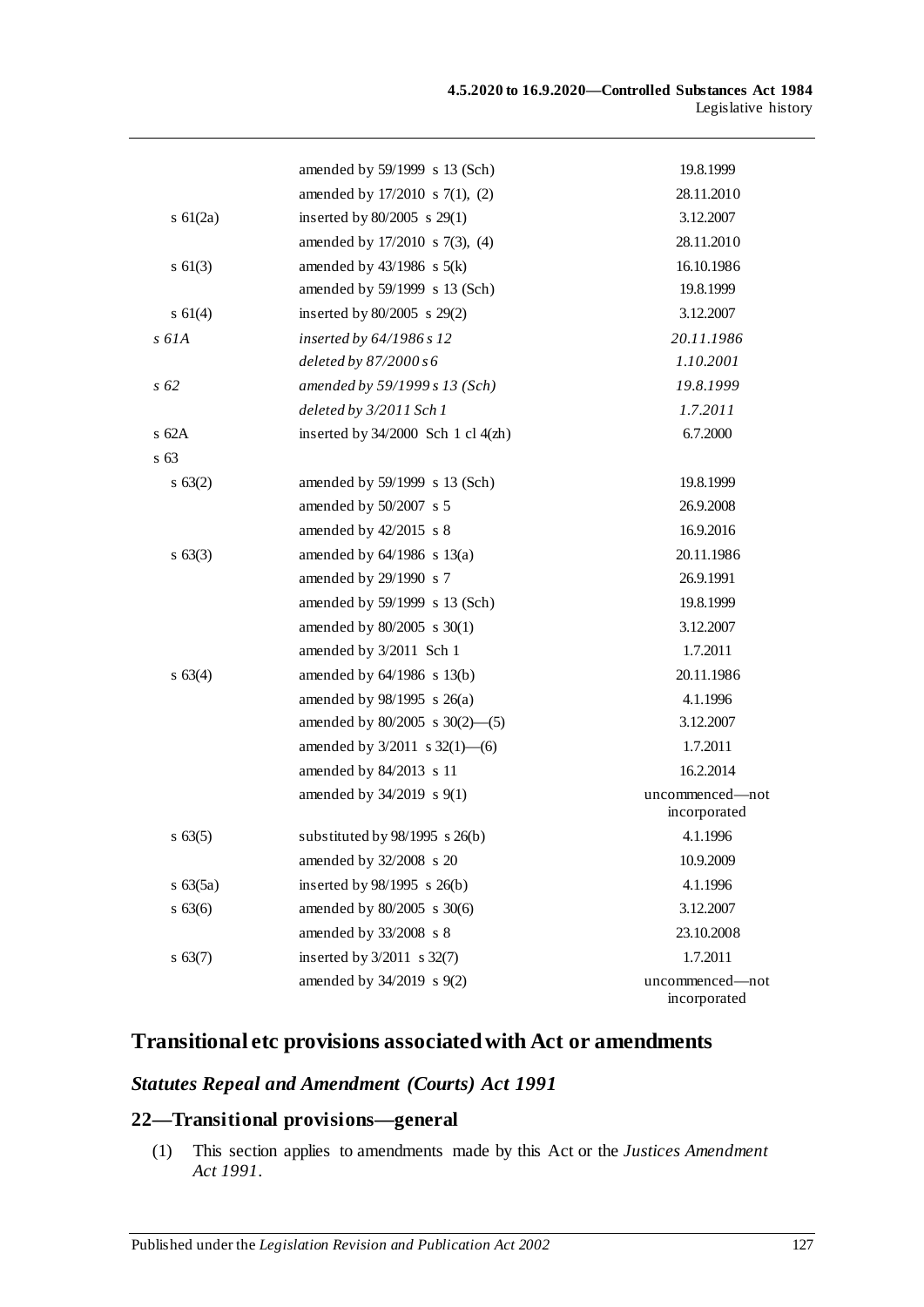| | | |
|---|---|---|
| | amended by 59/1999 s 13 (Sch) | 19.8.1999 |
| | amended by 17/2010 s 7(1), (2) | 28.11.2010 |
| s 61(2a) | inserted by 80/2005 s 29(1) | 3.12.2007 |
| | amended by 17/2010 s 7(3), (4) | 28.11.2010 |
| s 61(3) | amended by 43/1986 s 5(k) | 16.10.1986 |
| | amended by 59/1999 s 13 (Sch) | 19.8.1999 |
| s 61(4) | inserted by 80/2005 s 29(2) | 3.12.2007 |
| *s 61A* | *inserted by 64/1986 s 12* | *20.11.1986* |
| | *deleted by 87/2000 s 6* | *1.10.2001* |
| *s 62* | *amended by 59/1999 s 13 (Sch)* | *19.8.1999* |
| | *deleted by 3/2011 Sch 1* | *1.7.2011* |
| s 62A | inserted by 34/2000 Sch 1 cl 4(zh) | 6.7.2000 |
| s 63 | | |
| s 63(2) | amended by 59/1999 s 13 (Sch) | 19.8.1999 |
| | amended by 50/2007 s 5 | 26.9.2008 |
| | amended by 42/2015 s 8 | 16.9.2016 |
| s 63(3) | amended by 64/1986 s 13(a) | 20.11.1986 |
| | amended by 29/1990 s 7 | 26.9.1991 |
| | amended by 59/1999 s 13 (Sch) | 19.8.1999 |
| | amended by 80/2005 s 30(1) | 3.12.2007 |
| | amended by 3/2011 Sch 1 | 1.7.2011 |
| s 63(4) | amended by 64/1986 s 13(b) | 20.11.1986 |
| | amended by 98/1995 s 26(a) | 4.1.1996 |
| | amended by 80/2005 s 30(2)—(5) | 3.12.2007 |
| | amended by 3/2011 s 32(1)—(6) | 1.7.2011 |
| | amended by 84/2013 s 11 | 16.2.2014 |
| | amended by 34/2019 s 9(1) | uncommenced—not incorporated |
| s 63(5) | substituted by 98/1995 s 26(b) | 4.1.1996 |
| | amended by 32/2008 s 20 | 10.9.2009 |
| s 63(5a) | inserted by 98/1995 s 26(b) | 4.1.1996 |
| s 63(6) | amended by 80/2005 s 30(6) | 3.12.2007 |
| | amended by 33/2008 s 8 | 23.10.2008 |
| s 63(7) | inserted by 3/2011 s 32(7) | 1.7.2011 |
| | amended by 34/2019 s 9(2) | uncommenced—not incorporated |

## Transitional etc provisions associated with Act or amendments

### *Statutes Repeal and Amendment (Courts) Act 1991*

### 22—Transitional provisions—general

(1) This section applies to amendments made by this Act or the *Justices Amendment Act 1991*.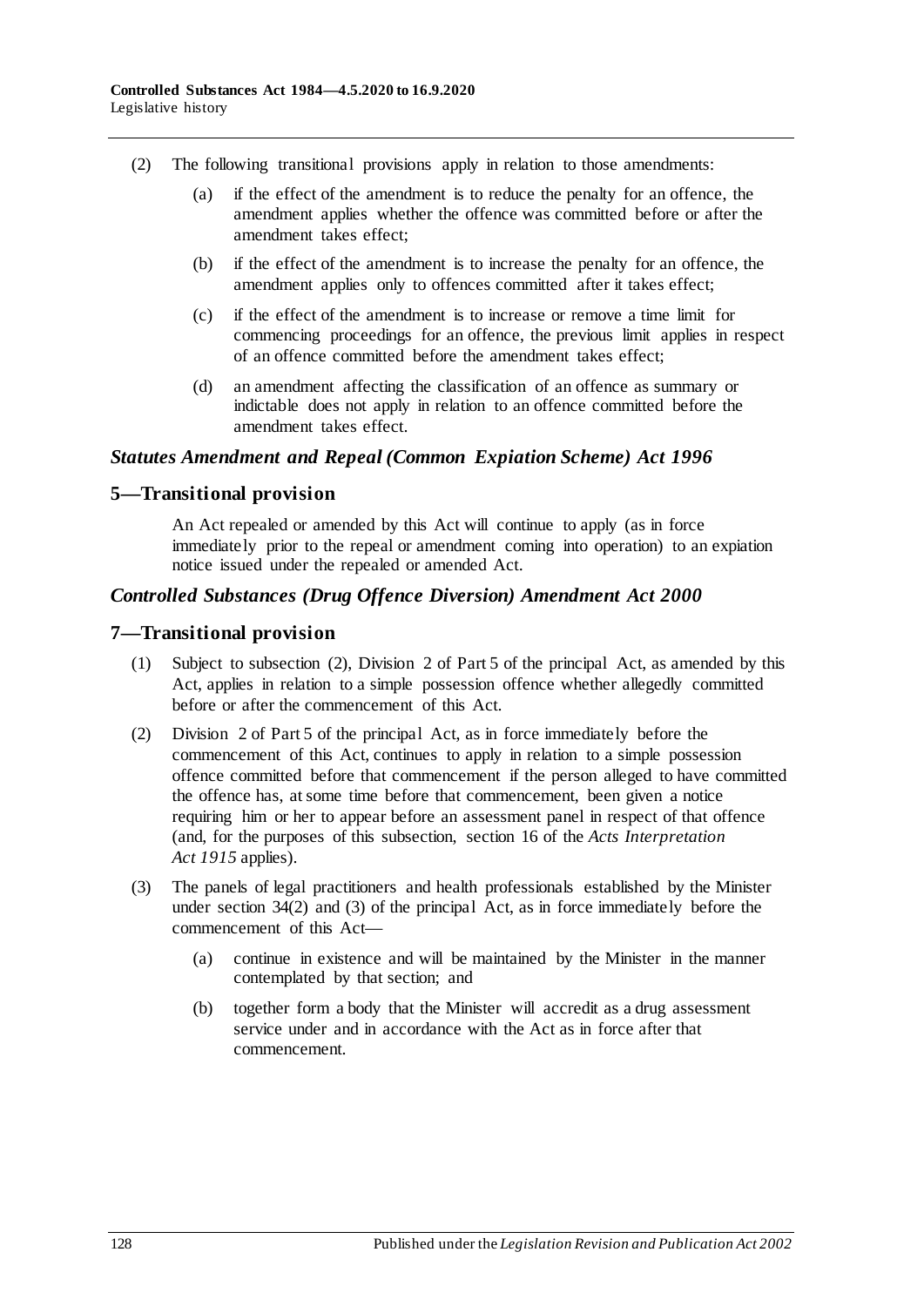(2) The following transitional provisions apply in relation to those amendments:

(a) if the effect of the amendment is to reduce the penalty for an offence, the amendment applies whether the offence was committed before or after the amendment takes effect;

(b) if the effect of the amendment is to increase the penalty for an offence, the amendment applies only to offences committed after it takes effect;

(c) if the effect of the amendment is to increase or remove a time limit for commencing proceedings for an offence, the previous limit applies in respect of an offence committed before the amendment takes effect;

(d) an amendment affecting the classification of an offence as summary or indictable does not apply in relation to an offence committed before the amendment takes effect.

### *Statutes Amendment and Repeal (Common Expiation Scheme) Act 1996*

## 5—Transitional provision

An Act repealed or amended by this Act will continue to apply (as in force immediately prior to the repeal or amendment coming into operation) to an expiation notice issued under the repealed or amended Act.

### *Controlled Substances (Drug Offence Diversion) Amendment Act 2000*

## 7—Transitional provision

(1) Subject to subsection (2), Division 2 of Part 5 of the principal Act, as amended by this Act, applies in relation to a simple possession offence whether allegedly committed before or after the commencement of this Act.

(2) Division 2 of Part 5 of the principal Act, as in force immediately before the commencement of this Act, continues to apply in relation to a simple possession offence committed before that commencement if the person alleged to have committed the offence has, at some time before that commencement, been given a notice requiring him or her to appear before an assessment panel in respect of that offence (and, for the purposes of this subsection, section 16 of the *Acts Interpretation Act 1915* applies).

(3) The panels of legal practitioners and health professionals established by the Minister under section 34(2) and (3) of the principal Act, as in force immediately before the commencement of this Act—

(a) continue in existence and will be maintained by the Minister in the manner contemplated by that section; and

(b) together form a body that the Minister will accredit as a drug assessment service under and in accordance with the Act as in force after that commencement.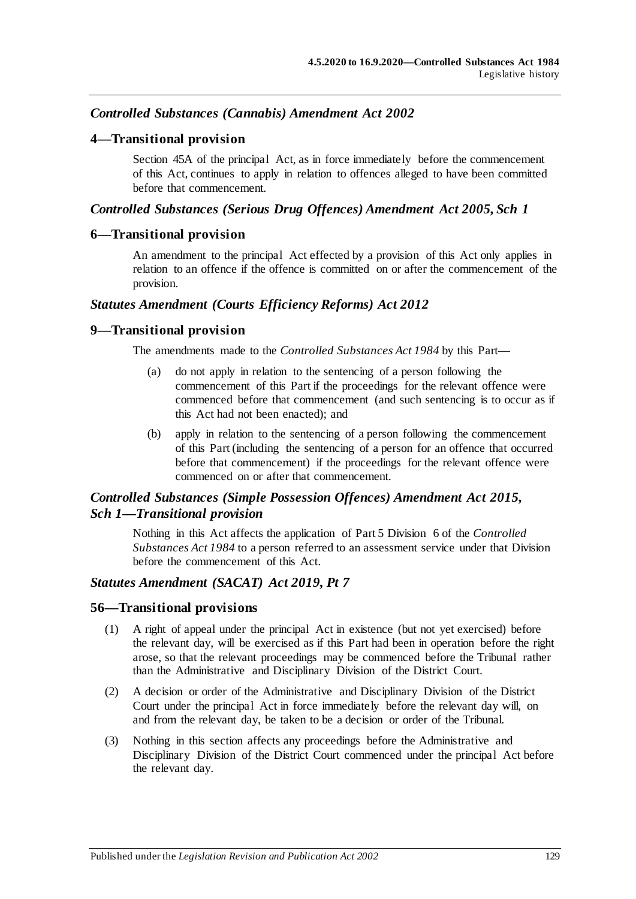### *Controlled Substances (Cannabis) Amendment Act 2002*

#### 4—Transitional provision

Section 45A of the principal Act, as in force immediately before the commencement of this Act, continues to apply in relation to offences alleged to have been committed before that commencement.

### *Controlled Substances (Serious Drug Offences) Amendment Act 2005, Sch 1*

#### 6—Transitional provision

An amendment to the principal Act effected by a provision of this Act only applies in relation to an offence if the offence is committed on or after the commencement of the provision.

### *Statutes Amendment (Courts Efficiency Reforms) Act 2012*

#### 9—Transitional provision

The amendments made to the *Controlled Substances Act 1984* by this Part—

(a) do not apply in relation to the sentencing of a person following the commencement of this Part if the proceedings for the relevant offence were commenced before that commencement (and such sentencing is to occur as if this Act had not been enacted); and

(b) apply in relation to the sentencing of a person following the commencement of this Part (including the sentencing of a person for an offence that occurred before that commencement) if the proceedings for the relevant offence were commenced on or after that commencement.

### *Controlled Substances (Simple Possession Offences) Amendment Act 2015, Sch 1—Transitional provision*

Nothing in this Act affects the application of Part 5 Division 6 of the *Controlled Substances Act 1984* to a person referred to an assessment service under that Division before the commencement of this Act.

### *Statutes Amendment (SACAT) Act 2019, Pt 7*

#### 56—Transitional provisions

(1) A right of appeal under the principal Act in existence (but not yet exercised) before the relevant day, will be exercised as if this Part had been in operation before the right arose, so that the relevant proceedings may be commenced before the Tribunal rather than the Administrative and Disciplinary Division of the District Court.

(2) A decision or order of the Administrative and Disciplinary Division of the District Court under the principal Act in force immediately before the relevant day will, on and from the relevant day, be taken to be a decision or order of the Tribunal.

(3) Nothing in this section affects any proceedings before the Administrative and Disciplinary Division of the District Court commenced under the principal Act before the relevant day.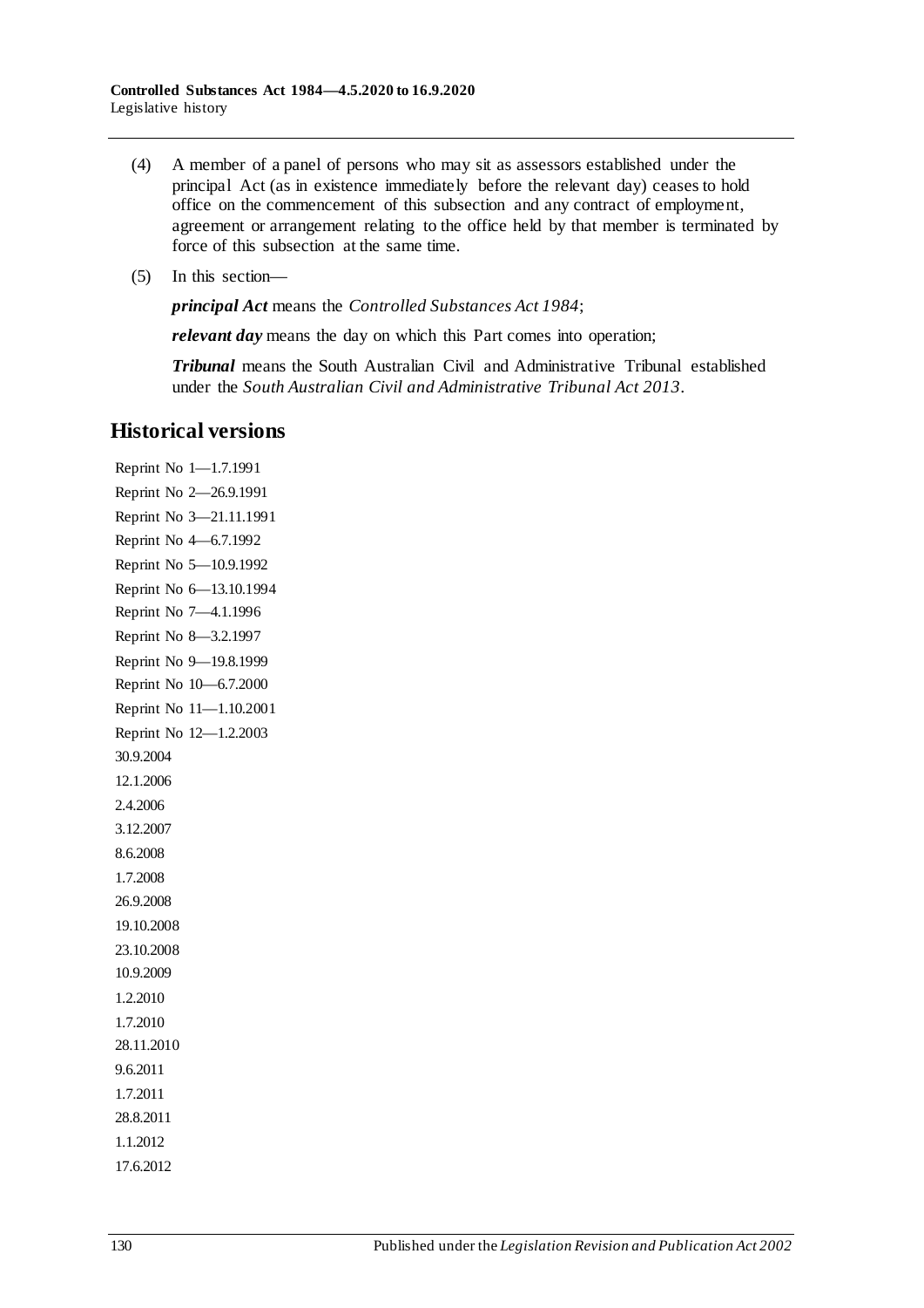(4) A member of a panel of persons who may sit as assessors established under the principal Act (as in existence immediately before the relevant day) ceases to hold office on the commencement of this subsection and any contract of employment, agreement or arrangement relating to the office held by that member is terminated by force of this subsection at the same time.

(5) In this section—

***principal Act*** means the *Controlled Substances Act 1984*;

***relevant day*** means the day on which this Part comes into operation;

***Tribunal*** means the South Australian Civil and Administrative Tribunal established under the *South Australian Civil and Administrative Tribunal Act 2013*.

## Historical versions

Reprint No 1—1.7.1991

Reprint No 2—26.9.1991

Reprint No 3—21.11.1991

Reprint No 4—6.7.1992

Reprint No 5—10.9.1992

Reprint No 6—13.10.1994

Reprint No 7—4.1.1996

Reprint No 8—3.2.1997

Reprint No 9—19.8.1999

Reprint No 10—6.7.2000

Reprint No 11—1.10.2001

Reprint No 12—1.2.2003

30.9.2004

12.1.2006

2.4.2006

3.12.2007

8.6.2008

1.7.2008

26.9.2008

19.10.2008

23.10.2008

10.9.2009

1.2.2010

1.7.2010

28.11.2010

9.6.2011

1.7.2011

28.8.2011

1.1.2012

17.6.2012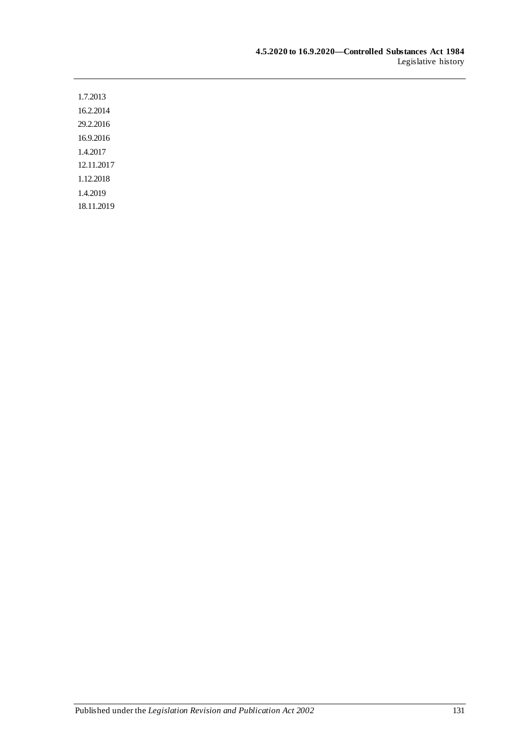1.7.2013

16.2.2014

29.2.2016

16.9.2016

1.4.2017

12.11.2017

1.12.2018

1.4.2019

18.11.2019